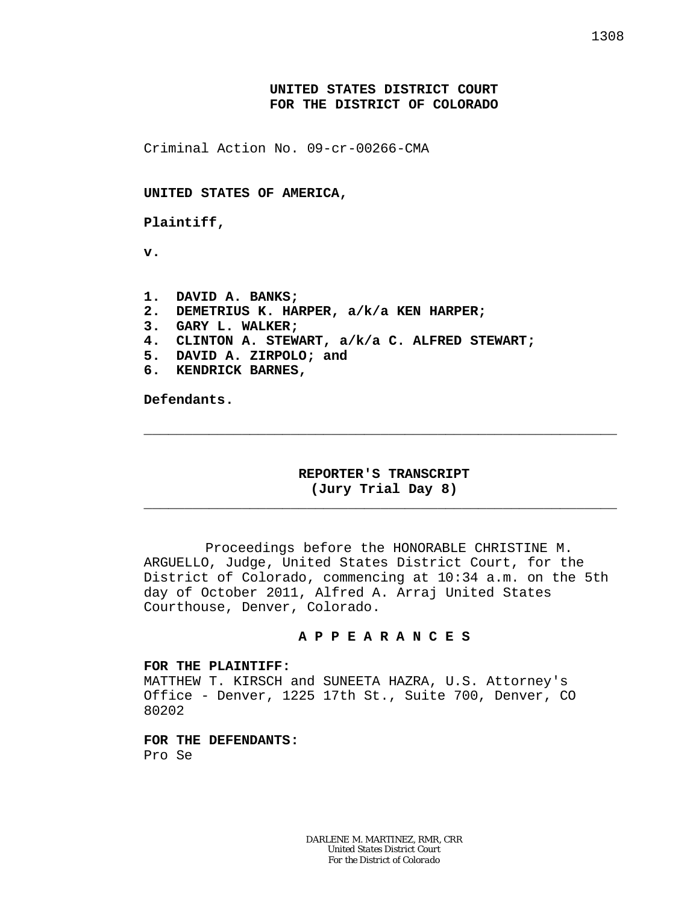**UNITED STATES DISTRICT COURT**
**FOR THE DISTRICT OF COLORADO**

Criminal Action No. 09-cr-00266-CMA

**UNITED STATES OF AMERICA,**

**Plaintiff,**

**v.**

**1. DAVID A. BANKS;**
**2. DEMETRIUS K. HARPER, a/k/a KEN HARPER;**
**3. GARY L. WALKER;**
**4. CLINTON A. STEWART, a/k/a C. ALFRED STEWART;**
**5. DAVID A. ZIRPOLO; and**
**6. KENDRICK BARNES,**

**Defendants.**

---

**REPORTER'S TRANSCRIPT**
**(Jury Trial Day 8)**

---

Proceedings before the HONORABLE CHRISTINE M. ARGUELLO, Judge, United States District Court, for the District of Colorado, commencing at 10:34 a.m. on the 5th day of October 2011, Alfred A. Arraj United States Courthouse, Denver, Colorado.

**A P P E A R A N C E S**

**FOR THE PLAINTIFF:**
MATTHEW T. KIRSCH and SUNEETA HAZRA, U.S. Attorney's Office - Denver, 1225 17th St., Suite 700, Denver, CO 80202

**FOR THE DEFENDANTS:**
Pro Se

DARLENE M. MARTINEZ, RMR, CRR
*United States District Court*
*For the District of Colorado*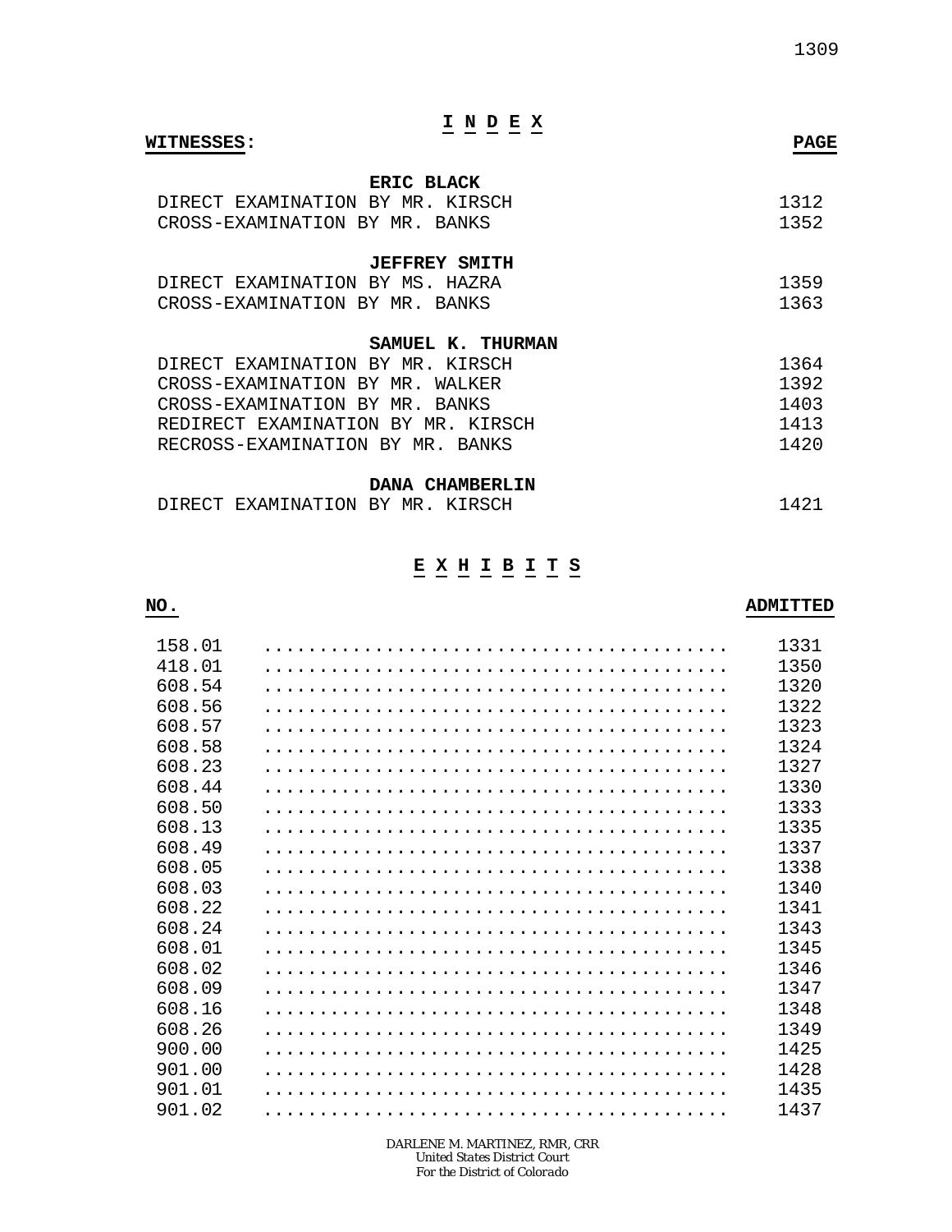# I N D E X

| WITNESSES: | PAGE |
|---|---|
| **ERIC BLACK** | |
| DIRECT EXAMINATION BY MR. KIRSCH | 1312 |
| CROSS-EXAMINATION BY MR. BANKS | 1352 |
| **JEFFREY SMITH** | |
| DIRECT EXAMINATION BY MS. HAZRA | 1359 |
| CROSS-EXAMINATION BY MR. BANKS | 1363 |
| **SAMUEL K. THURMAN** | |
| DIRECT EXAMINATION BY MR. KIRSCH | 1364 |
| CROSS-EXAMINATION BY MR. WALKER | 1392 |
| CROSS-EXAMINATION BY MR. BANKS | 1403 |
| REDIRECT EXAMINATION BY MR. KIRSCH | 1413 |
| RECROSS-EXAMINATION BY MR. BANKS | 1420 |
| **DANA CHAMBERLIN** | |
| DIRECT EXAMINATION BY MR. KIRSCH | 1421 |

# E X H I B I T S

| NO. | ADMITTED |
|---|---|
| 158.01 | 1331 |
| 418.01 | 1350 |
| 608.54 | 1320 |
| 608.56 | 1322 |
| 608.57 | 1323 |
| 608.58 | 1324 |
| 608.23 | 1327 |
| 608.44 | 1330 |
| 608.50 | 1333 |
| 608.13 | 1335 |
| 608.49 | 1337 |
| 608.05 | 1338 |
| 608.03 | 1340 |
| 608.22 | 1341 |
| 608.24 | 1343 |
| 608.01 | 1345 |
| 608.02 | 1346 |
| 608.09 | 1347 |
| 608.16 | 1348 |
| 608.26 | 1349 |
| 900.00 | 1425 |
| 901.00 | 1428 |
| 901.01 | 1435 |
| 901.02 | 1437 |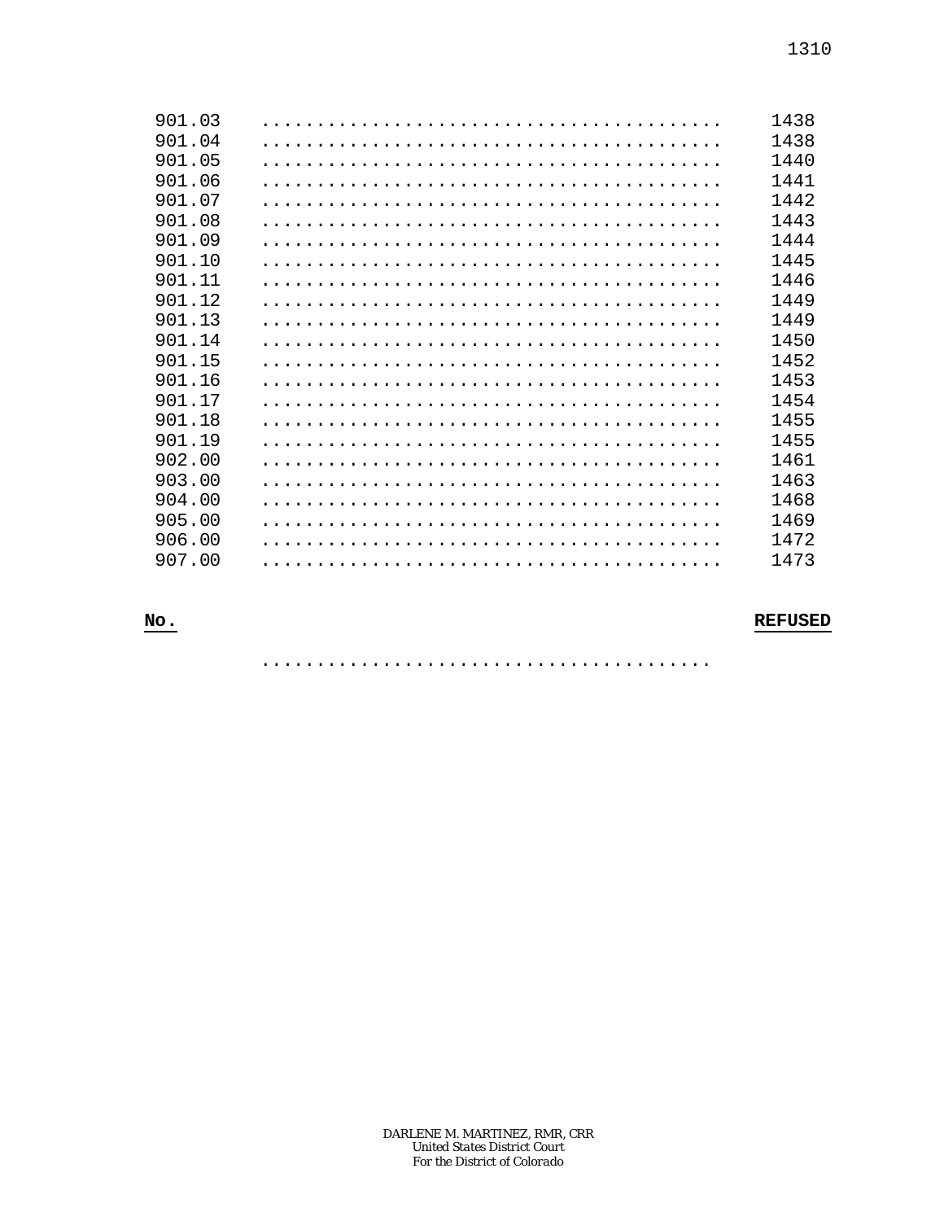| | | |
|---|---|---|
| 901.03 | ........................................ | 1438 |
| 901.04 | ........................................ | 1438 |
| 901.05 | ........................................ | 1440 |
| 901.06 | ........................................ | 1441 |
| 901.07 | ........................................ | 1442 |
| 901.08 | ........................................ | 1443 |
| 901.09 | ........................................ | 1444 |
| 901.10 | ........................................ | 1445 |
| 901.11 | ........................................ | 1446 |
| 901.12 | ........................................ | 1449 |
| 901.13 | ........................................ | 1449 |
| 901.14 | ........................................ | 1450 |
| 901.15 | ........................................ | 1452 |
| 901.16 | ........................................ | 1453 |
| 901.17 | ........................................ | 1454 |
| 901.18 | ........................................ | 1455 |
| 901.19 | ........................................ | 1455 |
| 902.00 | ........................................ | 1461 |
| 903.00 | ........................................ | 1463 |
| 904.00 | ........................................ | 1468 |
| 905.00 | ........................................ | 1469 |
| 906.00 | ........................................ | 1472 |
| 907.00 | ........................................ | 1473 |

| **No.** | | **REFUSED** |
|---|---|---|
| | ....................................... | |

DARLENE M. MARTINEZ, RMR, CRR
*United States District Court*
*For the District of Colorado*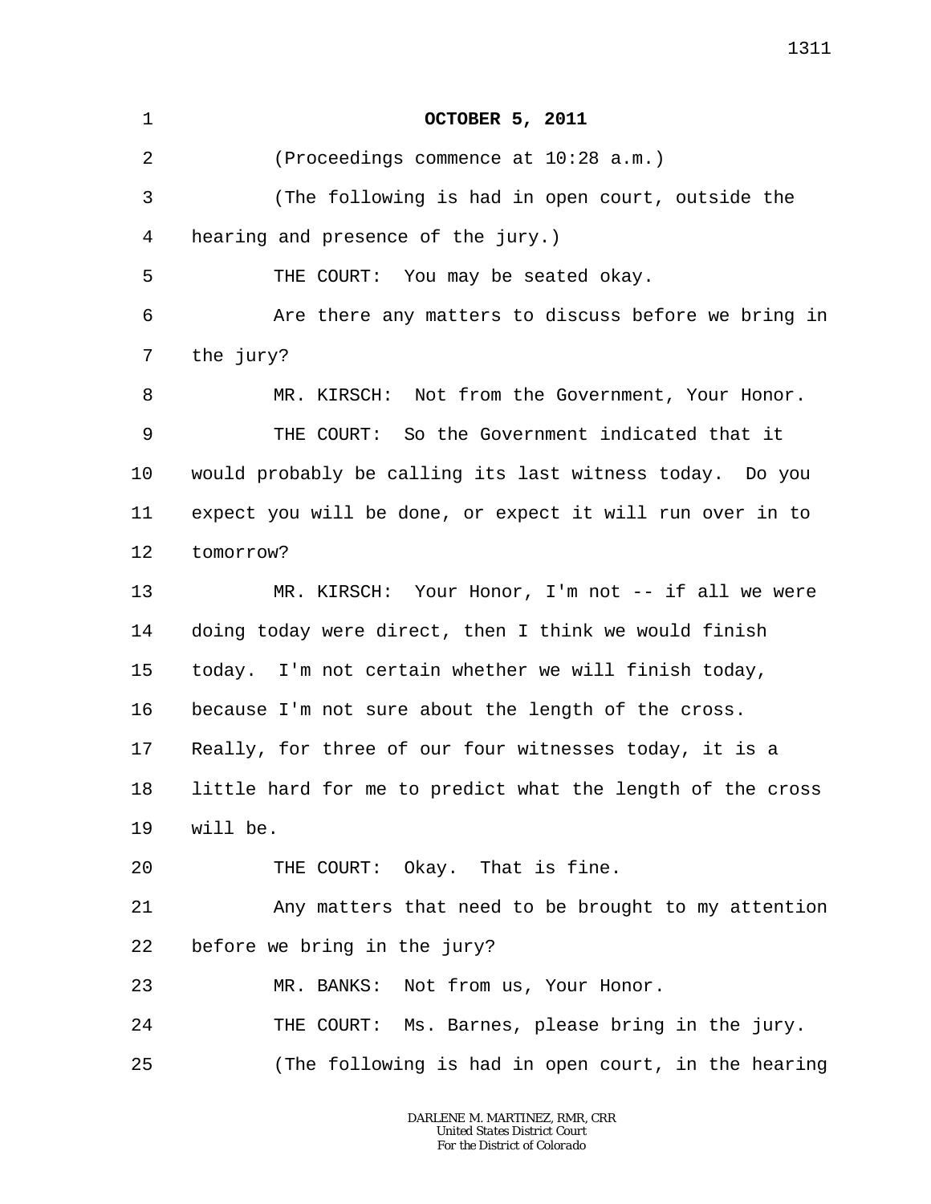**OCTOBER 5, 2011**

(Proceedings commence at 10:28 a.m.)

(The following is had in open court, outside the hearing and presence of the jury.)

THE COURT: You may be seated okay.

Are there any matters to discuss before we bring in the jury?

MR. KIRSCH: Not from the Government, Your Honor.

THE COURT: So the Government indicated that it would probably be calling its last witness today. Do you expect you will be done, or expect it will run over in to tomorrow?

MR. KIRSCH: Your Honor, I'm not -- if all we were doing today were direct, then I think we would finish today. I'm not certain whether we will finish today, because I'm not sure about the length of the cross. Really, for three of our four witnesses today, it is a little hard for me to predict what the length of the cross will be.

THE COURT: Okay. That is fine.

Any matters that need to be brought to my attention before we bring in the jury?

MR. BANKS: Not from us, Your Honor.

THE COURT: Ms. Barnes, please bring in the jury.

(The following is had in open court, in the hearing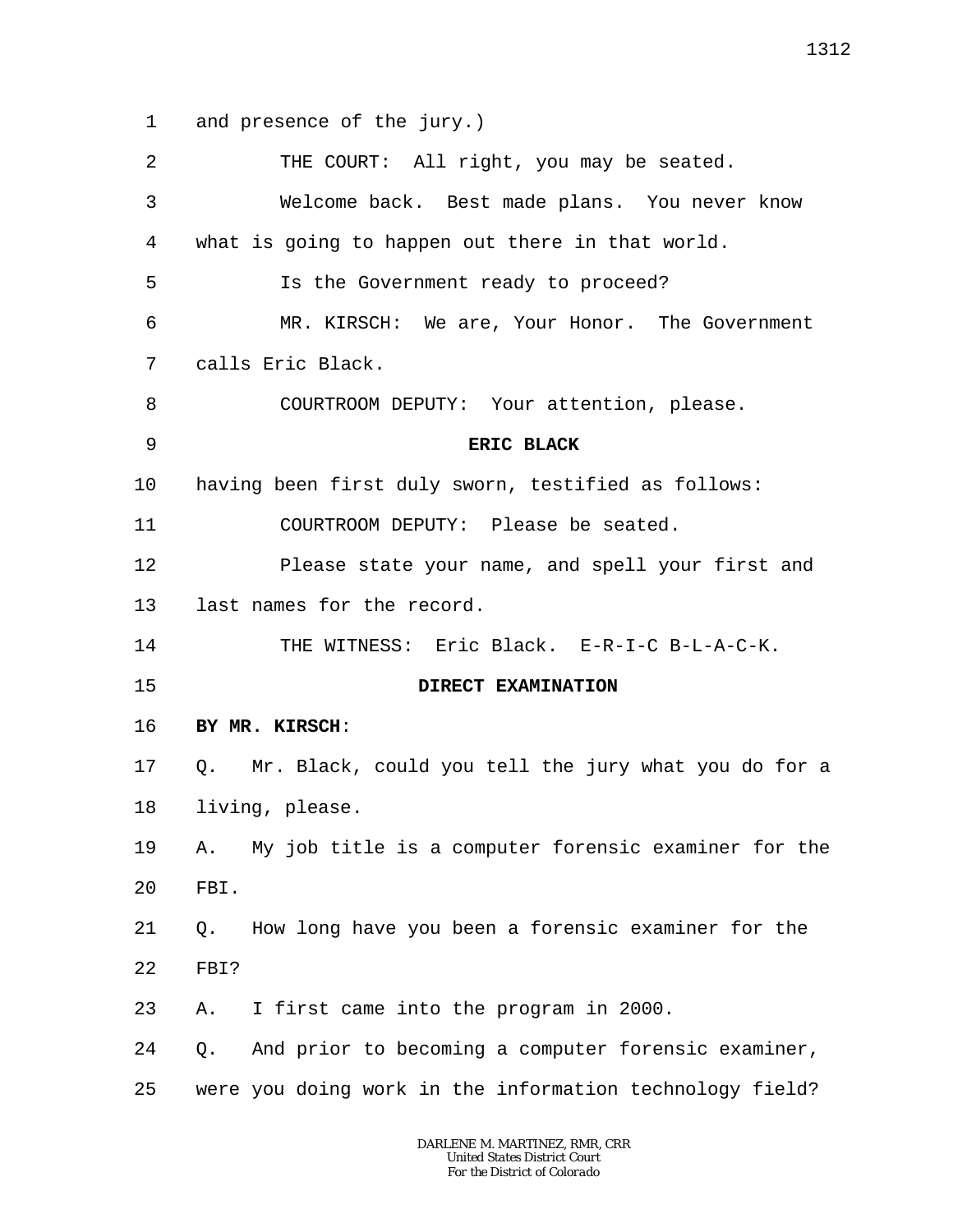and presence of the jury.)

THE COURT: All right, you may be seated.

Welcome back. Best made plans. You never know what is going to happen out there in that world.

Is the Government ready to proceed?

MR. KIRSCH: We are, Your Honor. The Government calls Eric Black.

COURTROOM DEPUTY: Your attention, please.

**ERIC BLACK**

having been first duly sworn, testified as follows:

COURTROOM DEPUTY: Please be seated.

Please state your name, and spell your first and last names for the record.

THE WITNESS: Eric Black. E-R-I-C B-L-A-C-K.

**DIRECT EXAMINATION**

**BY MR. KIRSCH**:

Q. Mr. Black, could you tell the jury what you do for a living, please.

A. My job title is a computer forensic examiner for the FBI.

Q. How long have you been a forensic examiner for the FBI?

A. I first came into the program in 2000.

Q. And prior to becoming a computer forensic examiner, were you doing work in the information technology field?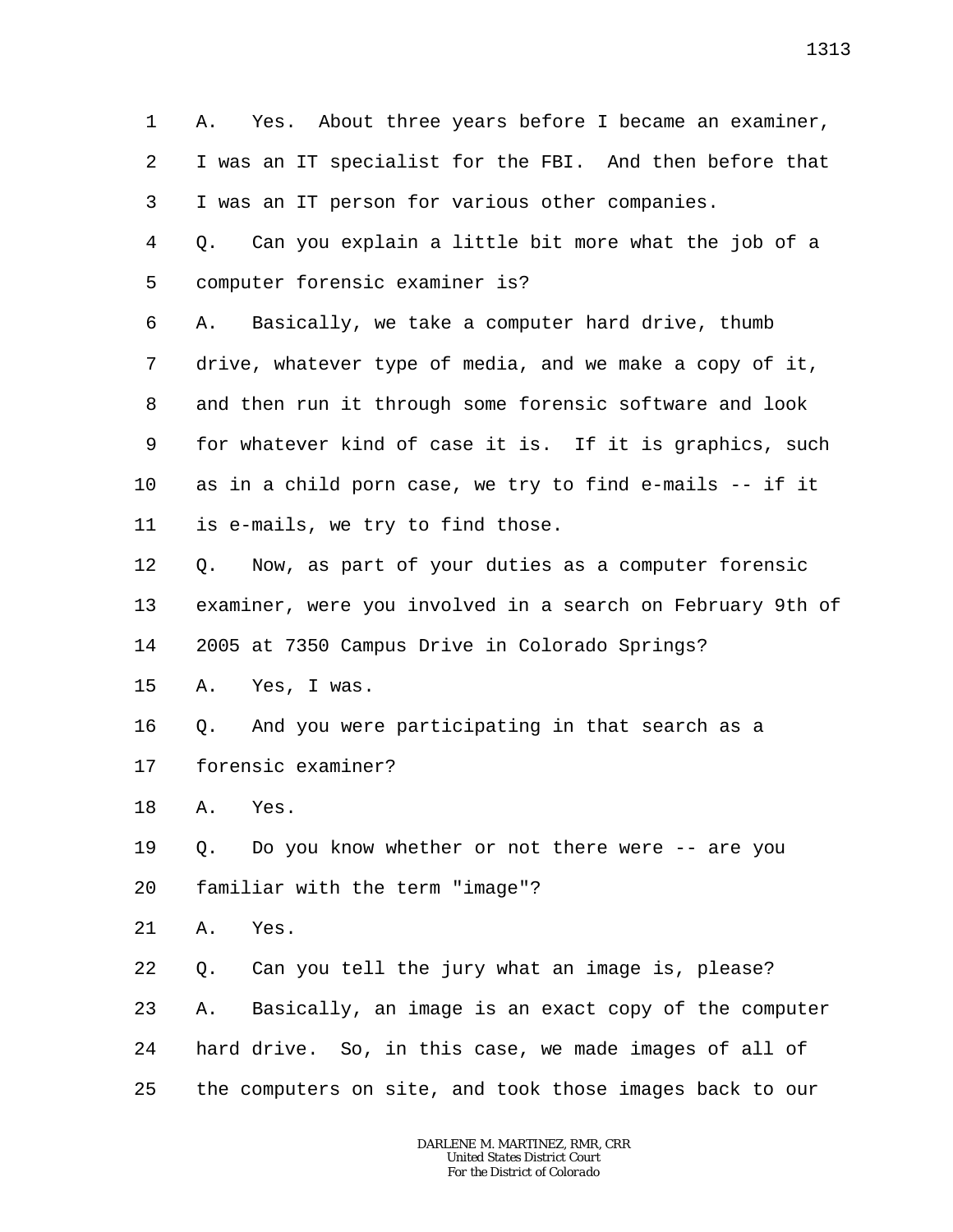A. Yes. About three years before I became an examiner, I was an IT specialist for the FBI. And then before that I was an IT person for various other companies.

Q. Can you explain a little bit more what the job of a computer forensic examiner is?

A. Basically, we take a computer hard drive, thumb drive, whatever type of media, and we make a copy of it, and then run it through some forensic software and look for whatever kind of case it is. If it is graphics, such as in a child porn case, we try to find e-mails -- if it is e-mails, we try to find those.

Q. Now, as part of your duties as a computer forensic examiner, were you involved in a search on February 9th of 2005 at 7350 Campus Drive in Colorado Springs?

A. Yes, I was.

Q. And you were participating in that search as a forensic examiner?

A. Yes.

Q. Do you know whether or not there were -- are you familiar with the term "image"?

A. Yes.

Q. Can you tell the jury what an image is, please?

A. Basically, an image is an exact copy of the computer hard drive. So, in this case, we made images of all of the computers on site, and took those images back to our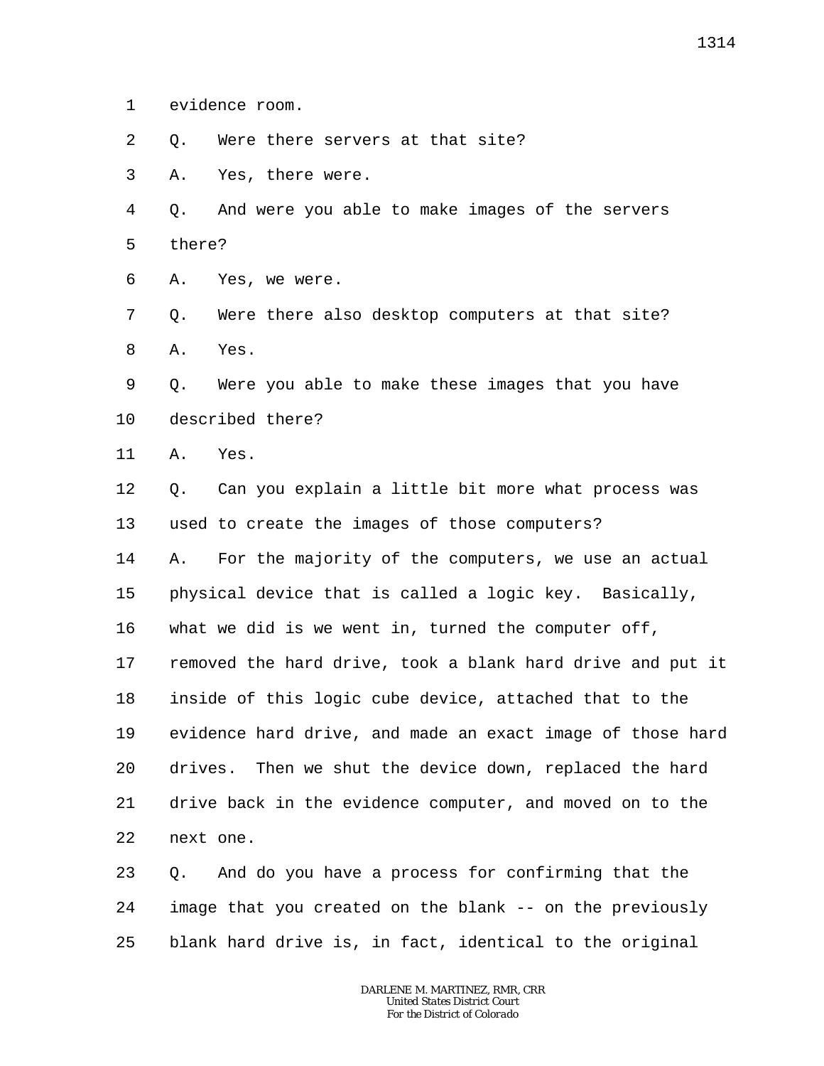1 evidence room.

2 Q. Were there servers at that site?

3 A. Yes, there were.

4 Q. And were you able to make images of the servers

5 there?

6 A. Yes, we were.

7 Q. Were there also desktop computers at that site?

8 A. Yes.

9 Q. Were you able to make these images that you have

10 described there?

11 A. Yes.

12 Q. Can you explain a little bit more what process was

13 used to create the images of those computers?

14 A. For the majority of the computers, we use an actual

15 physical device that is called a logic key. Basically,

16 what we did is we went in, turned the computer off,

17 removed the hard drive, took a blank hard drive and put it

18 inside of this logic cube device, attached that to the

19 evidence hard drive, and made an exact image of those hard

20 drives. Then we shut the device down, replaced the hard

21 drive back in the evidence computer, and moved on to the

22 next one.

23 Q. And do you have a process for confirming that the

24 image that you created on the blank -- on the previously

25 blank hard drive is, in fact, identical to the original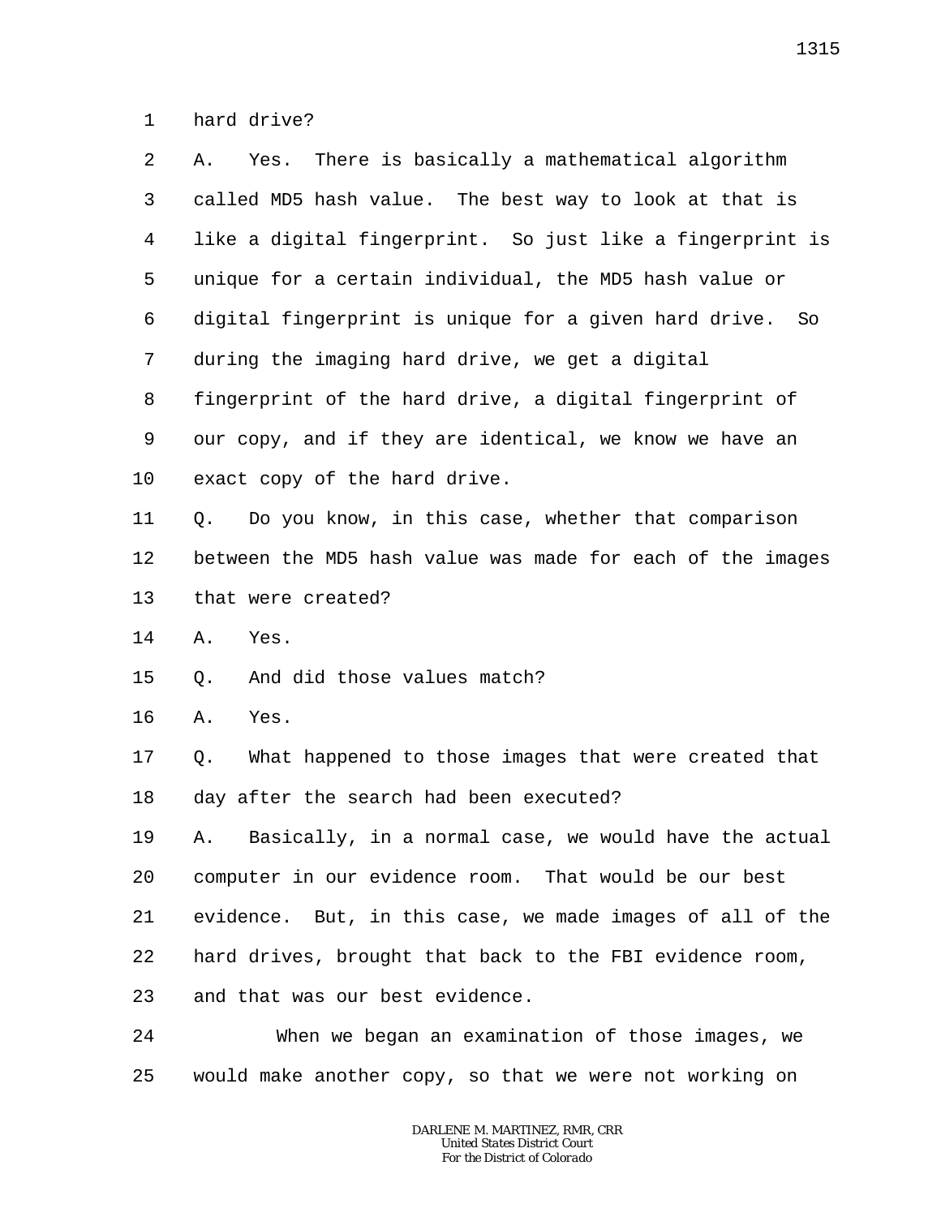hard drive?

A. Yes. There is basically a mathematical algorithm called MD5 hash value. The best way to look at that is like a digital fingerprint. So just like a fingerprint is unique for a certain individual, the MD5 hash value or digital fingerprint is unique for a given hard drive. So during the imaging hard drive, we get a digital fingerprint of the hard drive, a digital fingerprint of our copy, and if they are identical, we know we have an exact copy of the hard drive.

Q. Do you know, in this case, whether that comparison between the MD5 hash value was made for each of the images that were created?

A. Yes.

Q. And did those values match?

A. Yes.

Q. What happened to those images that were created that day after the search had been executed?

A. Basically, in a normal case, we would have the actual computer in our evidence room. That would be our best evidence. But, in this case, we made images of all of the hard drives, brought that back to the FBI evidence room, and that was our best evidence.

When we began an examination of those images, we would make another copy, so that we were not working on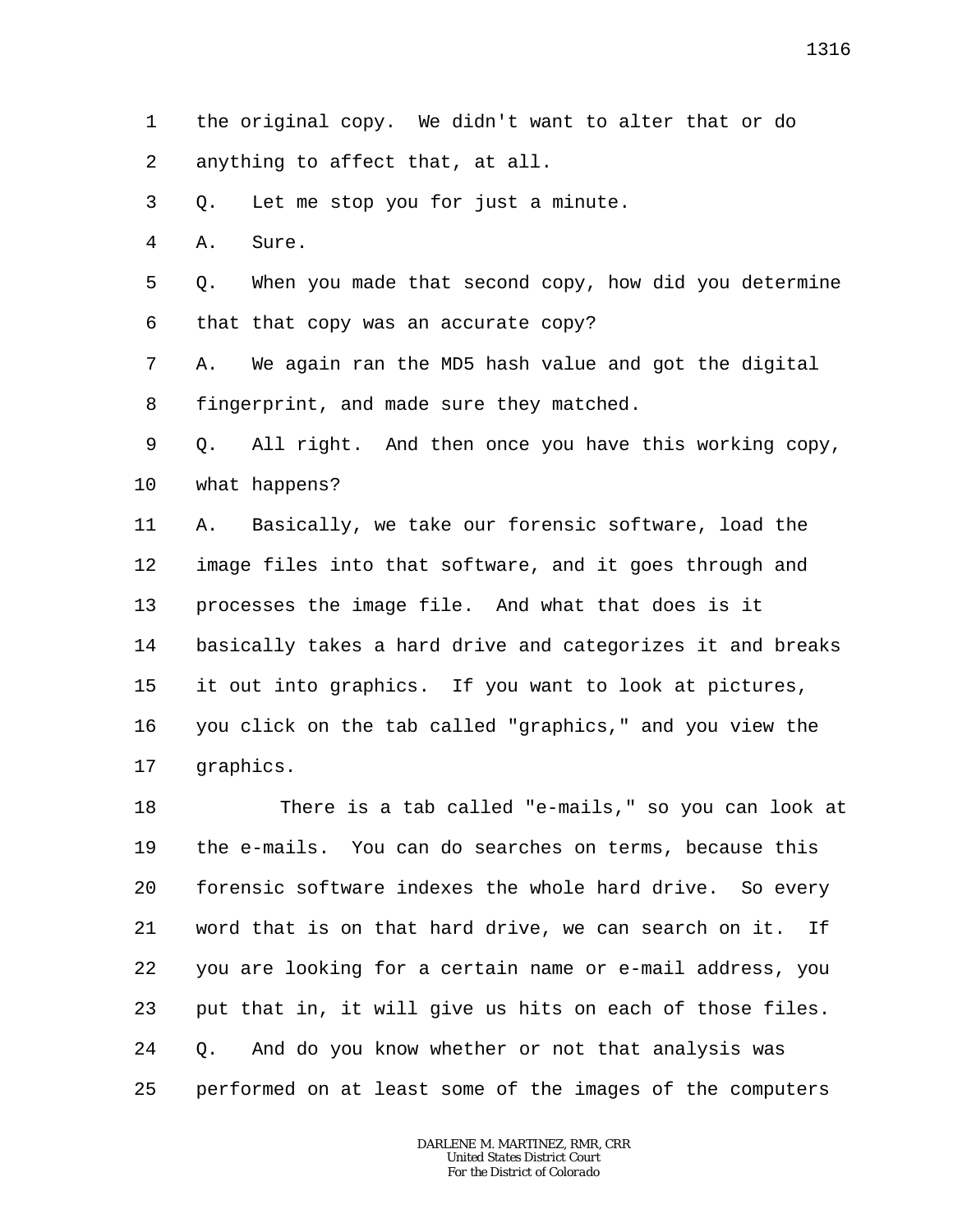the original copy. We didn't want to alter that or do anything to affect that, at all.

Q. Let me stop you for just a minute.

A. Sure.

Q. When you made that second copy, how did you determine that that copy was an accurate copy?

A. We again ran the MD5 hash value and got the digital fingerprint, and made sure they matched.

Q. All right. And then once you have this working copy, what happens?

A. Basically, we take our forensic software, load the image files into that software, and it goes through and processes the image file. And what that does is it basically takes a hard drive and categorizes it and breaks it out into graphics. If you want to look at pictures, you click on the tab called "graphics," and you view the graphics.

There is a tab called "e-mails," so you can look at the e-mails. You can do searches on terms, because this forensic software indexes the whole hard drive. So every word that is on that hard drive, we can search on it. If you are looking for a certain name or e-mail address, you put that in, it will give us hits on each of those files.

Q. And do you know whether or not that analysis was performed on at least some of the images of the computers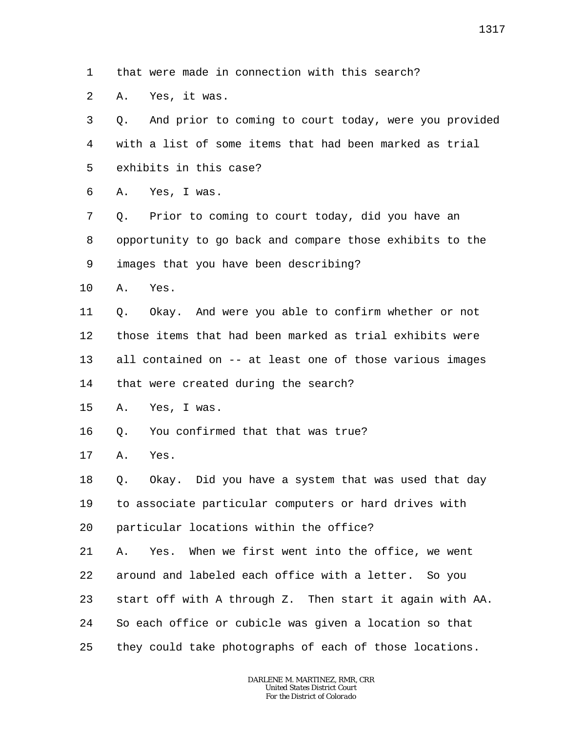1 that were made in connection with this search?

2 A. Yes, it was.

3 Q. And prior to coming to court today, were you provided

4 with a list of some items that had been marked as trial

5 exhibits in this case?

6 A. Yes, I was.

7 Q. Prior to coming to court today, did you have an

8 opportunity to go back and compare those exhibits to the

9 images that you have been describing?

10 A. Yes.

11 Q. Okay. And were you able to confirm whether or not

12 those items that had been marked as trial exhibits were

13 all contained on -- at least one of those various images

14 that were created during the search?

15 A. Yes, I was.

16 Q. You confirmed that that was true?

17 A. Yes.

18 Q. Okay. Did you have a system that was used that day

19 to associate particular computers or hard drives with

20 particular locations within the office?

21 A. Yes. When we first went into the office, we went

22 around and labeled each office with a letter. So you

23 start off with A through Z. Then start it again with AA.

24 So each office or cubicle was given a location so that

25 they could take photographs of each of those locations.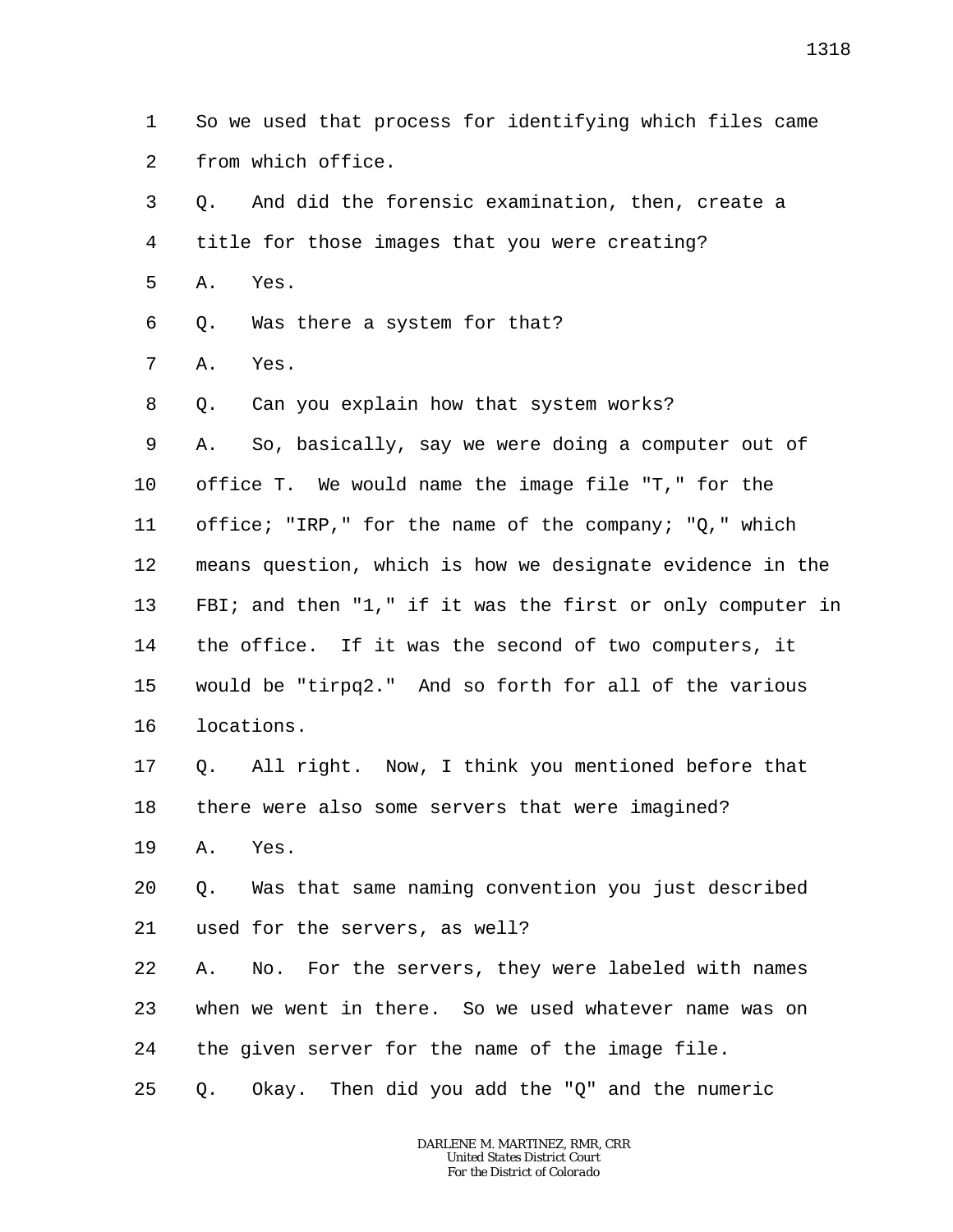1 So we used that process for identifying which files came
2 from which office.
3 Q. And did the forensic examination, then, create a
4 title for those images that you were creating?
5 A. Yes.
6 Q. Was there a system for that?
7 A. Yes.
8 Q. Can you explain how that system works?
9 A. So, basically, say we were doing a computer out of
10 office T. We would name the image file "T," for the
11 office; "IRP," for the name of the company; "Q," which
12 means question, which is how we designate evidence in the
13 FBI; and then "1," if it was the first or only computer in
14 the office. If it was the second of two computers, it
15 would be "tirpq2." And so forth for all of the various
16 locations.
17 Q. All right. Now, I think you mentioned before that
18 there were also some servers that were imagined?
19 A. Yes.
20 Q. Was that same naming convention you just described
21 used for the servers, as well?
22 A. No. For the servers, they were labeled with names
23 when we went in there. So we used whatever name was on
24 the given server for the name of the image file.
25 Q. Okay. Then did you add the "Q" and the numeric

DARLENE M. MARTINEZ, RMR, CRR
United States District Court
For the District of Colorado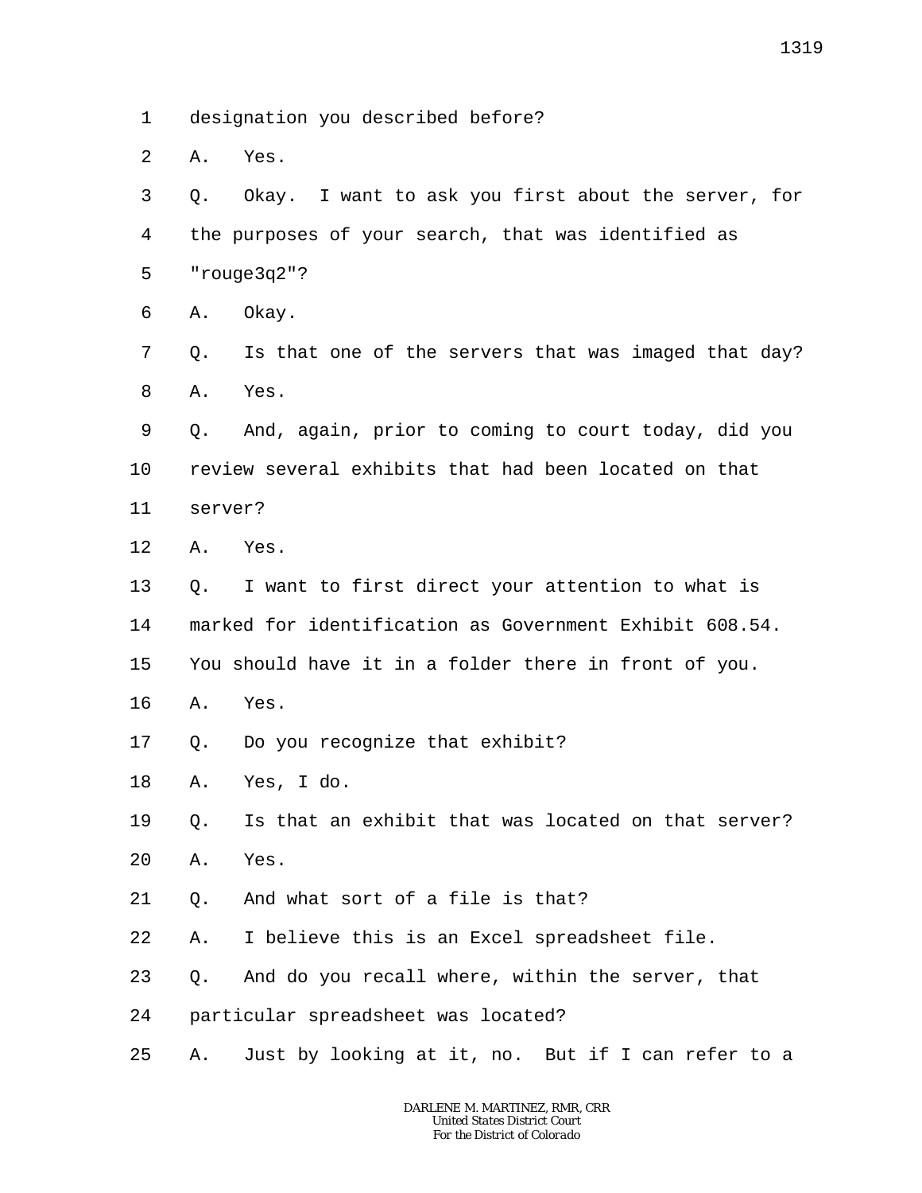1 designation you described before?

2 A. Yes.

3 Q. Okay. I want to ask you first about the server, for

4 the purposes of your search, that was identified as

5 "rouge3q2"?

6 A. Okay.

7 Q. Is that one of the servers that was imaged that day?

8 A. Yes.

9 Q. And, again, prior to coming to court today, did you

10 review several exhibits that had been located on that

11 server?

12 A. Yes.

13 Q. I want to first direct your attention to what is

14 marked for identification as Government Exhibit 608.54.

15 You should have it in a folder there in front of you.

16 A. Yes.

17 Q. Do you recognize that exhibit?

18 A. Yes, I do.

19 Q. Is that an exhibit that was located on that server?

20 A. Yes.

21 Q. And what sort of a file is that?

22 A. I believe this is an Excel spreadsheet file.

23 Q. And do you recall where, within the server, that

24 particular spreadsheet was located?

25 A. Just by looking at it, no. But if I can refer to a

DARLENE M. MARTINEZ, RMR, CRR
United States District Court
For the District of Colorado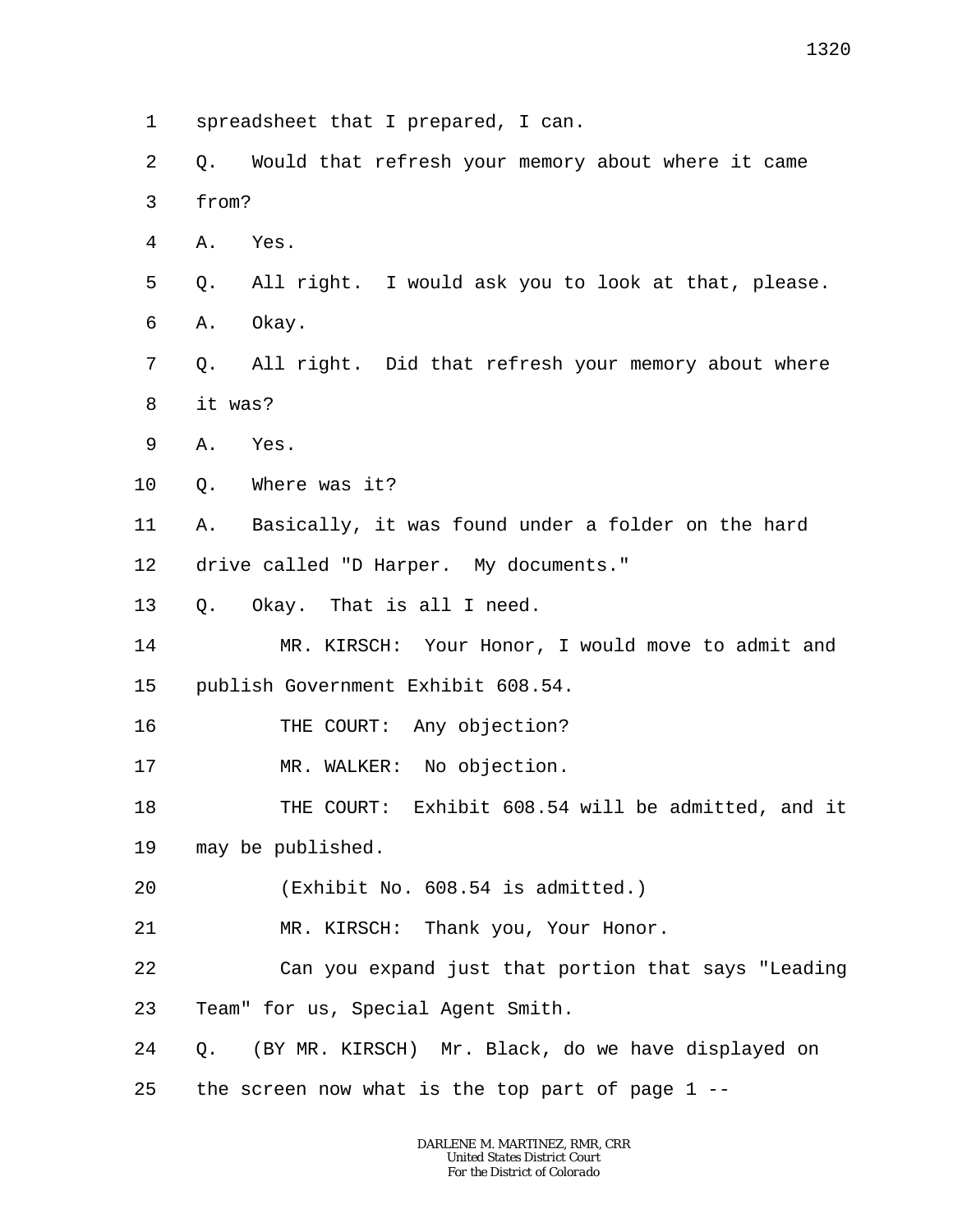spreadsheet that I prepared, I can.

Q. Would that refresh your memory about where it came from?

A. Yes.

Q. All right. I would ask you to look at that, please.

A. Okay.

Q. All right. Did that refresh your memory about where it was?

A. Yes.

Q. Where was it?

A. Basically, it was found under a folder on the hard drive called "D Harper. My documents."

Q. Okay. That is all I need.

MR. KIRSCH: Your Honor, I would move to admit and publish Government Exhibit 608.54.

THE COURT: Any objection?

MR. WALKER: No objection.

THE COURT: Exhibit 608.54 will be admitted, and it may be published.

(Exhibit No. 608.54 is admitted.)

MR. KIRSCH: Thank you, Your Honor.

Can you expand just that portion that says "Leading Team" for us, Special Agent Smith.

Q. (BY MR. KIRSCH) Mr. Black, do we have displayed on the screen now what is the top part of page 1 --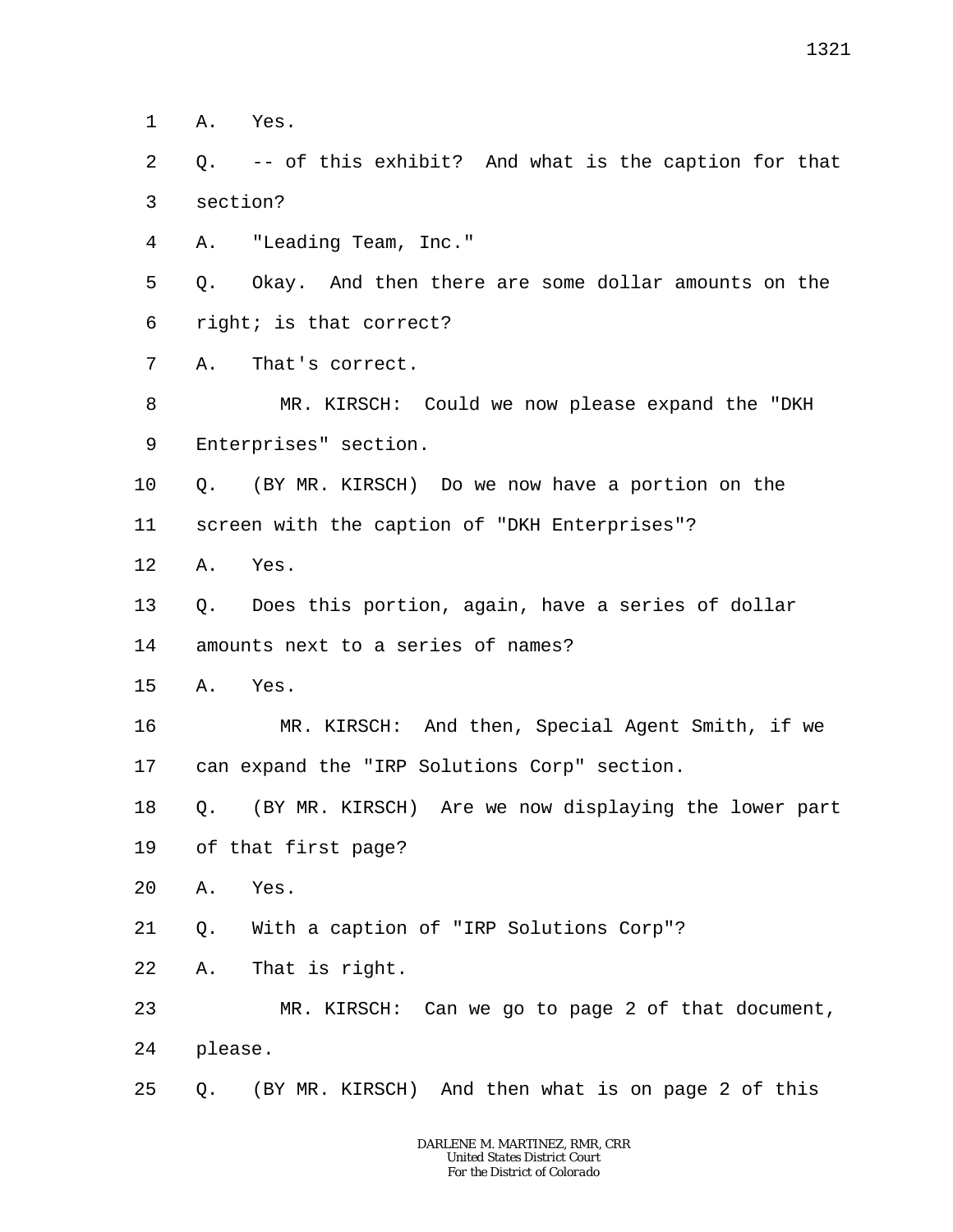1 A. Yes.

2 Q. -- of this exhibit? And what is the caption for that

3 section?

4 A. "Leading Team, Inc."

5 Q. Okay. And then there are some dollar amounts on the

6 right; is that correct?

7 A. That's correct.

8 MR. KIRSCH: Could we now please expand the "DKH

9 Enterprises" section.

10 Q. (BY MR. KIRSCH) Do we now have a portion on the

11 screen with the caption of "DKH Enterprises"?

12 A. Yes.

13 Q. Does this portion, again, have a series of dollar

14 amounts next to a series of names?

15 A. Yes.

16 MR. KIRSCH: And then, Special Agent Smith, if we

17 can expand the "IRP Solutions Corp" section.

18 Q. (BY MR. KIRSCH) Are we now displaying the lower part

19 of that first page?

20 A. Yes.

21 Q. With a caption of "IRP Solutions Corp"?

22 A. That is right.

23 MR. KIRSCH: Can we go to page 2 of that document,

24 please.

25 Q. (BY MR. KIRSCH) And then what is on page 2 of this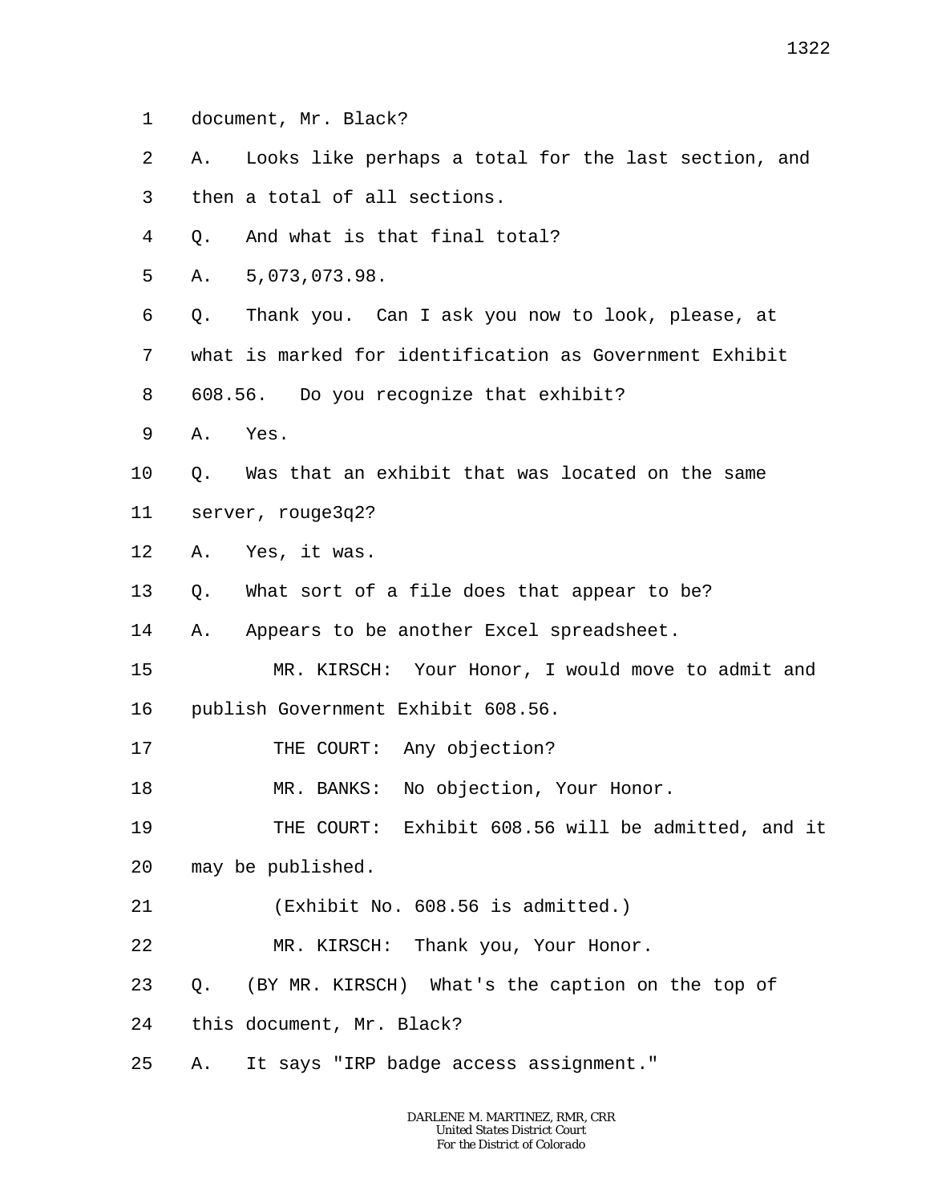1 document, Mr. Black?

2 A. Looks like perhaps a total for the last section, and

3 then a total of all sections.

4 Q. And what is that final total?

5 A. 5,073,073.98.

6 Q. Thank you. Can I ask you now to look, please, at

7 what is marked for identification as Government Exhibit

8 608.56. Do you recognize that exhibit?

9 A. Yes.

10 Q. Was that an exhibit that was located on the same

11 server, rouge3q2?

12 A. Yes, it was.

13 Q. What sort of a file does that appear to be?

14 A. Appears to be another Excel spreadsheet.

15 MR. KIRSCH: Your Honor, I would move to admit and

16 publish Government Exhibit 608.56.

17 THE COURT: Any objection?

18 MR. BANKS: No objection, Your Honor.

19 THE COURT: Exhibit 608.56 will be admitted, and it

20 may be published.

21 (Exhibit No. 608.56 is admitted.)

22 MR. KIRSCH: Thank you, Your Honor.

23 Q. (BY MR. KIRSCH) What's the caption on the top of

24 this document, Mr. Black?

25 A. It says "IRP badge access assignment."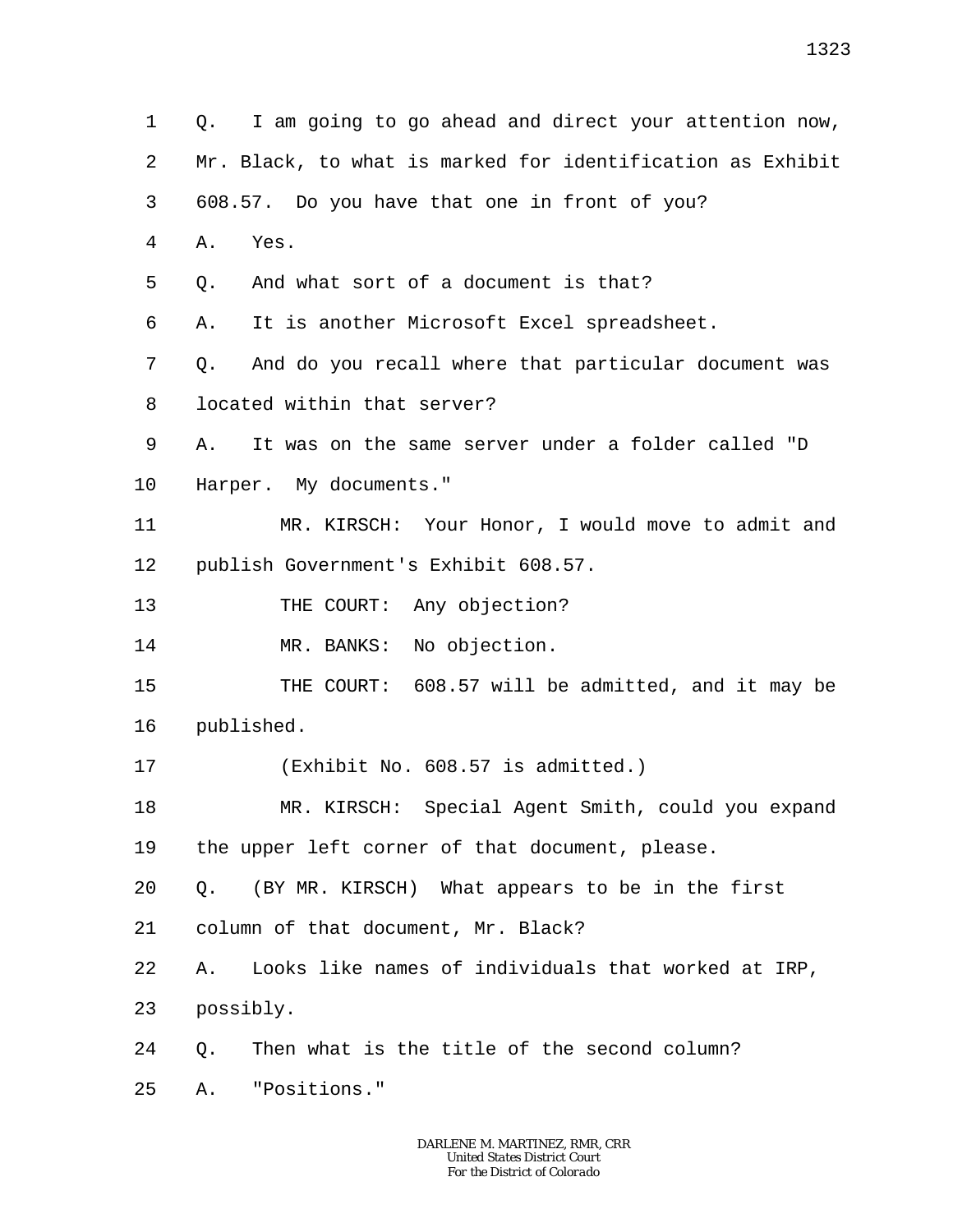1 Q. I am going to go ahead and direct your attention now,
2 Mr. Black, to what is marked for identification as Exhibit
3 608.57. Do you have that one in front of you?
4 A. Yes.
5 Q. And what sort of a document is that?
6 A. It is another Microsoft Excel spreadsheet.
7 Q. And do you recall where that particular document was
8 located within that server?
9 A. It was on the same server under a folder called "D
10 Harper. My documents."
11 MR. KIRSCH: Your Honor, I would move to admit and
12 publish Government's Exhibit 608.57.
13 THE COURT: Any objection?
14 MR. BANKS: No objection.
15 THE COURT: 608.57 will be admitted, and it may be
16 published.
17 (Exhibit No. 608.57 is admitted.)
18 MR. KIRSCH: Special Agent Smith, could you expand
19 the upper left corner of that document, please.
20 Q. (BY MR. KIRSCH) What appears to be in the first
21 column of that document, Mr. Black?
22 A. Looks like names of individuals that worked at IRP,
23 possibly.
24 Q. Then what is the title of the second column?
25 A. "Positions."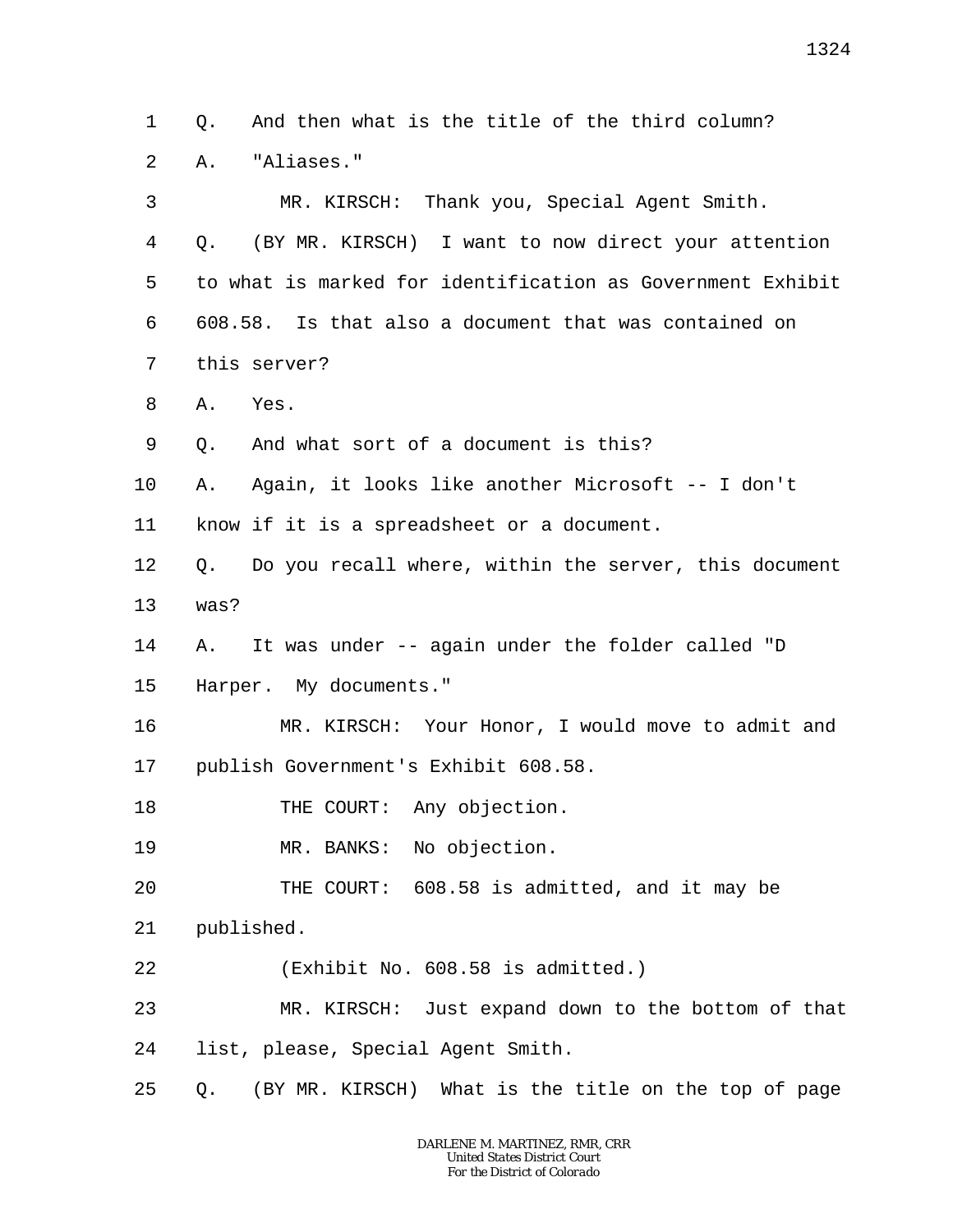1 Q. And then what is the title of the third column?

2 A. "Aliases."

3 MR. KIRSCH: Thank you, Special Agent Smith.

4 Q. (BY MR. KIRSCH) I want to now direct your attention

5 to what is marked for identification as Government Exhibit

6 608.58. Is that also a document that was contained on

7 this server?

8 A. Yes.

9 Q. And what sort of a document is this?

10 A. Again, it looks like another Microsoft -- I don't

11 know if it is a spreadsheet or a document.

12 Q. Do you recall where, within the server, this document

13 was?

14 A. It was under -- again under the folder called "D

15 Harper. My documents."

16 MR. KIRSCH: Your Honor, I would move to admit and

17 publish Government's Exhibit 608.58.

18 THE COURT: Any objection.

19 MR. BANKS: No objection.

20 THE COURT: 608.58 is admitted, and it may be

21 published.

22 (Exhibit No. 608.58 is admitted.)

23 MR. KIRSCH: Just expand down to the bottom of that

24 list, please, Special Agent Smith.

25 Q. (BY MR. KIRSCH) What is the title on the top of page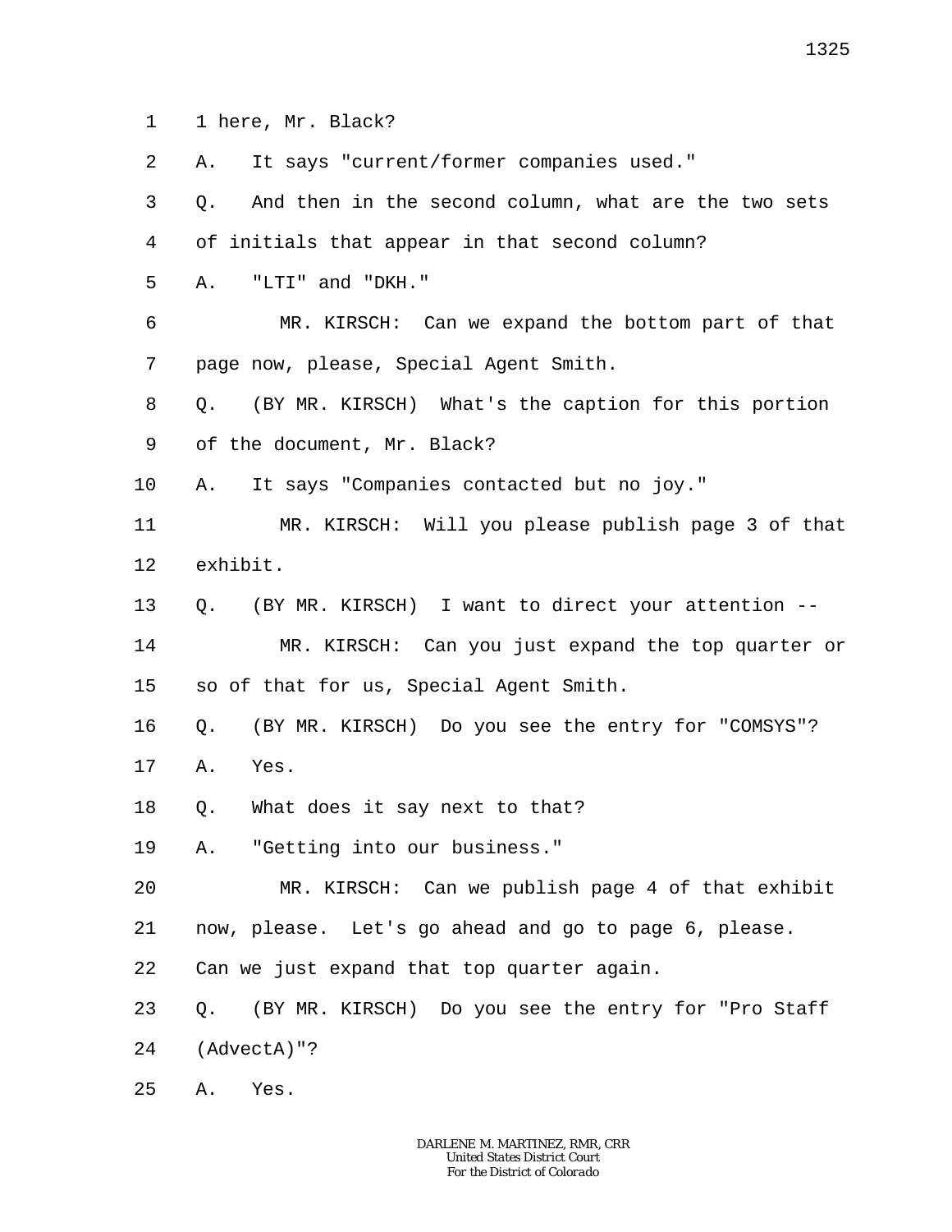1 here, Mr. Black?

A. It says "current/former companies used."

Q. And then in the second column, what are the two sets of initials that appear in that second column?

A. "LTI" and "DKH."

MR. KIRSCH: Can we expand the bottom part of that page now, please, Special Agent Smith.

Q. (BY MR. KIRSCH) What's the caption for this portion of the document, Mr. Black?

A. It says "Companies contacted but no joy."

MR. KIRSCH: Will you please publish page 3 of that exhibit.

Q. (BY MR. KIRSCH) I want to direct your attention --

MR. KIRSCH: Can you just expand the top quarter or so of that for us, Special Agent Smith.

Q. (BY MR. KIRSCH) Do you see the entry for "COMSYS"?

A. Yes.

Q. What does it say next to that?

A. "Getting into our business."

MR. KIRSCH: Can we publish page 4 of that exhibit now, please. Let's go ahead and go to page 6, please. Can we just expand that top quarter again.

Q. (BY MR. KIRSCH) Do you see the entry for "Pro Staff (AdvectA)"?

A. Yes.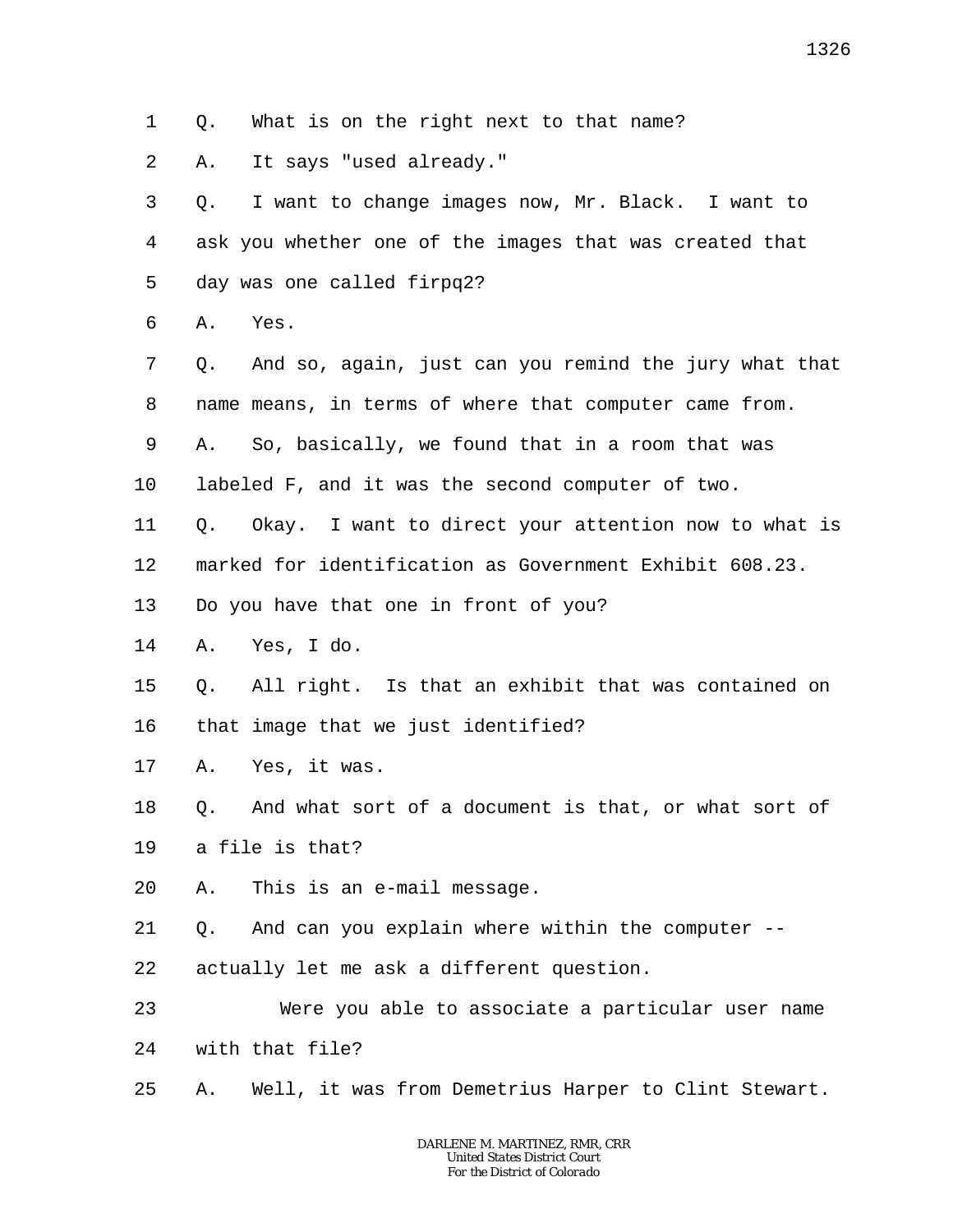1 Q. What is on the right next to that name?

2 A. It says "used already."

3 Q. I want to change images now, Mr. Black. I want to

4 ask you whether one of the images that was created that

5 day was one called firpq2?

6 A. Yes.

7 Q. And so, again, just can you remind the jury what that

8 name means, in terms of where that computer came from.

9 A. So, basically, we found that in a room that was

10 labeled F, and it was the second computer of two.

11 Q. Okay. I want to direct your attention now to what is

12 marked for identification as Government Exhibit 608.23.

13 Do you have that one in front of you?

14 A. Yes, I do.

15 Q. All right. Is that an exhibit that was contained on

16 that image that we just identified?

17 A. Yes, it was.

18 Q. And what sort of a document is that, or what sort of

19 a file is that?

20 A. This is an e-mail message.

21 Q. And can you explain where within the computer --

22 actually let me ask a different question.

23 Were you able to associate a particular user name

24 with that file?

25 A. Well, it was from Demetrius Harper to Clint Stewart.

DARLENE M. MARTINEZ, RMR, CRR
United States District Court
For the District of Colorado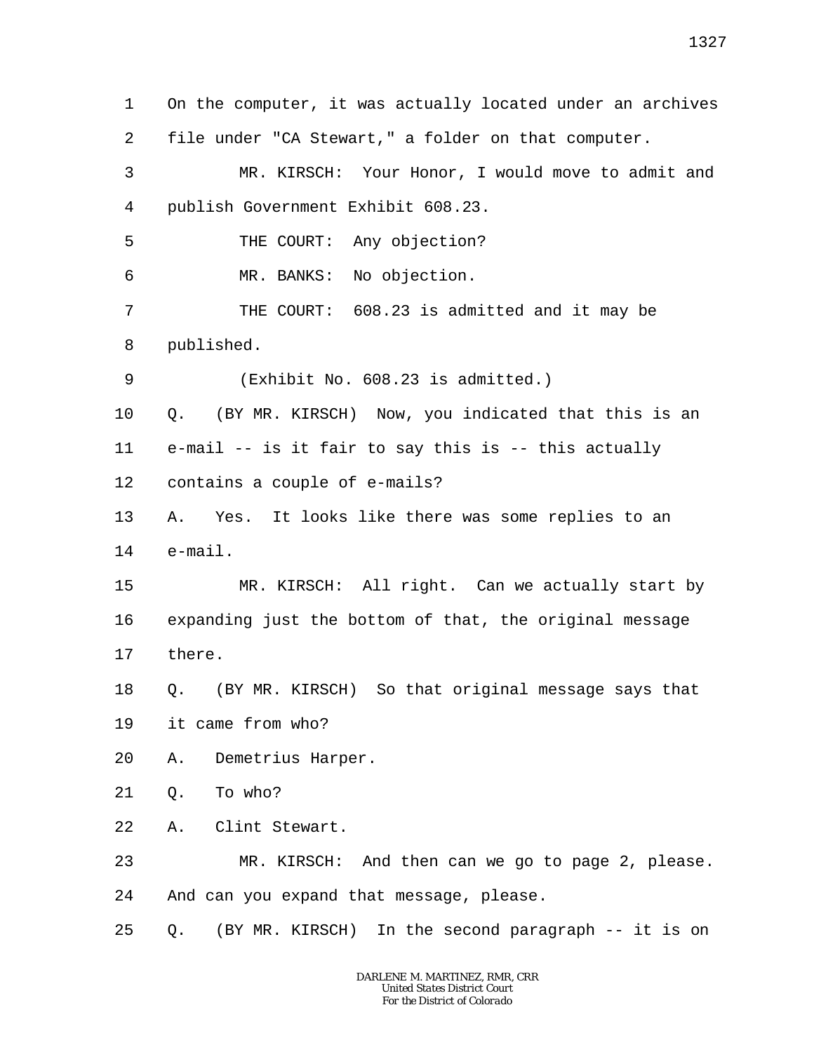1 On the computer, it was actually located under an archives
2 file under "CA Stewart," a folder on that computer.
3 MR. KIRSCH: Your Honor, I would move to admit and
4 publish Government Exhibit 608.23.
5 THE COURT: Any objection?
6 MR. BANKS: No objection.
7 THE COURT: 608.23 is admitted and it may be
8 published.
9 (Exhibit No. 608.23 is admitted.)
10 Q. (BY MR. KIRSCH) Now, you indicated that this is an
11 e-mail -- is it fair to say this is -- this actually
12 contains a couple of e-mails?
13 A. Yes. It looks like there was some replies to an
14 e-mail.
15 MR. KIRSCH: All right. Can we actually start by
16 expanding just the bottom of that, the original message
17 there.
18 Q. (BY MR. KIRSCH) So that original message says that
19 it came from who?
20 A. Demetrius Harper.
21 Q. To who?
22 A. Clint Stewart.
23 MR. KIRSCH: And then can we go to page 2, please.
24 And can you expand that message, please.
25 Q. (BY MR. KIRSCH) In the second paragraph -- it is on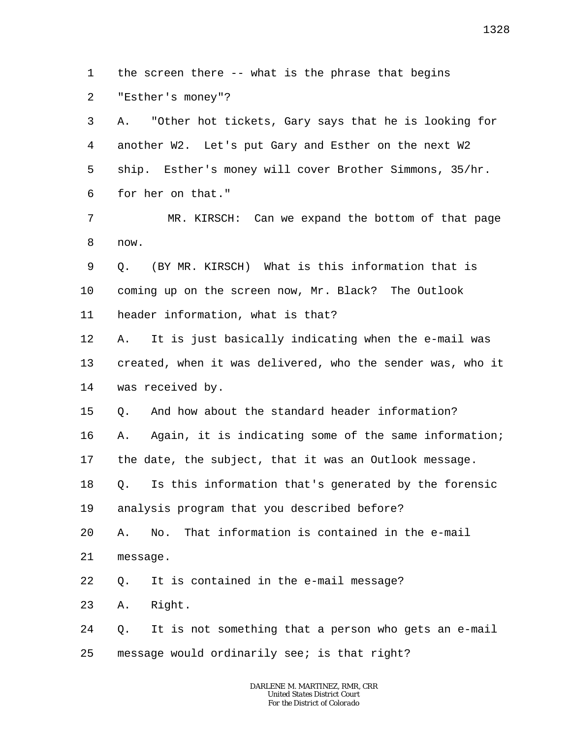1 the screen there -- what is the phrase that begins

2 "Esther's money"?

3 A. "Other hot tickets, Gary says that he is looking for

4 another W2. Let's put Gary and Esther on the next W2

5 ship. Esther's money will cover Brother Simmons, 35/hr.

6 for her on that."

7 MR. KIRSCH: Can we expand the bottom of that page

8 now.

9 Q. (BY MR. KIRSCH) What is this information that is

10 coming up on the screen now, Mr. Black? The Outlook

11 header information, what is that?

12 A. It is just basically indicating when the e-mail was

13 created, when it was delivered, who the sender was, who it

14 was received by.

15 Q. And how about the standard header information?

16 A. Again, it is indicating some of the same information;

17 the date, the subject, that it was an Outlook message.

18 Q. Is this information that's generated by the forensic

19 analysis program that you described before?

20 A. No. That information is contained in the e-mail

21 message.

22 Q. It is contained in the e-mail message?

23 A. Right.

24 Q. It is not something that a person who gets an e-mail

25 message would ordinarily see; is that right?

DARLENE M. MARTINEZ, RMR, CRR
United States District Court
For the District of Colorado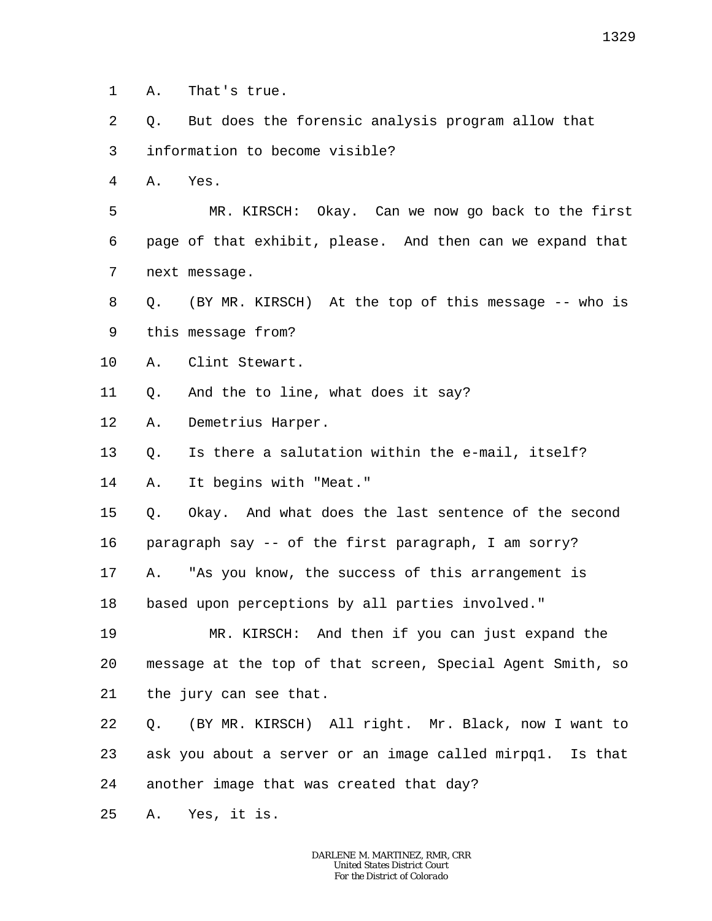1 A. That's true.

2 Q. But does the forensic analysis program allow that

3 information to become visible?

4 A. Yes.

5 MR. KIRSCH: Okay. Can we now go back to the first

6 page of that exhibit, please. And then can we expand that

7 next message.

8 Q. (BY MR. KIRSCH) At the top of this message -- who is

9 this message from?

10 A. Clint Stewart.

11 Q. And the to line, what does it say?

12 A. Demetrius Harper.

13 Q. Is there a salutation within the e-mail, itself?

14 A. It begins with "Meat."

15 Q. Okay. And what does the last sentence of the second

16 paragraph say -- of the first paragraph, I am sorry?

17 A. "As you know, the success of this arrangement is

18 based upon perceptions by all parties involved."

19 MR. KIRSCH: And then if you can just expand the

20 message at the top of that screen, Special Agent Smith, so

21 the jury can see that.

22 Q. (BY MR. KIRSCH) All right. Mr. Black, now I want to

23 ask you about a server or an image called mirpq1. Is that

24 another image that was created that day?

25 A. Yes, it is.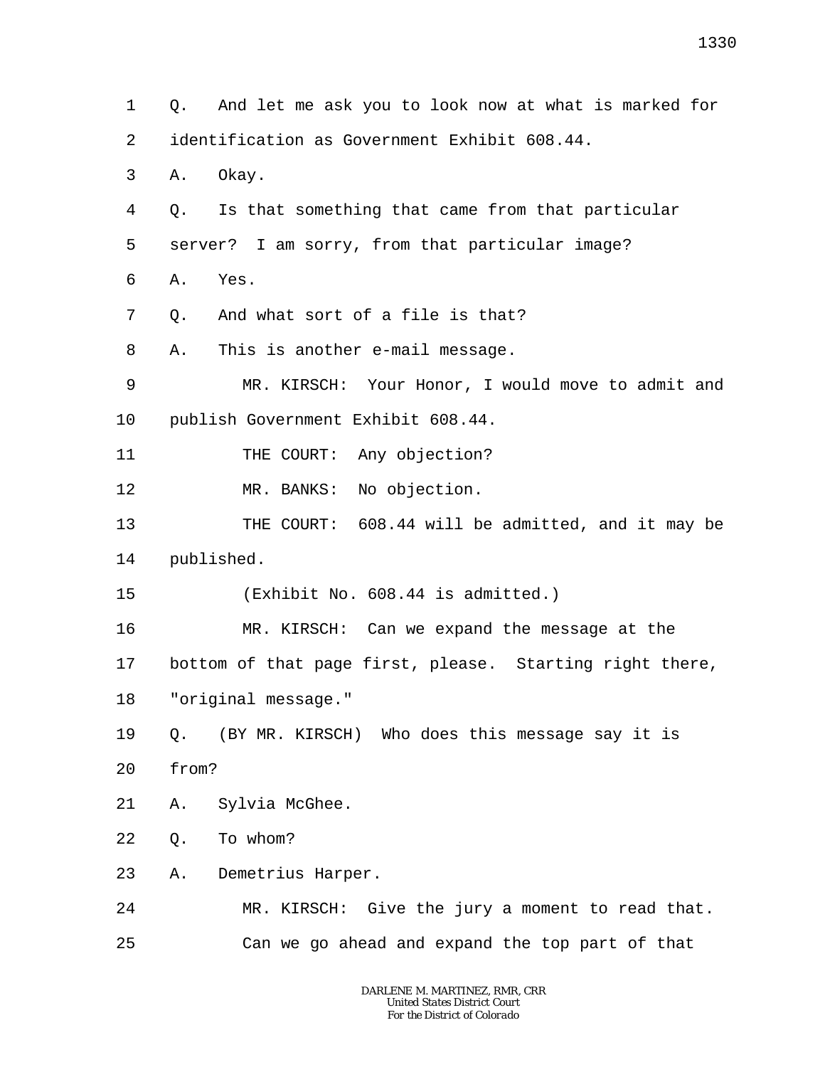Q. And let me ask you to look now at what is marked for identification as Government Exhibit 608.44.

A. Okay.

Q. Is that something that came from that particular server? I am sorry, from that particular image?

A. Yes.

Q. And what sort of a file is that?

A. This is another e-mail message.

MR. KIRSCH: Your Honor, I would move to admit and publish Government Exhibit 608.44.

THE COURT: Any objection?

MR. BANKS: No objection.

THE COURT: 608.44 will be admitted, and it may be published.

(Exhibit No. 608.44 is admitted.)

MR. KIRSCH: Can we expand the message at the bottom of that page first, please. Starting right there, "original message."

Q. (BY MR. KIRSCH) Who does this message say it is from?

A. Sylvia McGhee.

Q. To whom?

A. Demetrius Harper.

MR. KIRSCH: Give the jury a moment to read that.

Can we go ahead and expand the top part of that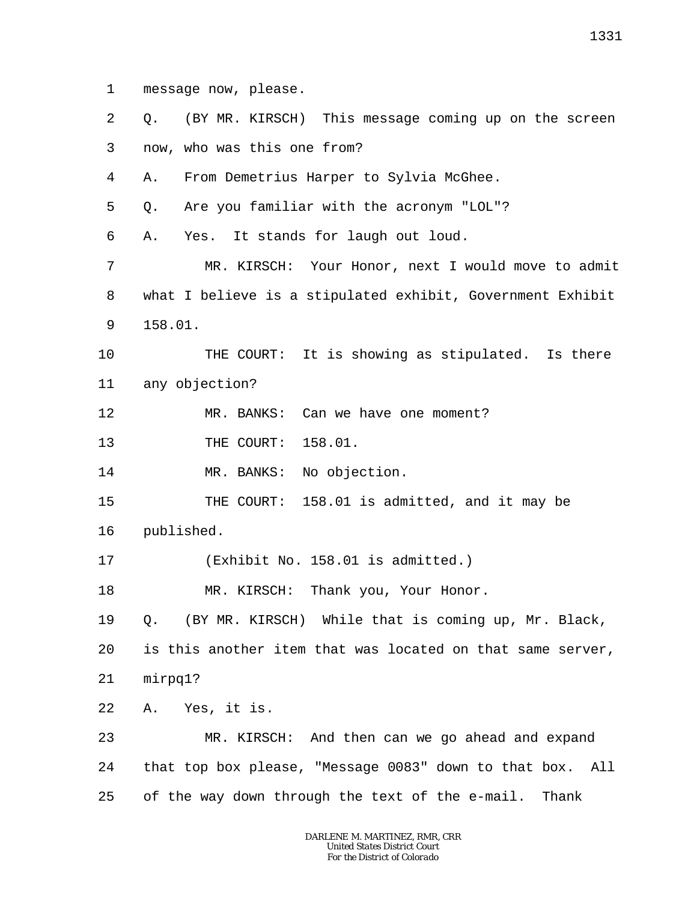1 message now, please.

2 Q. (BY MR. KIRSCH) This message coming up on the screen

3 now, who was this one from?

4 A. From Demetrius Harper to Sylvia McGhee.

5 Q. Are you familiar with the acronym "LOL"?

6 A. Yes. It stands for laugh out loud.

7 MR. KIRSCH: Your Honor, next I would move to admit

8 what I believe is a stipulated exhibit, Government Exhibit

9 158.01.

10 THE COURT: It is showing as stipulated. Is there

11 any objection?

12 MR. BANKS: Can we have one moment?

13 THE COURT: 158.01.

14 MR. BANKS: No objection.

15 THE COURT: 158.01 is admitted, and it may be

16 published.

17 (Exhibit No. 158.01 is admitted.)

18 MR. KIRSCH: Thank you, Your Honor.

19 Q. (BY MR. KIRSCH) While that is coming up, Mr. Black,

20 is this another item that was located on that same server,

21 mirpq1?

22 A. Yes, it is.

23 MR. KIRSCH: And then can we go ahead and expand

24 that top box please, "Message 0083" down to that box. All

25 of the way down through the text of the e-mail. Thank

DARLENE M. MARTINEZ, RMR, CRR
United States District Court
For the District of Colorado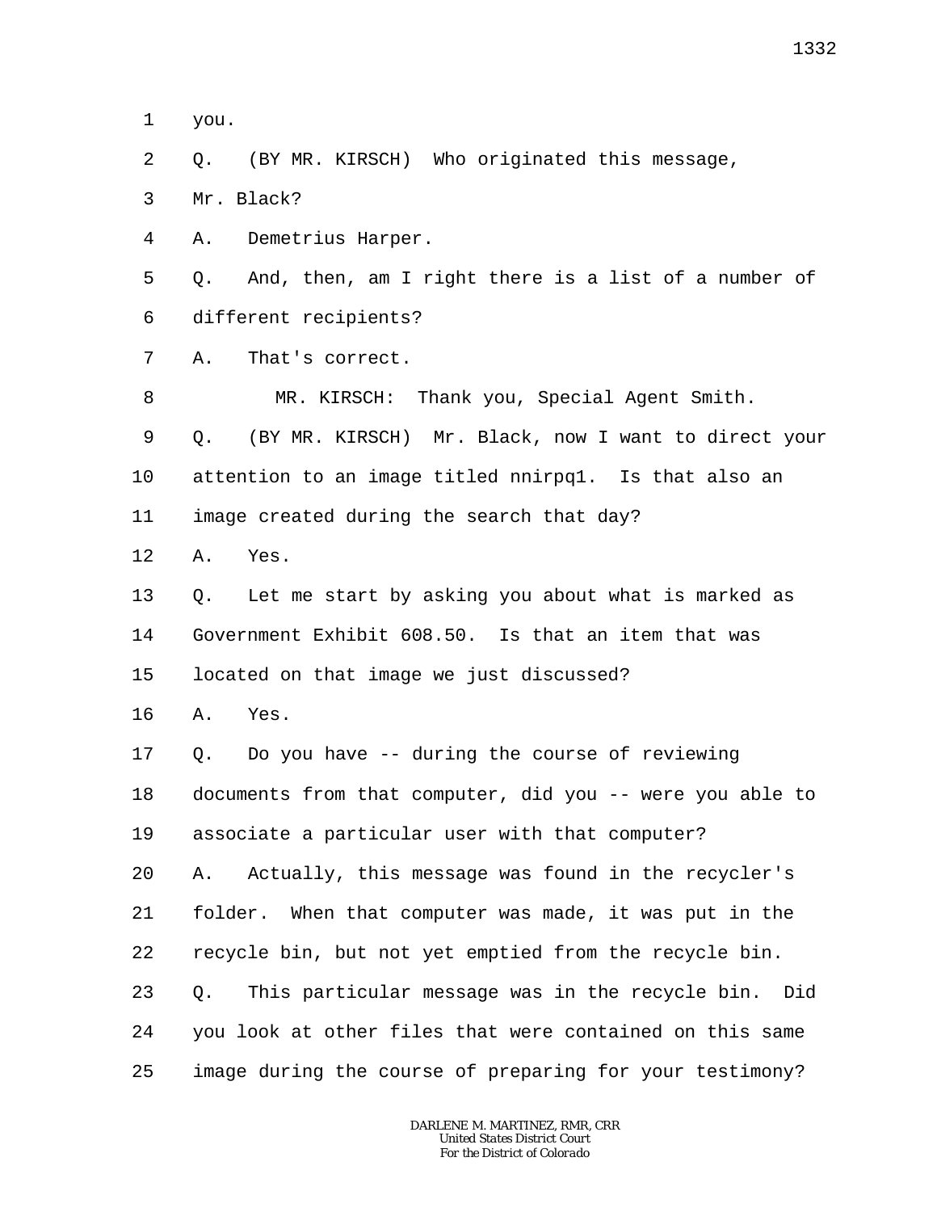1 you.

2 Q. (BY MR. KIRSCH) Who originated this message,

3 Mr. Black?

4 A. Demetrius Harper.

5 Q. And, then, am I right there is a list of a number of

6 different recipients?

7 A. That's correct.

8 MR. KIRSCH: Thank you, Special Agent Smith.

9 Q. (BY MR. KIRSCH) Mr. Black, now I want to direct your

10 attention to an image titled nnirpq1. Is that also an

11 image created during the search that day?

12 A. Yes.

13 Q. Let me start by asking you about what is marked as

14 Government Exhibit 608.50. Is that an item that was

15 located on that image we just discussed?

16 A. Yes.

17 Q. Do you have -- during the course of reviewing

18 documents from that computer, did you -- were you able to

19 associate a particular user with that computer?

20 A. Actually, this message was found in the recycler's

21 folder. When that computer was made, it was put in the

22 recycle bin, but not yet emptied from the recycle bin.

23 Q. This particular message was in the recycle bin. Did

24 you look at other files that were contained on this same

25 image during the course of preparing for your testimony?

DARLENE M. MARTINEZ, RMR, CRR
United States District Court
For the District of Colorado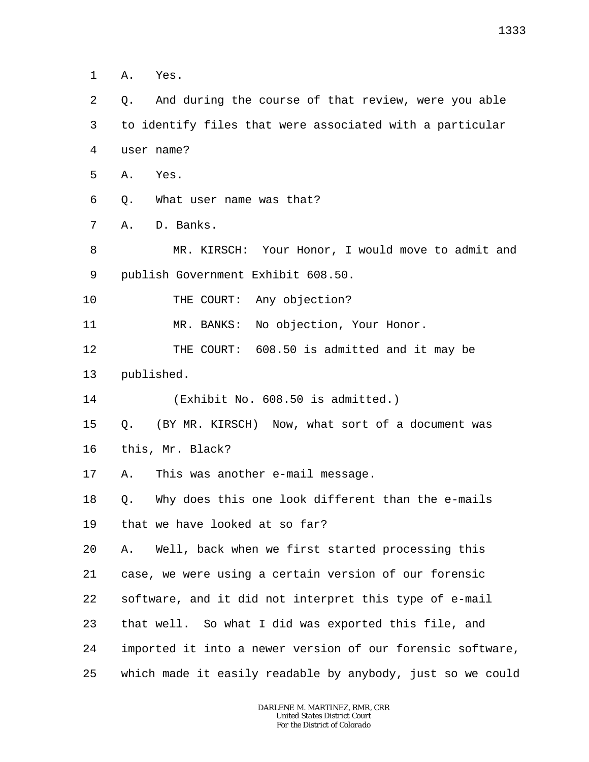1 A. Yes.

2 Q. And during the course of that review, were you able

3 to identify files that were associated with a particular

4 user name?

5 A. Yes.

6 Q. What user name was that?

7 A. D. Banks.

8 MR. KIRSCH: Your Honor, I would move to admit and

9 publish Government Exhibit 608.50.

10 THE COURT: Any objection?

11 MR. BANKS: No objection, Your Honor.

12 THE COURT: 608.50 is admitted and it may be

13 published.

14 (Exhibit No. 608.50 is admitted.)

15 Q. (BY MR. KIRSCH) Now, what sort of a document was

16 this, Mr. Black?

17 A. This was another e-mail message.

18 Q. Why does this one look different than the e-mails

19 that we have looked at so far?

20 A. Well, back when we first started processing this

21 case, we were using a certain version of our forensic

22 software, and it did not interpret this type of e-mail

23 that well. So what I did was exported this file, and

24 imported it into a newer version of our forensic software,

25 which made it easily readable by anybody, just so we could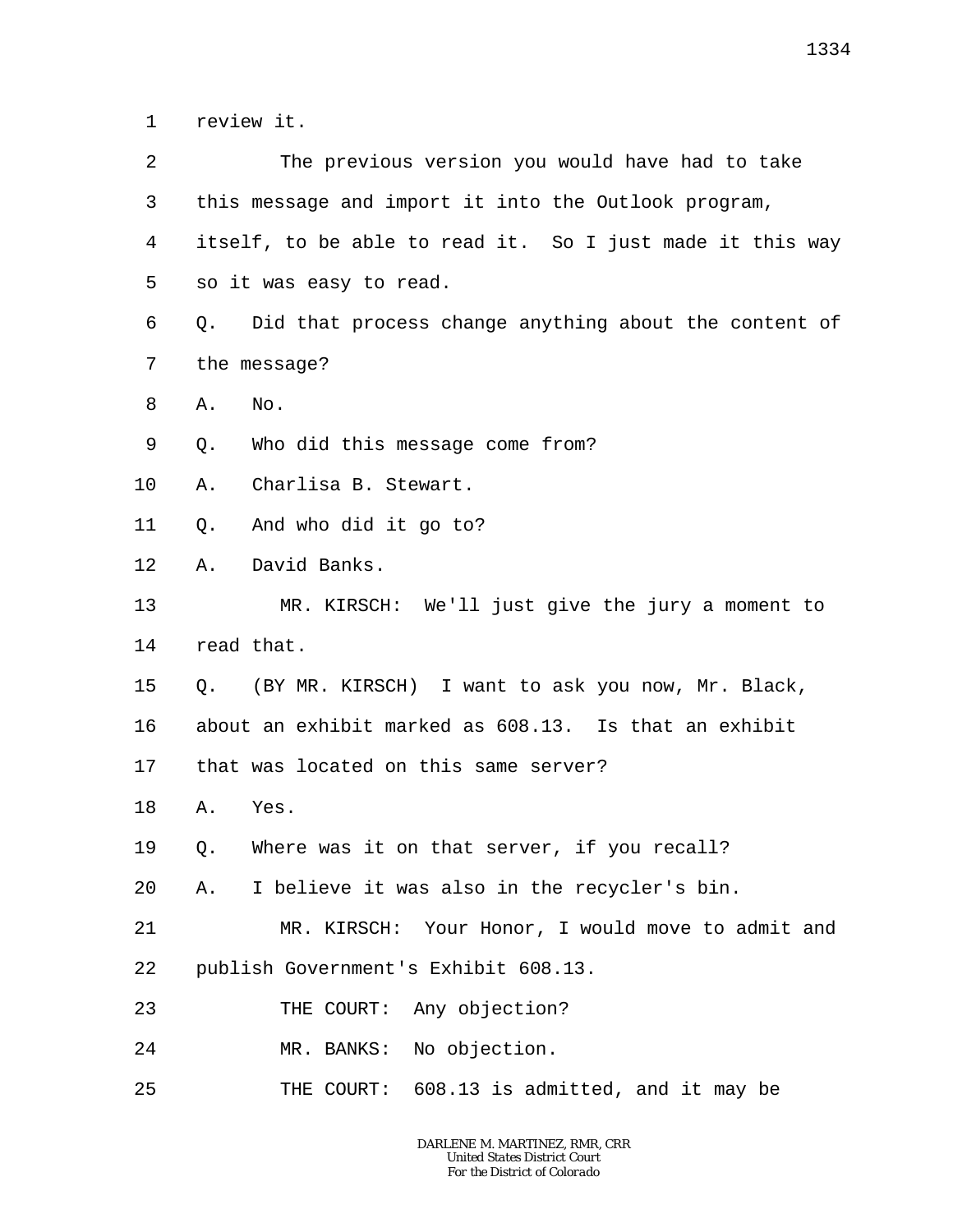review it.

The previous version you would have had to take this message and import it into the Outlook program, itself, to be able to read it. So I just made it this way so it was easy to read.

Q. Did that process change anything about the content of the message?

A. No.

Q. Who did this message come from?

A. Charlisa B. Stewart.

Q. And who did it go to?

A. David Banks.

MR. KIRSCH: We'll just give the jury a moment to read that.

Q. (BY MR. KIRSCH) I want to ask you now, Mr. Black, about an exhibit marked as 608.13. Is that an exhibit that was located on this same server?

A. Yes.

Q. Where was it on that server, if you recall?

A. I believe it was also in the recycler's bin.

MR. KIRSCH: Your Honor, I would move to admit and publish Government's Exhibit 608.13.

THE COURT: Any objection?

MR. BANKS: No objection.

THE COURT: 608.13 is admitted, and it may be

DARLENE M. MARTINEZ, RMR, CRR
United States District Court
For the District of Colorado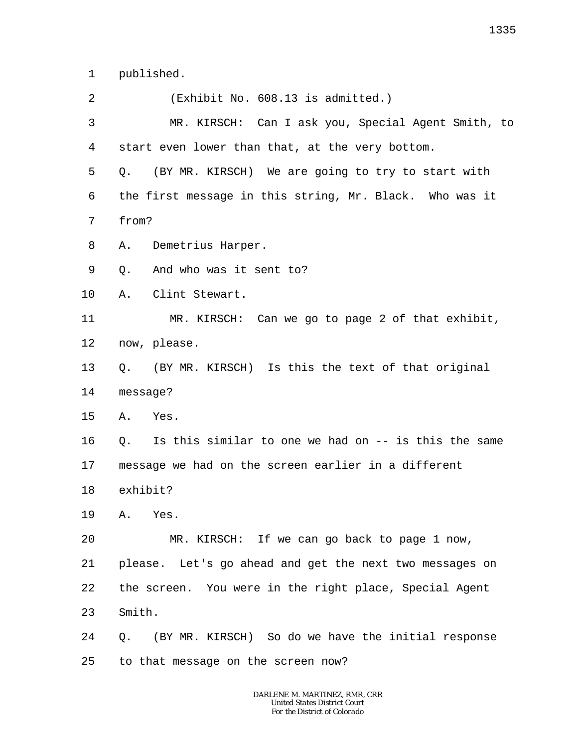1 published.

2 (Exhibit No. 608.13 is admitted.)

3 MR. KIRSCH: Can I ask you, Special Agent Smith, to

4 start even lower than that, at the very bottom.

5 Q. (BY MR. KIRSCH) We are going to try to start with

6 the first message in this string, Mr. Black. Who was it

7 from?

8 A. Demetrius Harper.

9 Q. And who was it sent to?

10 A. Clint Stewart.

11 MR. KIRSCH: Can we go to page 2 of that exhibit,

12 now, please.

13 Q. (BY MR. KIRSCH) Is this the text of that original

14 message?

15 A. Yes.

16 Q. Is this similar to one we had on -- is this the same

17 message we had on the screen earlier in a different

18 exhibit?

19 A. Yes.

20 MR. KIRSCH: If we can go back to page 1 now,

21 please. Let's go ahead and get the next two messages on

22 the screen. You were in the right place, Special Agent

23 Smith.

24 Q. (BY MR. KIRSCH) So do we have the initial response

25 to that message on the screen now?

DARLENE M. MARTINEZ, RMR, CRR
United States District Court
For the District of Colorado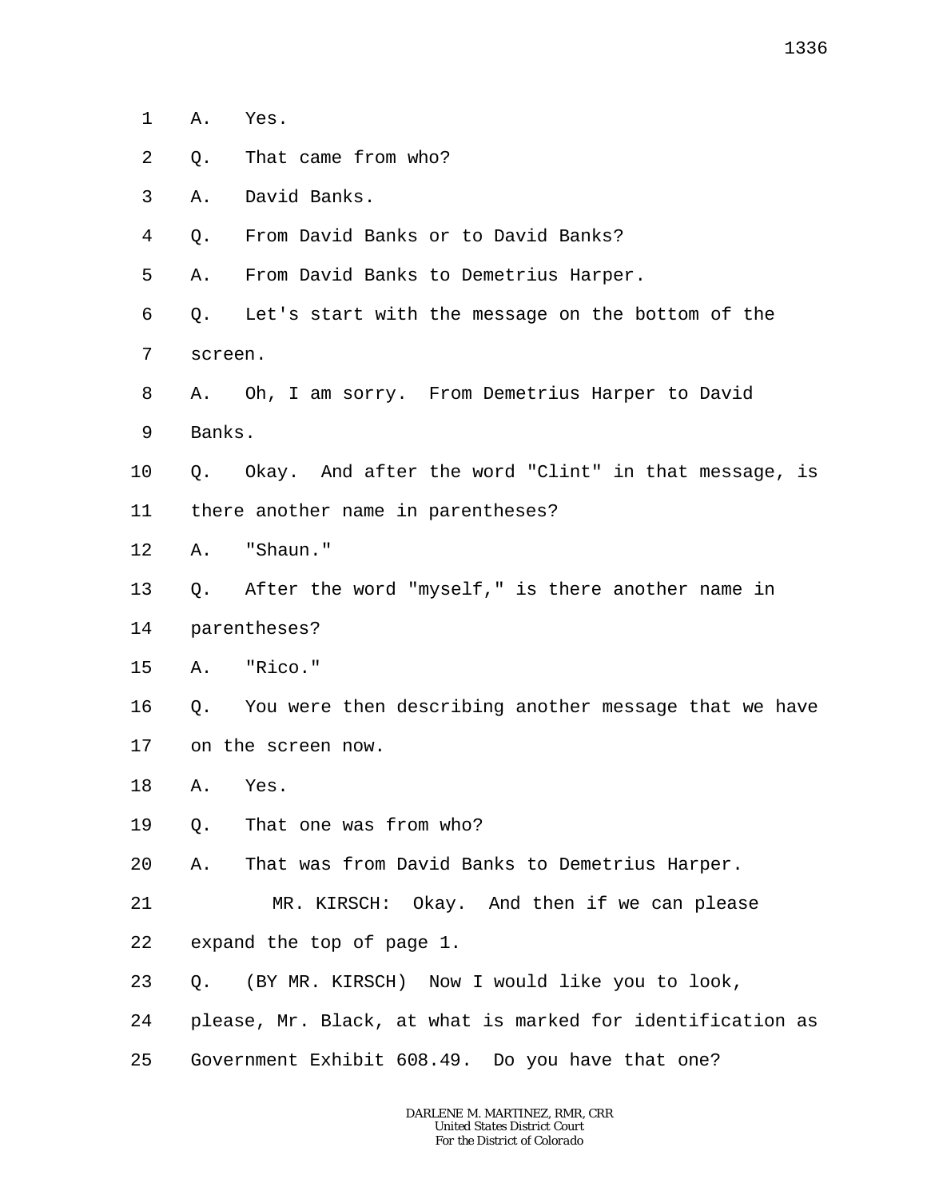1 A. Yes.

2 Q. That came from who?

3 A. David Banks.

4 Q. From David Banks or to David Banks?

5 A. From David Banks to Demetrius Harper.

6 Q. Let's start with the message on the bottom of the

7 screen.

8 A. Oh, I am sorry. From Demetrius Harper to David

9 Banks.

10 Q. Okay. And after the word "Clint" in that message, is

11 there another name in parentheses?

12 A. "Shaun."

13 Q. After the word "myself," is there another name in

14 parentheses?

15 A. "Rico."

16 Q. You were then describing another message that we have

17 on the screen now.

18 A. Yes.

19 Q. That one was from who?

20 A. That was from David Banks to Demetrius Harper.

21 MR. KIRSCH: Okay. And then if we can please

22 expand the top of page 1.

23 Q. (BY MR. KIRSCH) Now I would like you to look,

24 please, Mr. Black, at what is marked for identification as

25 Government Exhibit 608.49. Do you have that one?

DARLENE M. MARTINEZ, RMR, CRR
United States District Court
For the District of Colorado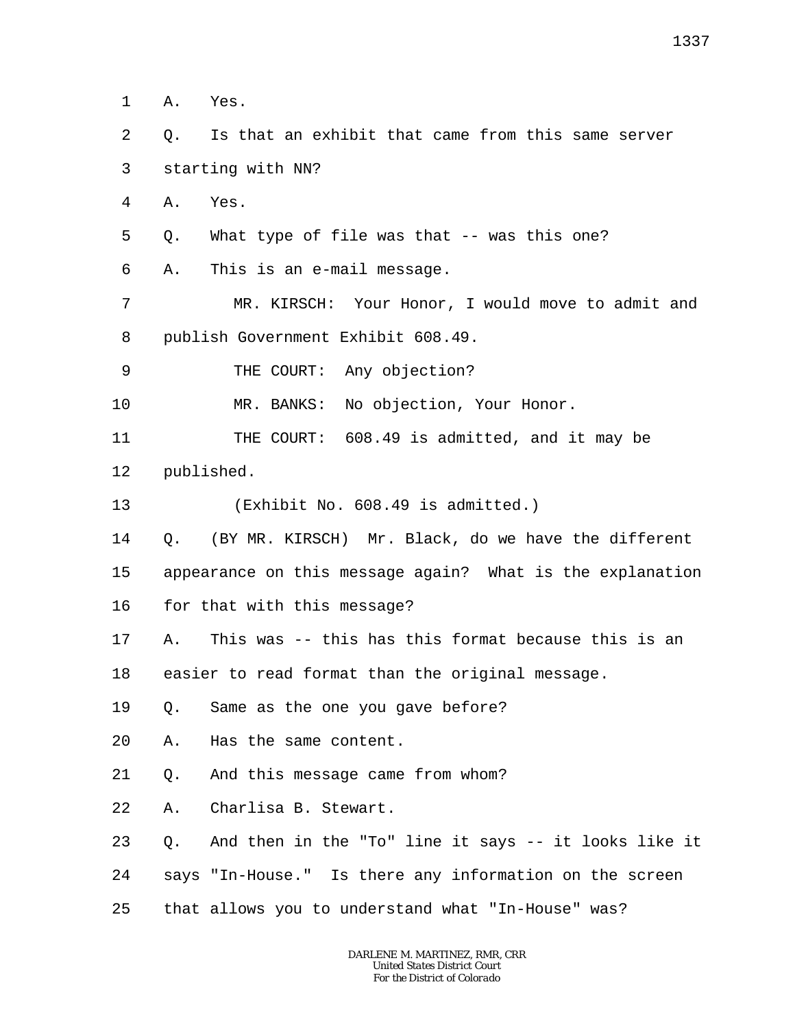1 A. Yes.

2 Q. Is that an exhibit that came from this same server

3 starting with NN?

4 A. Yes.

5 Q. What type of file was that -- was this one?

6 A. This is an e-mail message.

7 MR. KIRSCH: Your Honor, I would move to admit and

8 publish Government Exhibit 608.49.

9 THE COURT: Any objection?

10 MR. BANKS: No objection, Your Honor.

11 THE COURT: 608.49 is admitted, and it may be

12 published.

13 (Exhibit No. 608.49 is admitted.)

14 Q. (BY MR. KIRSCH) Mr. Black, do we have the different

15 appearance on this message again? What is the explanation

16 for that with this message?

17 A. This was -- this has this format because this is an

18 easier to read format than the original message.

19 Q. Same as the one you gave before?

20 A. Has the same content.

21 Q. And this message came from whom?

22 A. Charlisa B. Stewart.

23 Q. And then in the "To" line it says -- it looks like it

24 says "In-House." Is there any information on the screen

25 that allows you to understand what "In-House" was?

DARLENE M. MARTINEZ, RMR, CRR
United States District Court
For the District of Colorado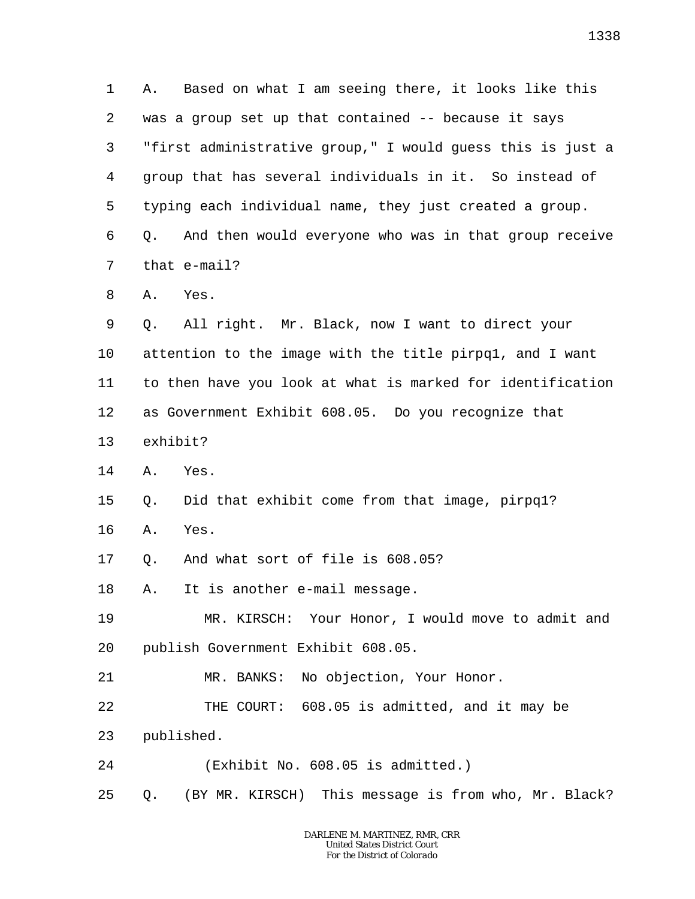A. Based on what I am seeing there, it looks like this was a group set up that contained -- because it says "first administrative group," I would guess this is just a group that has several individuals in it. So instead of typing each individual name, they just created a group.

Q. And then would everyone who was in that group receive that e-mail?

A. Yes.

Q. All right. Mr. Black, now I want to direct your attention to the image with the title pirpq1, and I want to then have you look at what is marked for identification as Government Exhibit 608.05. Do you recognize that exhibit?

A. Yes.

Q. Did that exhibit come from that image, pirpq1?

A. Yes.

Q. And what sort of file is 608.05?

A. It is another e-mail message.

MR. KIRSCH: Your Honor, I would move to admit and publish Government Exhibit 608.05.

MR. BANKS: No objection, Your Honor.

THE COURT: 608.05 is admitted, and it may be published.

(Exhibit No. 608.05 is admitted.)

Q. (BY MR. KIRSCH) This message is from who, Mr. Black?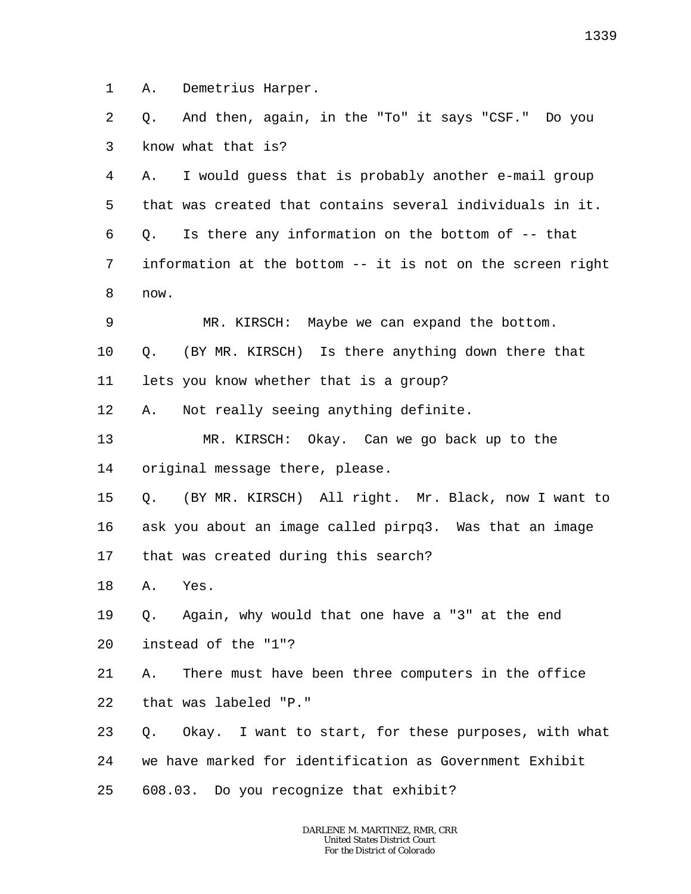1 A. Demetrius Harper.

2 Q. And then, again, in the "To" it says "CSF." Do you

3 know what that is?

4 A. I would guess that is probably another e-mail group

5 that was created that contains several individuals in it.

6 Q. Is there any information on the bottom of -- that

7 information at the bottom -- it is not on the screen right

8 now.

9 MR. KIRSCH: Maybe we can expand the bottom.

10 Q. (BY MR. KIRSCH) Is there anything down there that

11 lets you know whether that is a group?

12 A. Not really seeing anything definite.

13 MR. KIRSCH: Okay. Can we go back up to the

14 original message there, please.

15 Q. (BY MR. KIRSCH) All right. Mr. Black, now I want to

16 ask you about an image called pirpq3. Was that an image

17 that was created during this search?

18 A. Yes.

19 Q. Again, why would that one have a "3" at the end

20 instead of the "1"?

21 A. There must have been three computers in the office

22 that was labeled "P."

23 Q. Okay. I want to start, for these purposes, with what

24 we have marked for identification as Government Exhibit

25 608.03. Do you recognize that exhibit?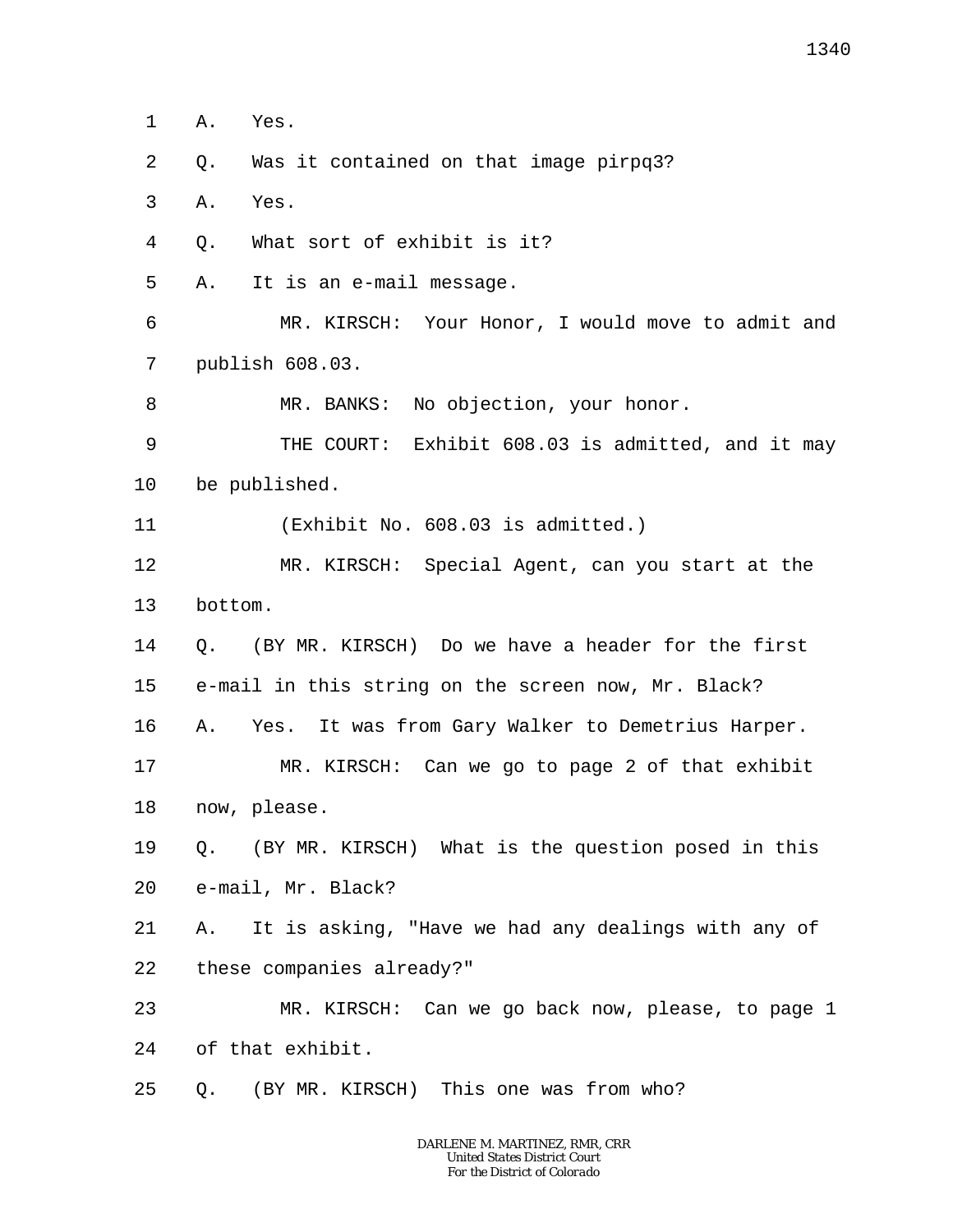1 A. Yes.

2 Q. Was it contained on that image pirpq3?

3 A. Yes.

4 Q. What sort of exhibit is it?

5 A. It is an e-mail message.

6 MR. KIRSCH: Your Honor, I would move to admit and

7 publish 608.03.

8 MR. BANKS: No objection, your honor.

9 THE COURT: Exhibit 608.03 is admitted, and it may

10 be published.

11 (Exhibit No. 608.03 is admitted.)

12 MR. KIRSCH: Special Agent, can you start at the

13 bottom.

14 Q. (BY MR. KIRSCH) Do we have a header for the first

15 e-mail in this string on the screen now, Mr. Black?

16 A. Yes. It was from Gary Walker to Demetrius Harper.

17 MR. KIRSCH: Can we go to page 2 of that exhibit

18 now, please.

19 Q. (BY MR. KIRSCH) What is the question posed in this

20 e-mail, Mr. Black?

21 A. It is asking, "Have we had any dealings with any of

22 these companies already?"

23 MR. KIRSCH: Can we go back now, please, to page 1

24 of that exhibit.

25 Q. (BY MR. KIRSCH) This one was from who?

DARLENE M. MARTINEZ, RMR, CRR
United States District Court
For the District of Colorado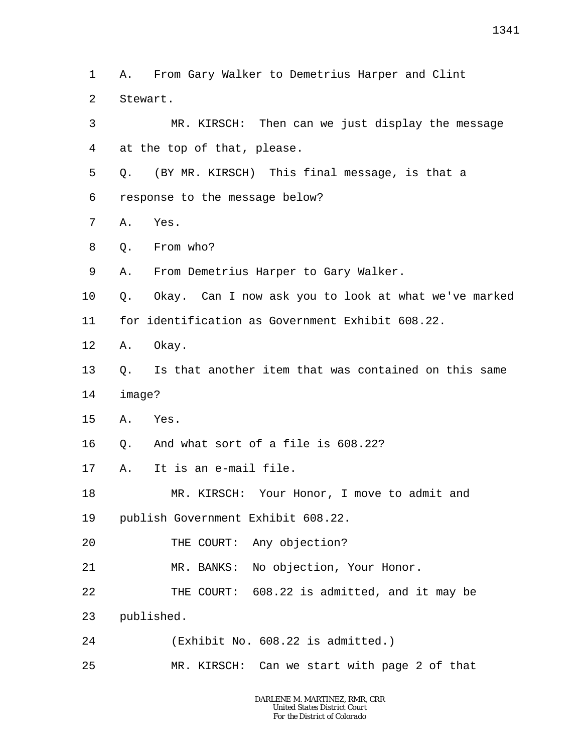1 A. From Gary Walker to Demetrius Harper and Clint
2 Stewart.
3 MR. KIRSCH: Then can we just display the message
4 at the top of that, please.
5 Q. (BY MR. KIRSCH) This final message, is that a
6 response to the message below?
7 A. Yes.
8 Q. From who?
9 A. From Demetrius Harper to Gary Walker.
10 Q. Okay. Can I now ask you to look at what we've marked
11 for identification as Government Exhibit 608.22.
12 A. Okay.
13 Q. Is that another item that was contained on this same
14 image?
15 A. Yes.
16 Q. And what sort of a file is 608.22?
17 A. It is an e-mail file.
18 MR. KIRSCH: Your Honor, I move to admit and
19 publish Government Exhibit 608.22.
20 THE COURT: Any objection?
21 MR. BANKS: No objection, Your Honor.
22 THE COURT: 608.22 is admitted, and it may be
23 published.
24 (Exhibit No. 608.22 is admitted.)
25 MR. KIRSCH: Can we start with page 2 of that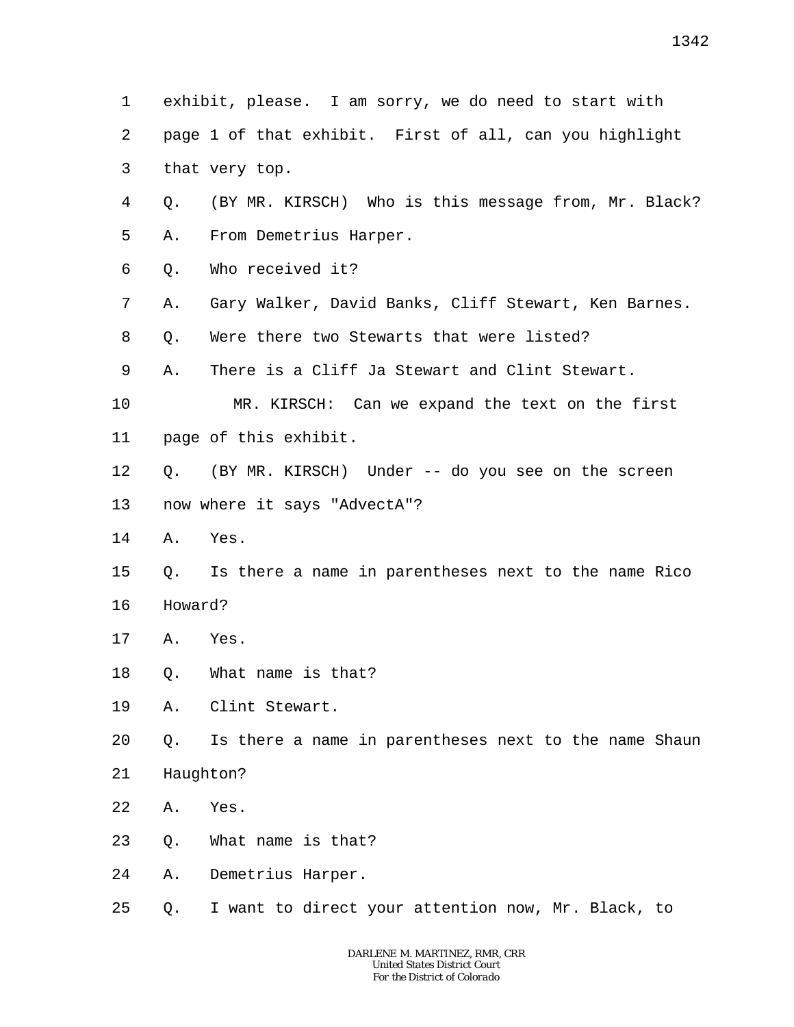1 exhibit, please. I am sorry, we do need to start with
2 page 1 of that exhibit. First of all, can you highlight
3 that very top.
4 Q. (BY MR. KIRSCH) Who is this message from, Mr. Black?
5 A. From Demetrius Harper.
6 Q. Who received it?
7 A. Gary Walker, David Banks, Cliff Stewart, Ken Barnes.
8 Q. Were there two Stewarts that were listed?
9 A. There is a Cliff Ja Stewart and Clint Stewart.
10 MR. KIRSCH: Can we expand the text on the first
11 page of this exhibit.
12 Q. (BY MR. KIRSCH) Under -- do you see on the screen
13 now where it says "AdvectA"?
14 A. Yes.
15 Q. Is there a name in parentheses next to the name Rico
16 Howard?
17 A. Yes.
18 Q. What name is that?
19 A. Clint Stewart.
20 Q. Is there a name in parentheses next to the name Shaun
21 Haughton?
22 A. Yes.
23 Q. What name is that?
24 A. Demetrius Harper.
25 Q. I want to direct your attention now, Mr. Black, to

DARLENE M. MARTINEZ, RMR, CRR
United States District Court
For the District of Colorado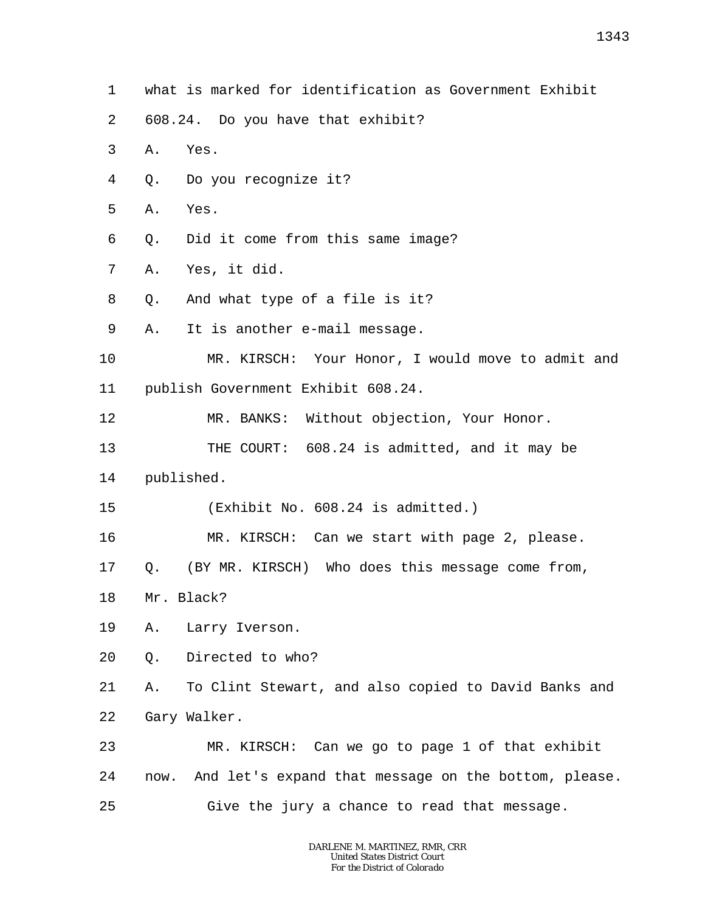1 what is marked for identification as Government Exhibit
2 608.24. Do you have that exhibit?
3 A. Yes.
4 Q. Do you recognize it?
5 A. Yes.
6 Q. Did it come from this same image?
7 A. Yes, it did.
8 Q. And what type of a file is it?
9 A. It is another e-mail message.
10 MR. KIRSCH: Your Honor, I would move to admit and
11 publish Government Exhibit 608.24.
12 MR. BANKS: Without objection, Your Honor.
13 THE COURT: 608.24 is admitted, and it may be
14 published.
15 (Exhibit No. 608.24 is admitted.)
16 MR. KIRSCH: Can we start with page 2, please.
17 Q. (BY MR. KIRSCH) Who does this message come from,
18 Mr. Black?
19 A. Larry Iverson.
20 Q. Directed to who?
21 A. To Clint Stewart, and also copied to David Banks and
22 Gary Walker.
23 MR. KIRSCH: Can we go to page 1 of that exhibit
24 now. And let's expand that message on the bottom, please.
25 Give the jury a chance to read that message.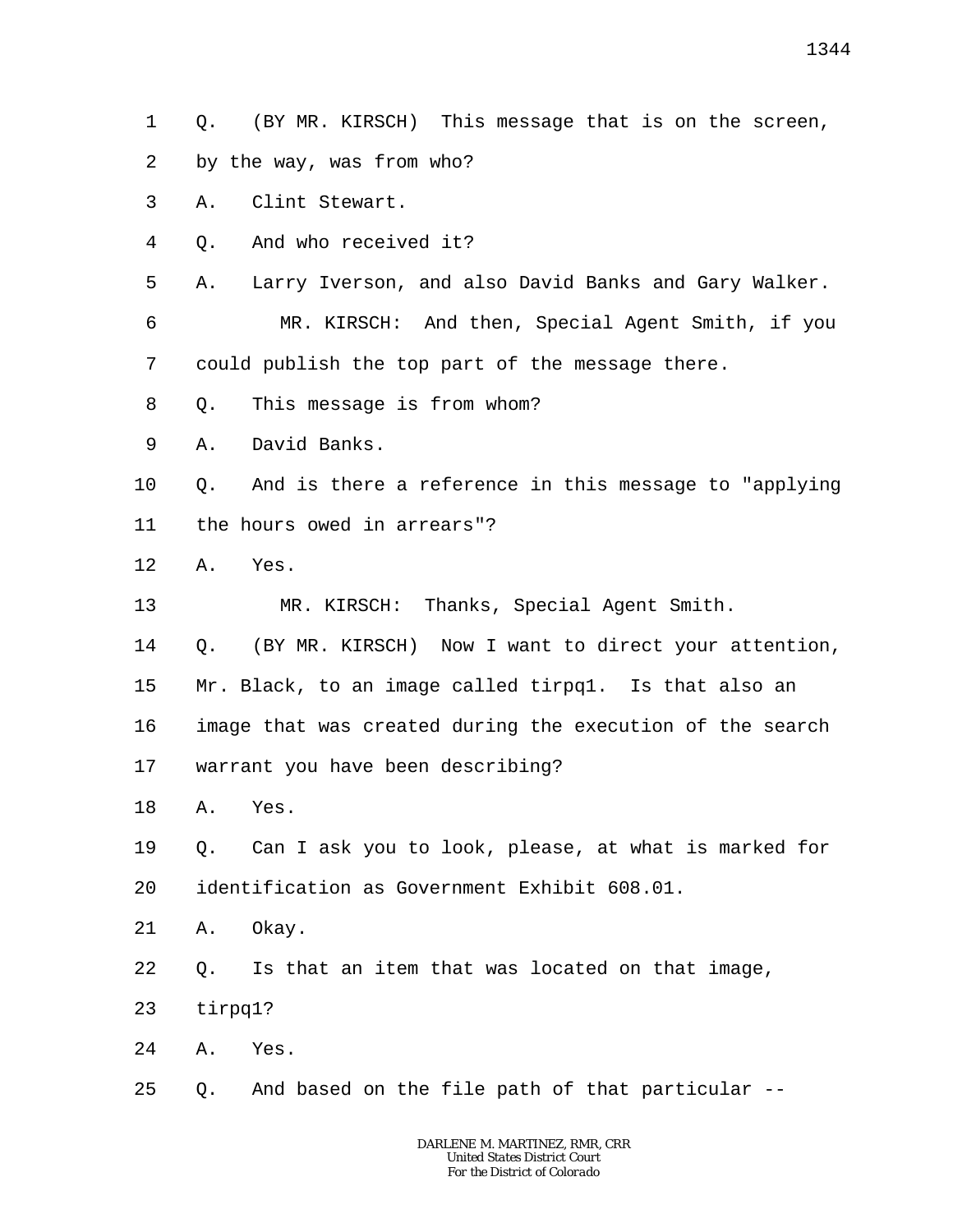1 Q. (BY MR. KIRSCH) This message that is on the screen,
2 by the way, was from who?
3 A. Clint Stewart.
4 Q. And who received it?
5 A. Larry Iverson, and also David Banks and Gary Walker.
6 MR. KIRSCH: And then, Special Agent Smith, if you
7 could publish the top part of the message there.
8 Q. This message is from whom?
9 A. David Banks.
10 Q. And is there a reference in this message to "applying
11 the hours owed in arrears"?
12 A. Yes.
13 MR. KIRSCH: Thanks, Special Agent Smith.
14 Q. (BY MR. KIRSCH) Now I want to direct your attention,
15 Mr. Black, to an image called tirpq1. Is that also an
16 image that was created during the execution of the search
17 warrant you have been describing?
18 A. Yes.
19 Q. Can I ask you to look, please, at what is marked for
20 identification as Government Exhibit 608.01.
21 A. Okay.
22 Q. Is that an item that was located on that image,
23 tirpq1?
24 A. Yes.
25 Q. And based on the file path of that particular --

DARLENE M. MARTINEZ, RMR, CRR
United States District Court
For the District of Colorado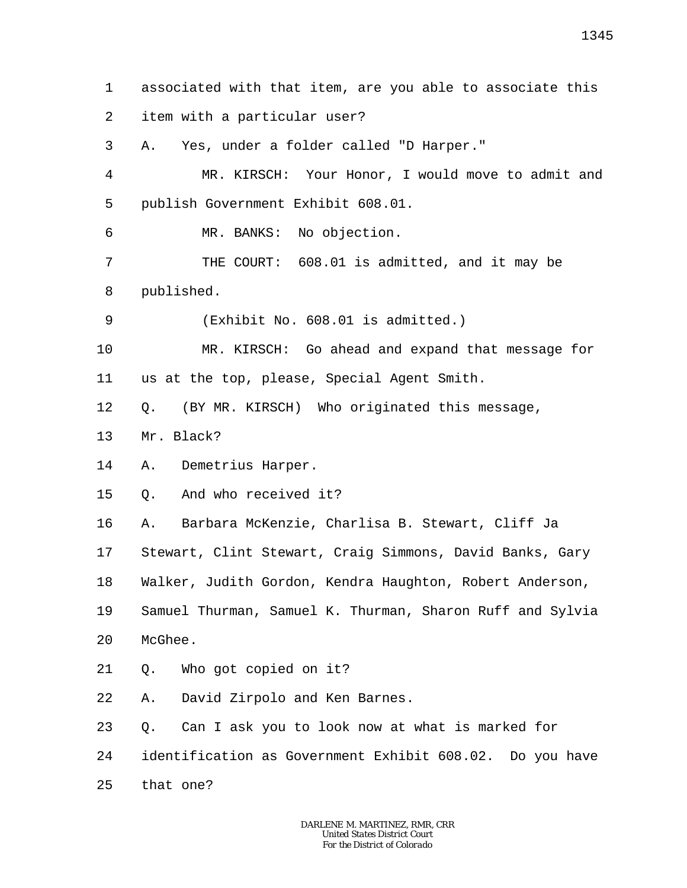1 associated with that item, are you able to associate this
2 item with a particular user?
3 A. Yes, under a folder called "D Harper."
4 MR. KIRSCH: Your Honor, I would move to admit and
5 publish Government Exhibit 608.01.
6 MR. BANKS: No objection.
7 THE COURT: 608.01 is admitted, and it may be
8 published.
9 (Exhibit No. 608.01 is admitted.)
10 MR. KIRSCH: Go ahead and expand that message for
11 us at the top, please, Special Agent Smith.
12 Q. (BY MR. KIRSCH) Who originated this message,
13 Mr. Black?
14 A. Demetrius Harper.
15 Q. And who received it?
16 A. Barbara McKenzie, Charlisa B. Stewart, Cliff Ja
17 Stewart, Clint Stewart, Craig Simmons, David Banks, Gary
18 Walker, Judith Gordon, Kendra Haughton, Robert Anderson,
19 Samuel Thurman, Samuel K. Thurman, Sharon Ruff and Sylvia
20 McGhee.
21 Q. Who got copied on it?
22 A. David Zirpolo and Ken Barnes.
23 Q. Can I ask you to look now at what is marked for
24 identification as Government Exhibit 608.02. Do you have
25 that one?

DARLENE M. MARTINEZ, RMR, CRR
United States District Court
For the District of Colorado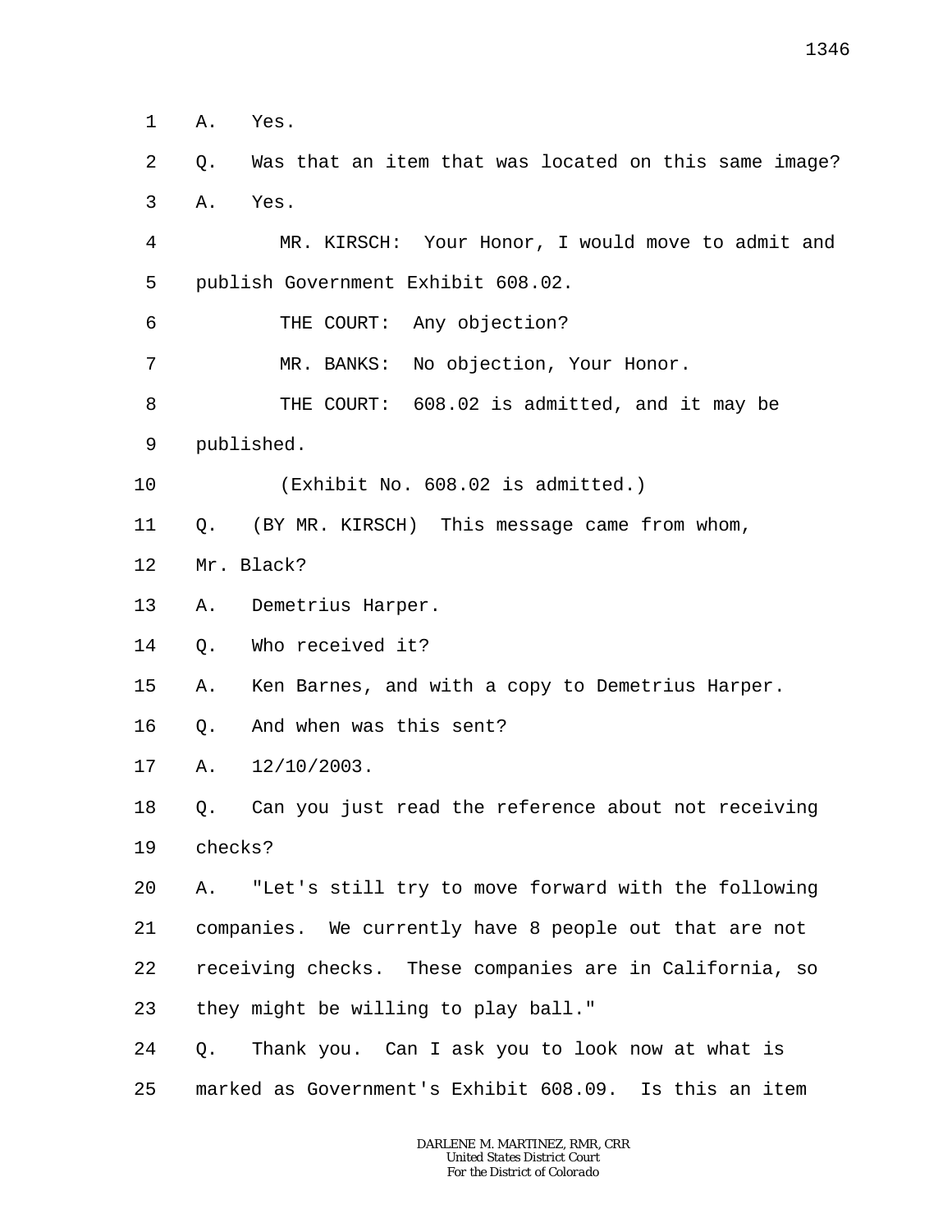1 A. Yes.

2 Q. Was that an item that was located on this same image?

3 A. Yes.

4 MR. KIRSCH: Your Honor, I would move to admit and

5 publish Government Exhibit 608.02.

6 THE COURT: Any objection?

7 MR. BANKS: No objection, Your Honor.

8 THE COURT: 608.02 is admitted, and it may be

9 published.

10 (Exhibit No. 608.02 is admitted.)

11 Q. (BY MR. KIRSCH) This message came from whom,

12 Mr. Black?

13 A. Demetrius Harper.

14 Q. Who received it?

15 A. Ken Barnes, and with a copy to Demetrius Harper.

16 Q. And when was this sent?

17 A. 12/10/2003.

18 Q. Can you just read the reference about not receiving

19 checks?

20 A. "Let's still try to move forward with the following

21 companies. We currently have 8 people out that are not

22 receiving checks. These companies are in California, so

23 they might be willing to play ball."

24 Q. Thank you. Can I ask you to look now at what is

25 marked as Government's Exhibit 608.09. Is this an item

DARLENE M. MARTINEZ, RMR, CRR
United States District Court
For the District of Colorado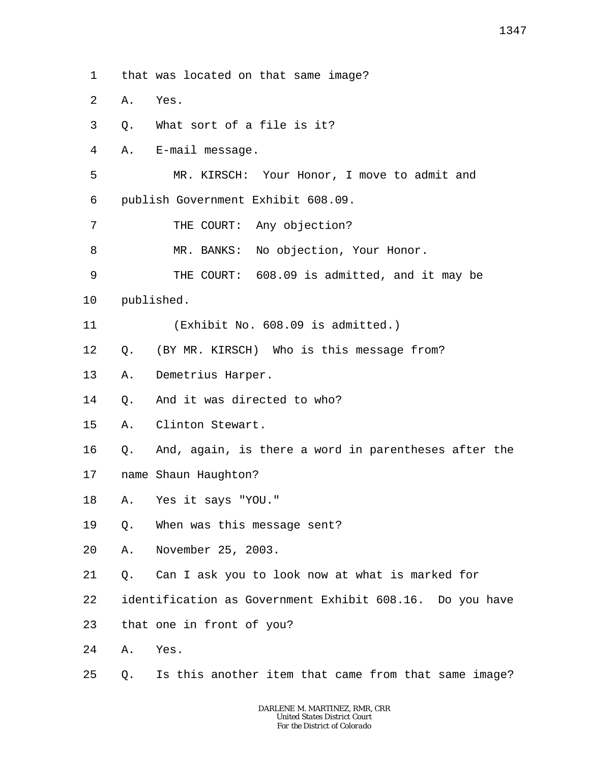1 that was located on that same image?

2 A. Yes.

3 Q. What sort of a file is it?

4 A. E-mail message.

5 MR. KIRSCH: Your Honor, I move to admit and

6 publish Government Exhibit 608.09.

7 THE COURT: Any objection?

8 MR. BANKS: No objection, Your Honor.

9 THE COURT: 608.09 is admitted, and it may be

10 published.

11 (Exhibit No. 608.09 is admitted.)

12 Q. (BY MR. KIRSCH) Who is this message from?

13 A. Demetrius Harper.

14 Q. And it was directed to who?

15 A. Clinton Stewart.

16 Q. And, again, is there a word in parentheses after the

17 name Shaun Haughton?

18 A. Yes it says "YOU."

19 Q. When was this message sent?

20 A. November 25, 2003.

21 Q. Can I ask you to look now at what is marked for

22 identification as Government Exhibit 608.16. Do you have

23 that one in front of you?

24 A. Yes.

25 Q. Is this another item that came from that same image?

DARLENE M. MARTINEZ, RMR, CRR
United States District Court
For the District of Colorado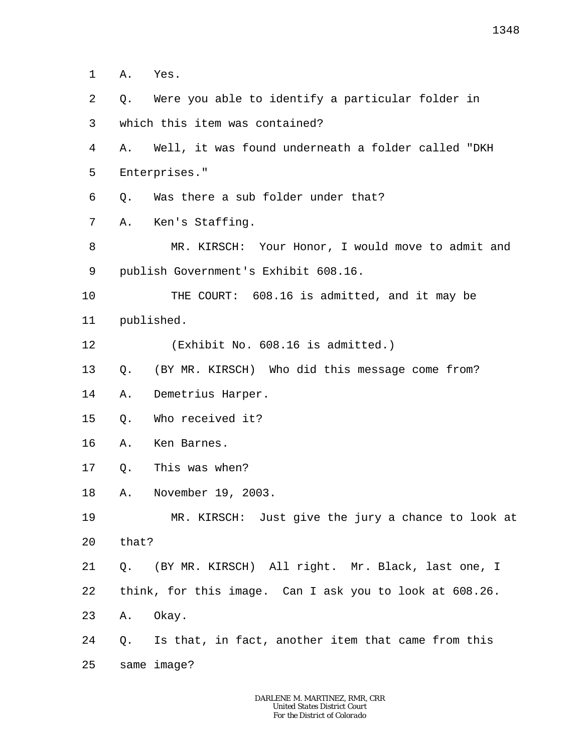1 A. Yes.

2 Q. Were you able to identify a particular folder in

3 which this item was contained?

4 A. Well, it was found underneath a folder called "DKH

5 Enterprises."

6 Q. Was there a sub folder under that?

7 A. Ken's Staffing.

8 MR. KIRSCH: Your Honor, I would move to admit and

9 publish Government's Exhibit 608.16.

10 THE COURT: 608.16 is admitted, and it may be

11 published.

12 (Exhibit No. 608.16 is admitted.)

13 Q. (BY MR. KIRSCH) Who did this message come from?

14 A. Demetrius Harper.

15 Q. Who received it?

16 A. Ken Barnes.

17 Q. This was when?

18 A. November 19, 2003.

19 MR. KIRSCH: Just give the jury a chance to look at

20 that?

21 Q. (BY MR. KIRSCH) All right. Mr. Black, last one, I

22 think, for this image. Can I ask you to look at 608.26.

23 A. Okay.

24 Q. Is that, in fact, another item that came from this

25 same image?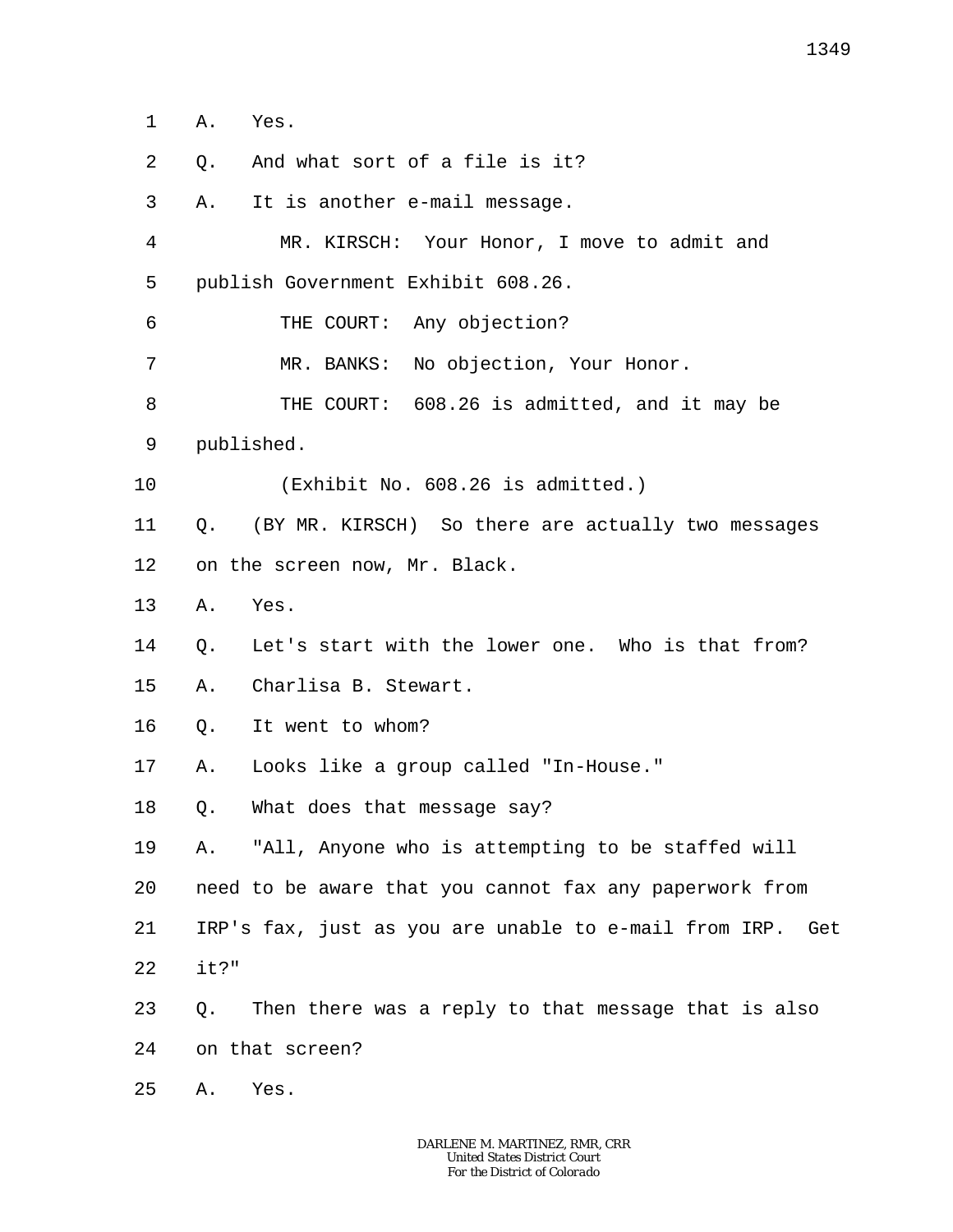1 A. Yes.

2 Q. And what sort of a file is it?

3 A. It is another e-mail message.

4 MR. KIRSCH: Your Honor, I move to admit and

5 publish Government Exhibit 608.26.

6 THE COURT: Any objection?

7 MR. BANKS: No objection, Your Honor.

8 THE COURT: 608.26 is admitted, and it may be

9 published.

10 (Exhibit No. 608.26 is admitted.)

11 Q. (BY MR. KIRSCH) So there are actually two messages

12 on the screen now, Mr. Black.

13 A. Yes.

14 Q. Let's start with the lower one. Who is that from?

15 A. Charlisa B. Stewart.

16 Q. It went to whom?

17 A. Looks like a group called "In-House."

18 Q. What does that message say?

19 A. "All, Anyone who is attempting to be staffed will

20 need to be aware that you cannot fax any paperwork from

21 IRP's fax, just as you are unable to e-mail from IRP. Get

22 it?"

23 Q. Then there was a reply to that message that is also

24 on that screen?

25 A. Yes.

DARLENE M. MARTINEZ, RMR, CRR
United States District Court
For the District of Colorado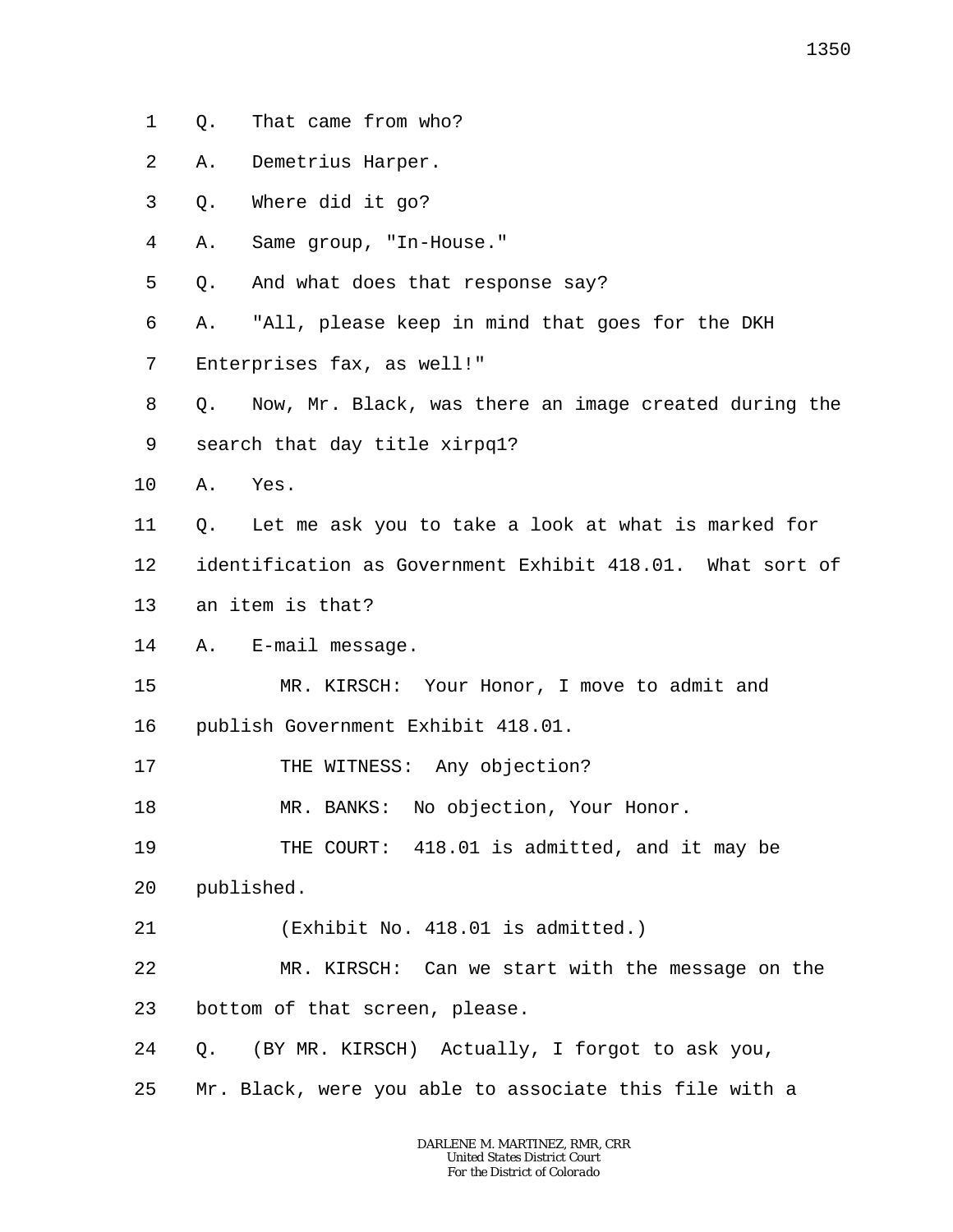1 Q. That came from who?

2 A. Demetrius Harper.

3 Q. Where did it go?

4 A. Same group, "In-House."

5 Q. And what does that response say?

6 A. "All, please keep in mind that goes for the DKH

7 Enterprises fax, as well!"

8 Q. Now, Mr. Black, was there an image created during the

9 search that day title xirpq1?

10 A. Yes.

11 Q. Let me ask you to take a look at what is marked for

12 identification as Government Exhibit 418.01. What sort of

13 an item is that?

14 A. E-mail message.

15 MR. KIRSCH: Your Honor, I move to admit and

16 publish Government Exhibit 418.01.

17 THE WITNESS: Any objection?

18 MR. BANKS: No objection, Your Honor.

19 THE COURT: 418.01 is admitted, and it may be

20 published.

21 (Exhibit No. 418.01 is admitted.)

22 MR. KIRSCH: Can we start with the message on the

23 bottom of that screen, please.

24 Q. (BY MR. KIRSCH) Actually, I forgot to ask you,

25 Mr. Black, were you able to associate this file with a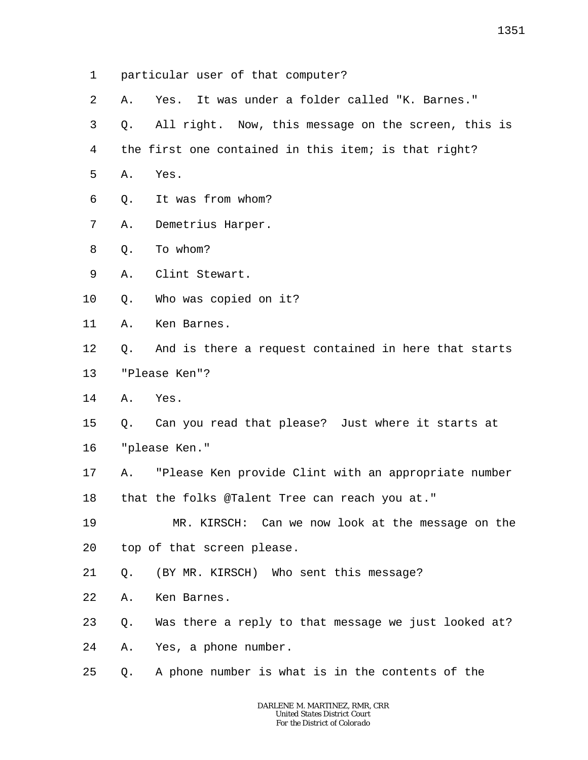1 particular user of that computer?

2 A. Yes. It was under a folder called "K. Barnes."

3 Q. All right. Now, this message on the screen, this is

4 the first one contained in this item; is that right?

5 A. Yes.

6 Q. It was from whom?

7 A. Demetrius Harper.

8 Q. To whom?

9 A. Clint Stewart.

10 Q. Who was copied on it?

11 A. Ken Barnes.

12 Q. And is there a request contained in here that starts

13 "Please Ken"?

14 A. Yes.

15 Q. Can you read that please? Just where it starts at

16 "please Ken."

17 A. "Please Ken provide Clint with an appropriate number

18 that the folks @Talent Tree can reach you at."

19 MR. KIRSCH: Can we now look at the message on the

20 top of that screen please.

21 Q. (BY MR. KIRSCH) Who sent this message?

22 A. Ken Barnes.

23 Q. Was there a reply to that message we just looked at?

24 A. Yes, a phone number.

25 Q. A phone number is what is in the contents of the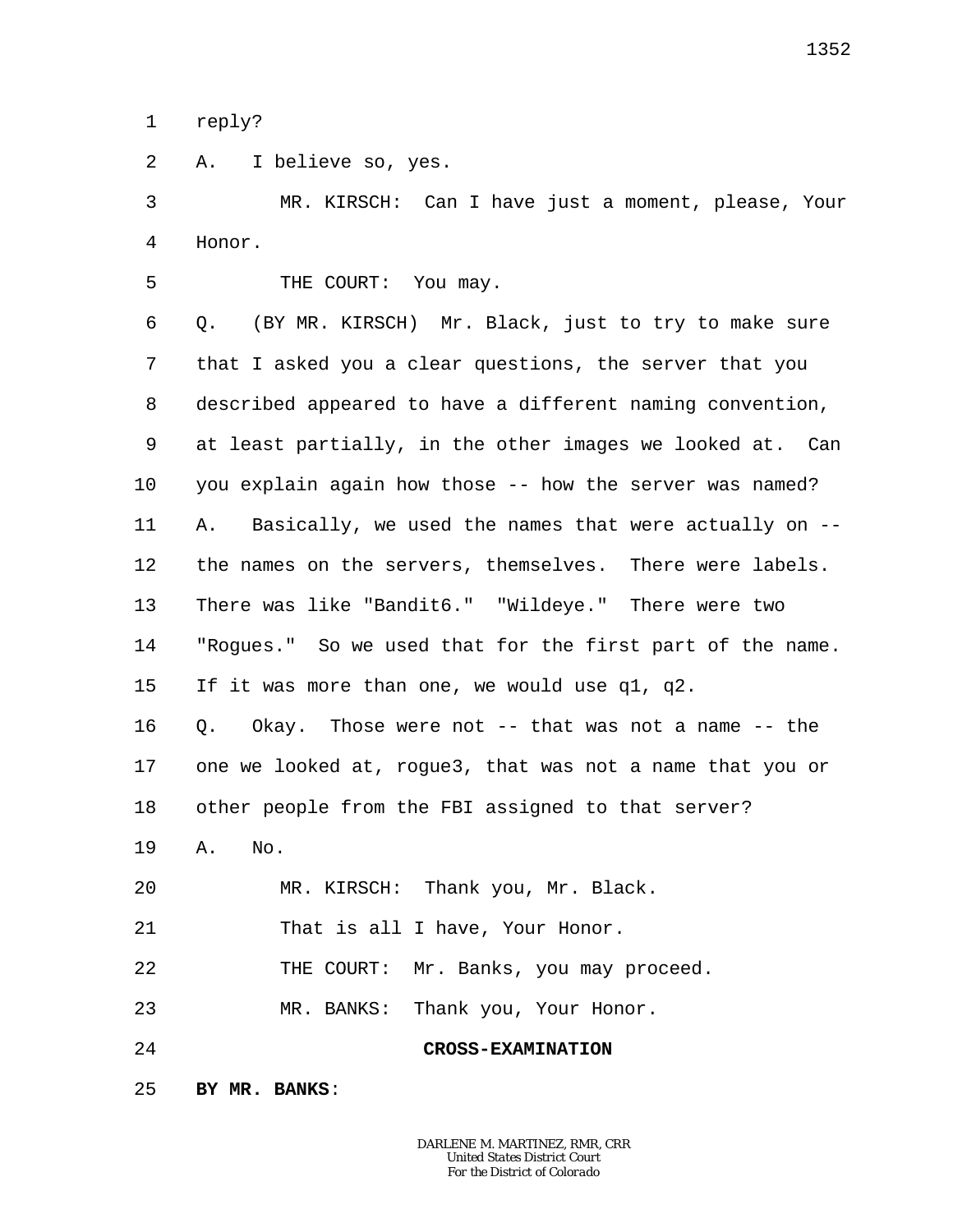1 reply?

2 A. I believe so, yes.

3 MR. KIRSCH: Can I have just a moment, please, Your

4 Honor.

5 THE COURT: You may.

6 Q. (BY MR. KIRSCH) Mr. Black, just to try to make sure

7 that I asked you a clear questions, the server that you

8 described appeared to have a different naming convention,

9 at least partially, in the other images we looked at. Can

10 you explain again how those -- how the server was named?

11 A. Basically, we used the names that were actually on --

12 the names on the servers, themselves. There were labels.

13 There was like "Bandit6." "Wildeye." There were two

14 "Rogues." So we used that for the first part of the name.

15 If it was more than one, we would use q1, q2.

16 Q. Okay. Those were not -- that was not a name -- the

17 one we looked at, rogue3, that was not a name that you or

18 other people from the FBI assigned to that server?

19 A. No.

20 MR. KIRSCH: Thank you, Mr. Black.

21 That is all I have, Your Honor.

22 THE COURT: Mr. Banks, you may proceed.

23 MR. BANKS: Thank you, Your Honor.

24 **CROSS-EXAMINATION**

25 **BY MR. BANKS**:

DARLENE M. MARTINEZ, RMR, CRR
United States District Court
For the District of Colorado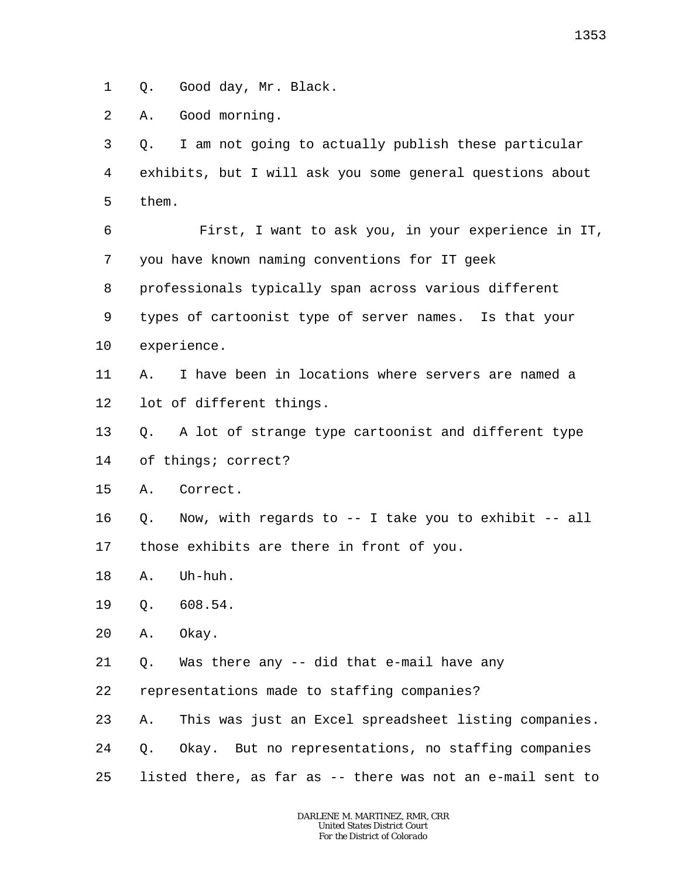Q. Good day, Mr. Black.

A. Good morning.

Q. I am not going to actually publish these particular exhibits, but I will ask you some general questions about them.

First, I want to ask you, in your experience in IT, you have known naming conventions for IT geek professionals typically span across various different types of cartoonist type of server names. Is that your experience.

A. I have been in locations where servers are named a lot of different things.

Q. A lot of strange type cartoonist and different type of things; correct?

A. Correct.

Q. Now, with regards to -- I take you to exhibit -- all those exhibits are there in front of you.

A. Uh-huh.

Q. 608.54.

A. Okay.

Q. Was there any -- did that e-mail have any representations made to staffing companies?

A. This was just an Excel spreadsheet listing companies.

Q. Okay. But no representations, no staffing companies listed there, as far as -- there was not an e-mail sent to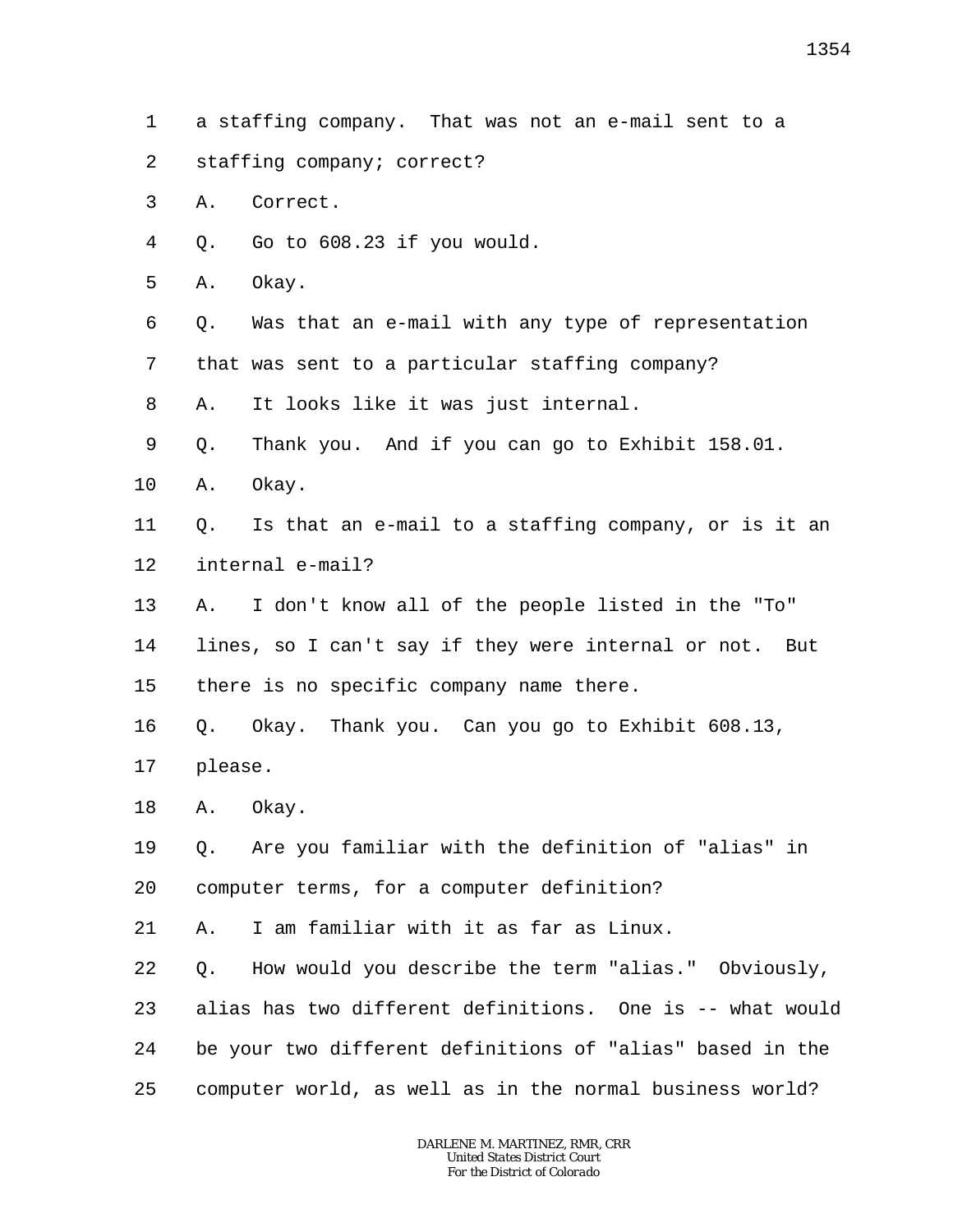1 a staffing company. That was not an e-mail sent to a
2 staffing company; correct?
3 A. Correct.
4 Q. Go to 608.23 if you would.
5 A. Okay.
6 Q. Was that an e-mail with any type of representation
7 that was sent to a particular staffing company?
8 A. It looks like it was just internal.
9 Q. Thank you. And if you can go to Exhibit 158.01.
10 A. Okay.
11 Q. Is that an e-mail to a staffing company, or is it an
12 internal e-mail?
13 A. I don't know all of the people listed in the "To"
14 lines, so I can't say if they were internal or not. But
15 there is no specific company name there.
16 Q. Okay. Thank you. Can you go to Exhibit 608.13,
17 please.
18 A. Okay.
19 Q. Are you familiar with the definition of "alias" in
20 computer terms, for a computer definition?
21 A. I am familiar with it as far as Linux.
22 Q. How would you describe the term "alias." Obviously,
23 alias has two different definitions. One is -- what would
24 be your two different definitions of "alias" based in the
25 computer world, as well as in the normal business world?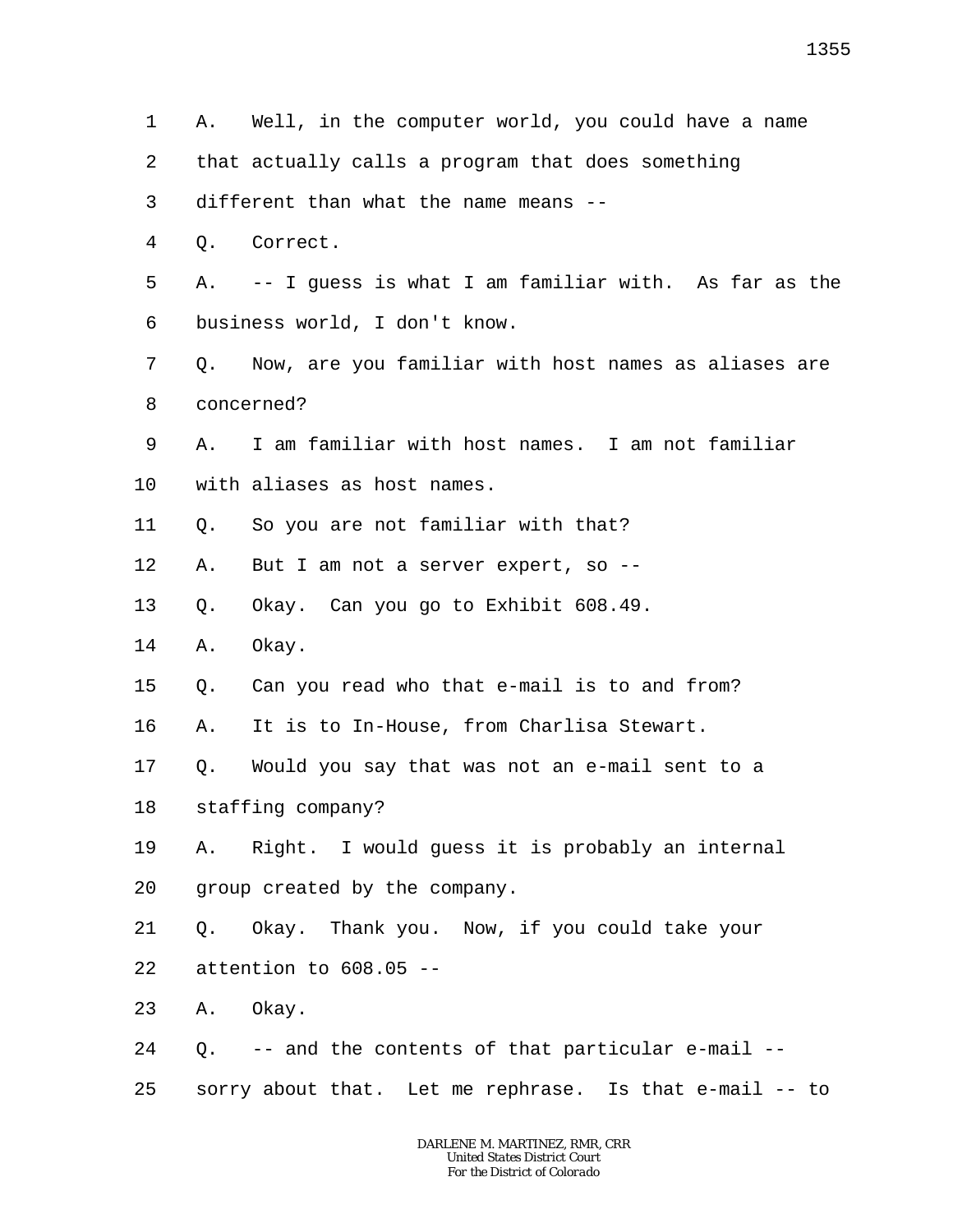1 A. Well, in the computer world, you could have a name
2 that actually calls a program that does something
3 different than what the name means --
4 Q. Correct.
5 A. -- I guess is what I am familiar with. As far as the
6 business world, I don't know.
7 Q. Now, are you familiar with host names as aliases are
8 concerned?
9 A. I am familiar with host names. I am not familiar
10 with aliases as host names.
11 Q. So you are not familiar with that?
12 A. But I am not a server expert, so --
13 Q. Okay. Can you go to Exhibit 608.49.
14 A. Okay.
15 Q. Can you read who that e-mail is to and from?
16 A. It is to In-House, from Charlisa Stewart.
17 Q. Would you say that was not an e-mail sent to a
18 staffing company?
19 A. Right. I would guess it is probably an internal
20 group created by the company.
21 Q. Okay. Thank you. Now, if you could take your
22 attention to 608.05 --
23 A. Okay.
24 Q. -- and the contents of that particular e-mail --
25 sorry about that. Let me rephrase. Is that e-mail -- to

DARLENE M. MARTINEZ, RMR, CRR
United States District Court
For the District of Colorado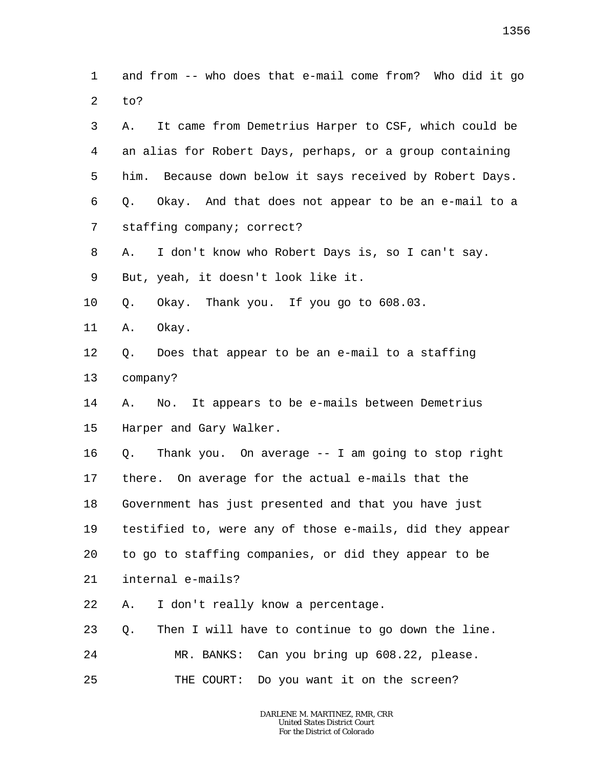1 and from -- who does that e-mail come from? Who did it go
2 to?
3 A. It came from Demetrius Harper to CSF, which could be
4 an alias for Robert Days, perhaps, or a group containing
5 him. Because down below it says received by Robert Days.
6 Q. Okay. And that does not appear to be an e-mail to a
7 staffing company; correct?
8 A. I don't know who Robert Days is, so I can't say.
9 But, yeah, it doesn't look like it.
10 Q. Okay. Thank you. If you go to 608.03.
11 A. Okay.
12 Q. Does that appear to be an e-mail to a staffing
13 company?
14 A. No. It appears to be e-mails between Demetrius
15 Harper and Gary Walker.
16 Q. Thank you. On average -- I am going to stop right
17 there. On average for the actual e-mails that the
18 Government has just presented and that you have just
19 testified to, were any of those e-mails, did they appear
20 to go to staffing companies, or did they appear to be
21 internal e-mails?
22 A. I don't really know a percentage.
23 Q. Then I will have to continue to go down the line.
24 MR. BANKS: Can you bring up 608.22, please.
25 THE COURT: Do you want it on the screen?

DARLENE M. MARTINEZ, RMR, CRR
United States District Court
For the District of Colorado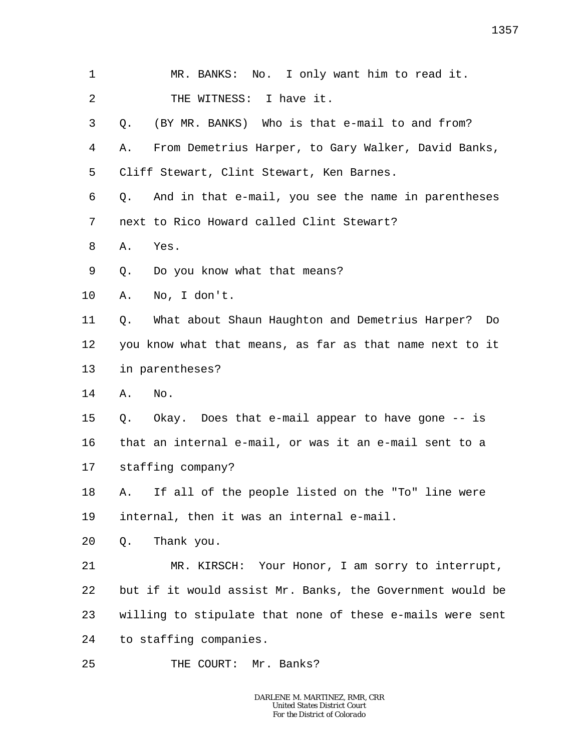1 MR. BANKS: No. I only want him to read it.

2 THE WITNESS: I have it.

3 Q. (BY MR. BANKS) Who is that e-mail to and from?

4 A. From Demetrius Harper, to Gary Walker, David Banks,

5 Cliff Stewart, Clint Stewart, Ken Barnes.

6 Q. And in that e-mail, you see the name in parentheses

7 next to Rico Howard called Clint Stewart?

8 A. Yes.

9 Q. Do you know what that means?

10 A. No, I don't.

11 Q. What about Shaun Haughton and Demetrius Harper? Do

12 you know what that means, as far as that name next to it

13 in parentheses?

14 A. No.

15 Q. Okay. Does that e-mail appear to have gone -- is

16 that an internal e-mail, or was it an e-mail sent to a

17 staffing company?

18 A. If all of the people listed on the "To" line were

19 internal, then it was an internal e-mail.

20 Q. Thank you.

21 MR. KIRSCH: Your Honor, I am sorry to interrupt,

22 but if it would assist Mr. Banks, the Government would be

23 willing to stipulate that none of these e-mails were sent

24 to staffing companies.

25 THE COURT: Mr. Banks?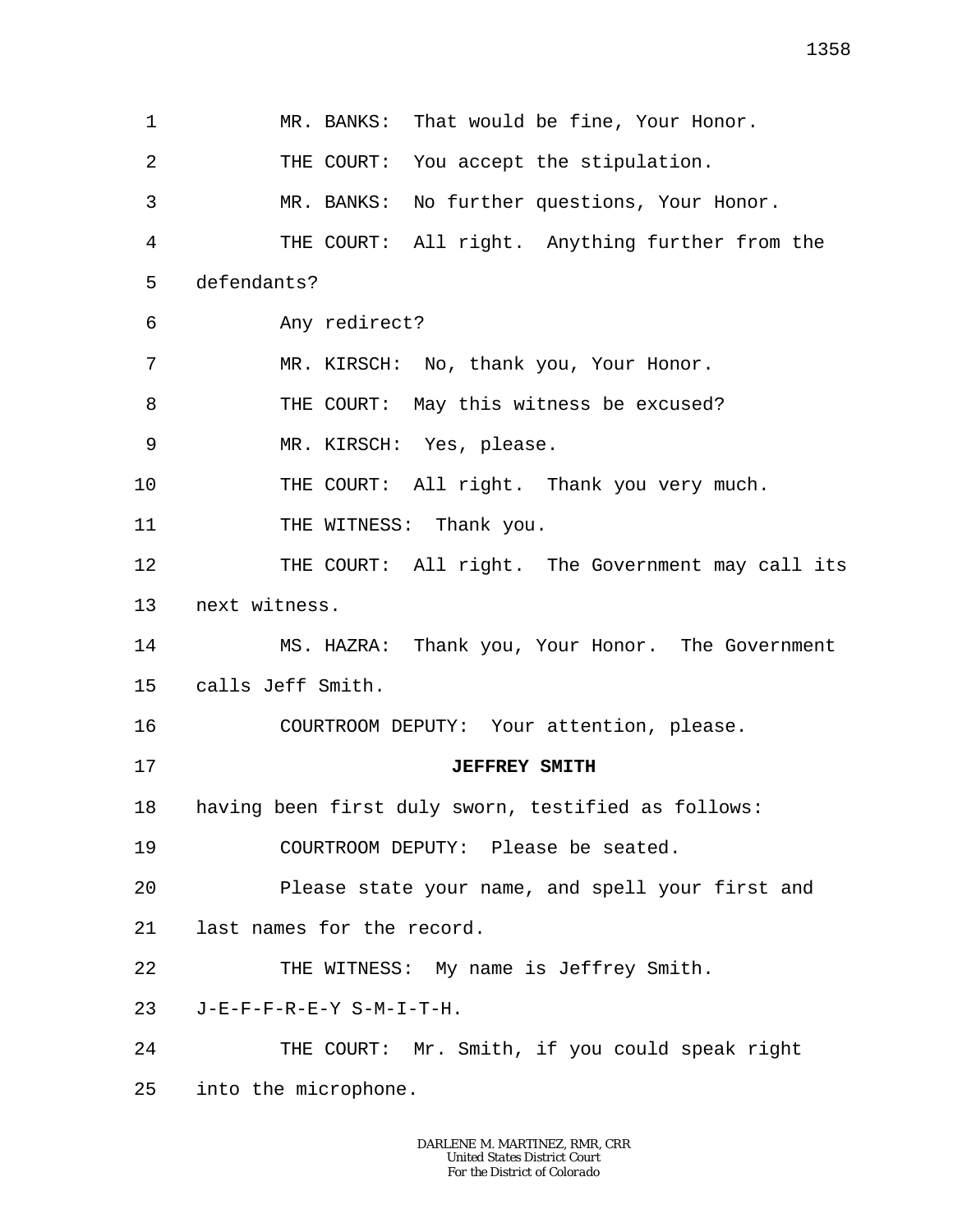1 MR. BANKS: That would be fine, Your Honor.

2 THE COURT: You accept the stipulation.

3 MR. BANKS: No further questions, Your Honor.

4 THE COURT: All right. Anything further from the

5 defendants?

6 Any redirect?

7 MR. KIRSCH: No, thank you, Your Honor.

8 THE COURT: May this witness be excused?

9 MR. KIRSCH: Yes, please.

10 THE COURT: All right. Thank you very much.

11 THE WITNESS: Thank you.

12 THE COURT: All right. The Government may call its

13 next witness.

14 MS. HAZRA: Thank you, Your Honor. The Government

15 calls Jeff Smith.

16 COURTROOM DEPUTY: Your attention, please.

17 **JEFFREY SMITH**

18 having been first duly sworn, testified as follows:

19 COURTROOM DEPUTY: Please be seated.

20 Please state your name, and spell your first and

21 last names for the record.

22 THE WITNESS: My name is Jeffrey Smith.

23 J-E-F-F-R-E-Y S-M-I-T-H.

24 THE COURT: Mr. Smith, if you could speak right

25 into the microphone.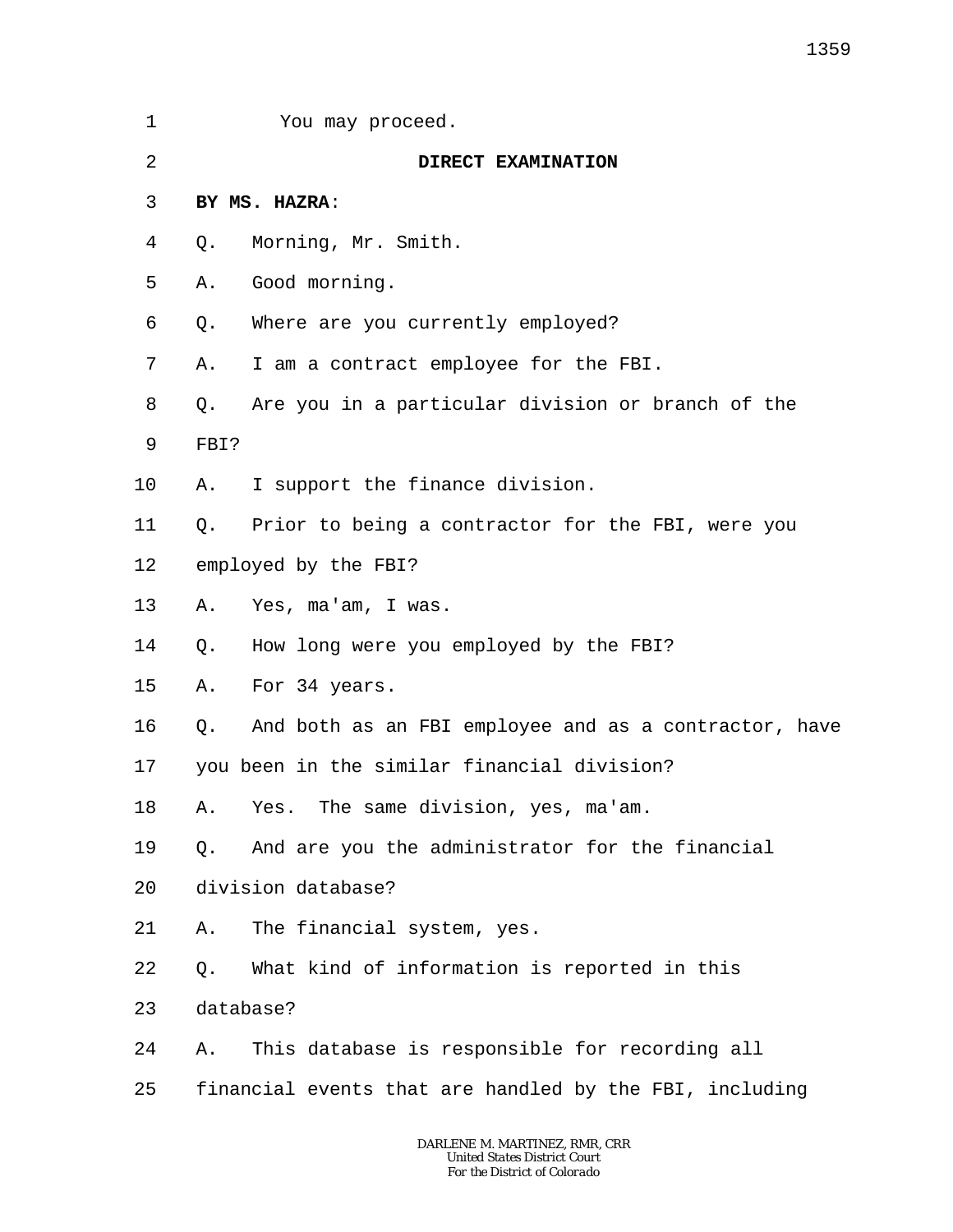You may proceed.

## DIRECT EXAMINATION

**BY MS. HAZRA**:

Q. Morning, Mr. Smith.

A. Good morning.

Q. Where are you currently employed?

A. I am a contract employee for the FBI.

Q. Are you in a particular division or branch of the FBI?

A. I support the finance division.

Q. Prior to being a contractor for the FBI, were you employed by the FBI?

A. Yes, ma'am, I was.

Q. How long were you employed by the FBI?

A. For 34 years.

Q. And both as an FBI employee and as a contractor, have you been in the similar financial division?

A. Yes. The same division, yes, ma'am.

Q. And are you the administrator for the financial division database?

A. The financial system, yes.

Q. What kind of information is reported in this database?

A. This database is responsible for recording all financial events that are handled by the FBI, including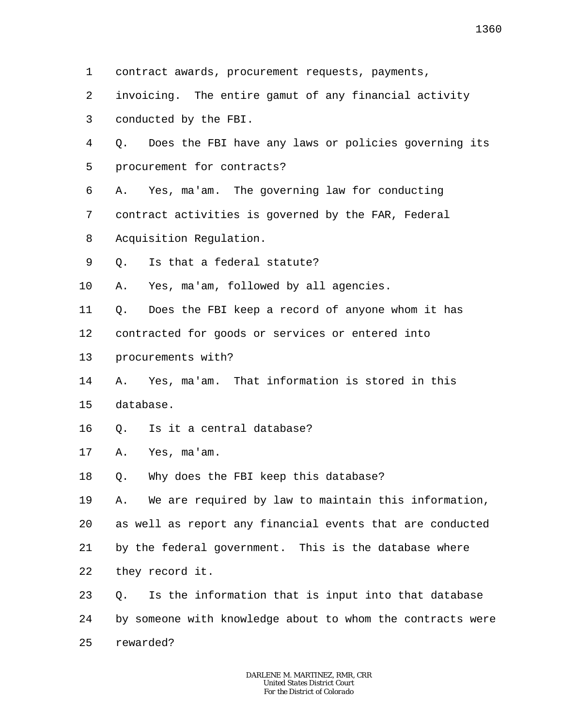1 contract awards, procurement requests, payments,

2 invoicing. The entire gamut of any financial activity

3 conducted by the FBI.

4 Q. Does the FBI have any laws or policies governing its

5 procurement for contracts?

6 A. Yes, ma'am. The governing law for conducting

7 contract activities is governed by the FAR, Federal

8 Acquisition Regulation.

9 Q. Is that a federal statute?

10 A. Yes, ma'am, followed by all agencies.

11 Q. Does the FBI keep a record of anyone whom it has

12 contracted for goods or services or entered into

13 procurements with?

14 A. Yes, ma'am. That information is stored in this

15 database.

16 Q. Is it a central database?

17 A. Yes, ma'am.

18 Q. Why does the FBI keep this database?

19 A. We are required by law to maintain this information,

20 as well as report any financial events that are conducted

21 by the federal government. This is the database where

22 they record it.

23 Q. Is the information that is input into that database

24 by someone with knowledge about to whom the contracts were

25 rewarded?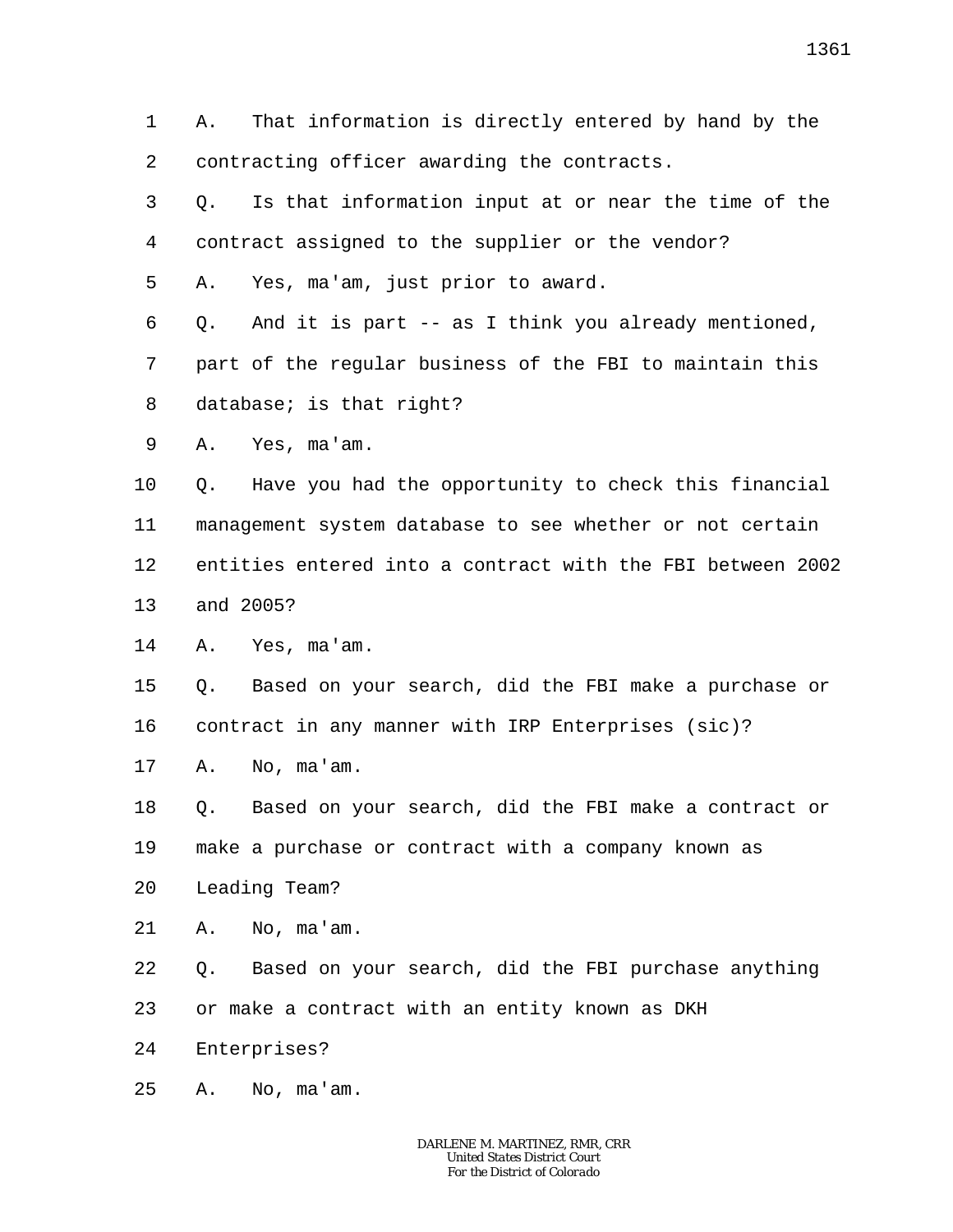1 A. That information is directly entered by hand by the
2 contracting officer awarding the contracts.
3 Q. Is that information input at or near the time of the
4 contract assigned to the supplier or the vendor?
5 A. Yes, ma'am, just prior to award.
6 Q. And it is part -- as I think you already mentioned,
7 part of the regular business of the FBI to maintain this
8 database; is that right?
9 A. Yes, ma'am.
10 Q. Have you had the opportunity to check this financial
11 management system database to see whether or not certain
12 entities entered into a contract with the FBI between 2002
13 and 2005?
14 A. Yes, ma'am.
15 Q. Based on your search, did the FBI make a purchase or
16 contract in any manner with IRP Enterprises (sic)?
17 A. No, ma'am.
18 Q. Based on your search, did the FBI make a contract or
19 make a purchase or contract with a company known as
20 Leading Team?
21 A. No, ma'am.
22 Q. Based on your search, did the FBI purchase anything
23 or make a contract with an entity known as DKH
24 Enterprises?
25 A. No, ma'am.

DARLENE M. MARTINEZ, RMR, CRR
United States District Court
For the District of Colorado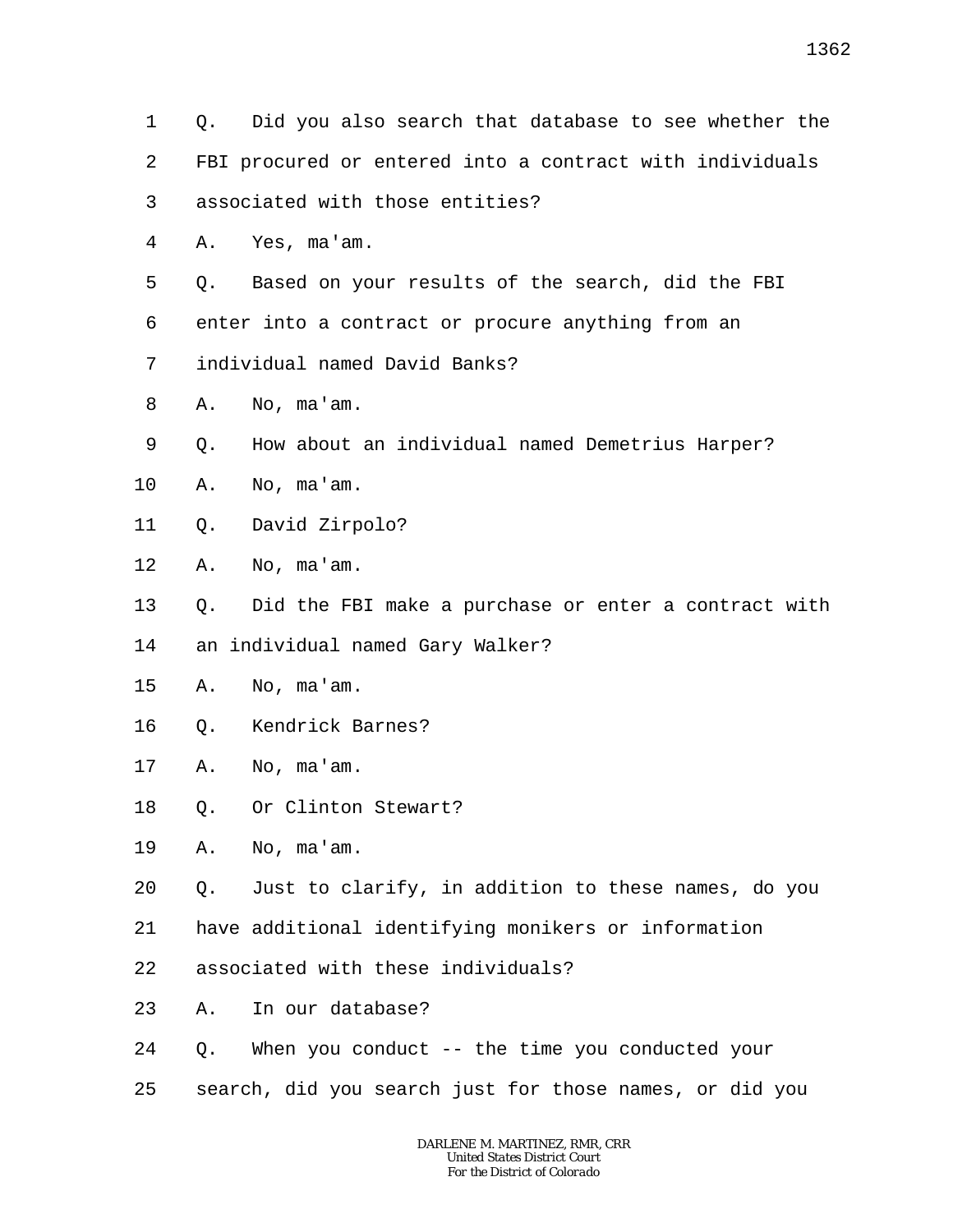1 Q. Did you also search that database to see whether the
2 FBI procured or entered into a contract with individuals
3 associated with those entities?
4 A. Yes, ma'am.
5 Q. Based on your results of the search, did the FBI
6 enter into a contract or procure anything from an
7 individual named David Banks?
8 A. No, ma'am.
9 Q. How about an individual named Demetrius Harper?
10 A. No, ma'am.
11 Q. David Zirpolo?
12 A. No, ma'am.
13 Q. Did the FBI make a purchase or enter a contract with
14 an individual named Gary Walker?
15 A. No, ma'am.
16 Q. Kendrick Barnes?
17 A. No, ma'am.
18 Q. Or Clinton Stewart?
19 A. No, ma'am.
20 Q. Just to clarify, in addition to these names, do you
21 have additional identifying monikers or information
22 associated with these individuals?
23 A. In our database?
24 Q. When you conduct -- the time you conducted your
25 search, did you search just for those names, or did you

DARLENE M. MARTINEZ, RMR, CRR
United States District Court
For the District of Colorado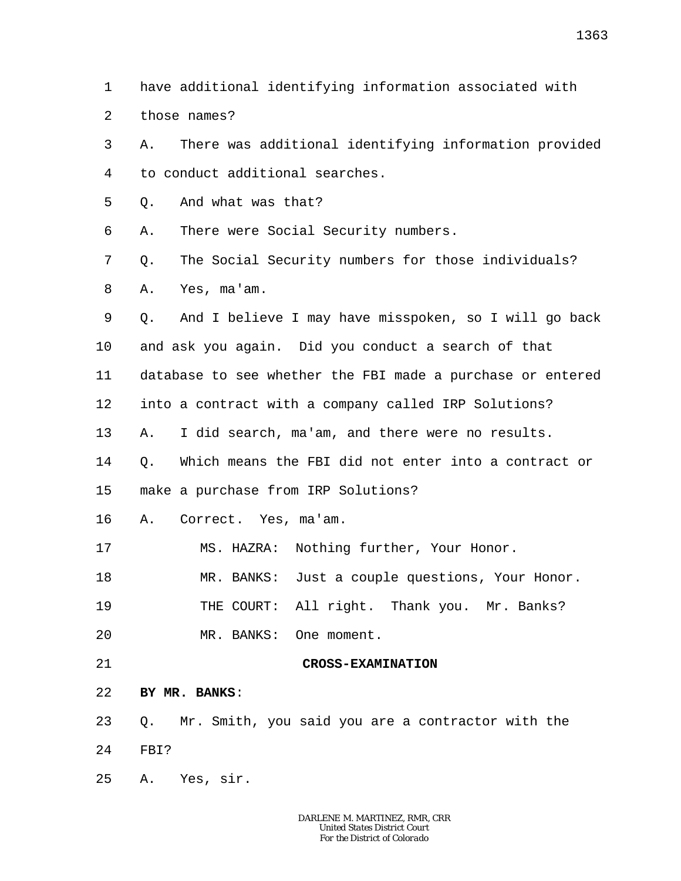1 have additional identifying information associated with
2 those names?
3 A. There was additional identifying information provided
4 to conduct additional searches.
5 Q. And what was that?
6 A. There were Social Security numbers.
7 Q. The Social Security numbers for those individuals?
8 A. Yes, ma'am.
9 Q. And I believe I may have misspoken, so I will go back
10 and ask you again. Did you conduct a search of that
11 database to see whether the FBI made a purchase or entered
12 into a contract with a company called IRP Solutions?
13 A. I did search, ma'am, and there were no results.
14 Q. Which means the FBI did not enter into a contract or
15 make a purchase from IRP Solutions?
16 A. Correct. Yes, ma'am.
17 MS. HAZRA: Nothing further, Your Honor.
18 MR. BANKS: Just a couple questions, Your Honor.
19 THE COURT: All right. Thank you. Mr. Banks?
20 MR. BANKS: One moment.
21 **CROSS-EXAMINATION**
22 **BY MR. BANKS**:
23 Q. Mr. Smith, you said you are a contractor with the
24 FBI?
25 A. Yes, sir.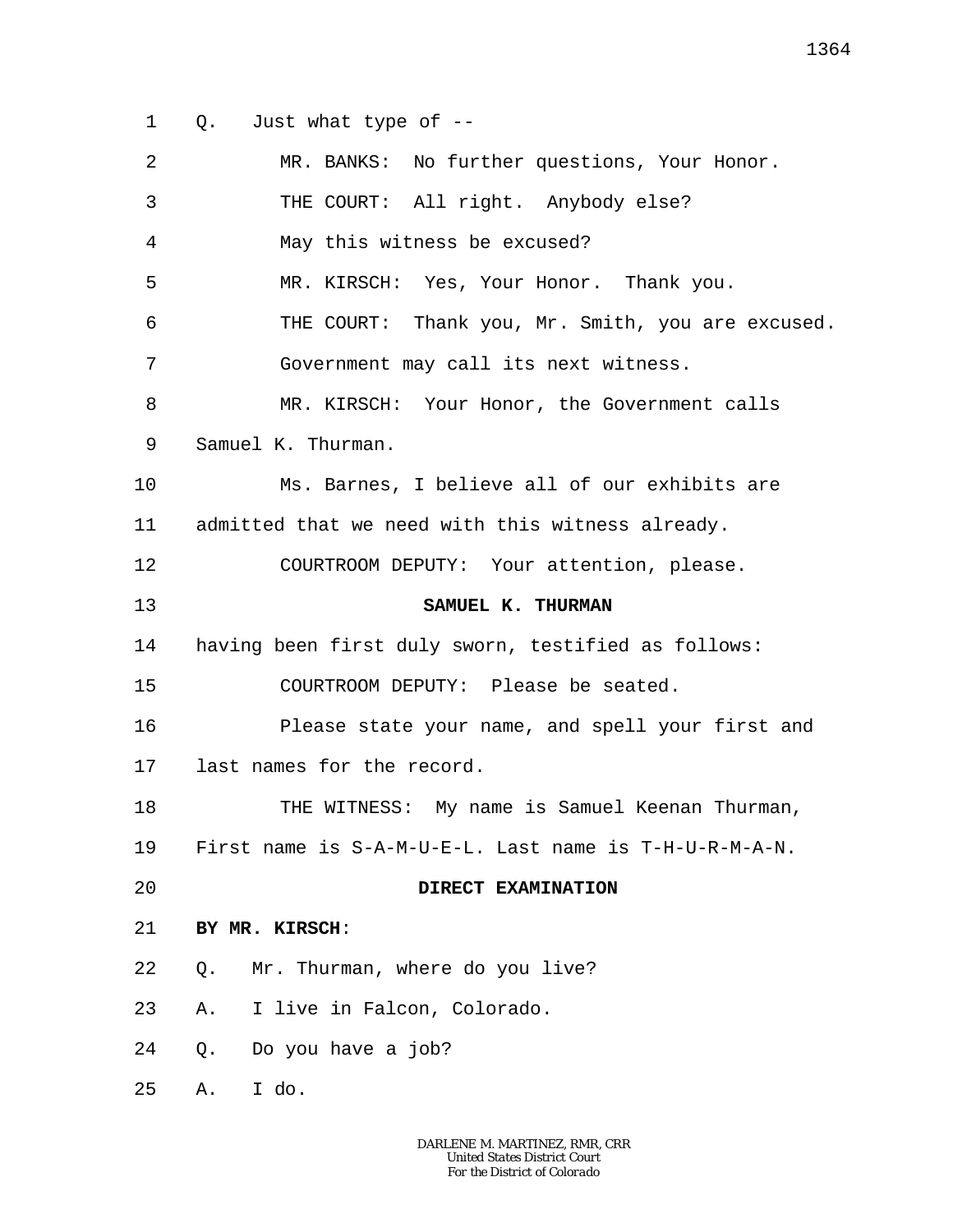Q. Just what type of --

MR. BANKS: No further questions, Your Honor.

THE COURT: All right. Anybody else?

May this witness be excused?

MR. KIRSCH: Yes, Your Honor. Thank you.

THE COURT: Thank you, Mr. Smith, you are excused.

Government may call its next witness.

MR. KIRSCH: Your Honor, the Government calls Samuel K. Thurman.

Ms. Barnes, I believe all of our exhibits are admitted that we need with this witness already.

COURTROOM DEPUTY: Your attention, please.

**SAMUEL K. THURMAN**

having been first duly sworn, testified as follows:

COURTROOM DEPUTY: Please be seated.

Please state your name, and spell your first and last names for the record.

THE WITNESS: My name is Samuel Keenan Thurman, First name is S-A-M-U-E-L. Last name is T-H-U-R-M-A-N.

**DIRECT EXAMINATION**

**BY MR. KIRSCH**:

Q. Mr. Thurman, where do you live?

A. I live in Falcon, Colorado.

Q. Do you have a job?

A. I do.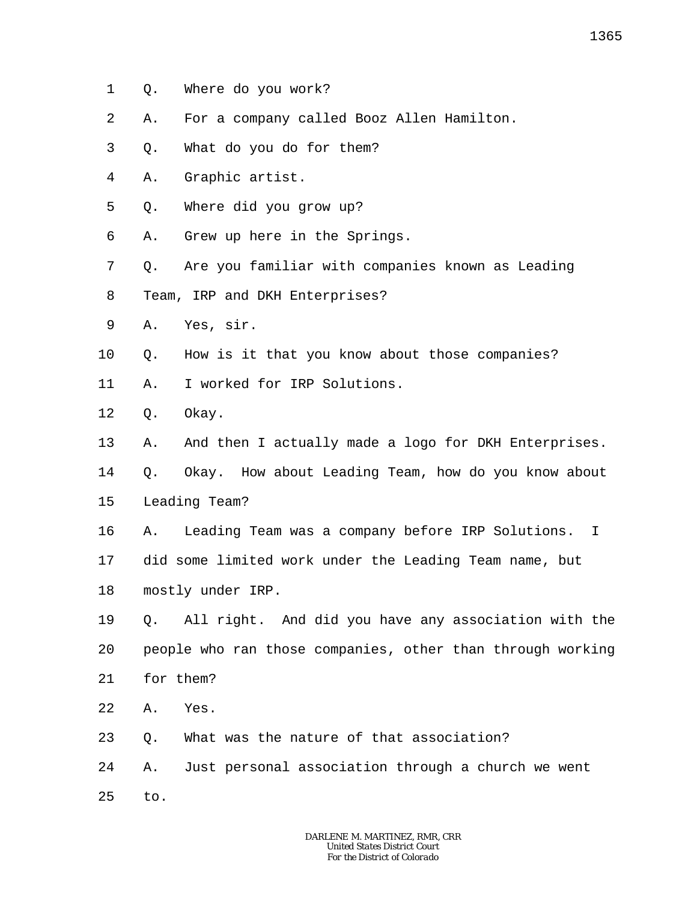1 Q. Where do you work?

2 A. For a company called Booz Allen Hamilton.

3 Q. What do you do for them?

4 A. Graphic artist.

5 Q. Where did you grow up?

6 A. Grew up here in the Springs.

7 Q. Are you familiar with companies known as Leading

8 Team, IRP and DKH Enterprises?

9 A. Yes, sir.

10 Q. How is it that you know about those companies?

11 A. I worked for IRP Solutions.

12 Q. Okay.

13 A. And then I actually made a logo for DKH Enterprises.

14 Q. Okay. How about Leading Team, how do you know about

15 Leading Team?

16 A. Leading Team was a company before IRP Solutions. I

17 did some limited work under the Leading Team name, but

18 mostly under IRP.

19 Q. All right. And did you have any association with the

20 people who ran those companies, other than through working

21 for them?

22 A. Yes.

23 Q. What was the nature of that association?

24 A. Just personal association through a church we went

25 to.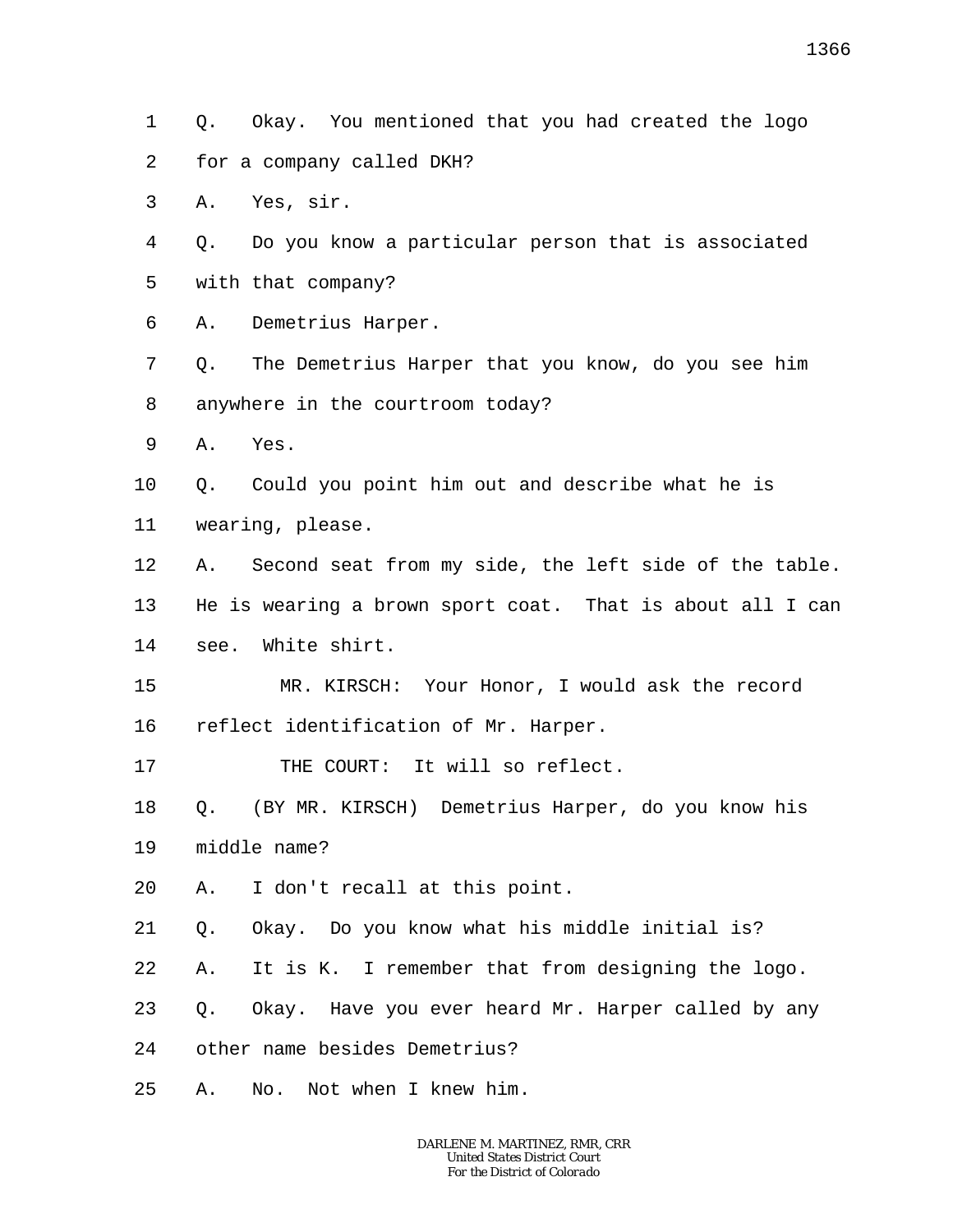Q. Okay. You mentioned that you had created the logo for a company called DKH?

A. Yes, sir.

Q. Do you know a particular person that is associated with that company?

A. Demetrius Harper.

Q. The Demetrius Harper that you know, do you see him anywhere in the courtroom today?

A. Yes.

Q. Could you point him out and describe what he is wearing, please.

A. Second seat from my side, the left side of the table. He is wearing a brown sport coat. That is about all I can see. White shirt.

MR. KIRSCH: Your Honor, I would ask the record reflect identification of Mr. Harper.

THE COURT: It will so reflect.

Q. (BY MR. KIRSCH) Demetrius Harper, do you know his middle name?

A. I don't recall at this point.

Q. Okay. Do you know what his middle initial is?

A. It is K. I remember that from designing the logo.

Q. Okay. Have you ever heard Mr. Harper called by any other name besides Demetrius?

A. No. Not when I knew him.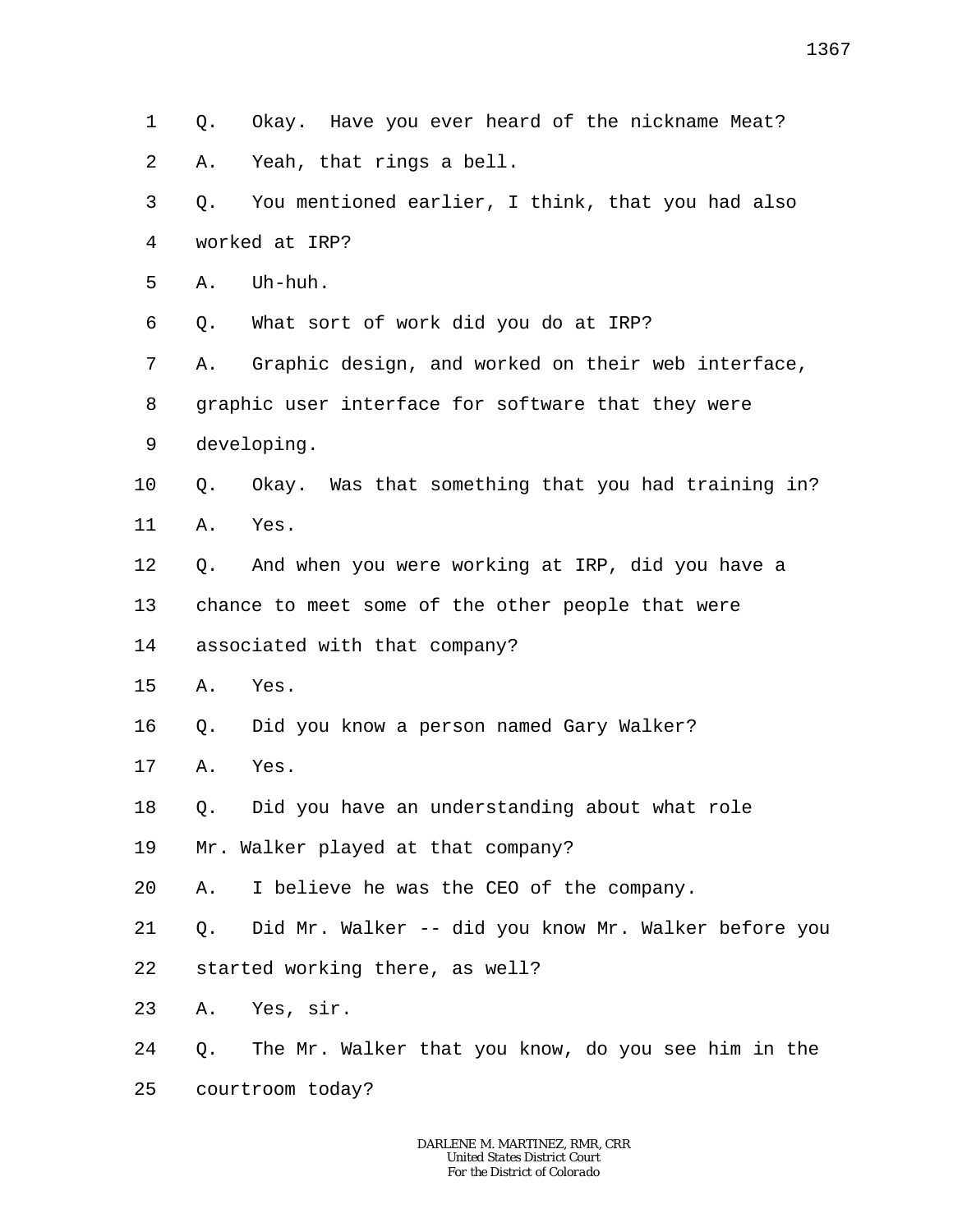1 Q. Okay. Have you ever heard of the nickname Meat?

2 A. Yeah, that rings a bell.

3 Q. You mentioned earlier, I think, that you had also

4 worked at IRP?

5 A. Uh-huh.

6 Q. What sort of work did you do at IRP?

7 A. Graphic design, and worked on their web interface,

8 graphic user interface for software that they were

9 developing.

10 Q. Okay. Was that something that you had training in?

11 A. Yes.

12 Q. And when you were working at IRP, did you have a

13 chance to meet some of the other people that were

14 associated with that company?

15 A. Yes.

16 Q. Did you know a person named Gary Walker?

17 A. Yes.

18 Q. Did you have an understanding about what role

19 Mr. Walker played at that company?

20 A. I believe he was the CEO of the company.

21 Q. Did Mr. Walker -- did you know Mr. Walker before you

22 started working there, as well?

23 A. Yes, sir.

24 Q. The Mr. Walker that you know, do you see him in the

25 courtroom today?

DARLENE M. MARTINEZ, RMR, CRR
United States District Court
For the District of Colorado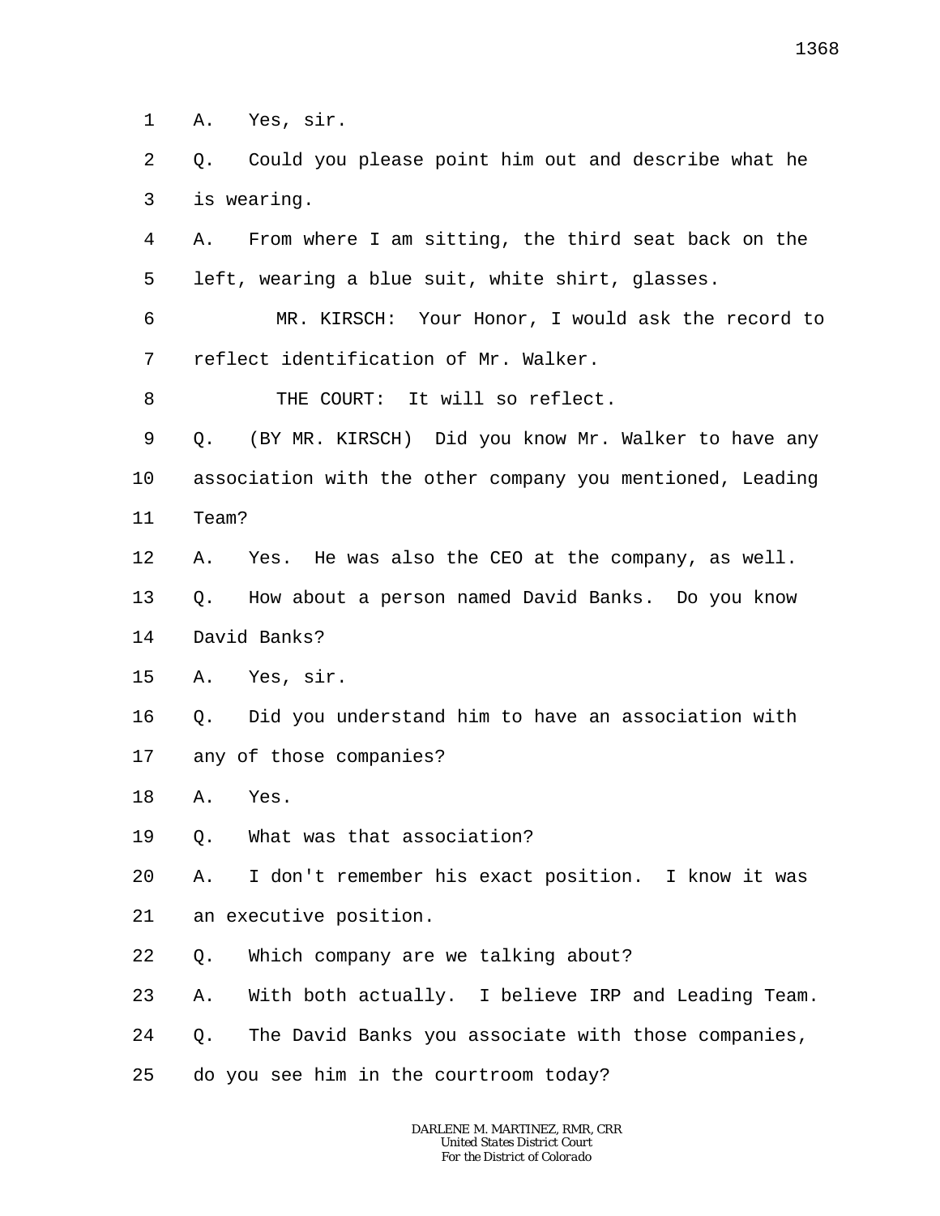1 A. Yes, sir.

2 Q. Could you please point him out and describe what he

3 is wearing.

4 A. From where I am sitting, the third seat back on the

5 left, wearing a blue suit, white shirt, glasses.

6 MR. KIRSCH: Your Honor, I would ask the record to

7 reflect identification of Mr. Walker.

8 THE COURT: It will so reflect.

9 Q. (BY MR. KIRSCH) Did you know Mr. Walker to have any

10 association with the other company you mentioned, Leading

11 Team?

12 A. Yes. He was also the CEO at the company, as well.

13 Q. How about a person named David Banks. Do you know

14 David Banks?

15 A. Yes, sir.

16 Q. Did you understand him to have an association with

17 any of those companies?

18 A. Yes.

19 Q. What was that association?

20 A. I don't remember his exact position. I know it was

21 an executive position.

22 Q. Which company are we talking about?

23 A. With both actually. I believe IRP and Leading Team.

24 Q. The David Banks you associate with those companies,

25 do you see him in the courtroom today?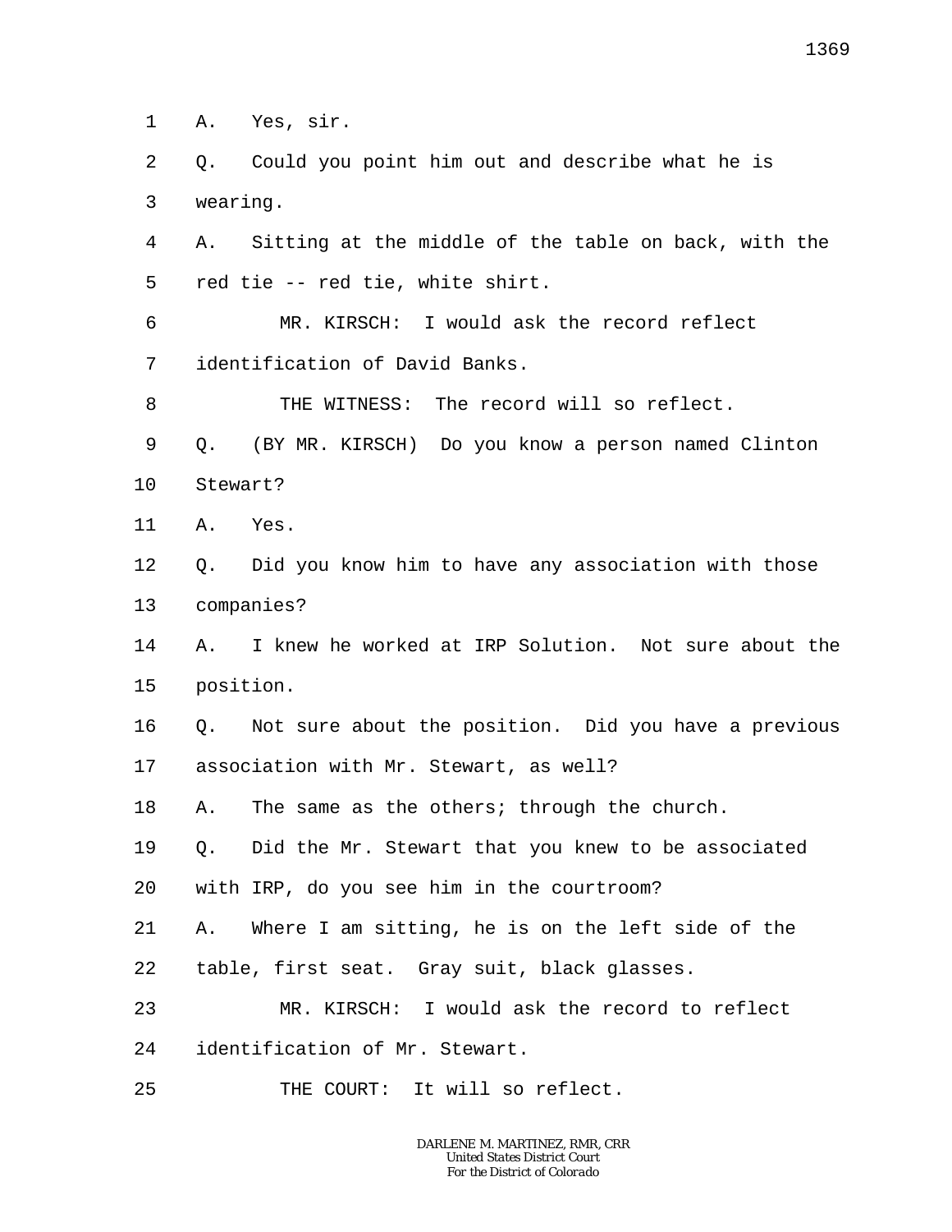1 A. Yes, sir.

2 Q. Could you point him out and describe what he is

3 wearing.

4 A. Sitting at the middle of the table on back, with the

5 red tie -- red tie, white shirt.

6 MR. KIRSCH: I would ask the record reflect

7 identification of David Banks.

8 THE WITNESS: The record will so reflect.

9 Q. (BY MR. KIRSCH) Do you know a person named Clinton

10 Stewart?

11 A. Yes.

12 Q. Did you know him to have any association with those

13 companies?

14 A. I knew he worked at IRP Solution. Not sure about the

15 position.

16 Q. Not sure about the position. Did you have a previous

17 association with Mr. Stewart, as well?

18 A. The same as the others; through the church.

19 Q. Did the Mr. Stewart that you knew to be associated

20 with IRP, do you see him in the courtroom?

21 A. Where I am sitting, he is on the left side of the

22 table, first seat. Gray suit, black glasses.

23 MR. KIRSCH: I would ask the record to reflect

24 identification of Mr. Stewart.

25 THE COURT: It will so reflect.

DARLENE M. MARTINEZ, RMR, CRR
United States District Court
For the District of Colorado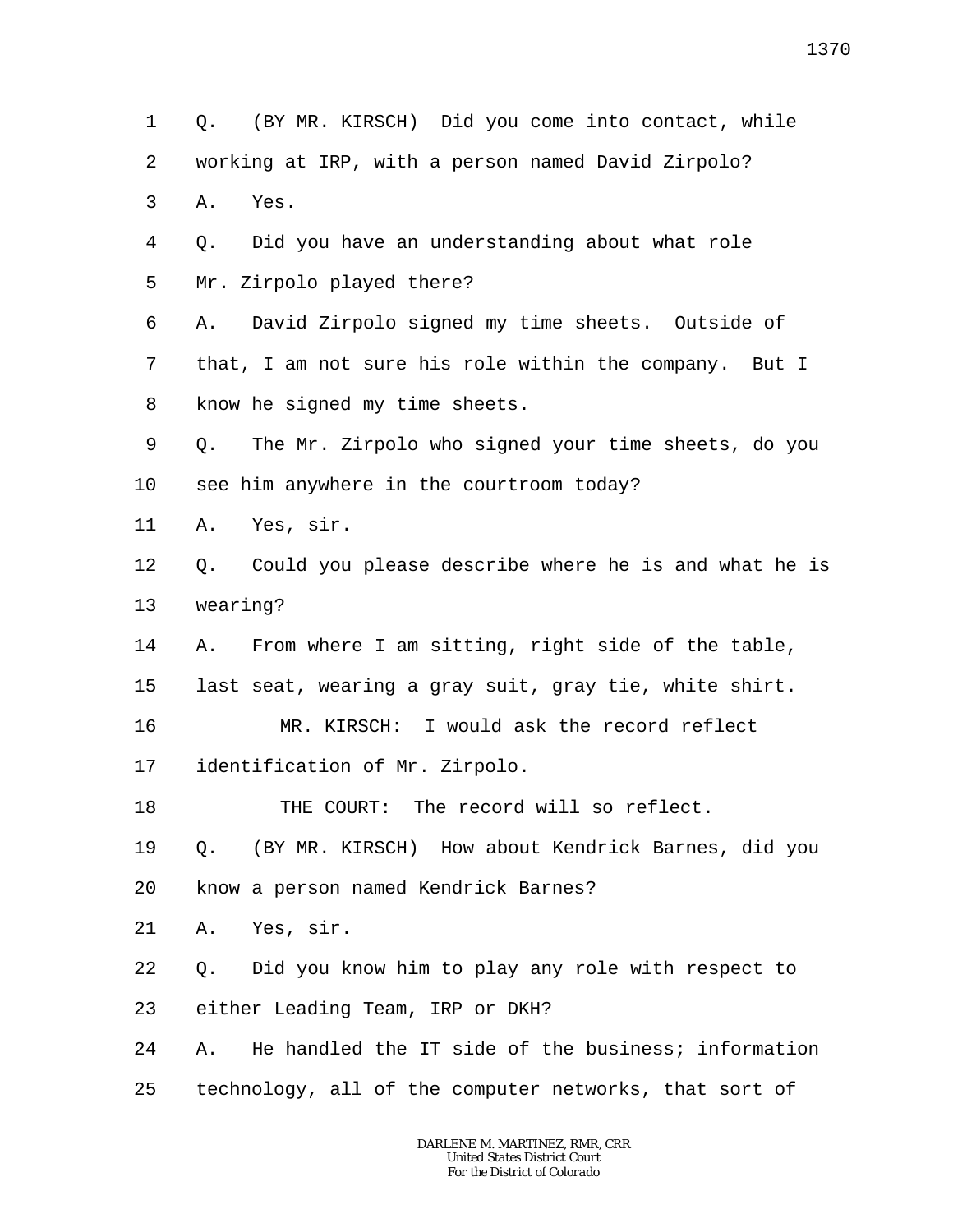1 Q. (BY MR. KIRSCH) Did you come into contact, while
2 working at IRP, with a person named David Zirpolo?
3 A. Yes.
4 Q. Did you have an understanding about what role
5 Mr. Zirpolo played there?
6 A. David Zirpolo signed my time sheets. Outside of
7 that, I am not sure his role within the company. But I
8 know he signed my time sheets.
9 Q. The Mr. Zirpolo who signed your time sheets, do you
10 see him anywhere in the courtroom today?
11 A. Yes, sir.
12 Q. Could you please describe where he is and what he is
13 wearing?
14 A. From where I am sitting, right side of the table,
15 last seat, wearing a gray suit, gray tie, white shirt.
16 MR. KIRSCH: I would ask the record reflect
17 identification of Mr. Zirpolo.
18 THE COURT: The record will so reflect.
19 Q. (BY MR. KIRSCH) How about Kendrick Barnes, did you
20 know a person named Kendrick Barnes?
21 A. Yes, sir.
22 Q. Did you know him to play any role with respect to
23 either Leading Team, IRP or DKH?
24 A. He handled the IT side of the business; information
25 technology, all of the computer networks, that sort of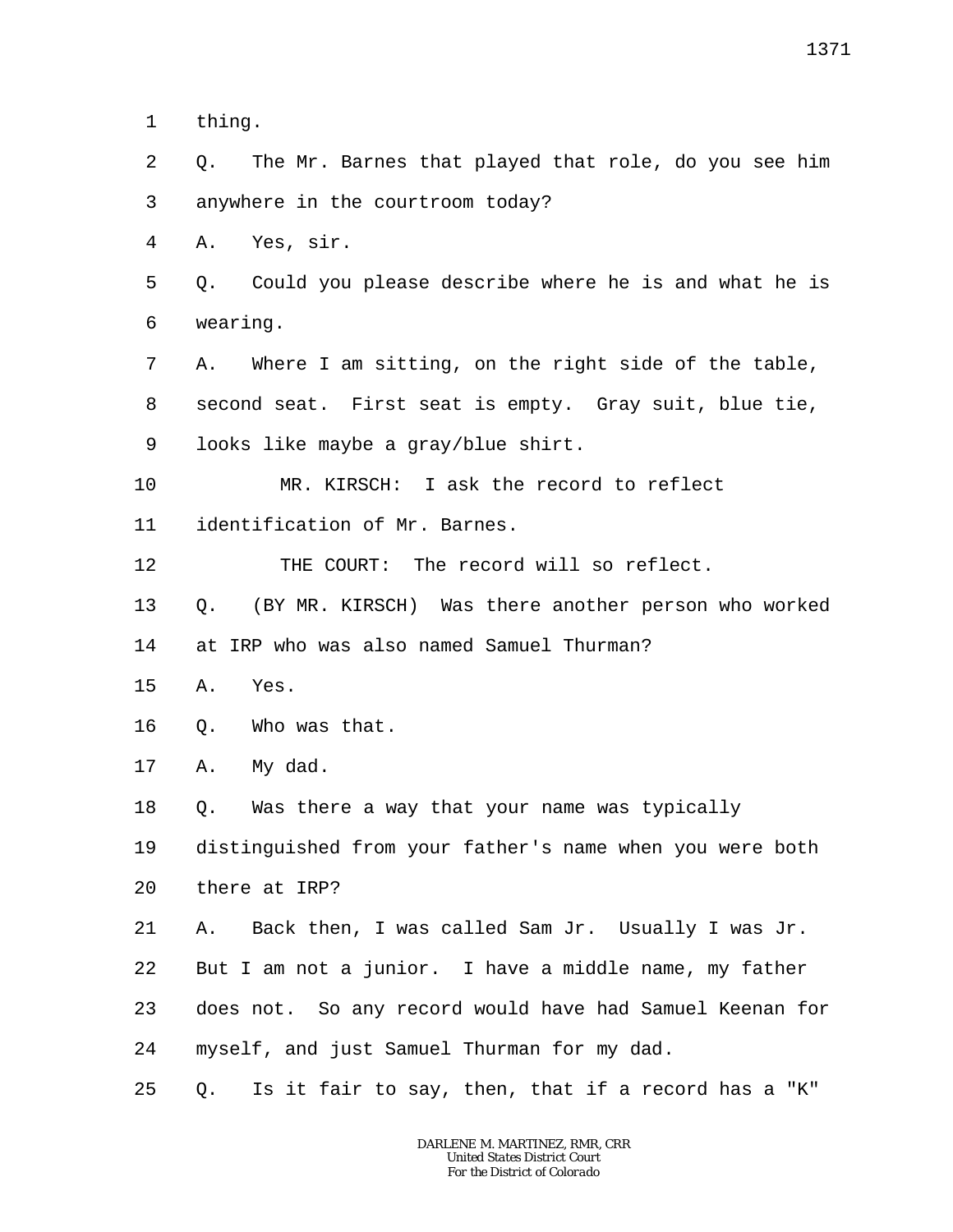1 thing.

2 Q. The Mr. Barnes that played that role, do you see him

3 anywhere in the courtroom today?

4 A. Yes, sir.

5 Q. Could you please describe where he is and what he is

6 wearing.

7 A. Where I am sitting, on the right side of the table,

8 second seat. First seat is empty. Gray suit, blue tie,

9 looks like maybe a gray/blue shirt.

10 MR. KIRSCH: I ask the record to reflect

11 identification of Mr. Barnes.

12 THE COURT: The record will so reflect.

13 Q. (BY MR. KIRSCH) Was there another person who worked

14 at IRP who was also named Samuel Thurman?

15 A. Yes.

16 Q. Who was that.

17 A. My dad.

18 Q. Was there a way that your name was typically

19 distinguished from your father's name when you were both

20 there at IRP?

21 A. Back then, I was called Sam Jr. Usually I was Jr.

22 But I am not a junior. I have a middle name, my father

23 does not. So any record would have had Samuel Keenan for

24 myself, and just Samuel Thurman for my dad.

25 Q. Is it fair to say, then, that if a record has a "K"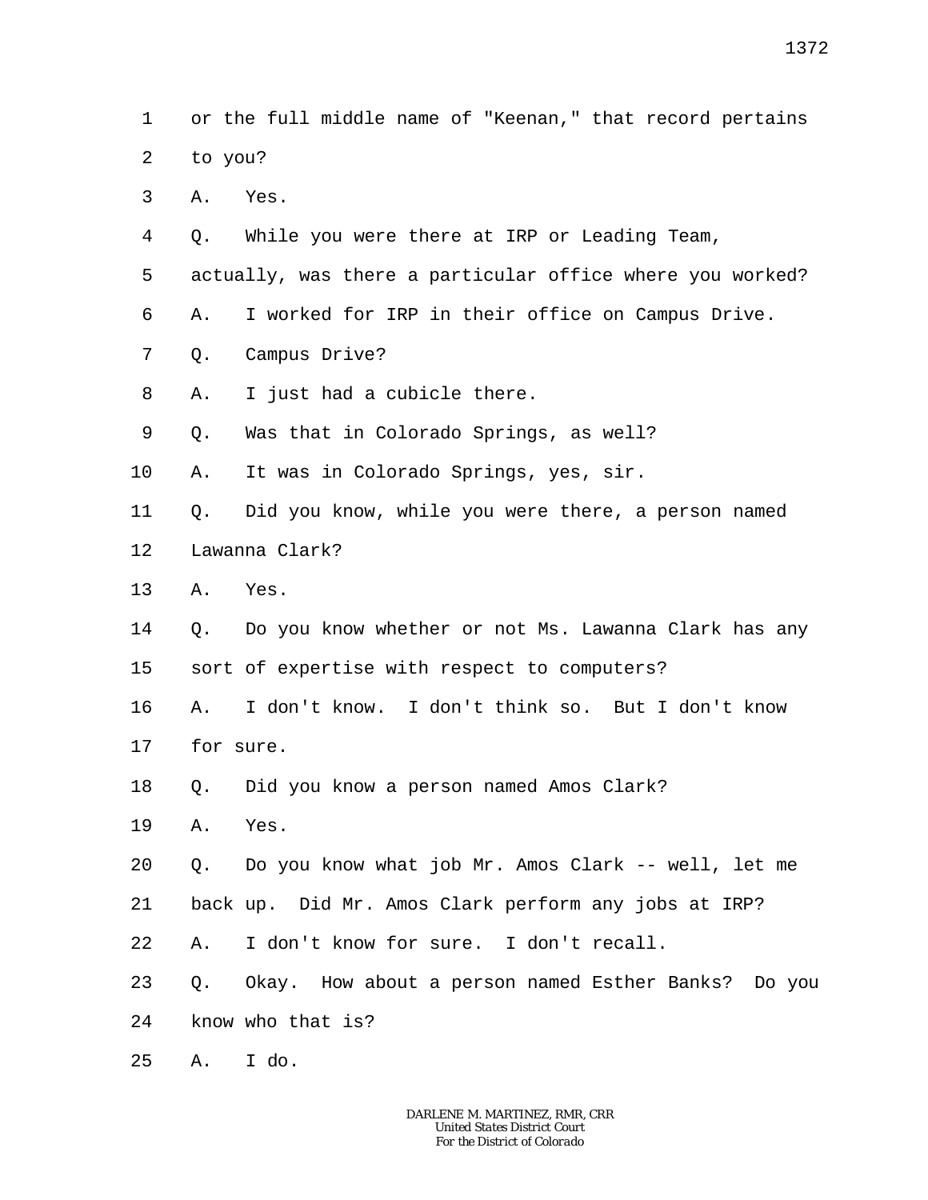1 or the full middle name of "Keenan," that record pertains
2 to you?
3 A. Yes.
4 Q. While you were there at IRP or Leading Team,
5 actually, was there a particular office where you worked?
6 A. I worked for IRP in their office on Campus Drive.
7 Q. Campus Drive?
8 A. I just had a cubicle there.
9 Q. Was that in Colorado Springs, as well?
10 A. It was in Colorado Springs, yes, sir.
11 Q. Did you know, while you were there, a person named
12 Lawanna Clark?
13 A. Yes.
14 Q. Do you know whether or not Ms. Lawanna Clark has any
15 sort of expertise with respect to computers?
16 A. I don't know. I don't think so. But I don't know
17 for sure.
18 Q. Did you know a person named Amos Clark?
19 A. Yes.
20 Q. Do you know what job Mr. Amos Clark -- well, let me
21 back up. Did Mr. Amos Clark perform any jobs at IRP?
22 A. I don't know for sure. I don't recall.
23 Q. Okay. How about a person named Esther Banks? Do you
24 know who that is?
25 A. I do.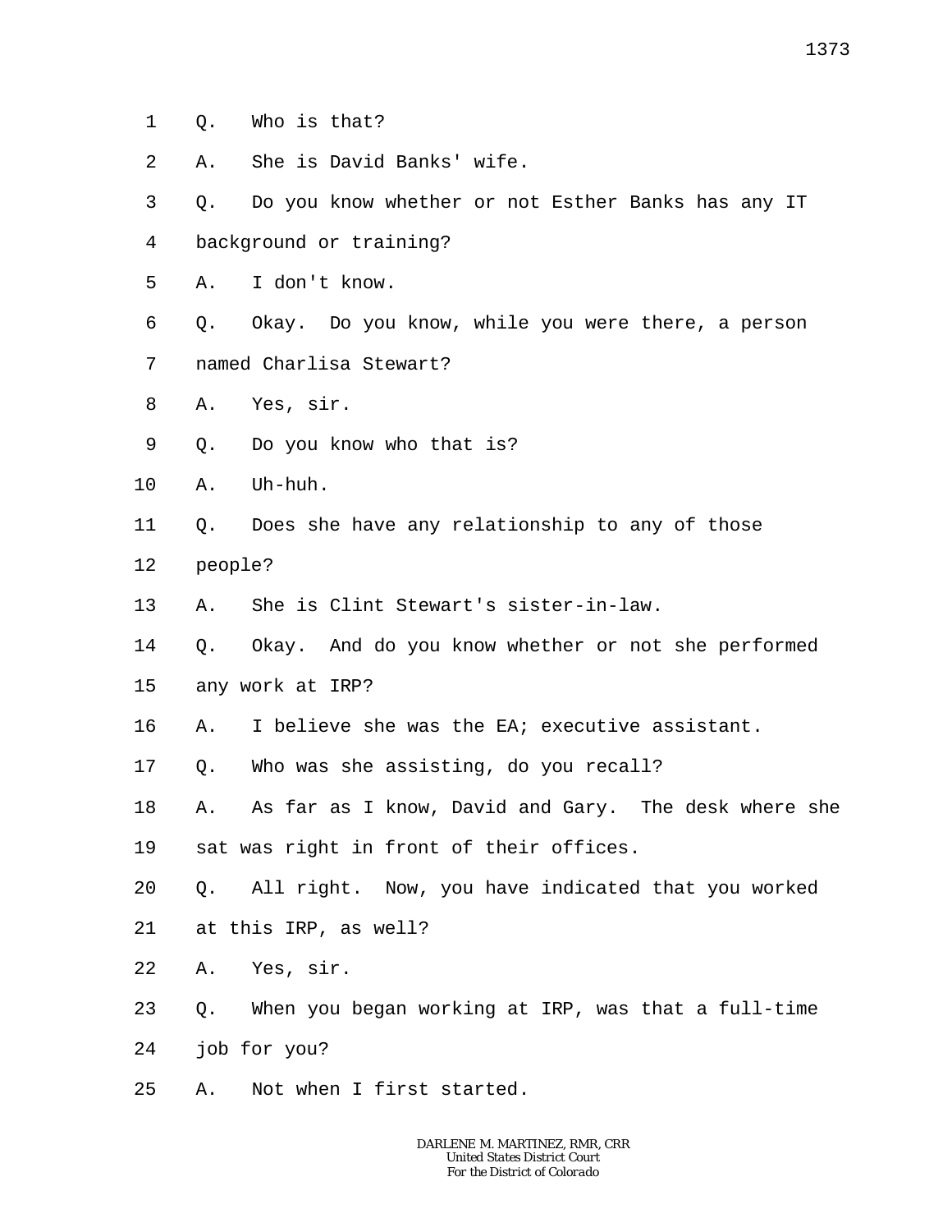1 Q. Who is that?

2 A. She is David Banks' wife.

3 Q. Do you know whether or not Esther Banks has any IT

4 background or training?

5 A. I don't know.

6 Q. Okay. Do you know, while you were there, a person

7 named Charlisa Stewart?

8 A. Yes, sir.

9 Q. Do you know who that is?

10 A. Uh-huh.

11 Q. Does she have any relationship to any of those

12 people?

13 A. She is Clint Stewart's sister-in-law.

14 Q. Okay. And do you know whether or not she performed

15 any work at IRP?

16 A. I believe she was the EA; executive assistant.

17 Q. Who was she assisting, do you recall?

18 A. As far as I know, David and Gary. The desk where she

19 sat was right in front of their offices.

20 Q. All right. Now, you have indicated that you worked

21 at this IRP, as well?

22 A. Yes, sir.

23 Q. When you began working at IRP, was that a full-time

24 job for you?

25 A. Not when I first started.

DARLENE M. MARTINEZ, RMR, CRR
United States District Court
For the District of Colorado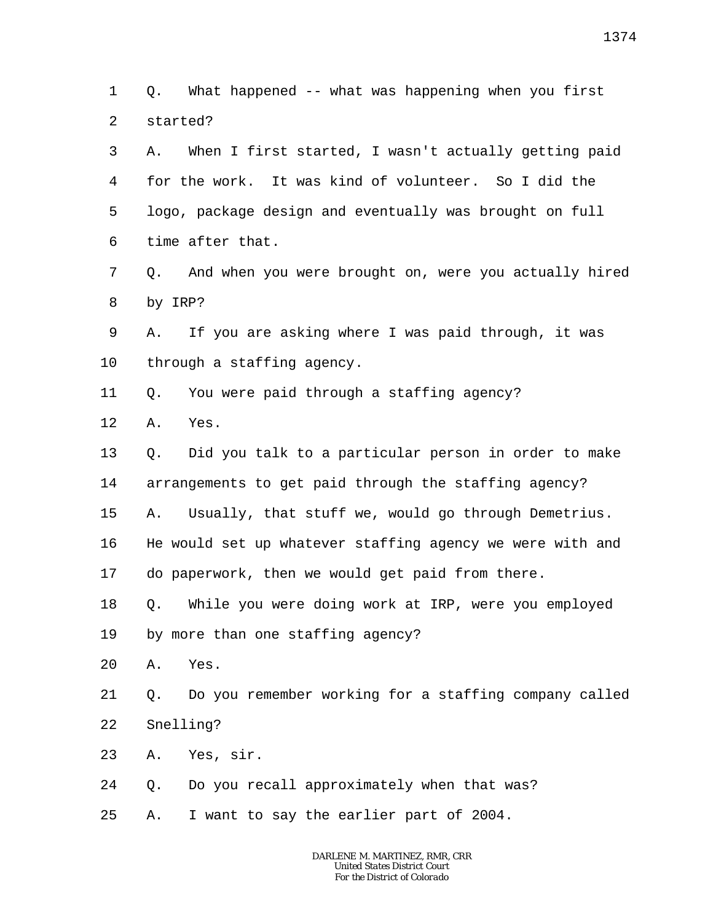1 Q. What happened -- what was happening when you first
2 started?
3 A. When I first started, I wasn't actually getting paid
4 for the work. It was kind of volunteer. So I did the
5 logo, package design and eventually was brought on full
6 time after that.
7 Q. And when you were brought on, were you actually hired
8 by IRP?
9 A. If you are asking where I was paid through, it was
10 through a staffing agency.
11 Q. You were paid through a staffing agency?
12 A. Yes.
13 Q. Did you talk to a particular person in order to make
14 arrangements to get paid through the staffing agency?
15 A. Usually, that stuff we, would go through Demetrius.
16 He would set up whatever staffing agency we were with and
17 do paperwork, then we would get paid from there.
18 Q. While you were doing work at IRP, were you employed
19 by more than one staffing agency?
20 A. Yes.
21 Q. Do you remember working for a staffing company called
22 Snelling?
23 A. Yes, sir.
24 Q. Do you recall approximately when that was?
25 A. I want to say the earlier part of 2004.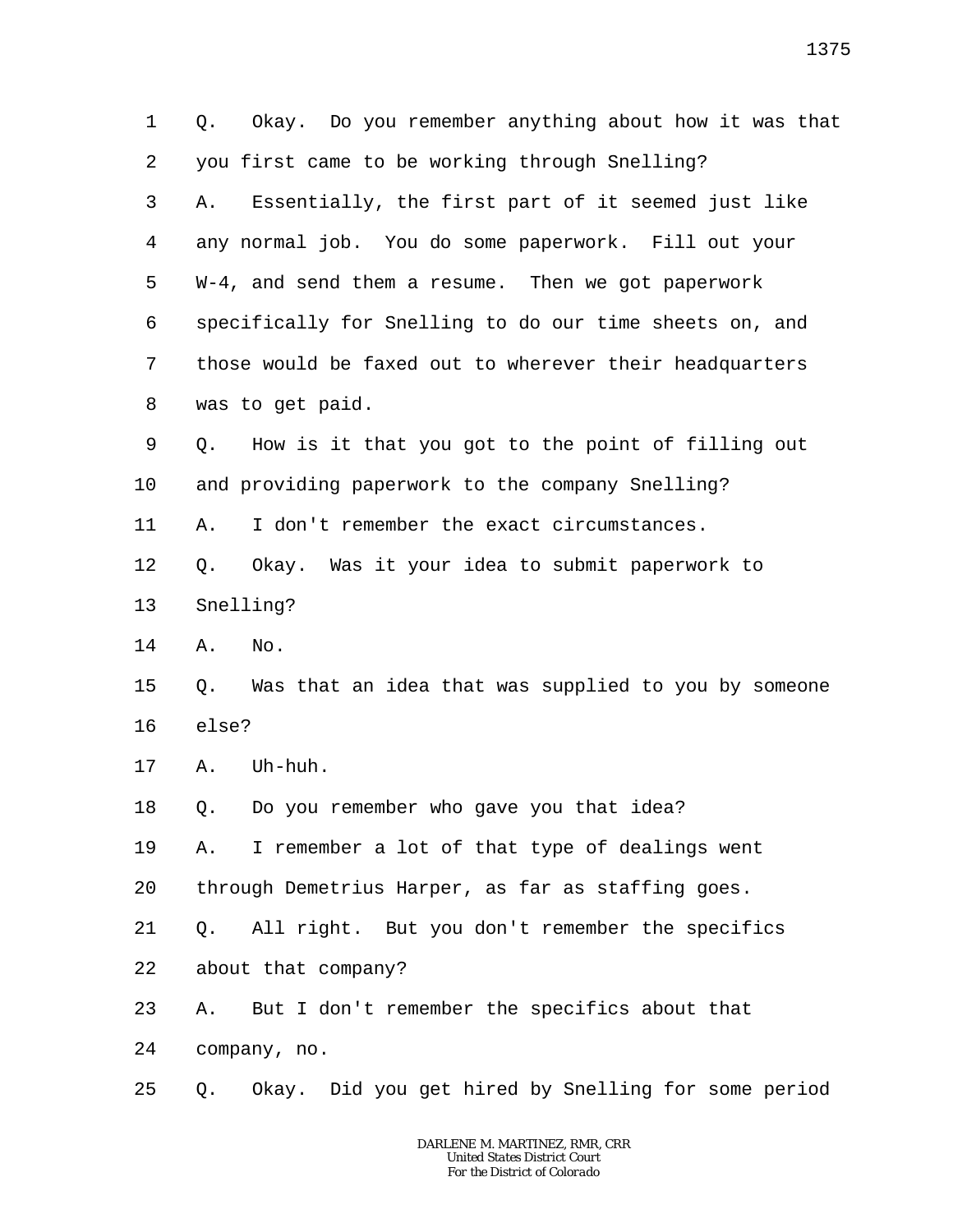Q. Okay. Do you remember anything about how it was that you first came to be working through Snelling?

A. Essentially, the first part of it seemed just like any normal job. You do some paperwork. Fill out your W-4, and send them a resume. Then we got paperwork specifically for Snelling to do our time sheets on, and those would be faxed out to wherever their headquarters was to get paid.

Q. How is it that you got to the point of filling out and providing paperwork to the company Snelling?

A. I don't remember the exact circumstances.

Q. Okay. Was it your idea to submit paperwork to Snelling?

A. No.

Q. Was that an idea that was supplied to you by someone else?

A. Uh-huh.

Q. Do you remember who gave you that idea?

A. I remember a lot of that type of dealings went through Demetrius Harper, as far as staffing goes.

Q. All right. But you don't remember the specifics about that company?

A. But I don't remember the specifics about that company, no.

Q. Okay. Did you get hired by Snelling for some period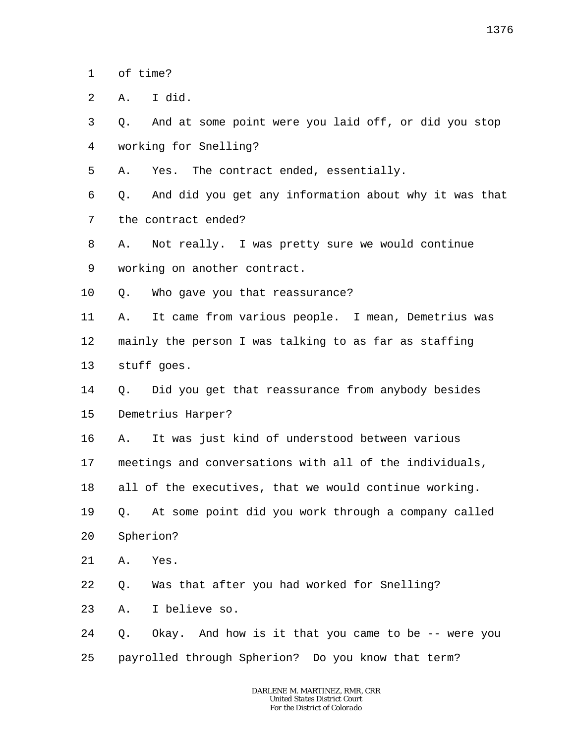1 of time?

2 A. I did.

3 Q. And at some point were you laid off, or did you stop

4 working for Snelling?

5 A. Yes. The contract ended, essentially.

6 Q. And did you get any information about why it was that

7 the contract ended?

8 A. Not really. I was pretty sure we would continue

9 working on another contract.

10 Q. Who gave you that reassurance?

11 A. It came from various people. I mean, Demetrius was

12 mainly the person I was talking to as far as staffing

13 stuff goes.

14 Q. Did you get that reassurance from anybody besides

15 Demetrius Harper?

16 A. It was just kind of understood between various

17 meetings and conversations with all of the individuals,

18 all of the executives, that we would continue working.

19 Q. At some point did you work through a company called

20 Spherion?

21 A. Yes.

22 Q. Was that after you had worked for Snelling?

23 A. I believe so.

24 Q. Okay. And how is it that you came to be -- were you

25 payrolled through Spherion? Do you know that term?

DARLENE M. MARTINEZ, RMR, CRR
United States District Court
For the District of Colorado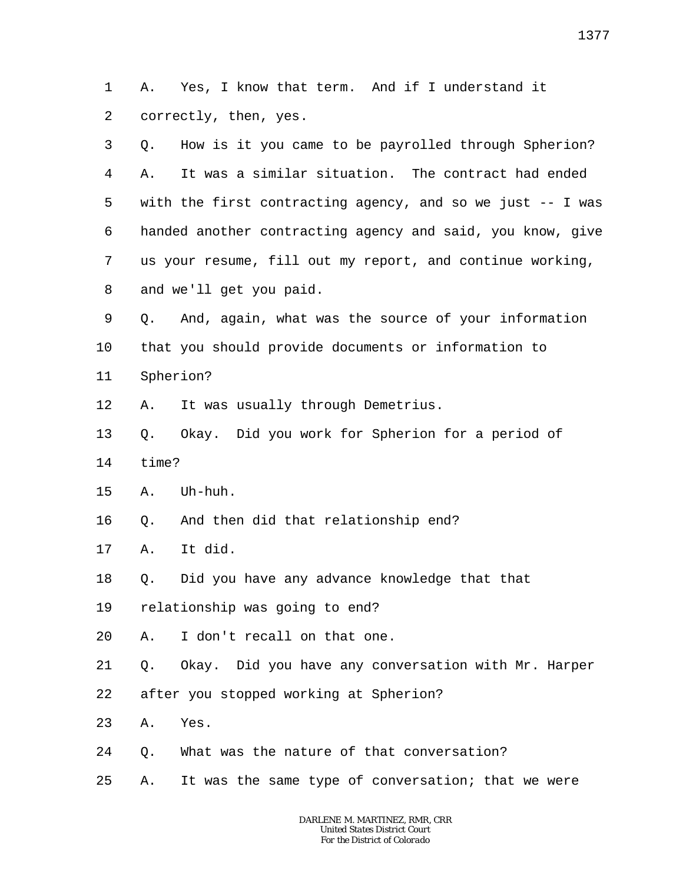1 A. Yes, I know that term. And if I understand it
2 correctly, then, yes.
3 Q. How is it you came to be payrolled through Spherion?
4 A. It was a similar situation. The contract had ended
5 with the first contracting agency, and so we just -- I was
6 handed another contracting agency and said, you know, give
7 us your resume, fill out my report, and continue working,
8 and we'll get you paid.
9 Q. And, again, what was the source of your information
10 that you should provide documents or information to
11 Spherion?
12 A. It was usually through Demetrius.
13 Q. Okay. Did you work for Spherion for a period of
14 time?
15 A. Uh-huh.
16 Q. And then did that relationship end?
17 A. It did.
18 Q. Did you have any advance knowledge that that
19 relationship was going to end?
20 A. I don't recall on that one.
21 Q. Okay. Did you have any conversation with Mr. Harper
22 after you stopped working at Spherion?
23 A. Yes.
24 Q. What was the nature of that conversation?
25 A. It was the same type of conversation; that we were

DARLENE M. MARTINEZ, RMR, CRR
United States District Court
For the District of Colorado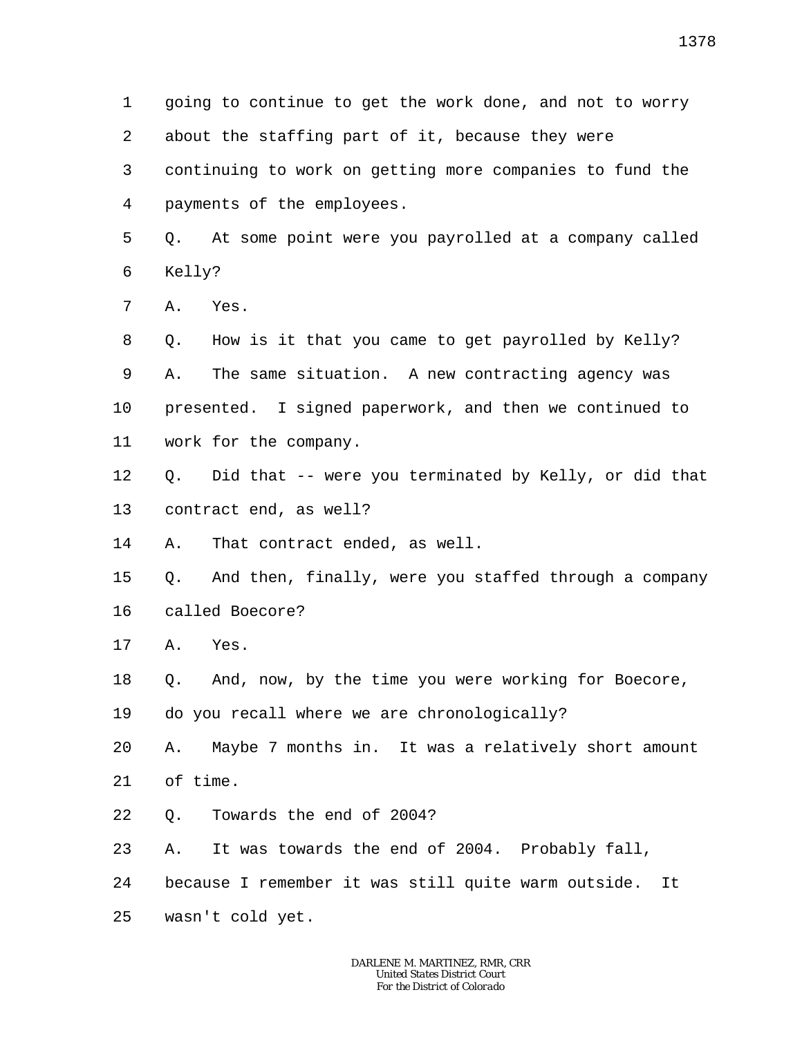going to continue to get the work done, and not to worry about the staffing part of it, because they were continuing to work on getting more companies to fund the payments of the employees.

Q. At some point were you payrolled at a company called Kelly?

A. Yes.

Q. How is it that you came to get payrolled by Kelly?

A. The same situation. A new contracting agency was presented. I signed paperwork, and then we continued to work for the company.

Q. Did that -- were you terminated by Kelly, or did that contract end, as well?

A. That contract ended, as well.

Q. And then, finally, were you staffed through a company called Boecore?

A. Yes.

Q. And, now, by the time you were working for Boecore, do you recall where we are chronologically?

A. Maybe 7 months in. It was a relatively short amount of time.

Q. Towards the end of 2004?

A. It was towards the end of 2004. Probably fall, because I remember it was still quite warm outside. It wasn't cold yet.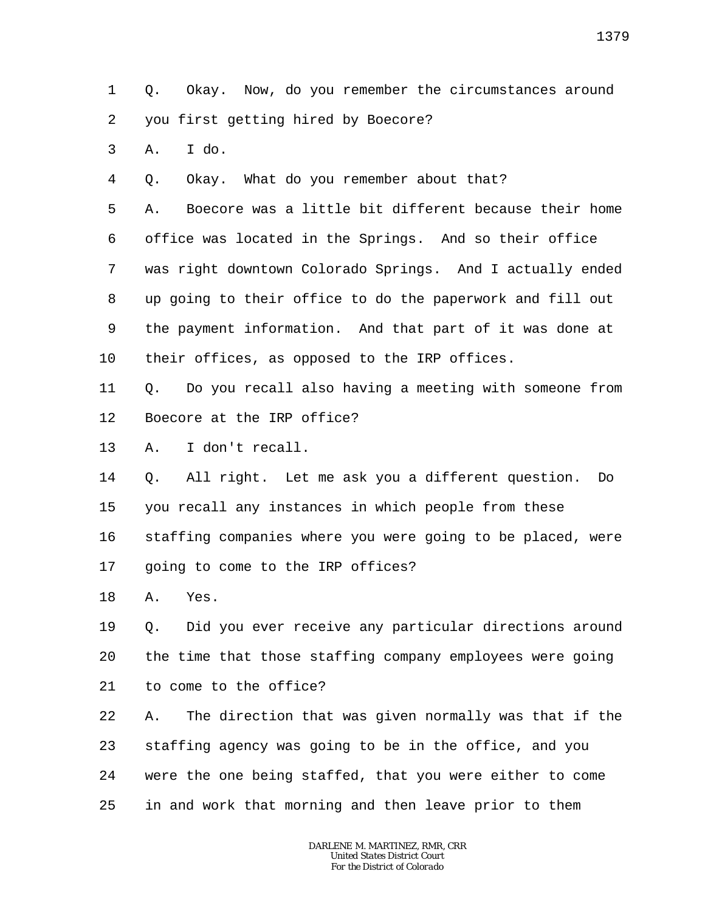1 Q. Okay. Now, do you remember the circumstances around
2 you first getting hired by Boecore?
3 A. I do.
4 Q. Okay. What do you remember about that?
5 A. Boecore was a little bit different because their home
6 office was located in the Springs. And so their office
7 was right downtown Colorado Springs. And I actually ended
8 up going to their office to do the paperwork and fill out
9 the payment information. And that part of it was done at
10 their offices, as opposed to the IRP offices.
11 Q. Do you recall also having a meeting with someone from
12 Boecore at the IRP office?
13 A. I don't recall.
14 Q. All right. Let me ask you a different question. Do
15 you recall any instances in which people from these
16 staffing companies where you were going to be placed, were
17 going to come to the IRP offices?
18 A. Yes.
19 Q. Did you ever receive any particular directions around
20 the time that those staffing company employees were going
21 to come to the office?
22 A. The direction that was given normally was that if the
23 staffing agency was going to be in the office, and you
24 were the one being staffed, that you were either to come
25 in and work that morning and then leave prior to them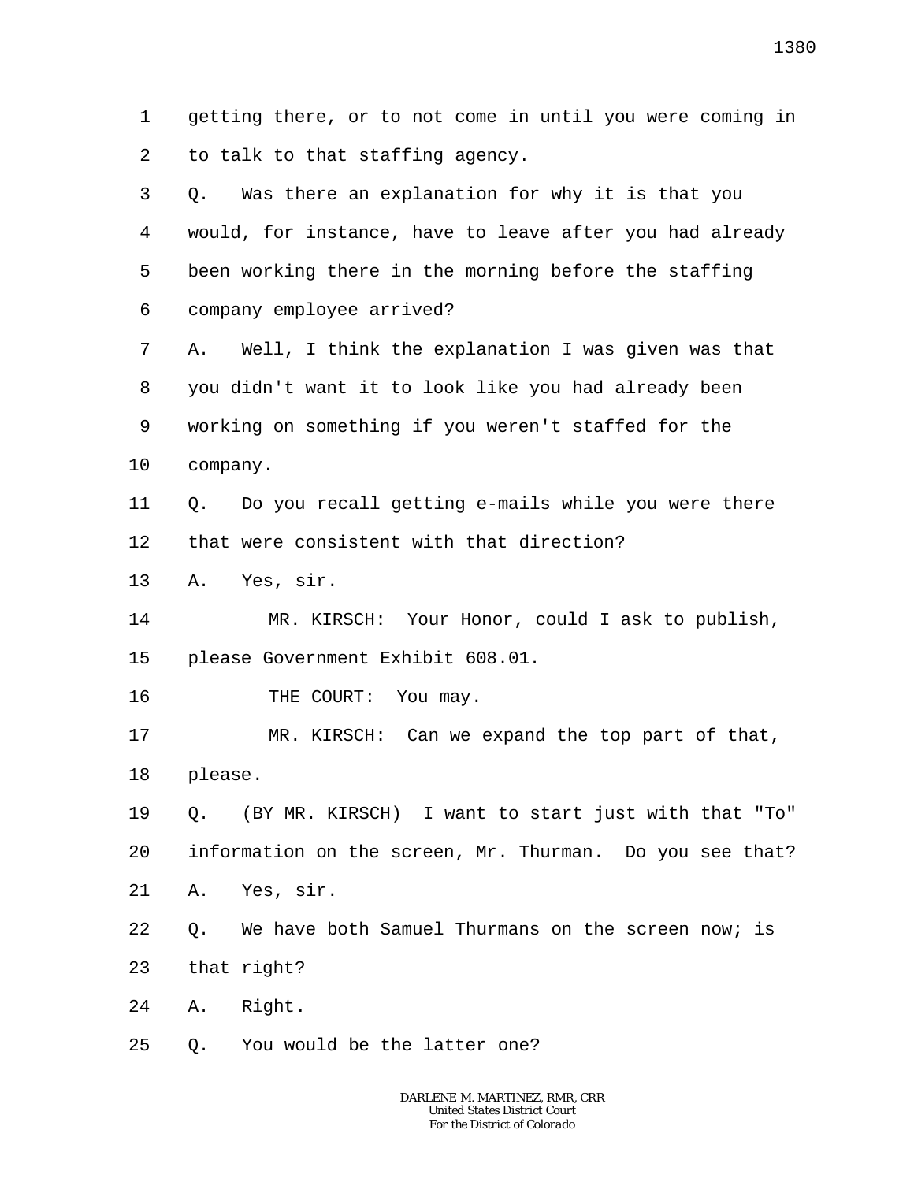getting there, or to not come in until you were coming in to talk to that staffing agency.

Q. Was there an explanation for why it is that you would, for instance, have to leave after you had already been working there in the morning before the staffing company employee arrived?

A. Well, I think the explanation I was given was that you didn't want it to look like you had already been working on something if you weren't staffed for the company.

Q. Do you recall getting e-mails while you were there that were consistent with that direction?

A. Yes, sir.

MR. KIRSCH: Your Honor, could I ask to publish, please Government Exhibit 608.01.

THE COURT: You may.

MR. KIRSCH: Can we expand the top part of that, please.

Q. (BY MR. KIRSCH) I want to start just with that "To" information on the screen, Mr. Thurman. Do you see that?

A. Yes, sir.

Q. We have both Samuel Thurmans on the screen now; is that right?

A. Right.

Q. You would be the latter one?

DARLENE M. MARTINEZ, RMR, CRR
United States District Court
For the District of Colorado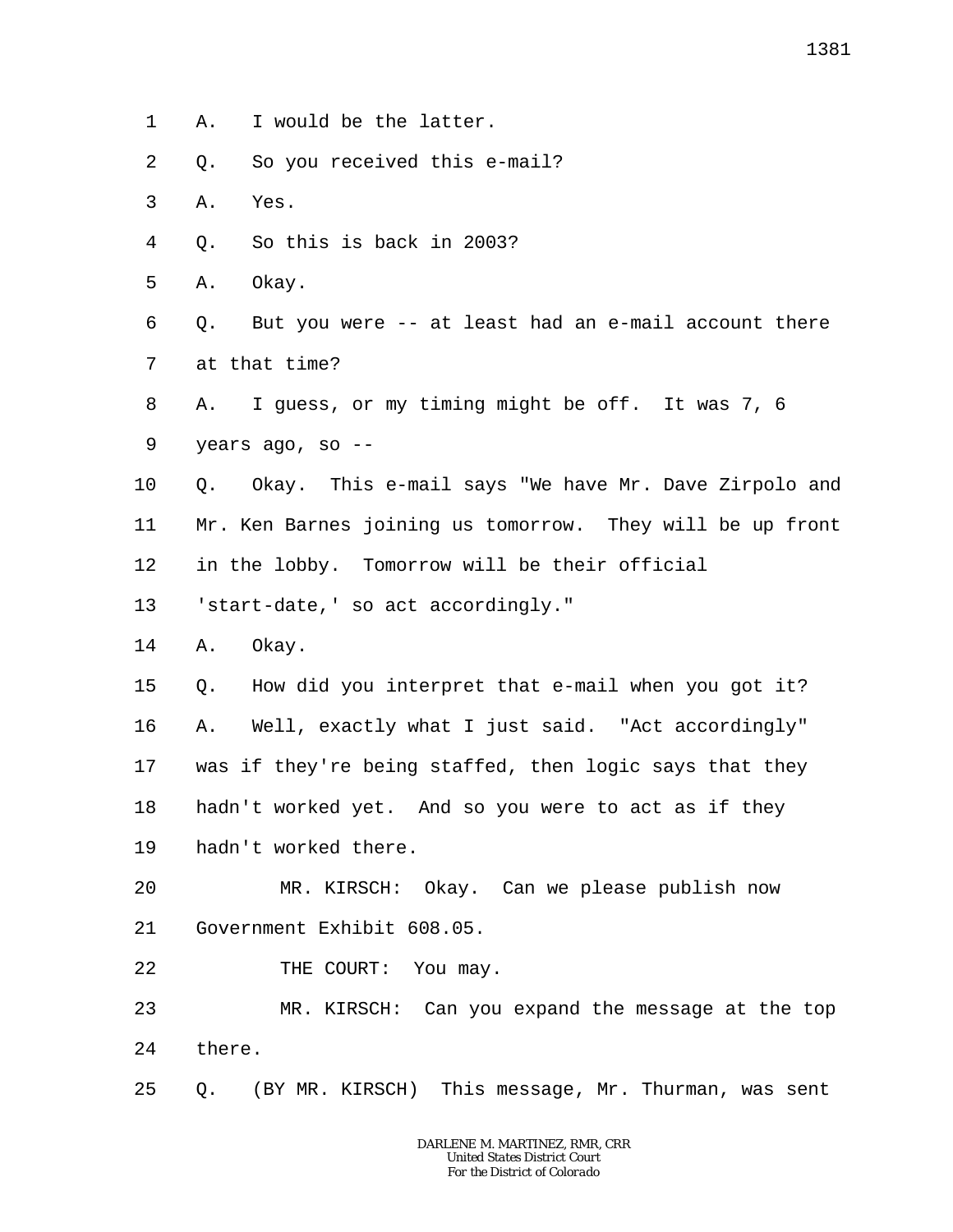1 A. I would be the latter.

2 Q. So you received this e-mail?

3 A. Yes.

4 Q. So this is back in 2003?

5 A. Okay.

6 Q. But you were -- at least had an e-mail account there

7 at that time?

8 A. I guess, or my timing might be off. It was 7, 6

9 years ago, so --

10 Q. Okay. This e-mail says "We have Mr. Dave Zirpolo and

11 Mr. Ken Barnes joining us tomorrow. They will be up front

12 in the lobby. Tomorrow will be their official

13 'start-date,' so act accordingly."

14 A. Okay.

15 Q. How did you interpret that e-mail when you got it?

16 A. Well, exactly what I just said. "Act accordingly"

17 was if they're being staffed, then logic says that they

18 hadn't worked yet. And so you were to act as if they

19 hadn't worked there.

20 MR. KIRSCH: Okay. Can we please publish now

21 Government Exhibit 608.05.

22 THE COURT: You may.

23 MR. KIRSCH: Can you expand the message at the top

24 there.

25 Q. (BY MR. KIRSCH) This message, Mr. Thurman, was sent

DARLENE M. MARTINEZ, RMR, CRR
United States District Court
For the District of Colorado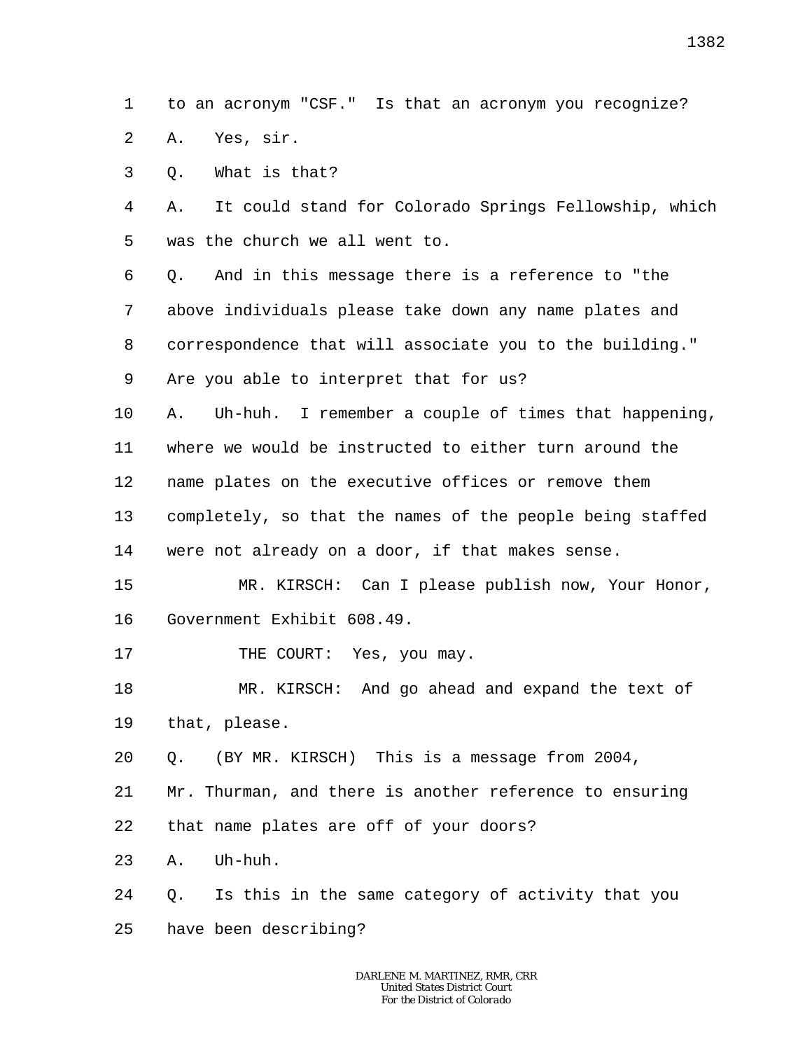to an acronym "CSF." Is that an acronym you recognize?

A. Yes, sir.

Q. What is that?

A. It could stand for Colorado Springs Fellowship, which was the church we all went to.

Q. And in this message there is a reference to "the above individuals please take down any name plates and correspondence that will associate you to the building." Are you able to interpret that for us?

A. Uh-huh. I remember a couple of times that happening, where we would be instructed to either turn around the name plates on the executive offices or remove them completely, so that the names of the people being staffed were not already on a door, if that makes sense.

MR. KIRSCH: Can I please publish now, Your Honor, Government Exhibit 608.49.

THE COURT: Yes, you may.

MR. KIRSCH: And go ahead and expand the text of that, please.

Q. (BY MR. KIRSCH) This is a message from 2004, Mr. Thurman, and there is another reference to ensuring that name plates are off of your doors?

A. Uh-huh.

Q. Is this in the same category of activity that you have been describing?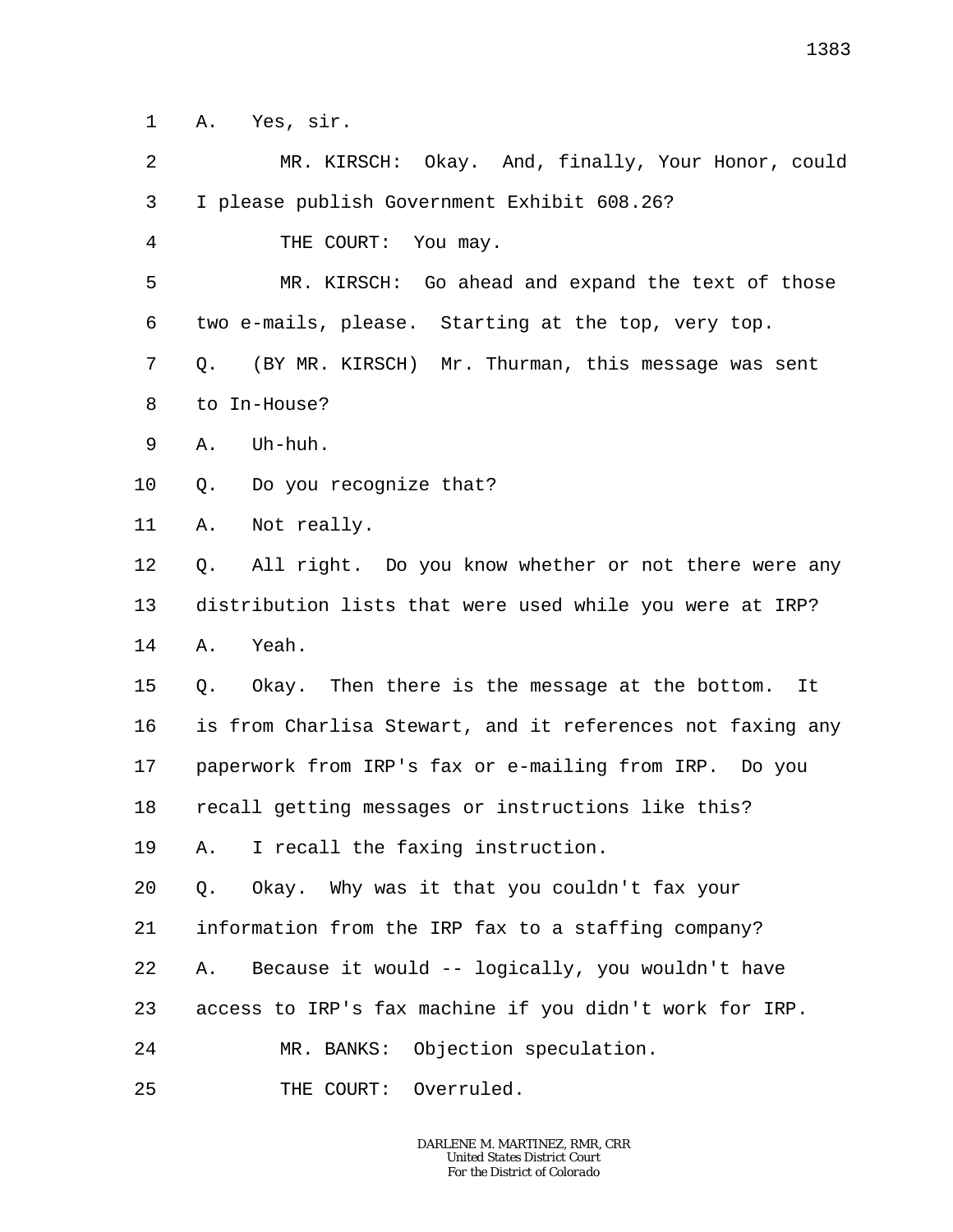1 A. Yes, sir.

2 MR. KIRSCH: Okay. And, finally, Your Honor, could

3 I please publish Government Exhibit 608.26?

4 THE COURT: You may.

5 MR. KIRSCH: Go ahead and expand the text of those

6 two e-mails, please. Starting at the top, very top.

7 Q. (BY MR. KIRSCH) Mr. Thurman, this message was sent

8 to In-House?

9 A. Uh-huh.

10 Q. Do you recognize that?

11 A. Not really.

12 Q. All right. Do you know whether or not there were any

13 distribution lists that were used while you were at IRP?

14 A. Yeah.

15 Q. Okay. Then there is the message at the bottom. It

16 is from Charlisa Stewart, and it references not faxing any

17 paperwork from IRP's fax or e-mailing from IRP. Do you

18 recall getting messages or instructions like this?

19 A. I recall the faxing instruction.

20 Q. Okay. Why was it that you couldn't fax your

21 information from the IRP fax to a staffing company?

22 A. Because it would -- logically, you wouldn't have

23 access to IRP's fax machine if you didn't work for IRP.

24 MR. BANKS: Objection speculation.

25 THE COURT: Overruled.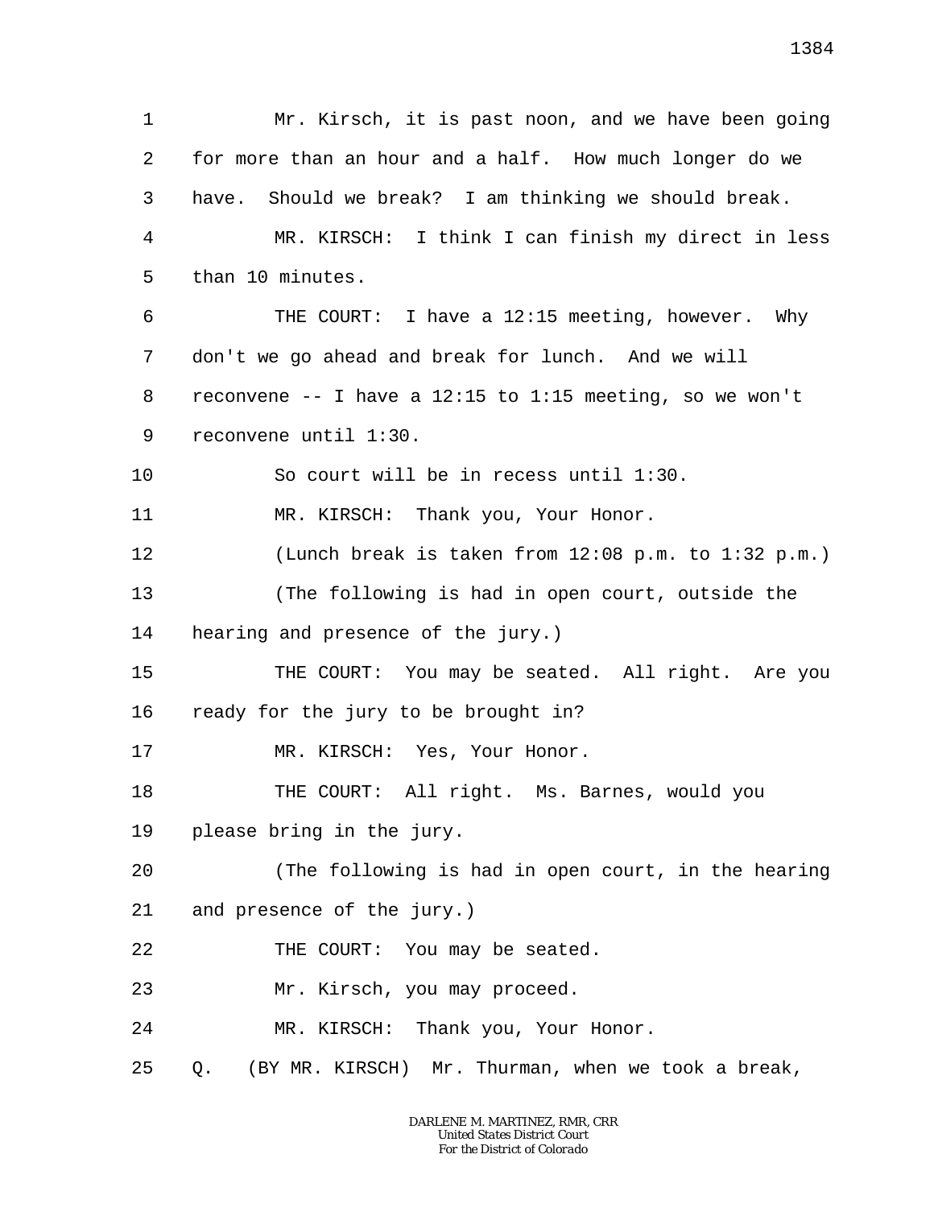1 Mr. Kirsch, it is past noon, and we have been going
2 for more than an hour and a half. How much longer do we
3 have. Should we break? I am thinking we should break.
4 MR. KIRSCH: I think I can finish my direct in less
5 than 10 minutes.
6 THE COURT: I have a 12:15 meeting, however. Why
7 don't we go ahead and break for lunch. And we will
8 reconvene -- I have a 12:15 to 1:15 meeting, so we won't
9 reconvene until 1:30.
10 So court will be in recess until 1:30.
11 MR. KIRSCH: Thank you, Your Honor.
12 (Lunch break is taken from 12:08 p.m. to 1:32 p.m.)
13 (The following is had in open court, outside the
14 hearing and presence of the jury.)
15 THE COURT: You may be seated. All right. Are you
16 ready for the jury to be brought in?
17 MR. KIRSCH: Yes, Your Honor.
18 THE COURT: All right. Ms. Barnes, would you
19 please bring in the jury.
20 (The following is had in open court, in the hearing
21 and presence of the jury.)
22 THE COURT: You may be seated.
23 Mr. Kirsch, you may proceed.
24 MR. KIRSCH: Thank you, Your Honor.
25 Q. (BY MR. KIRSCH) Mr. Thurman, when we took a break,

DARLENE M. MARTINEZ, RMR, CRR
United States District Court
For the District of Colorado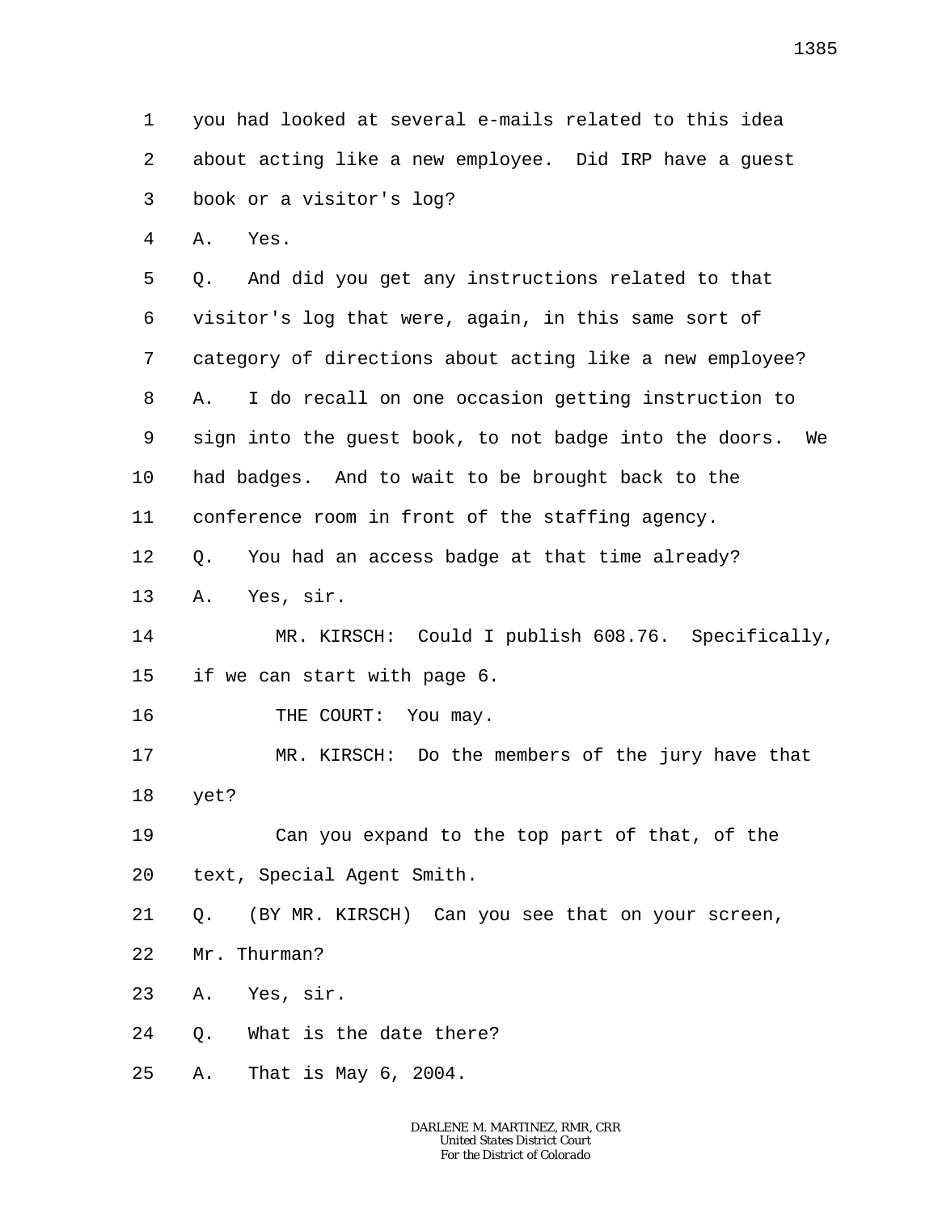1 you had looked at several e-mails related to this idea
2 about acting like a new employee. Did IRP have a guest
3 book or a visitor's log?
4 A. Yes.
5 Q. And did you get any instructions related to that
6 visitor's log that were, again, in this same sort of
7 category of directions about acting like a new employee?
8 A. I do recall on one occasion getting instruction to
9 sign into the guest book, to not badge into the doors. We
10 had badges. And to wait to be brought back to the
11 conference room in front of the staffing agency.
12 Q. You had an access badge at that time already?
13 A. Yes, sir.
14 MR. KIRSCH: Could I publish 608.76. Specifically,
15 if we can start with page 6.
16 THE COURT: You may.
17 MR. KIRSCH: Do the members of the jury have that
18 yet?
19 Can you expand to the top part of that, of the
20 text, Special Agent Smith.
21 Q. (BY MR. KIRSCH) Can you see that on your screen,
22 Mr. Thurman?
23 A. Yes, sir.
24 Q. What is the date there?
25 A. That is May 6, 2004.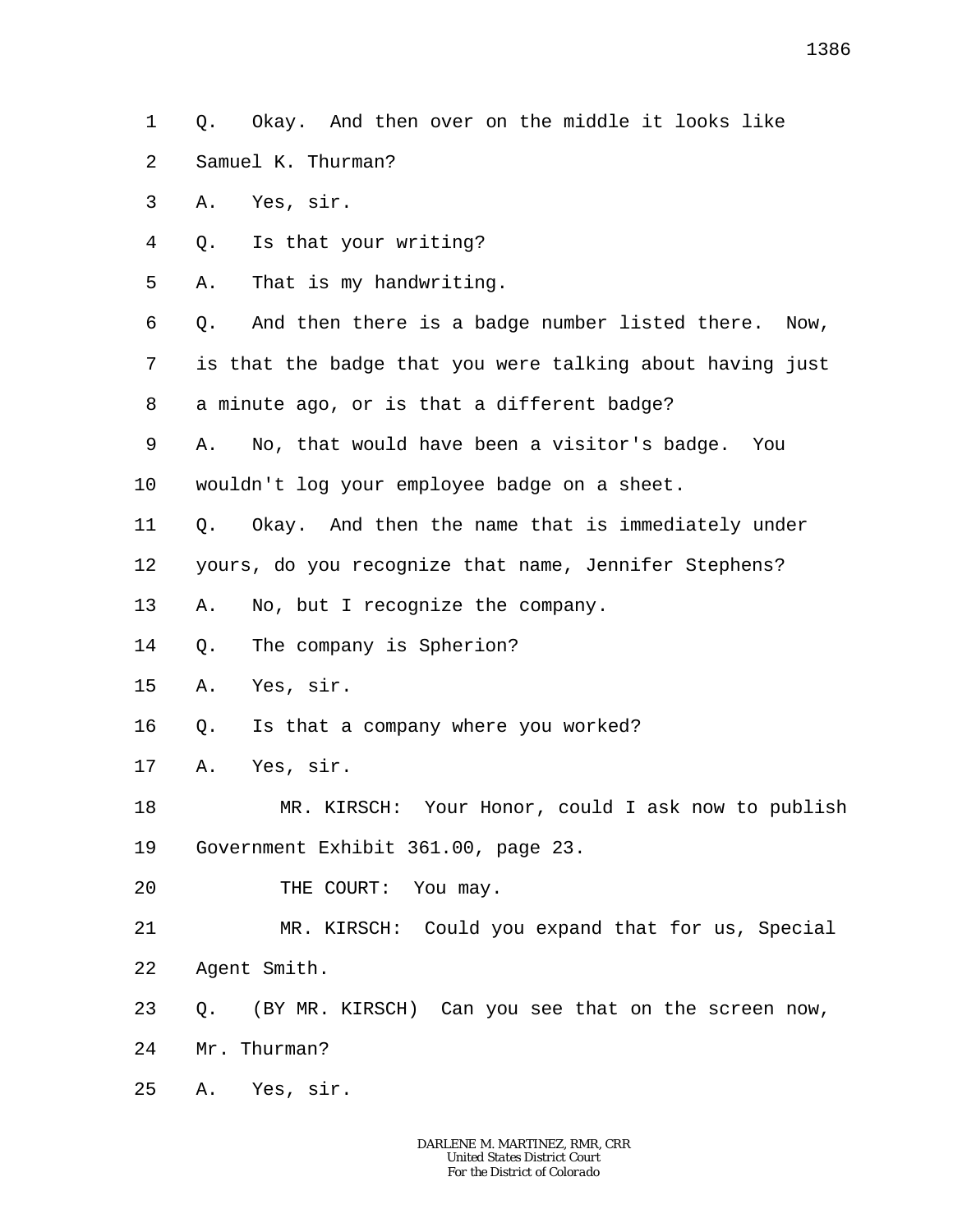1 Q. Okay. And then over on the middle it looks like
2 Samuel K. Thurman?
3 A. Yes, sir.
4 Q. Is that your writing?
5 A. That is my handwriting.
6 Q. And then there is a badge number listed there. Now,
7 is that the badge that you were talking about having just
8 a minute ago, or is that a different badge?
9 A. No, that would have been a visitor's badge. You
10 wouldn't log your employee badge on a sheet.
11 Q. Okay. And then the name that is immediately under
12 yours, do you recognize that name, Jennifer Stephens?
13 A. No, but I recognize the company.
14 Q. The company is Spherion?
15 A. Yes, sir.
16 Q. Is that a company where you worked?
17 A. Yes, sir.
18 MR. KIRSCH: Your Honor, could I ask now to publish
19 Government Exhibit 361.00, page 23.
20 THE COURT: You may.
21 MR. KIRSCH: Could you expand that for us, Special
22 Agent Smith.
23 Q. (BY MR. KIRSCH) Can you see that on the screen now,
24 Mr. Thurman?
25 A. Yes, sir.

DARLENE M. MARTINEZ, RMR, CRR
United States District Court
For the District of Colorado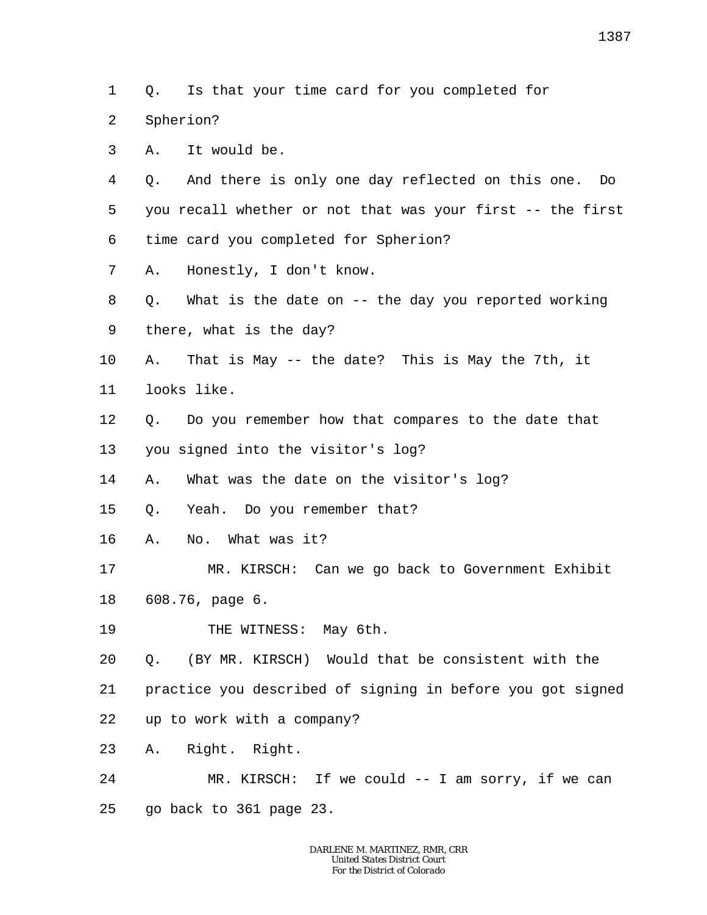1 Q. Is that your time card for you completed for
2 Spherion?
3 A. It would be.
4 Q. And there is only one day reflected on this one. Do
5 you recall whether or not that was your first -- the first
6 time card you completed for Spherion?
7 A. Honestly, I don't know.
8 Q. What is the date on -- the day you reported working
9 there, what is the day?
10 A. That is May -- the date? This is May the 7th, it
11 looks like.
12 Q. Do you remember how that compares to the date that
13 you signed into the visitor's log?
14 A. What was the date on the visitor's log?
15 Q. Yeah. Do you remember that?
16 A. No. What was it?
17 MR. KIRSCH: Can we go back to Government Exhibit
18 608.76, page 6.
19 THE WITNESS: May 6th.
20 Q. (BY MR. KIRSCH) Would that be consistent with the
21 practice you described of signing in before you got signed
22 up to work with a company?
23 A. Right. Right.
24 MR. KIRSCH: If we could -- I am sorry, if we can
25 go back to 361 page 23.

DARLENE M. MARTINEZ, RMR, CRR
United States District Court
For the District of Colorado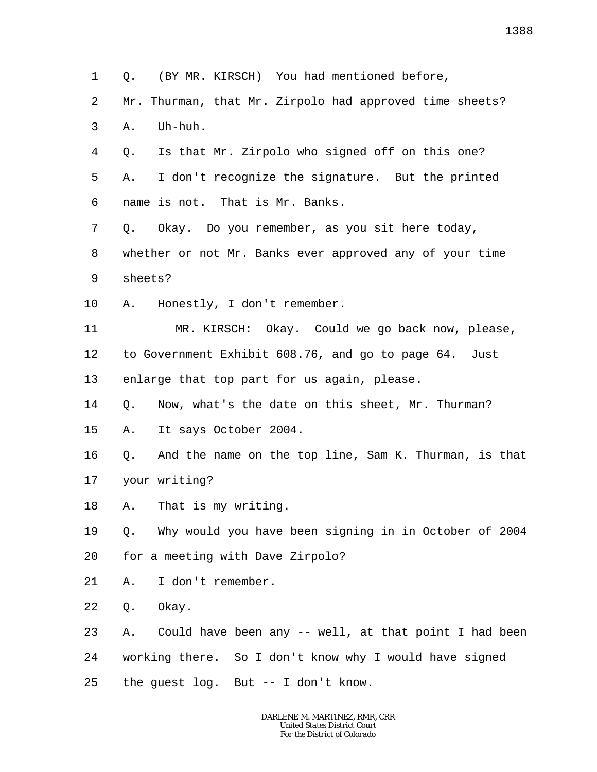1 Q. (BY MR. KIRSCH) You had mentioned before,
2 Mr. Thurman, that Mr. Zirpolo had approved time sheets?
3 A. Uh-huh.
4 Q. Is that Mr. Zirpolo who signed off on this one?
5 A. I don't recognize the signature. But the printed
6 name is not. That is Mr. Banks.
7 Q. Okay. Do you remember, as you sit here today,
8 whether or not Mr. Banks ever approved any of your time
9 sheets?
10 A. Honestly, I don't remember.
11 MR. KIRSCH: Okay. Could we go back now, please,
12 to Government Exhibit 608.76, and go to page 64. Just
13 enlarge that top part for us again, please.
14 Q. Now, what's the date on this sheet, Mr. Thurman?
15 A. It says October 2004.
16 Q. And the name on the top line, Sam K. Thurman, is that
17 your writing?
18 A. That is my writing.
19 Q. Why would you have been signing in in October of 2004
20 for a meeting with Dave Zirpolo?
21 A. I don't remember.
22 Q. Okay.
23 A. Could have been any -- well, at that point I had been
24 working there. So I don't know why I would have signed
25 the guest log. But -- I don't know.

DARLENE M. MARTINEZ, RMR, CRR
United States District Court
For the District of Colorado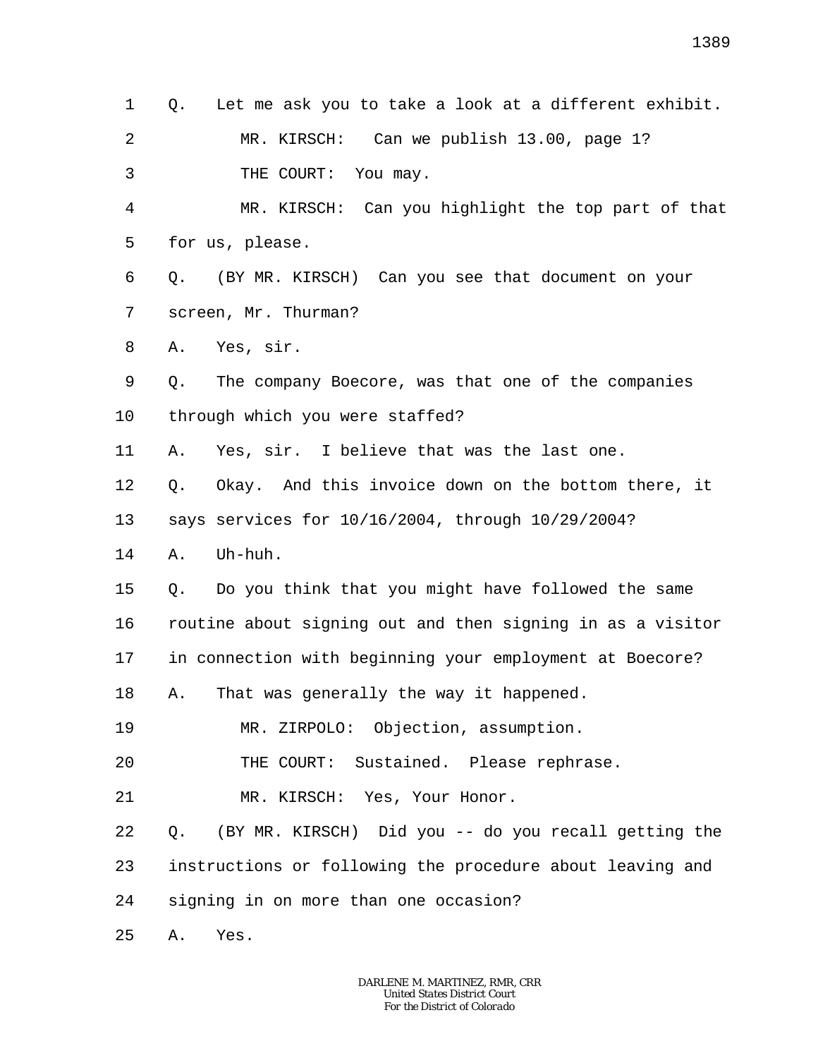Q. Let me ask you to take a look at a different exhibit.

MR. KIRSCH: Can we publish 13.00, page 1?

THE COURT: You may.

MR. KIRSCH: Can you highlight the top part of that for us, please.

Q. (BY MR. KIRSCH) Can you see that document on your screen, Mr. Thurman?

A. Yes, sir.

Q. The company Boecore, was that one of the companies through which you were staffed?

A. Yes, sir. I believe that was the last one.

Q. Okay. And this invoice down on the bottom there, it says services for 10/16/2004, through 10/29/2004?

A. Uh-huh.

Q. Do you think that you might have followed the same routine about signing out and then signing in as a visitor in connection with beginning your employment at Boecore?

A. That was generally the way it happened.

MR. ZIRPOLO: Objection, assumption.

THE COURT: Sustained. Please rephrase.

MR. KIRSCH: Yes, Your Honor.

Q. (BY MR. KIRSCH) Did you -- do you recall getting the instructions or following the procedure about leaving and signing in on more than one occasion?

A. Yes.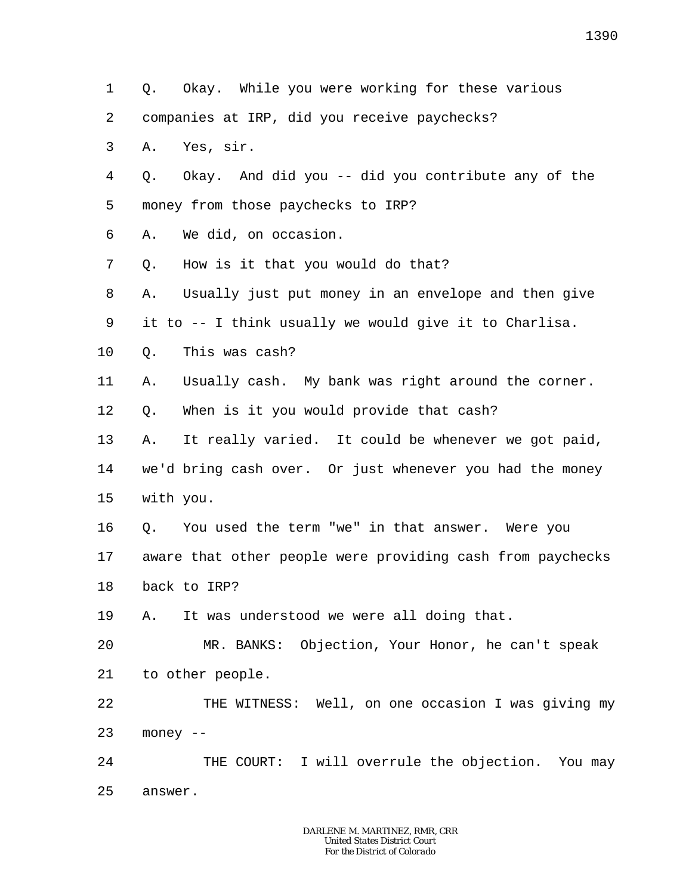1 Q. Okay. While you were working for these various
2 companies at IRP, did you receive paychecks?
3 A. Yes, sir.
4 Q. Okay. And did you -- did you contribute any of the
5 money from those paychecks to IRP?
6 A. We did, on occasion.
7 Q. How is it that you would do that?
8 A. Usually just put money in an envelope and then give
9 it to -- I think usually we would give it to Charlisa.
10 Q. This was cash?
11 A. Usually cash. My bank was right around the corner.
12 Q. When is it you would provide that cash?
13 A. It really varied. It could be whenever we got paid,
14 we'd bring cash over. Or just whenever you had the money
15 with you.
16 Q. You used the term "we" in that answer. Were you
17 aware that other people were providing cash from paychecks
18 back to IRP?
19 A. It was understood we were all doing that.
20 MR. BANKS: Objection, Your Honor, he can't speak
21 to other people.
22 THE WITNESS: Well, on one occasion I was giving my
23 money --
24 THE COURT: I will overrule the objection. You may
25 answer.

DARLENE M. MARTINEZ, RMR, CRR
United States District Court
For the District of Colorado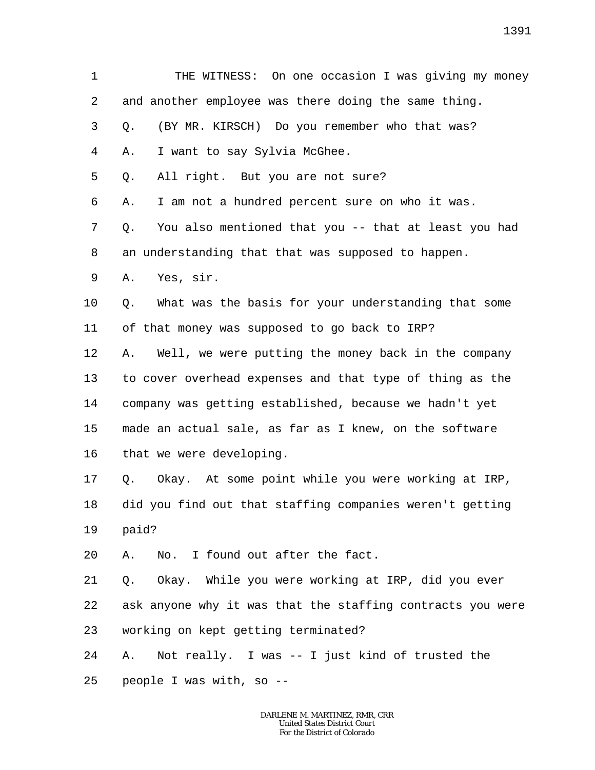1 THE WITNESS: On one occasion I was giving my money
2 and another employee was there doing the same thing.
3 Q. (BY MR. KIRSCH) Do you remember who that was?
4 A. I want to say Sylvia McGhee.
5 Q. All right. But you are not sure?
6 A. I am not a hundred percent sure on who it was.
7 Q. You also mentioned that you -- that at least you had
8 an understanding that that was supposed to happen.
9 A. Yes, sir.
10 Q. What was the basis for your understanding that some
11 of that money was supposed to go back to IRP?
12 A. Well, we were putting the money back in the company
13 to cover overhead expenses and that type of thing as the
14 company was getting established, because we hadn't yet
15 made an actual sale, as far as I knew, on the software
16 that we were developing.
17 Q. Okay. At some point while you were working at IRP,
18 did you find out that staffing companies weren't getting
19 paid?
20 A. No. I found out after the fact.
21 Q. Okay. While you were working at IRP, did you ever
22 ask anyone why it was that the staffing contracts you were
23 working on kept getting terminated?
24 A. Not really. I was -- I just kind of trusted the
25 people I was with, so --

DARLENE M. MARTINEZ, RMR, CRR
United States District Court
For the District of Colorado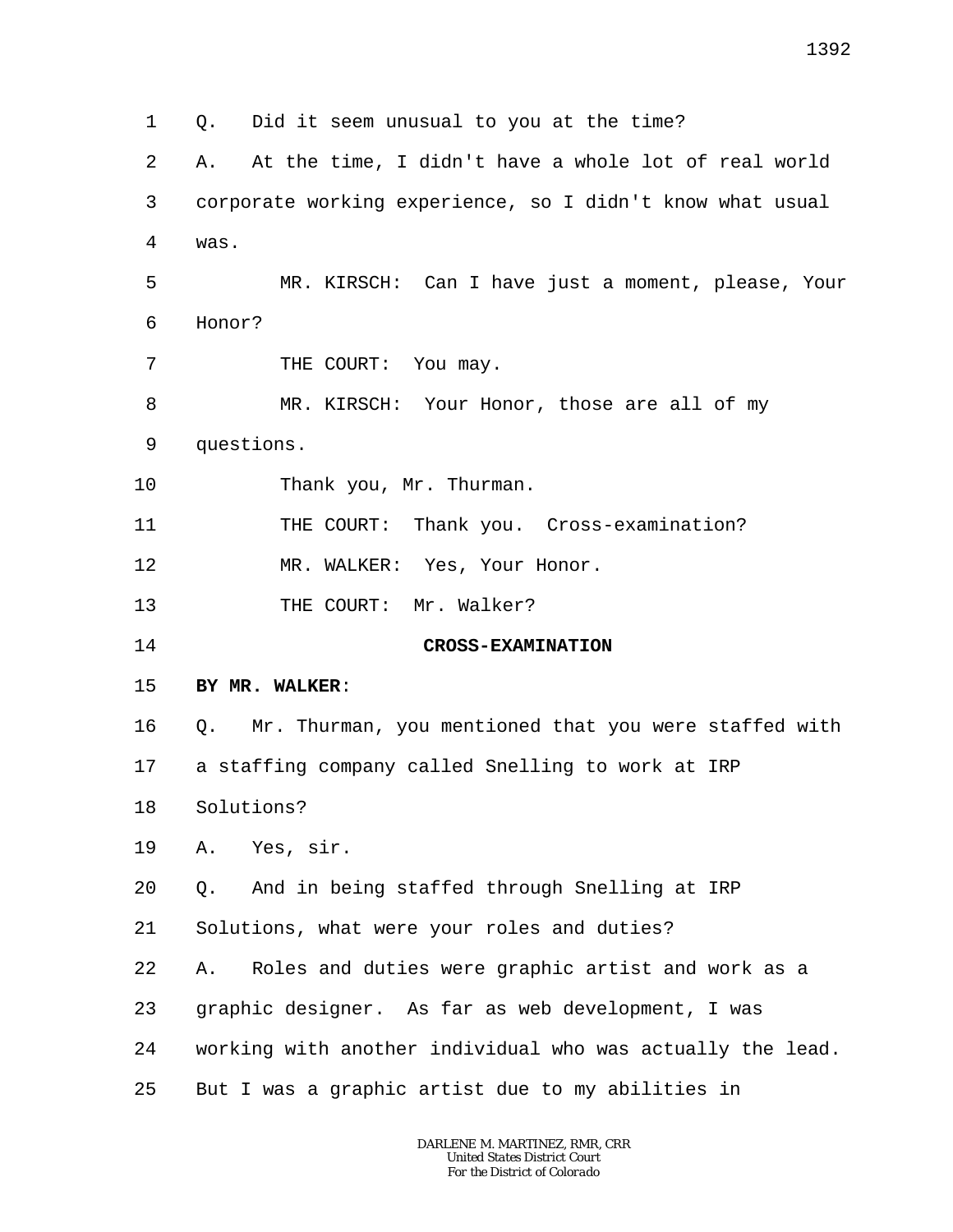Q. Did it seem unusual to you at the time?

A. At the time, I didn't have a whole lot of real world corporate working experience, so I didn't know what usual was.

MR. KIRSCH: Can I have just a moment, please, Your Honor?

THE COURT: You may.

MR. KIRSCH: Your Honor, those are all of my questions.

Thank you, Mr. Thurman.

THE COURT: Thank you. Cross-examination?

MR. WALKER: Yes, Your Honor.

THE COURT: Mr. Walker?

**CROSS-EXAMINATION**

**BY MR. WALKER**:

Q. Mr. Thurman, you mentioned that you were staffed with a staffing company called Snelling to work at IRP Solutions?

A. Yes, sir.

Q. And in being staffed through Snelling at IRP Solutions, what were your roles and duties?

A. Roles and duties were graphic artist and work as a graphic designer. As far as web development, I was working with another individual who was actually the lead. But I was a graphic artist due to my abilities in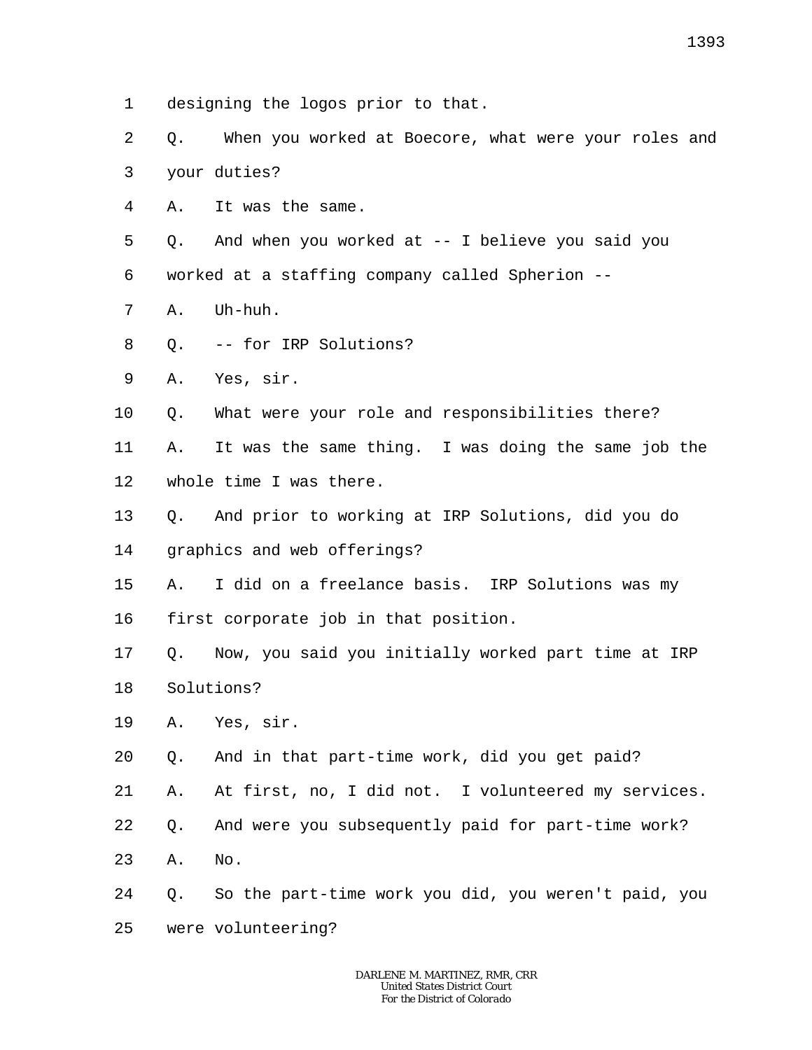1 designing the logos prior to that.

2 Q. When you worked at Boecore, what were your roles and

3 your duties?

4 A. It was the same.

5 Q. And when you worked at -- I believe you said you

6 worked at a staffing company called Spherion --

7 A. Uh-huh.

8 Q. -- for IRP Solutions?

9 A. Yes, sir.

10 Q. What were your role and responsibilities there?

11 A. It was the same thing. I was doing the same job the

12 whole time I was there.

13 Q. And prior to working at IRP Solutions, did you do

14 graphics and web offerings?

15 A. I did on a freelance basis. IRP Solutions was my

16 first corporate job in that position.

17 Q. Now, you said you initially worked part time at IRP

18 Solutions?

19 A. Yes, sir.

20 Q. And in that part-time work, did you get paid?

21 A. At first, no, I did not. I volunteered my services.

22 Q. And were you subsequently paid for part-time work?

23 A. No.

24 Q. So the part-time work you did, you weren't paid, you

25 were volunteering?

DARLENE M. MARTINEZ, RMR, CRR
United States District Court
For the District of Colorado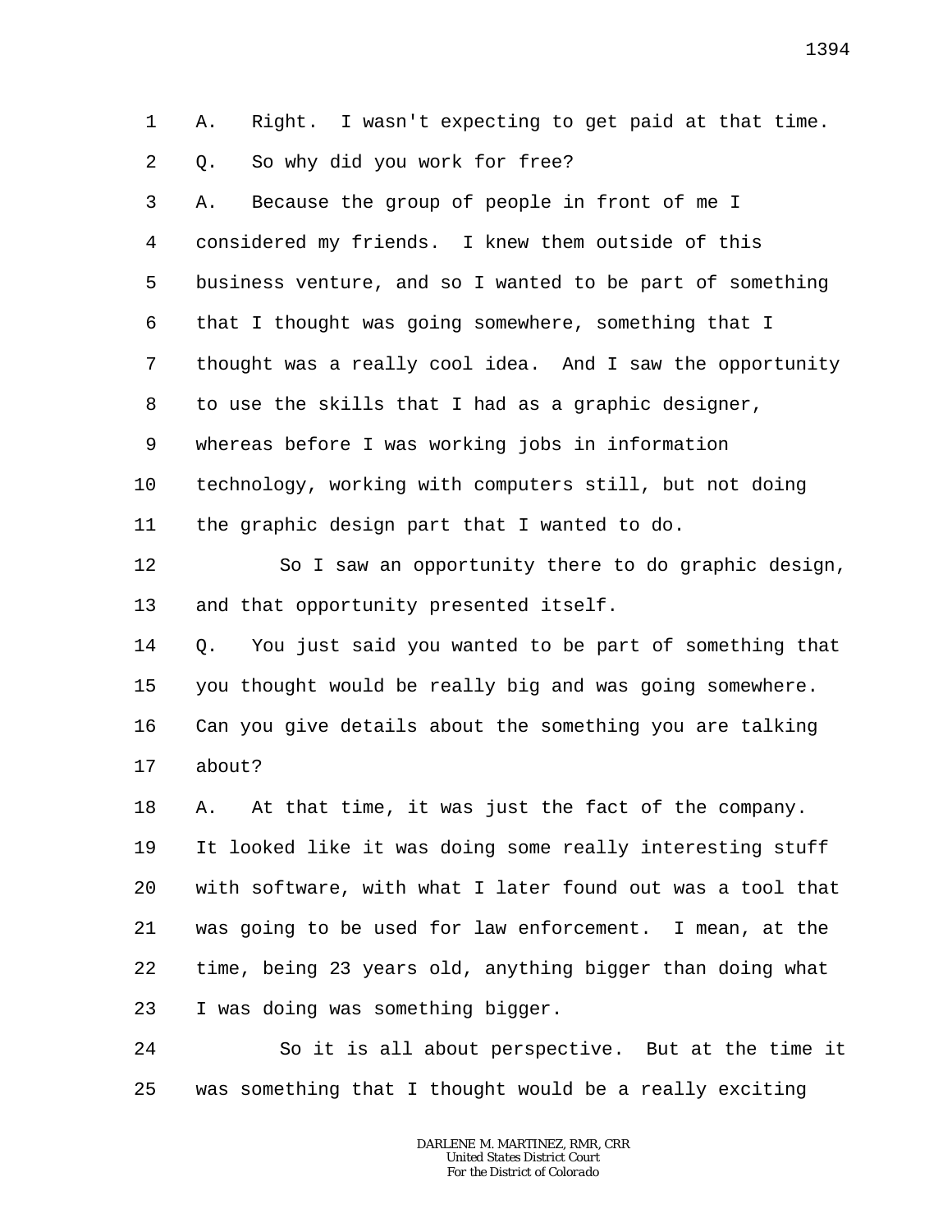1 A. Right. I wasn't expecting to get paid at that time.

2 Q. So why did you work for free?

3 A. Because the group of people in front of me I
4 considered my friends. I knew them outside of this
5 business venture, and so I wanted to be part of something
6 that I thought was going somewhere, something that I
7 thought was a really cool idea. And I saw the opportunity
8 to use the skills that I had as a graphic designer,
9 whereas before I was working jobs in information
10 technology, working with computers still, but not doing
11 the graphic design part that I wanted to do.

12 So I saw an opportunity there to do graphic design,
13 and that opportunity presented itself.

14 Q. You just said you wanted to be part of something that
15 you thought would be really big and was going somewhere.
16 Can you give details about the something you are talking
17 about?

18 A. At that time, it was just the fact of the company.
19 It looked like it was doing some really interesting stuff
20 with software, with what I later found out was a tool that
21 was going to be used for law enforcement. I mean, at the
22 time, being 23 years old, anything bigger than doing what
23 I was doing was something bigger.

24 So it is all about perspective. But at the time it
25 was something that I thought would be a really exciting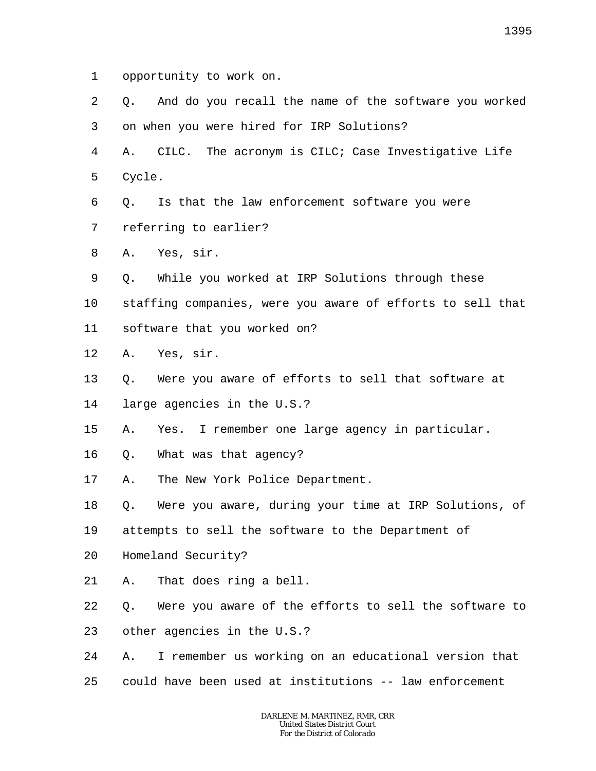1 opportunity to work on.

2 Q. And do you recall the name of the software you worked

3 on when you were hired for IRP Solutions?

4 A. CILC. The acronym is CILC; Case Investigative Life

5 Cycle.

6 Q. Is that the law enforcement software you were

7 referring to earlier?

8 A. Yes, sir.

9 Q. While you worked at IRP Solutions through these

10 staffing companies, were you aware of efforts to sell that

11 software that you worked on?

12 A. Yes, sir.

13 Q. Were you aware of efforts to sell that software at

14 large agencies in the U.S.?

15 A. Yes. I remember one large agency in particular.

16 Q. What was that agency?

17 A. The New York Police Department.

18 Q. Were you aware, during your time at IRP Solutions, of

19 attempts to sell the software to the Department of

20 Homeland Security?

21 A. That does ring a bell.

22 Q. Were you aware of the efforts to sell the software to

23 other agencies in the U.S.?

24 A. I remember us working on an educational version that

25 could have been used at institutions -- law enforcement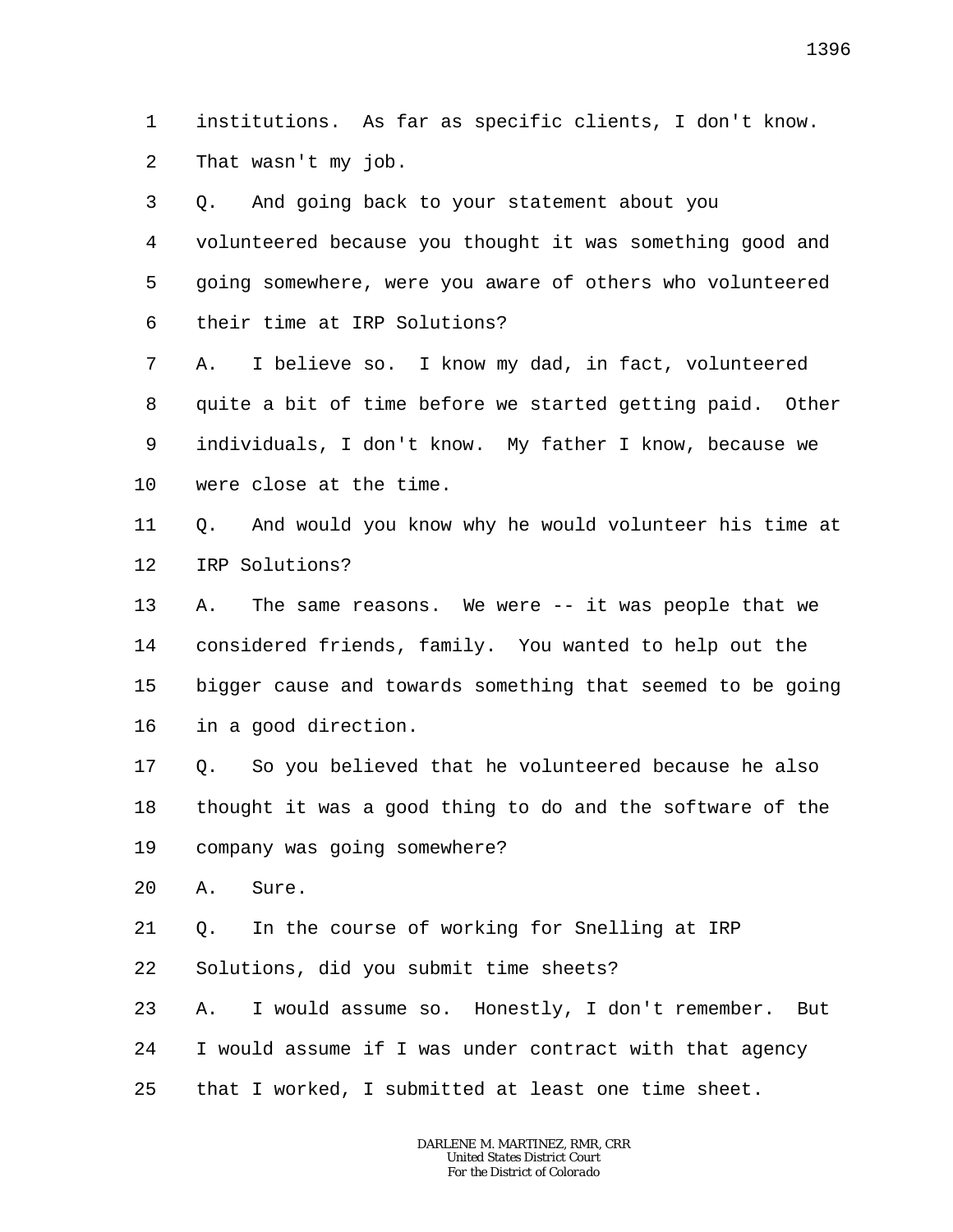1 institutions. As far as specific clients, I don't know.
2 That wasn't my job.
3 Q. And going back to your statement about you
4 volunteered because you thought it was something good and
5 going somewhere, were you aware of others who volunteered
6 their time at IRP Solutions?
7 A. I believe so. I know my dad, in fact, volunteered
8 quite a bit of time before we started getting paid. Other
9 individuals, I don't know. My father I know, because we
10 were close at the time.
11 Q. And would you know why he would volunteer his time at
12 IRP Solutions?
13 A. The same reasons. We were -- it was people that we
14 considered friends, family. You wanted to help out the
15 bigger cause and towards something that seemed to be going
16 in a good direction.
17 Q. So you believed that he volunteered because he also
18 thought it was a good thing to do and the software of the
19 company was going somewhere?
20 A. Sure.
21 Q. In the course of working for Snelling at IRP
22 Solutions, did you submit time sheets?
23 A. I would assume so. Honestly, I don't remember. But
24 I would assume if I was under contract with that agency
25 that I worked, I submitted at least one time sheet.

DARLENE M. MARTINEZ, RMR, CRR
United States District Court
For the District of Colorado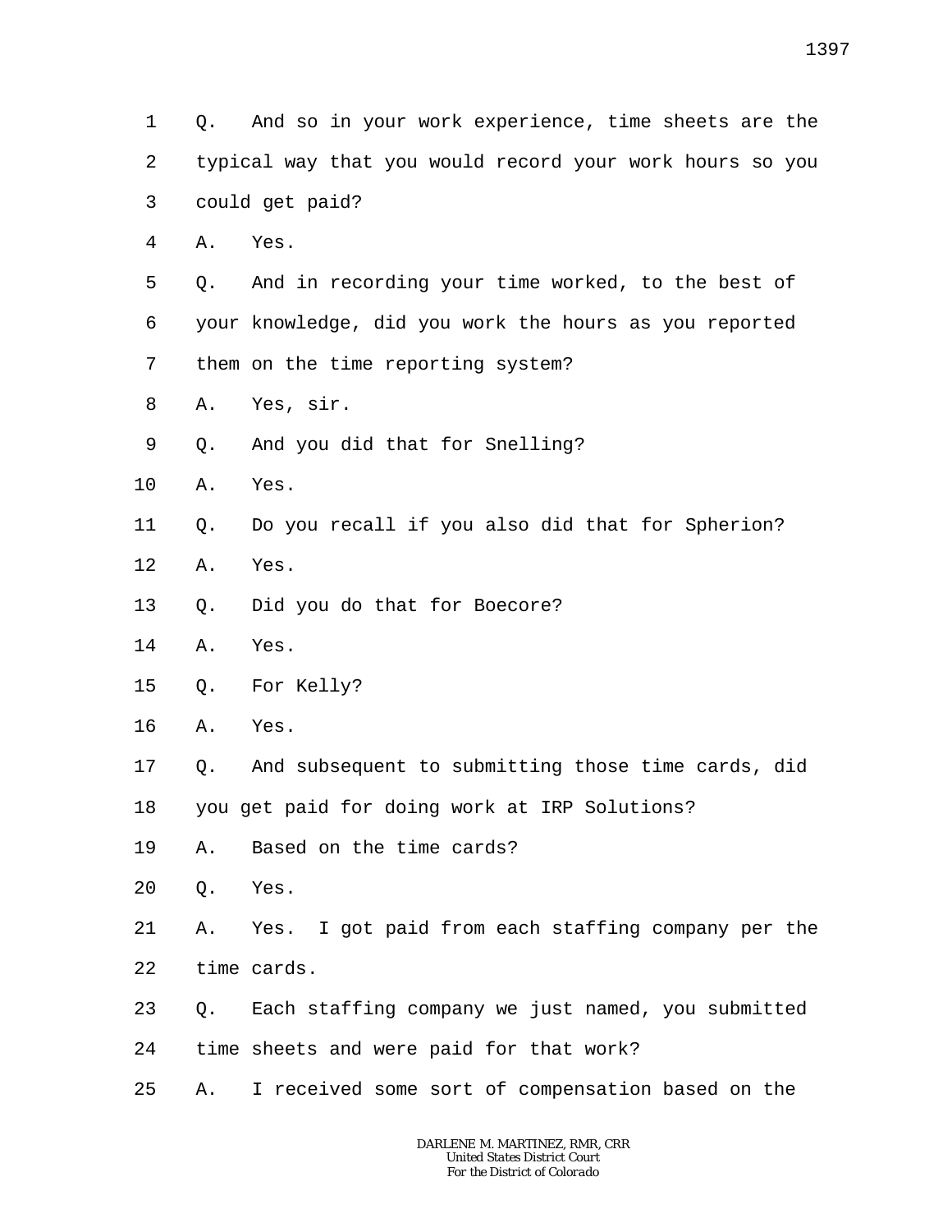1 Q. And so in your work experience, time sheets are the
2 typical way that you would record your work hours so you
3 could get paid?
4 A. Yes.
5 Q. And in recording your time worked, to the best of
6 your knowledge, did you work the hours as you reported
7 them on the time reporting system?
8 A. Yes, sir.
9 Q. And you did that for Snelling?
10 A. Yes.
11 Q. Do you recall if you also did that for Spherion?
12 A. Yes.
13 Q. Did you do that for Boecore?
14 A. Yes.
15 Q. For Kelly?
16 A. Yes.
17 Q. And subsequent to submitting those time cards, did
18 you get paid for doing work at IRP Solutions?
19 A. Based on the time cards?
20 Q. Yes.
21 A. Yes. I got paid from each staffing company per the
22 time cards.
23 Q. Each staffing company we just named, you submitted
24 time sheets and were paid for that work?
25 A. I received some sort of compensation based on the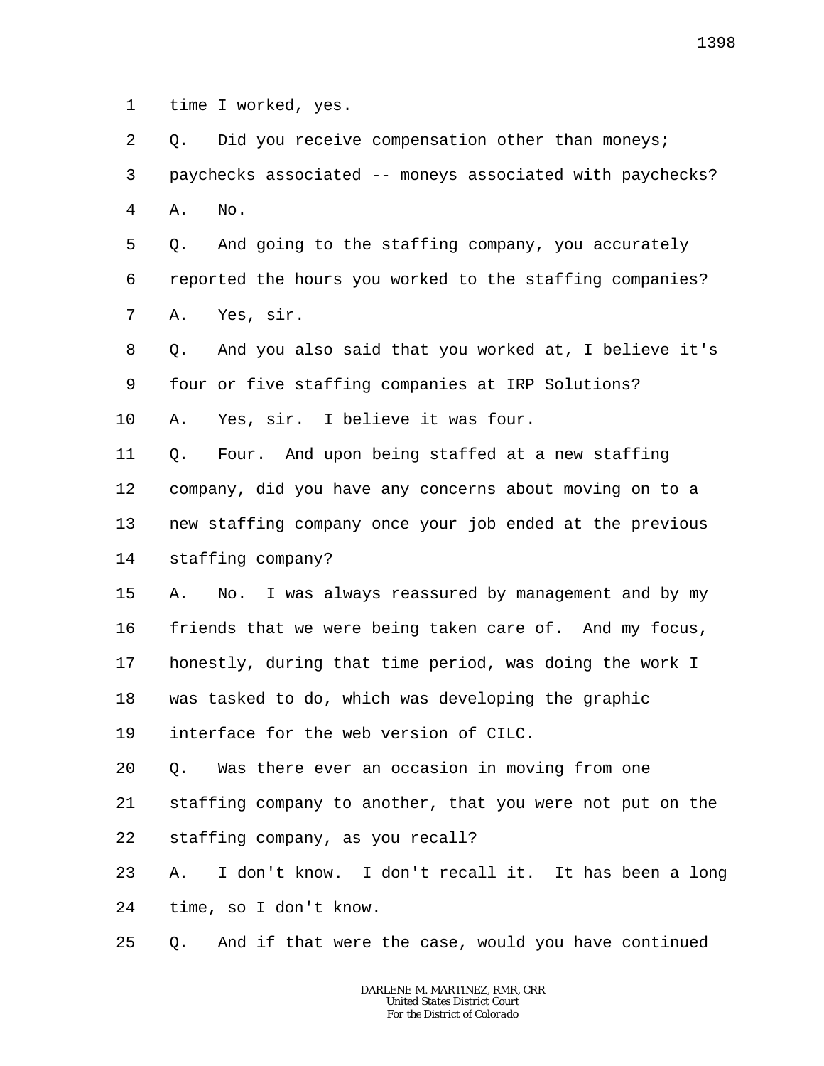1 time I worked, yes.

2 Q. Did you receive compensation other than moneys;

3 paychecks associated -- moneys associated with paychecks?

4 A. No.

5 Q. And going to the staffing company, you accurately

6 reported the hours you worked to the staffing companies?

7 A. Yes, sir.

8 Q. And you also said that you worked at, I believe it's

9 four or five staffing companies at IRP Solutions?

10 A. Yes, sir. I believe it was four.

11 Q. Four. And upon being staffed at a new staffing

12 company, did you have any concerns about moving on to a

13 new staffing company once your job ended at the previous

14 staffing company?

15 A. No. I was always reassured by management and by my

16 friends that we were being taken care of. And my focus,

17 honestly, during that time period, was doing the work I

18 was tasked to do, which was developing the graphic

19 interface for the web version of CILC.

20 Q. Was there ever an occasion in moving from one

21 staffing company to another, that you were not put on the

22 staffing company, as you recall?

23 A. I don't know. I don't recall it. It has been a long

24 time, so I don't know.

25 Q. And if that were the case, would you have continued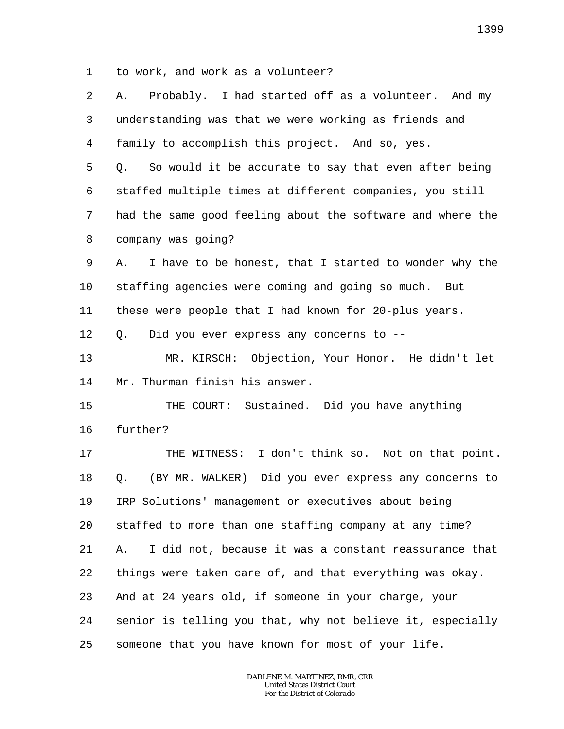1 to work, and work as a volunteer?

2 A. Probably. I had started off as a volunteer. And my

3 understanding was that we were working as friends and

4 family to accomplish this project. And so, yes.

5 Q. So would it be accurate to say that even after being

6 staffed multiple times at different companies, you still

7 had the same good feeling about the software and where the

8 company was going?

9 A. I have to be honest, that I started to wonder why the

10 staffing agencies were coming and going so much. But

11 these were people that I had known for 20-plus years.

12 Q. Did you ever express any concerns to --

13 MR. KIRSCH: Objection, Your Honor. He didn't let

14 Mr. Thurman finish his answer.

15 THE COURT: Sustained. Did you have anything

16 further?

17 THE WITNESS: I don't think so. Not on that point.

18 Q. (BY MR. WALKER) Did you ever express any concerns to

19 IRP Solutions' management or executives about being

20 staffed to more than one staffing company at any time?

21 A. I did not, because it was a constant reassurance that

22 things were taken care of, and that everything was okay.

23 And at 24 years old, if someone in your charge, your

24 senior is telling you that, why not believe it, especially

25 someone that you have known for most of your life.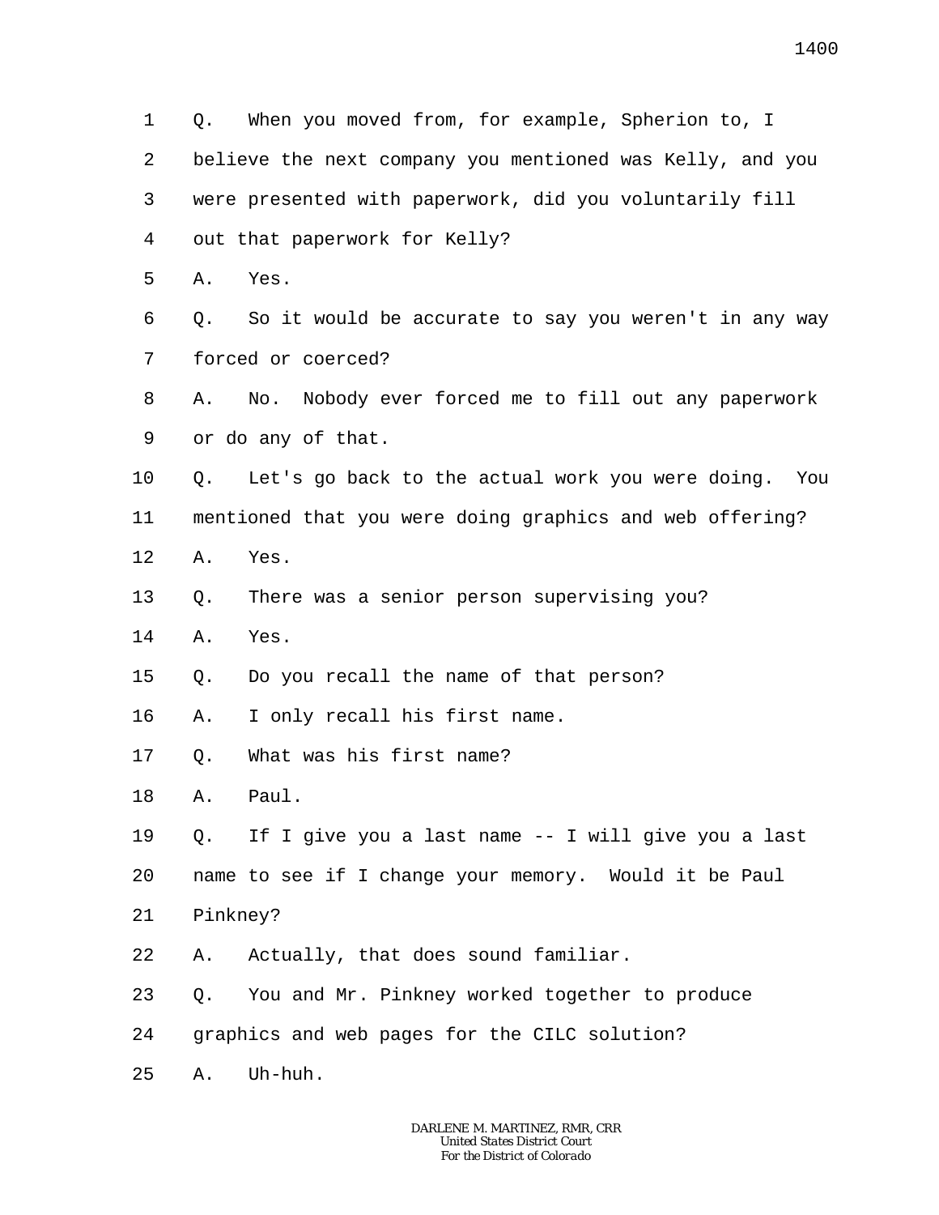1 Q. When you moved from, for example, Spherion to, I
2 believe the next company you mentioned was Kelly, and you
3 were presented with paperwork, did you voluntarily fill
4 out that paperwork for Kelly?
5 A. Yes.
6 Q. So it would be accurate to say you weren't in any way
7 forced or coerced?
8 A. No. Nobody ever forced me to fill out any paperwork
9 or do any of that.
10 Q. Let's go back to the actual work you were doing. You
11 mentioned that you were doing graphics and web offering?
12 A. Yes.
13 Q. There was a senior person supervising you?
14 A. Yes.
15 Q. Do you recall the name of that person?
16 A. I only recall his first name.
17 Q. What was his first name?
18 A. Paul.
19 Q. If I give you a last name -- I will give you a last
20 name to see if I change your memory. Would it be Paul
21 Pinkney?
22 A. Actually, that does sound familiar.
23 Q. You and Mr. Pinkney worked together to produce
24 graphics and web pages for the CILC solution?
25 A. Uh-huh.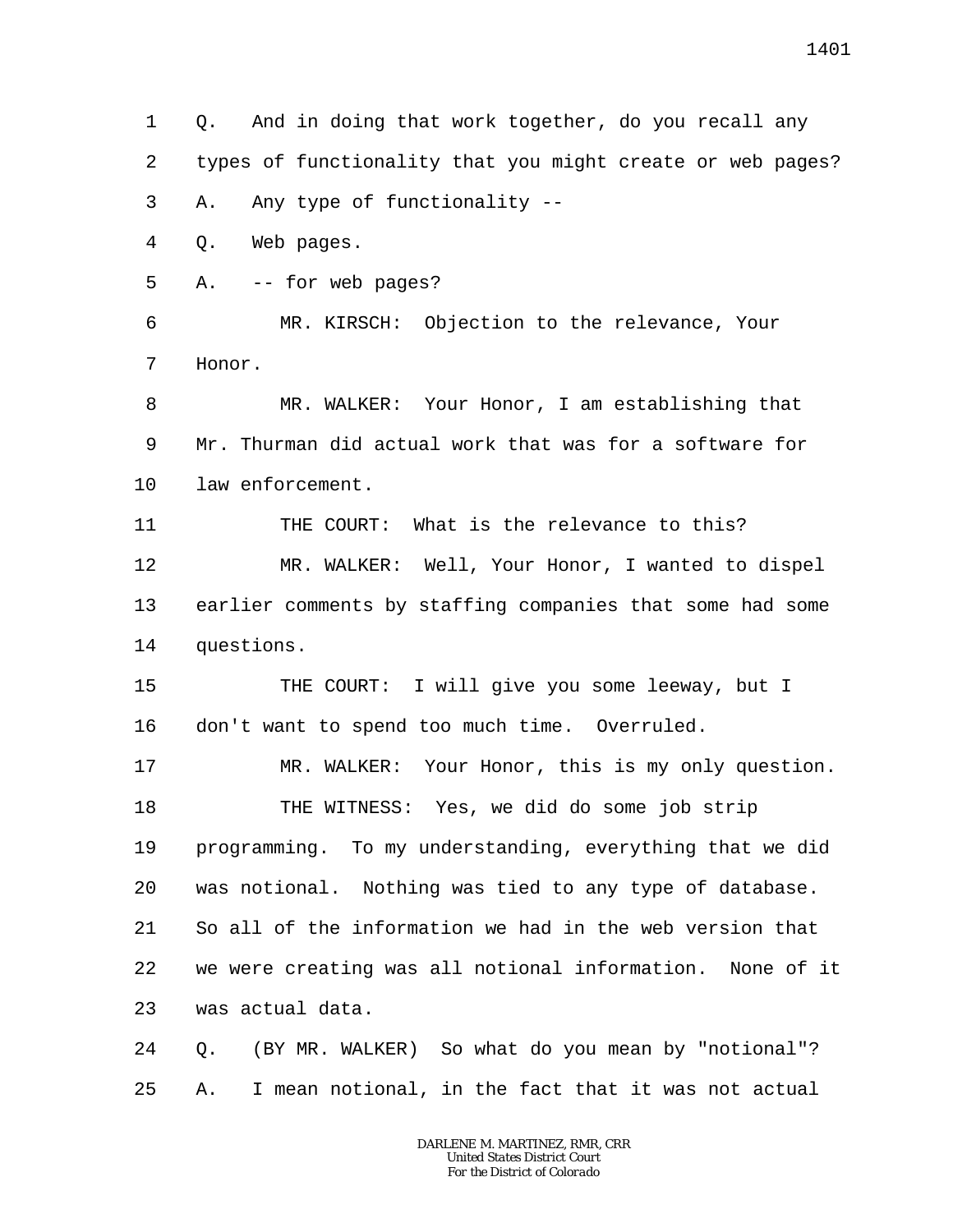1 Q. And in doing that work together, do you recall any
2 types of functionality that you might create or web pages?
3 A. Any type of functionality --
4 Q. Web pages.
5 A. -- for web pages?
6 MR. KIRSCH: Objection to the relevance, Your
7 Honor.
8 MR. WALKER: Your Honor, I am establishing that
9 Mr. Thurman did actual work that was for a software for
10 law enforcement.
11 THE COURT: What is the relevance to this?
12 MR. WALKER: Well, Your Honor, I wanted to dispel
13 earlier comments by staffing companies that some had some
14 questions.
15 THE COURT: I will give you some leeway, but I
16 don't want to spend too much time. Overruled.
17 MR. WALKER: Your Honor, this is my only question.
18 THE WITNESS: Yes, we did do some job strip
19 programming. To my understanding, everything that we did
20 was notional. Nothing was tied to any type of database.
21 So all of the information we had in the web version that
22 we were creating was all notional information. None of it
23 was actual data.
24 Q. (BY MR. WALKER) So what do you mean by "notional"?
25 A. I mean notional, in the fact that it was not actual

DARLENE M. MARTINEZ, RMR, CRR
United States District Court
For the District of Colorado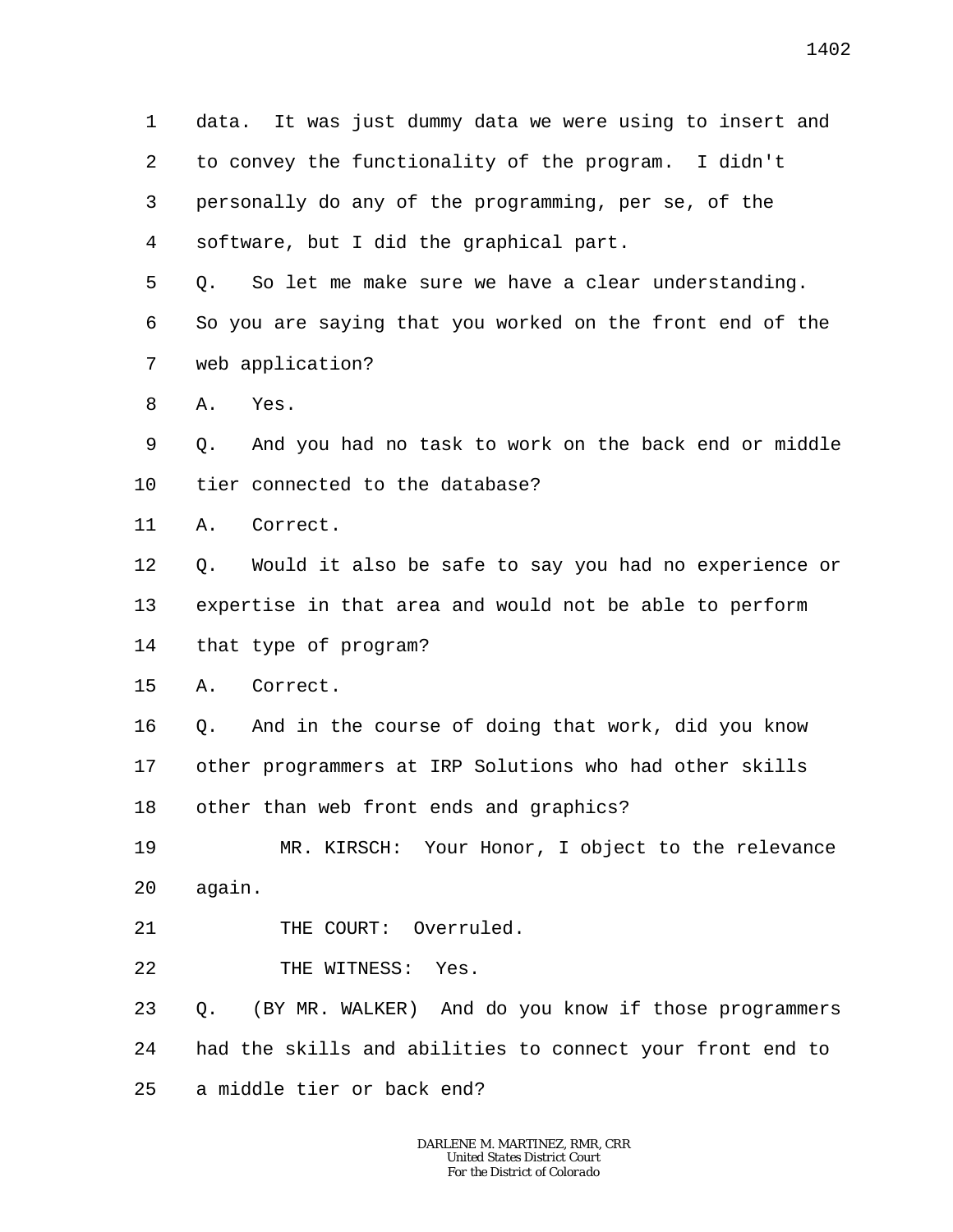data. It was just dummy data we were using to insert and to convey the functionality of the program. I didn't personally do any of the programming, per se, of the software, but I did the graphical part.

Q. So let me make sure we have a clear understanding. So you are saying that you worked on the front end of the web application?

A. Yes.

Q. And you had no task to work on the back end or middle tier connected to the database?

A. Correct.

Q. Would it also be safe to say you had no experience or expertise in that area and would not be able to perform that type of program?

A. Correct.

Q. And in the course of doing that work, did you know other programmers at IRP Solutions who had other skills other than web front ends and graphics?

MR. KIRSCH: Your Honor, I object to the relevance again.

THE COURT: Overruled.

THE WITNESS: Yes.

Q. (BY MR. WALKER) And do you know if those programmers had the skills and abilities to connect your front end to a middle tier or back end?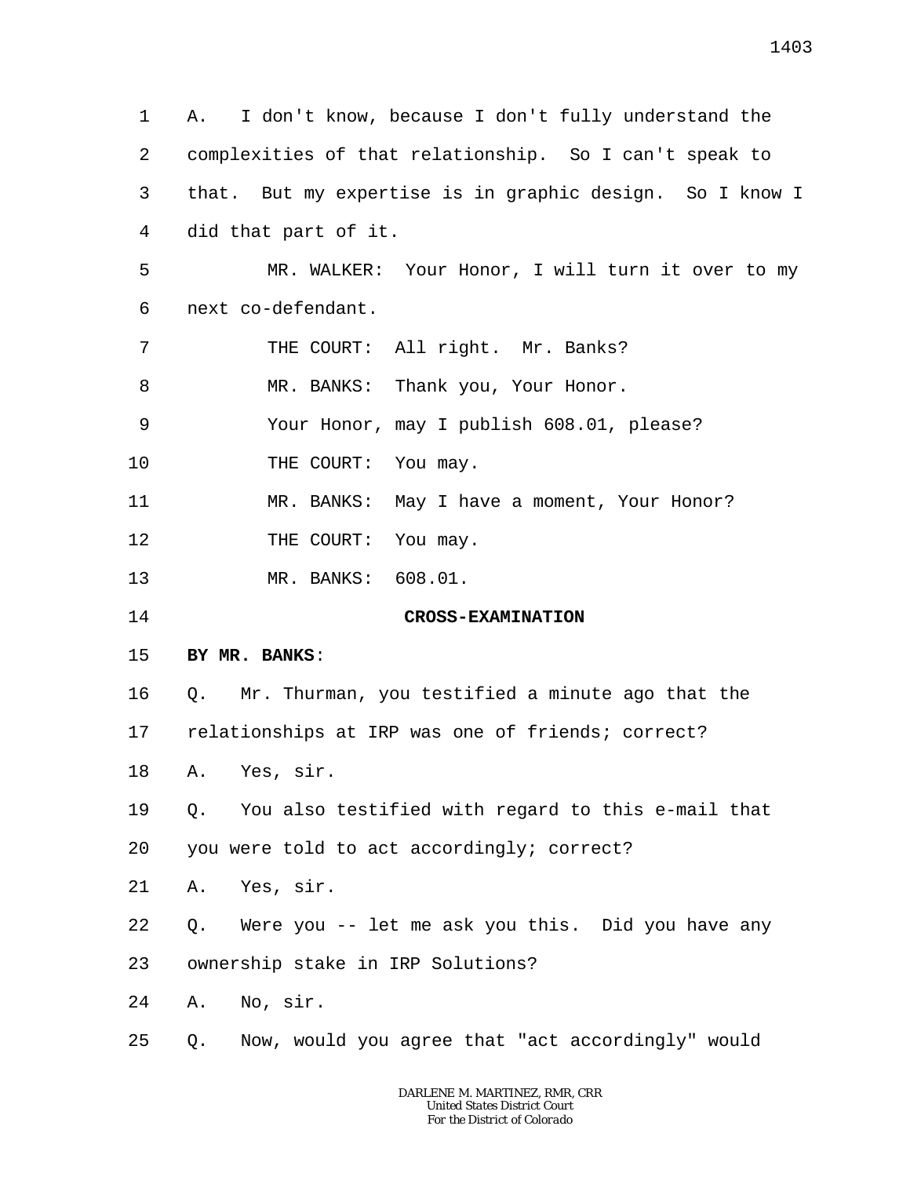A. I don't know, because I don't fully understand the complexities of that relationship. So I can't speak to that. But my expertise is in graphic design. So I know I did that part of it.

MR. WALKER: Your Honor, I will turn it over to my next co-defendant.

THE COURT: All right. Mr. Banks?

MR. BANKS: Thank you, Your Honor.

Your Honor, may I publish 608.01, please?

THE COURT: You may.

MR. BANKS: May I have a moment, Your Honor?

THE COURT: You may.

MR. BANKS: 608.01.

**CROSS-EXAMINATION**

**BY MR. BANKS**:

Q. Mr. Thurman, you testified a minute ago that the relationships at IRP was one of friends; correct?

A. Yes, sir.

Q. You also testified with regard to this e-mail that you were told to act accordingly; correct?

A. Yes, sir.

Q. Were you -- let me ask you this. Did you have any ownership stake in IRP Solutions?

A. No, sir.

Q. Now, would you agree that "act accordingly" would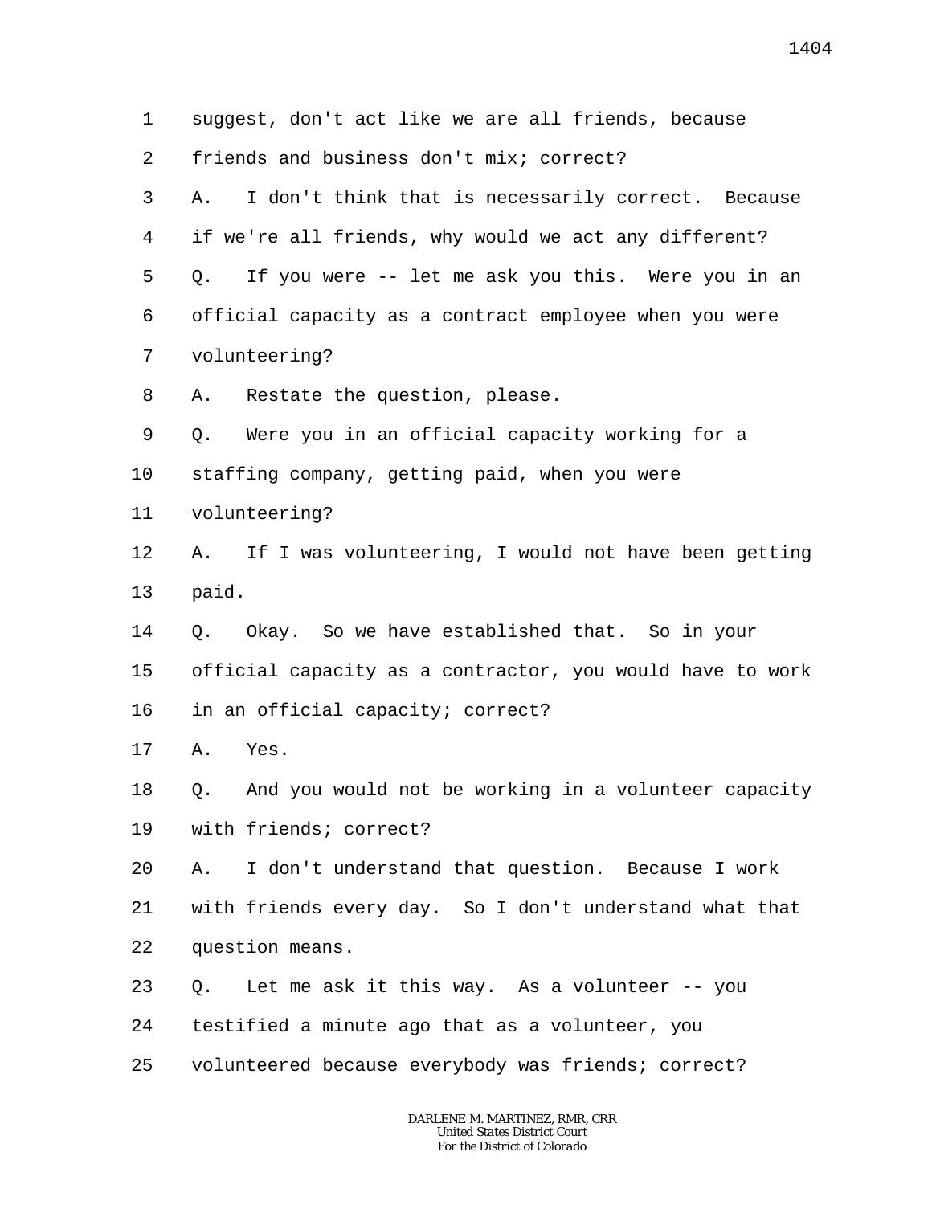1 suggest, don't act like we are all friends, because
2 friends and business don't mix; correct?
3 A. I don't think that is necessarily correct. Because
4 if we're all friends, why would we act any different?
5 Q. If you were -- let me ask you this. Were you in an
6 official capacity as a contract employee when you were
7 volunteering?
8 A. Restate the question, please.
9 Q. Were you in an official capacity working for a
10 staffing company, getting paid, when you were
11 volunteering?
12 A. If I was volunteering, I would not have been getting
13 paid.
14 Q. Okay. So we have established that. So in your
15 official capacity as a contractor, you would have to work
16 in an official capacity; correct?
17 A. Yes.
18 Q. And you would not be working in a volunteer capacity
19 with friends; correct?
20 A. I don't understand that question. Because I work
21 with friends every day. So I don't understand what that
22 question means.
23 Q. Let me ask it this way. As a volunteer -- you
24 testified a minute ago that as a volunteer, you
25 volunteered because everybody was friends; correct?

DARLENE M. MARTINEZ, RMR, CRR
United States District Court
For the District of Colorado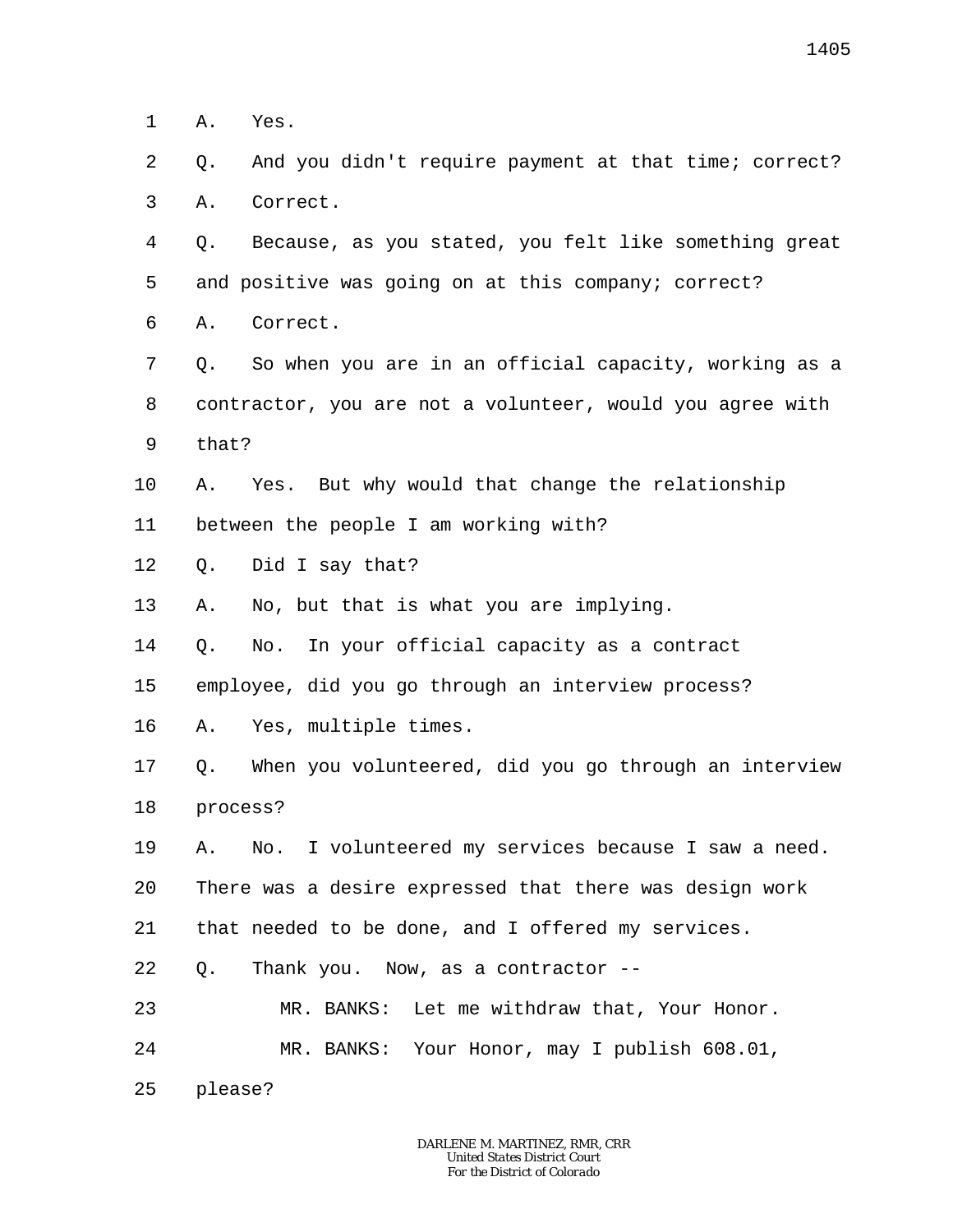1 A. Yes.

2 Q. And you didn't require payment at that time; correct?

3 A. Correct.

4 Q. Because, as you stated, you felt like something great

5 and positive was going on at this company; correct?

6 A. Correct.

7 Q. So when you are in an official capacity, working as a

8 contractor, you are not a volunteer, would you agree with

9 that?

10 A. Yes. But why would that change the relationship

11 between the people I am working with?

12 Q. Did I say that?

13 A. No, but that is what you are implying.

14 Q. No. In your official capacity as a contract

15 employee, did you go through an interview process?

16 A. Yes, multiple times.

17 Q. When you volunteered, did you go through an interview

18 process?

19 A. No. I volunteered my services because I saw a need.

20 There was a desire expressed that there was design work

21 that needed to be done, and I offered my services.

22 Q. Thank you. Now, as a contractor --

23 MR. BANKS: Let me withdraw that, Your Honor.

24 MR. BANKS: Your Honor, may I publish 608.01,

25 please?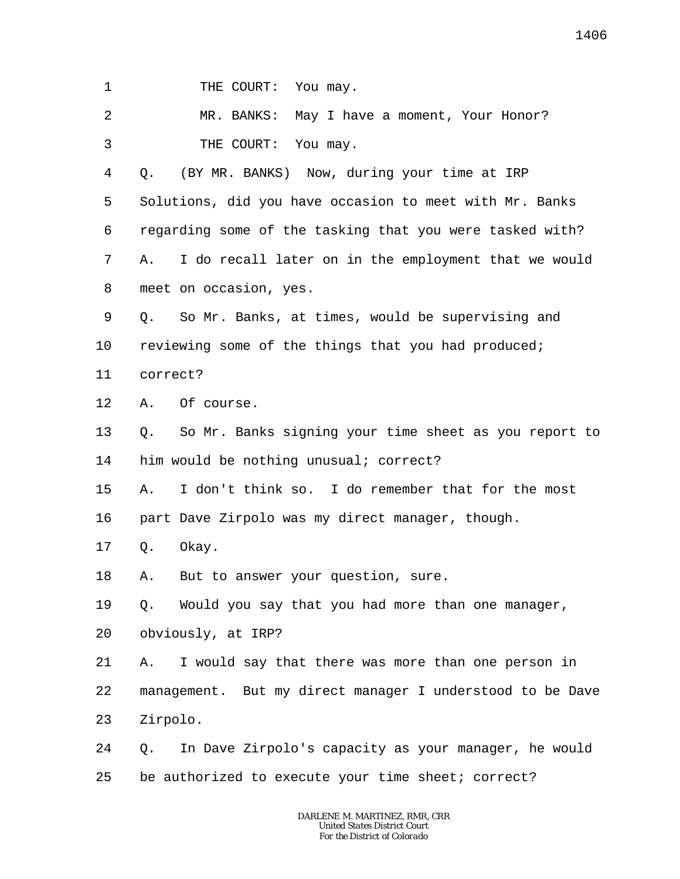1 THE COURT: You may.

2 MR. BANKS: May I have a moment, Your Honor?

3 THE COURT: You may.

4 Q. (BY MR. BANKS) Now, during your time at IRP

5 Solutions, did you have occasion to meet with Mr. Banks

6 regarding some of the tasking that you were tasked with?

7 A. I do recall later on in the employment that we would

8 meet on occasion, yes.

9 Q. So Mr. Banks, at times, would be supervising and

10 reviewing some of the things that you had produced;

11 correct?

12 A. Of course.

13 Q. So Mr. Banks signing your time sheet as you report to

14 him would be nothing unusual; correct?

15 A. I don't think so. I do remember that for the most

16 part Dave Zirpolo was my direct manager, though.

17 Q. Okay.

18 A. But to answer your question, sure.

19 Q. Would you say that you had more than one manager,

20 obviously, at IRP?

21 A. I would say that there was more than one person in

22 management. But my direct manager I understood to be Dave

23 Zirpolo.

24 Q. In Dave Zirpolo's capacity as your manager, he would

25 be authorized to execute your time sheet; correct?

DARLENE M. MARTINEZ, RMR, CRR
United States District Court
For the District of Colorado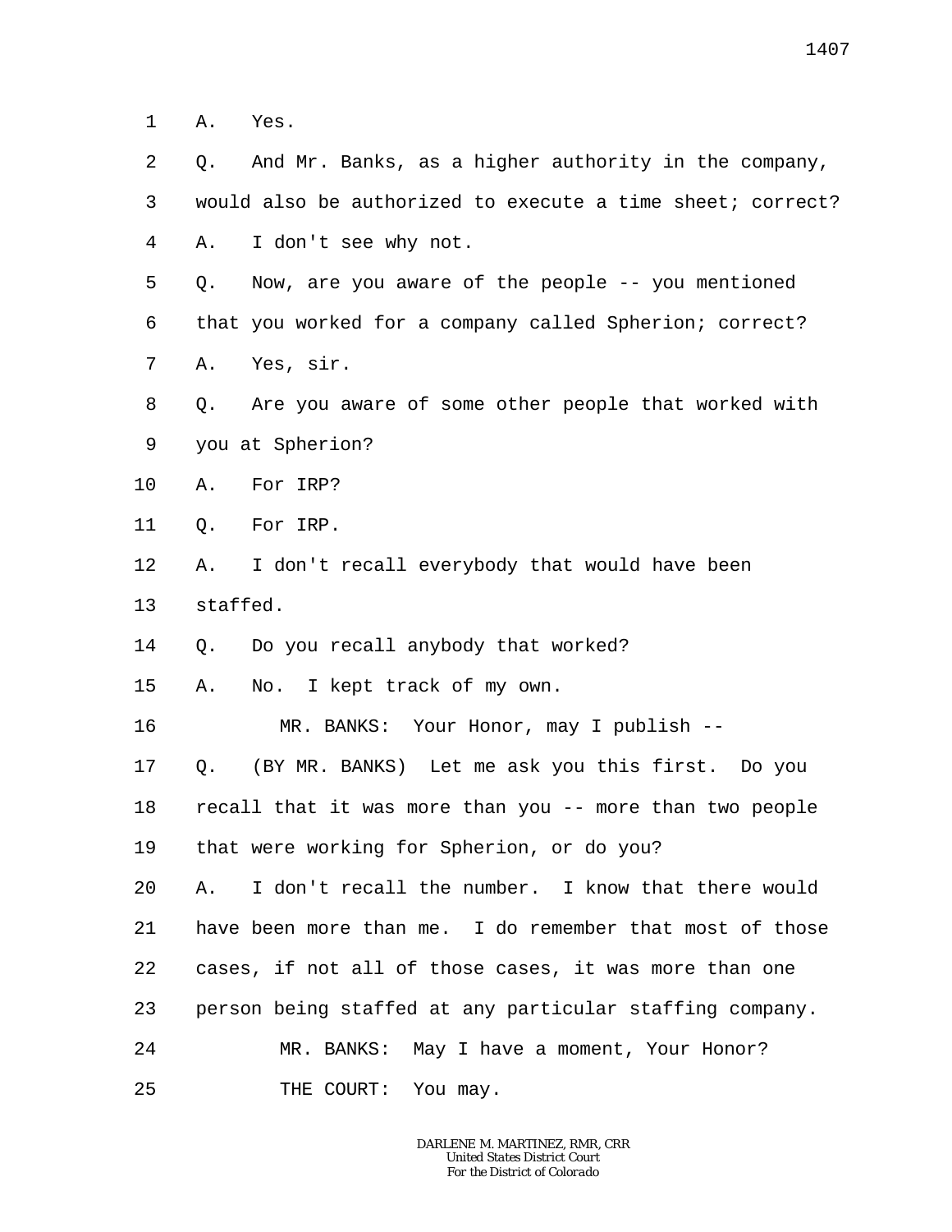1 A. Yes.

2 Q. And Mr. Banks, as a higher authority in the company,

3 would also be authorized to execute a time sheet; correct?

4 A. I don't see why not.

5 Q. Now, are you aware of the people -- you mentioned

6 that you worked for a company called Spherion; correct?

7 A. Yes, sir.

8 Q. Are you aware of some other people that worked with

9 you at Spherion?

10 A. For IRP?

11 Q. For IRP.

12 A. I don't recall everybody that would have been

13 staffed.

14 Q. Do you recall anybody that worked?

15 A. No. I kept track of my own.

16 MR. BANKS: Your Honor, may I publish --

17 Q. (BY MR. BANKS) Let me ask you this first. Do you

18 recall that it was more than you -- more than two people

19 that were working for Spherion, or do you?

20 A. I don't recall the number. I know that there would

21 have been more than me. I do remember that most of those

22 cases, if not all of those cases, it was more than one

23 person being staffed at any particular staffing company.

24 MR. BANKS: May I have a moment, Your Honor?

25 THE COURT: You may.

DARLENE M. MARTINEZ, RMR, CRR
United States District Court
For the District of Colorado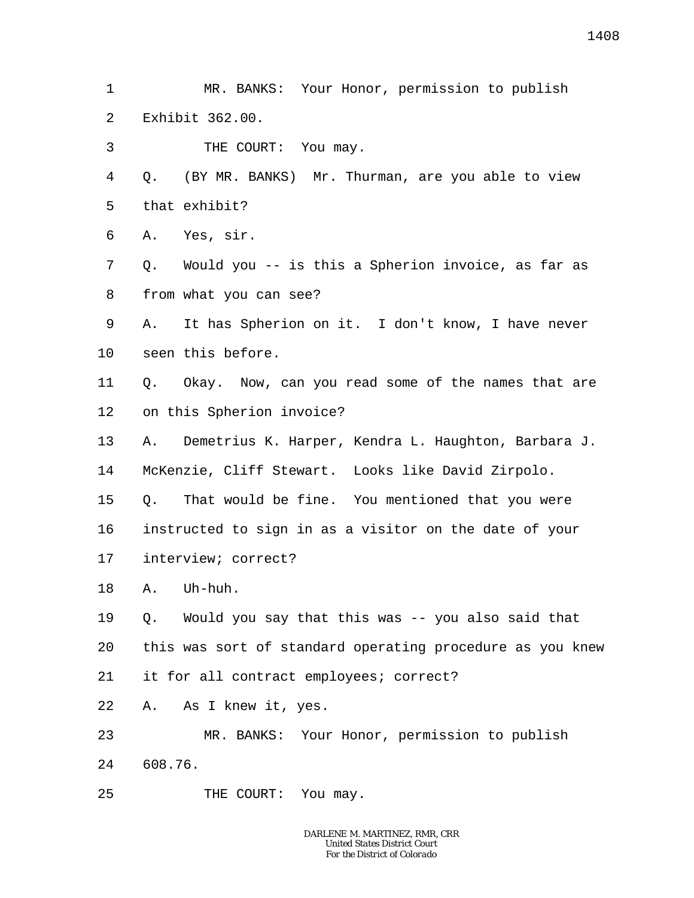1 MR. BANKS: Your Honor, permission to publish
2 Exhibit 362.00.
3 THE COURT: You may.
4 Q. (BY MR. BANKS) Mr. Thurman, are you able to view
5 that exhibit?
6 A. Yes, sir.
7 Q. Would you -- is this a Spherion invoice, as far as
8 from what you can see?
9 A. It has Spherion on it. I don't know, I have never
10 seen this before.
11 Q. Okay. Now, can you read some of the names that are
12 on this Spherion invoice?
13 A. Demetrius K. Harper, Kendra L. Haughton, Barbara J.
14 McKenzie, Cliff Stewart. Looks like David Zirpolo.
15 Q. That would be fine. You mentioned that you were
16 instructed to sign in as a visitor on the date of your
17 interview; correct?
18 A. Uh-huh.
19 Q. Would you say that this was -- you also said that
20 this was sort of standard operating procedure as you knew
21 it for all contract employees; correct?
22 A. As I knew it, yes.
23 MR. BANKS: Your Honor, permission to publish
24 608.76.
25 THE COURT: You may.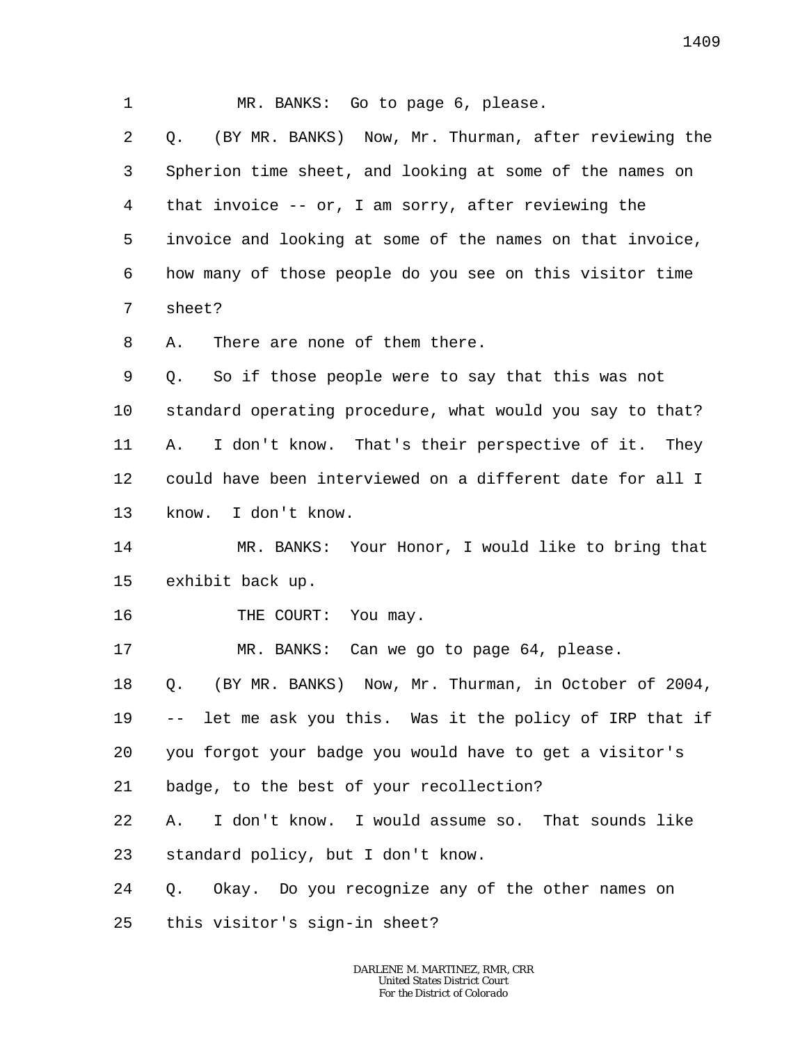1 MR. BANKS: Go to page 6, please.

2 Q. (BY MR. BANKS) Now, Mr. Thurman, after reviewing the

3 Spherion time sheet, and looking at some of the names on

4 that invoice -- or, I am sorry, after reviewing the

5 invoice and looking at some of the names on that invoice,

6 how many of those people do you see on this visitor time

7 sheet?

8 A. There are none of them there.

9 Q. So if those people were to say that this was not

10 standard operating procedure, what would you say to that?

11 A. I don't know. That's their perspective of it. They

12 could have been interviewed on a different date for all I

13 know. I don't know.

14 MR. BANKS: Your Honor, I would like to bring that

15 exhibit back up.

16 THE COURT: You may.

17 MR. BANKS: Can we go to page 64, please.

18 Q. (BY MR. BANKS) Now, Mr. Thurman, in October of 2004,

19 -- let me ask you this. Was it the policy of IRP that if

20 you forgot your badge you would have to get a visitor's

21 badge, to the best of your recollection?

22 A. I don't know. I would assume so. That sounds like

23 standard policy, but I don't know.

24 Q. Okay. Do you recognize any of the other names on

25 this visitor's sign-in sheet?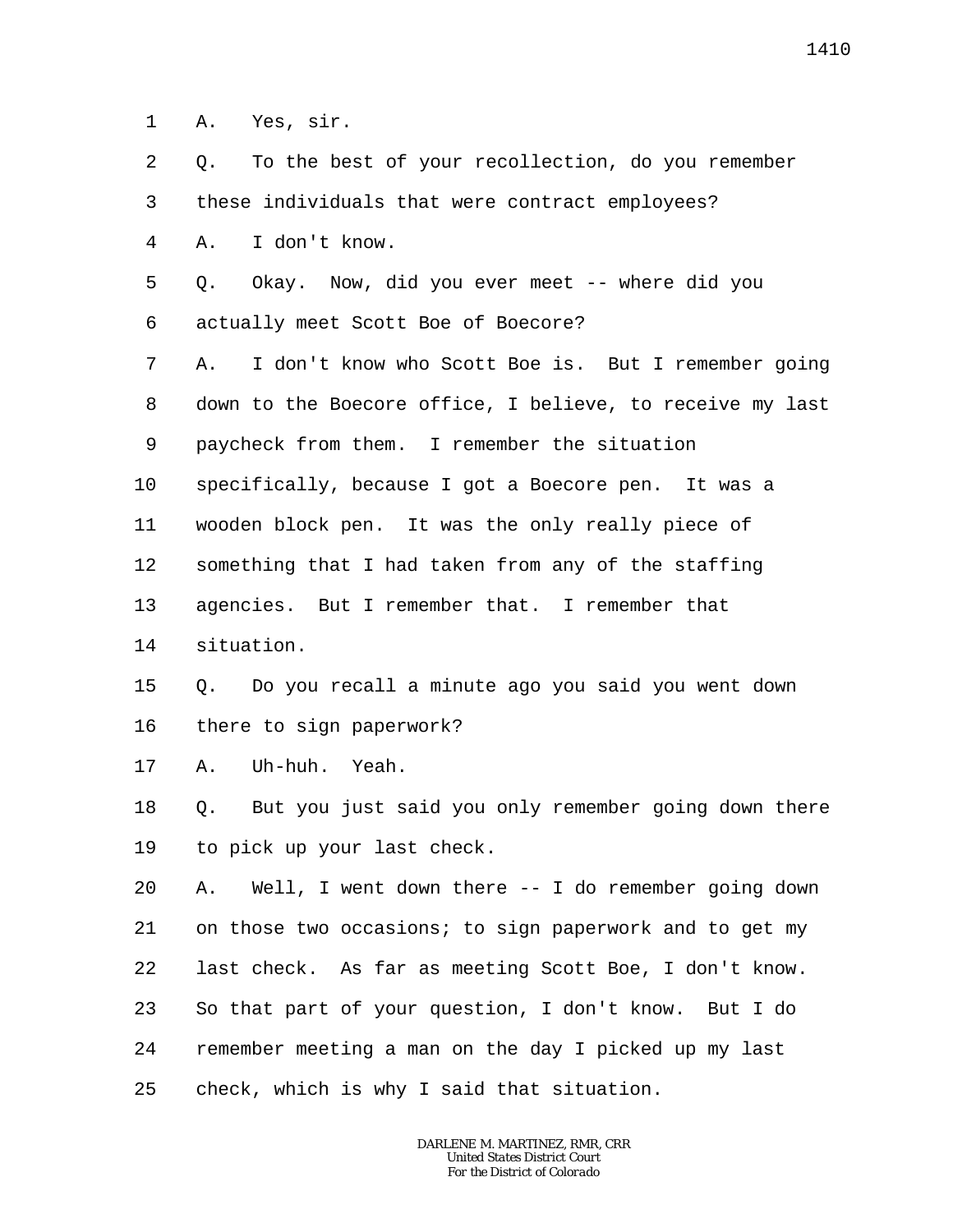1 A. Yes, sir.

2 Q. To the best of your recollection, do you remember

3 these individuals that were contract employees?

4 A. I don't know.

5 Q. Okay. Now, did you ever meet -- where did you

6 actually meet Scott Boe of Boecore?

7 A. I don't know who Scott Boe is. But I remember going

8 down to the Boecore office, I believe, to receive my last

9 paycheck from them. I remember the situation

10 specifically, because I got a Boecore pen. It was a

11 wooden block pen. It was the only really piece of

12 something that I had taken from any of the staffing

13 agencies. But I remember that. I remember that

14 situation.

15 Q. Do you recall a minute ago you said you went down

16 there to sign paperwork?

17 A. Uh-huh. Yeah.

18 Q. But you just said you only remember going down there

19 to pick up your last check.

20 A. Well, I went down there -- I do remember going down

21 on those two occasions; to sign paperwork and to get my

22 last check. As far as meeting Scott Boe, I don't know.

23 So that part of your question, I don't know. But I do

24 remember meeting a man on the day I picked up my last

25 check, which is why I said that situation.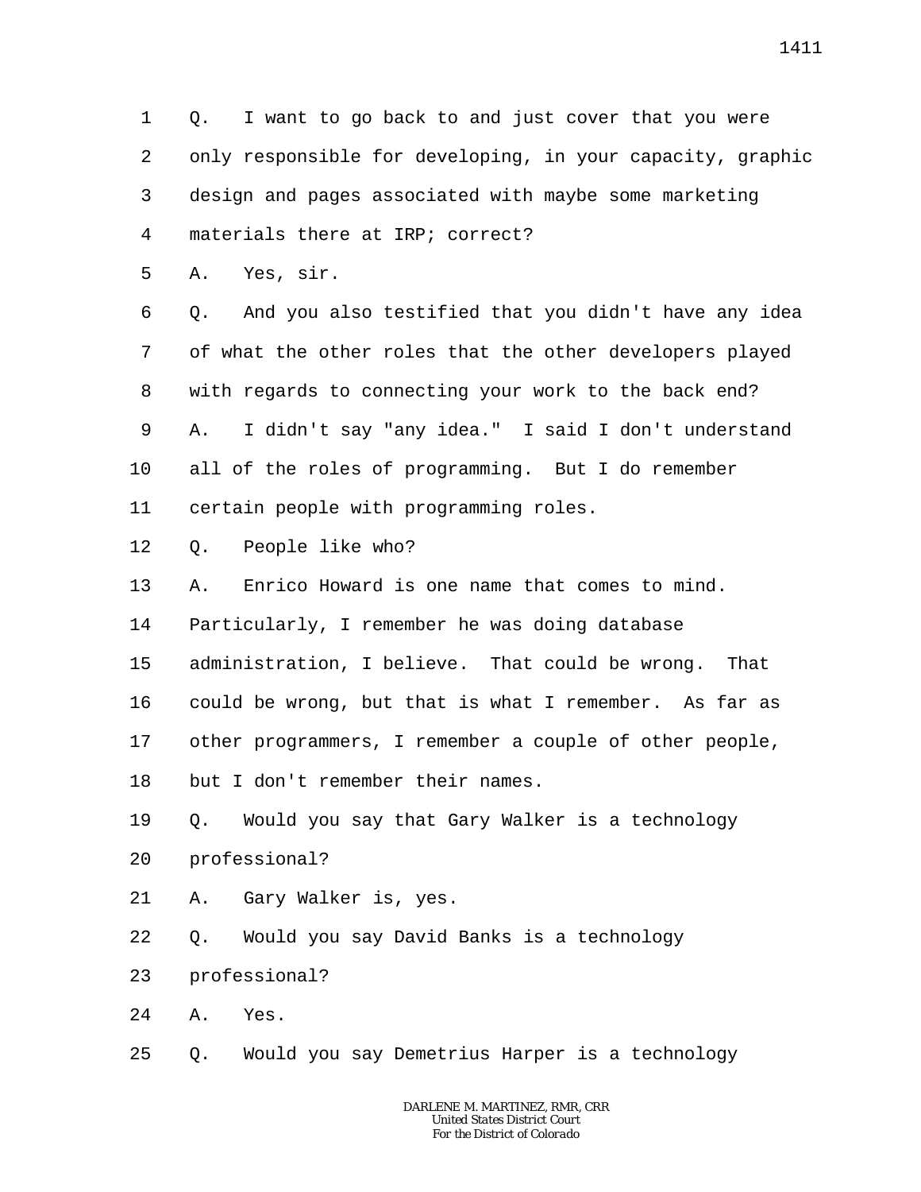1 Q. I want to go back to and just cover that you were
2 only responsible for developing, in your capacity, graphic
3 design and pages associated with maybe some marketing
4 materials there at IRP; correct?
5 A. Yes, sir.
6 Q. And you also testified that you didn't have any idea
7 of what the other roles that the other developers played
8 with regards to connecting your work to the back end?
9 A. I didn't say "any idea." I said I don't understand
10 all of the roles of programming. But I do remember
11 certain people with programming roles.
12 Q. People like who?
13 A. Enrico Howard is one name that comes to mind.
14 Particularly, I remember he was doing database
15 administration, I believe. That could be wrong. That
16 could be wrong, but that is what I remember. As far as
17 other programmers, I remember a couple of other people,
18 but I don't remember their names.
19 Q. Would you say that Gary Walker is a technology
20 professional?
21 A. Gary Walker is, yes.
22 Q. Would you say David Banks is a technology
23 professional?
24 A. Yes.
25 Q. Would you say Demetrius Harper is a technology

DARLENE M. MARTINEZ, RMR, CRR
United States District Court
For the District of Colorado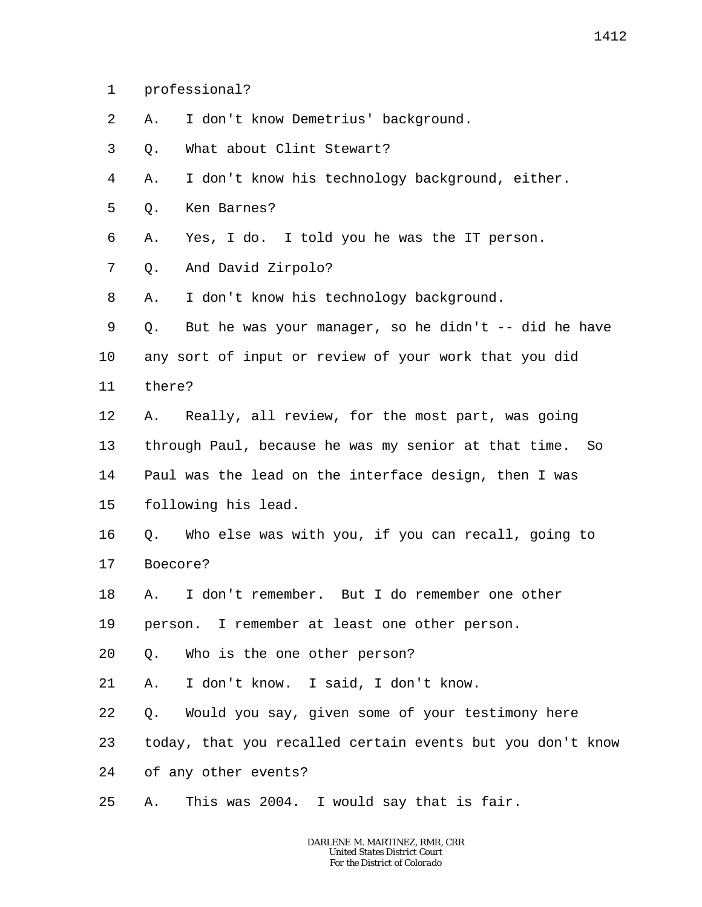1 professional?

2 A. I don't know Demetrius' background.

3 Q. What about Clint Stewart?

4 A. I don't know his technology background, either.

5 Q. Ken Barnes?

6 A. Yes, I do. I told you he was the IT person.

7 Q. And David Zirpolo?

8 A. I don't know his technology background.

9 Q. But he was your manager, so he didn't -- did he have

10 any sort of input or review of your work that you did

11 there?

12 A. Really, all review, for the most part, was going

13 through Paul, because he was my senior at that time. So

14 Paul was the lead on the interface design, then I was

15 following his lead.

16 Q. Who else was with you, if you can recall, going to

17 Boecore?

18 A. I don't remember. But I do remember one other

19 person. I remember at least one other person.

20 Q. Who is the one other person?

21 A. I don't know. I said, I don't know.

22 Q. Would you say, given some of your testimony here

23 today, that you recalled certain events but you don't know

24 of any other events?

25 A. This was 2004. I would say that is fair.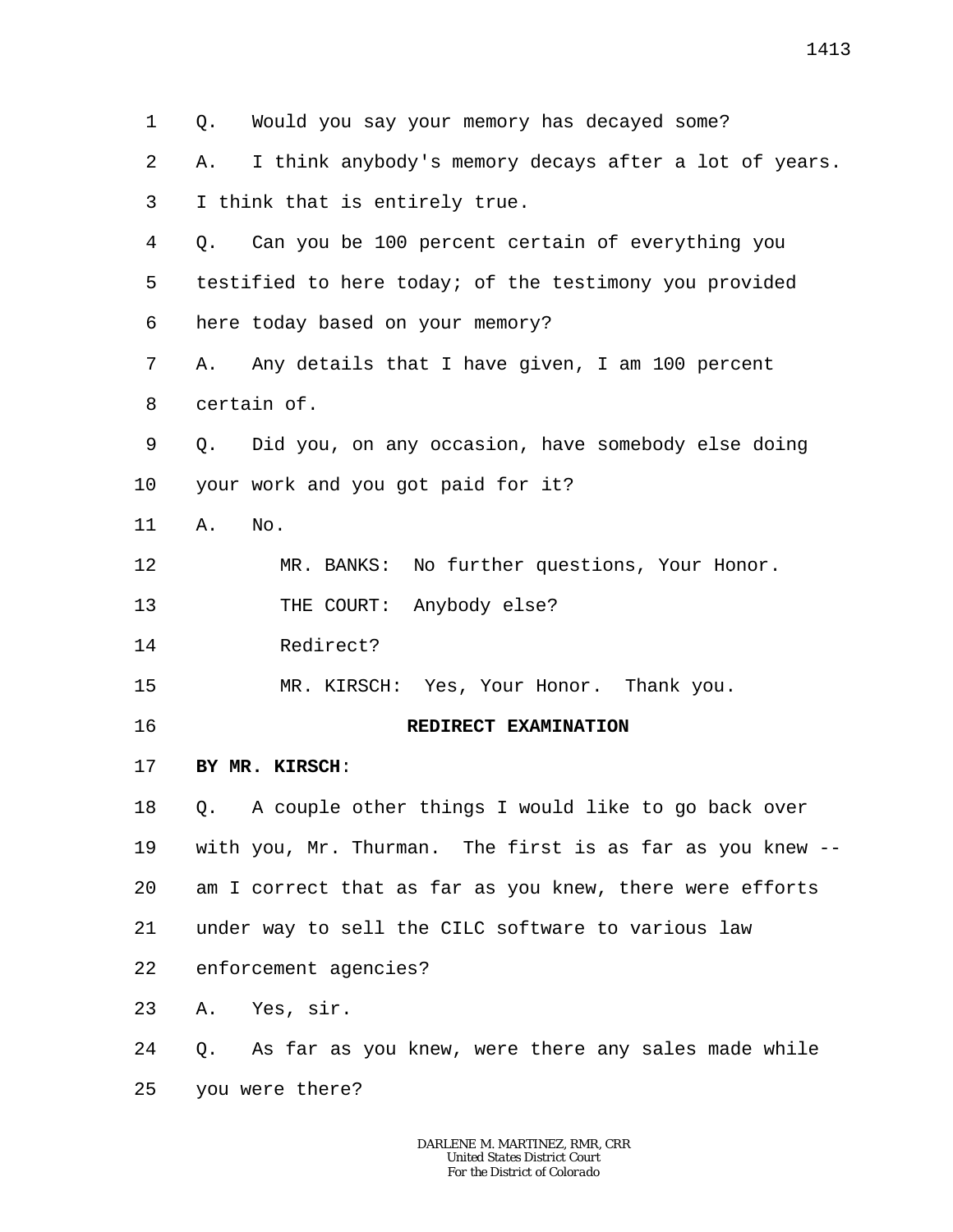1 Q. Would you say your memory has decayed some?

2 A. I think anybody's memory decays after a lot of years.

3 I think that is entirely true.

4 Q. Can you be 100 percent certain of everything you

5 testified to here today; of the testimony you provided

6 here today based on your memory?

7 A. Any details that I have given, I am 100 percent

8 certain of.

9 Q. Did you, on any occasion, have somebody else doing

10 your work and you got paid for it?

11 A. No.

12 MR. BANKS: No further questions, Your Honor.

13 THE COURT: Anybody else?

14 Redirect?

15 MR. KIRSCH: Yes, Your Honor. Thank you.

16 **REDIRECT EXAMINATION**

17 **BY MR. KIRSCH**:

18 Q. A couple other things I would like to go back over

19 with you, Mr. Thurman. The first is as far as you knew --

20 am I correct that as far as you knew, there were efforts

21 under way to sell the CILC software to various law

22 enforcement agencies?

23 A. Yes, sir.

24 Q. As far as you knew, were there any sales made while

25 you were there?

DARLENE M. MARTINEZ, RMR, CRR
United States District Court
For the District of Colorado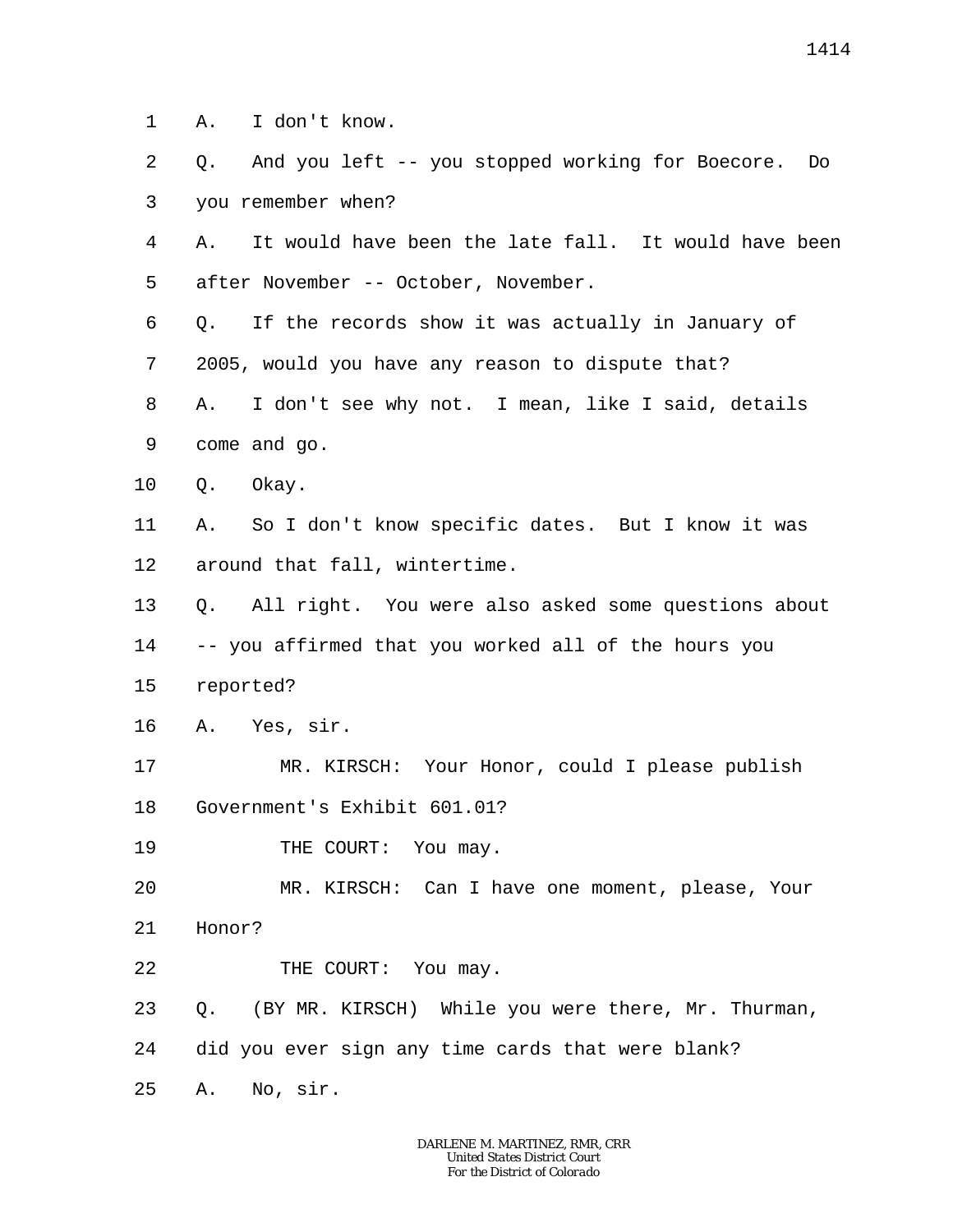1 A. I don't know.

2 Q. And you left -- you stopped working for Boecore. Do

3 you remember when?

4 A. It would have been the late fall. It would have been

5 after November -- October, November.

6 Q. If the records show it was actually in January of

7 2005, would you have any reason to dispute that?

8 A. I don't see why not. I mean, like I said, details

9 come and go.

10 Q. Okay.

11 A. So I don't know specific dates. But I know it was

12 around that fall, wintertime.

13 Q. All right. You were also asked some questions about

14 -- you affirmed that you worked all of the hours you

15 reported?

16 A. Yes, sir.

17 MR. KIRSCH: Your Honor, could I please publish

18 Government's Exhibit 601.01?

19 THE COURT: You may.

20 MR. KIRSCH: Can I have one moment, please, Your

21 Honor?

22 THE COURT: You may.

23 Q. (BY MR. KIRSCH) While you were there, Mr. Thurman,

24 did you ever sign any time cards that were blank?

25 A. No, sir.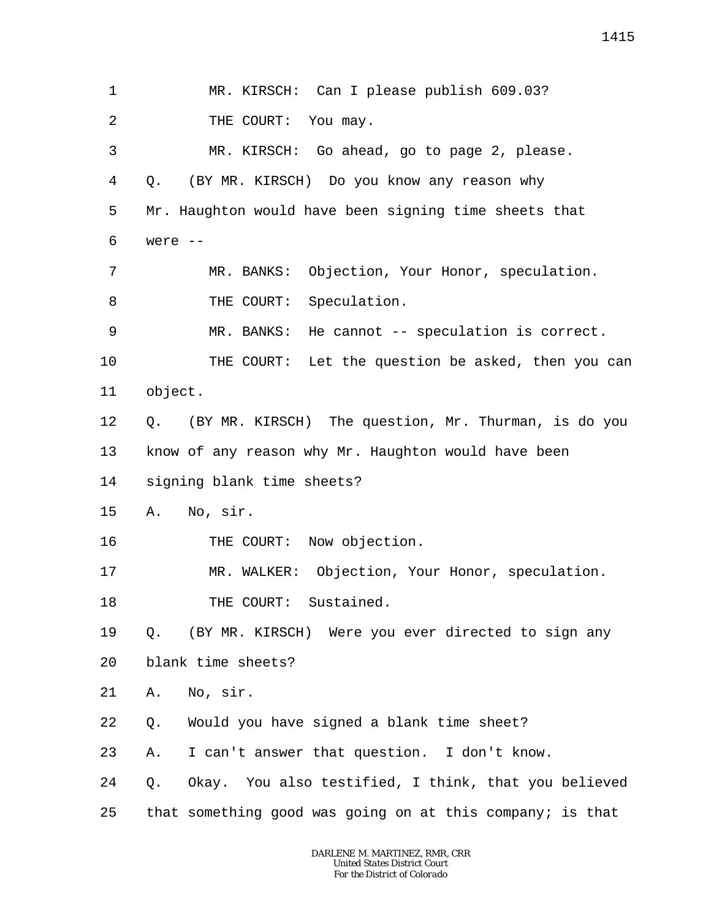1 MR. KIRSCH: Can I please publish 609.03?

2 THE COURT: You may.

3 MR. KIRSCH: Go ahead, go to page 2, please.

4 Q. (BY MR. KIRSCH) Do you know any reason why

5 Mr. Haughton would have been signing time sheets that

6 were --

7 MR. BANKS: Objection, Your Honor, speculation.

8 THE COURT: Speculation.

9 MR. BANKS: He cannot -- speculation is correct.

10 THE COURT: Let the question be asked, then you can

11 object.

12 Q. (BY MR. KIRSCH) The question, Mr. Thurman, is do you

13 know of any reason why Mr. Haughton would have been

14 signing blank time sheets?

15 A. No, sir.

16 THE COURT: Now objection.

17 MR. WALKER: Objection, Your Honor, speculation.

18 THE COURT: Sustained.

19 Q. (BY MR. KIRSCH) Were you ever directed to sign any

20 blank time sheets?

21 A. No, sir.

22 Q. Would you have signed a blank time sheet?

23 A. I can't answer that question. I don't know.

24 Q. Okay. You also testified, I think, that you believed

25 that something good was going on at this company; is that

DARLENE M. MARTINEZ, RMR, CRR
United States District Court
For the District of Colorado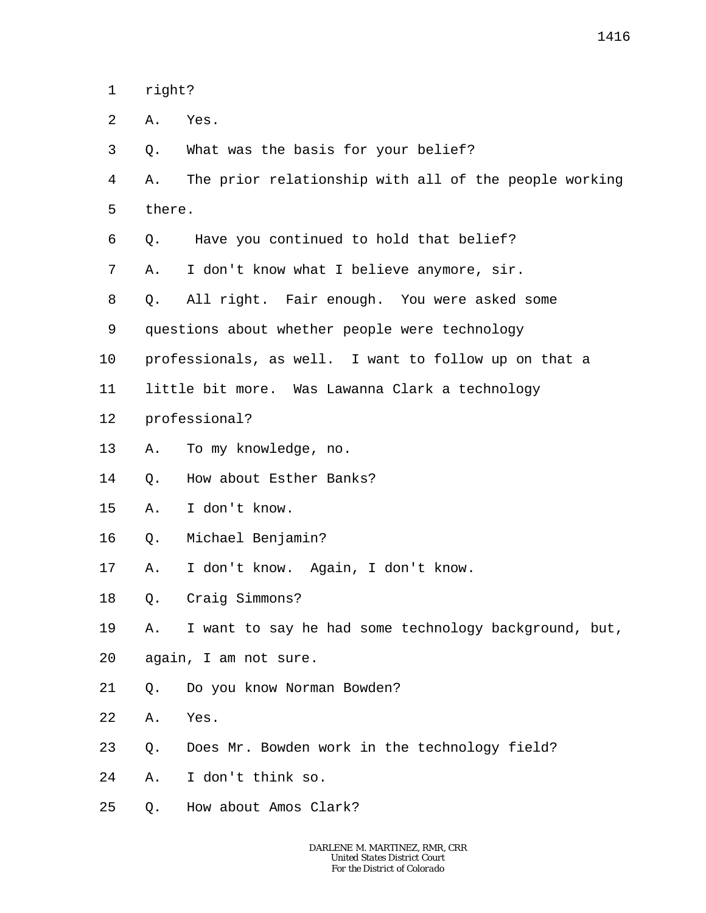right?

A. Yes.

Q. What was the basis for your belief?

A. The prior relationship with all of the people working there.

Q. Have you continued to hold that belief?

A. I don't know what I believe anymore, sir.

Q. All right. Fair enough. You were asked some questions about whether people were technology professionals, as well. I want to follow up on that a little bit more. Was Lawanna Clark a technology professional?

A. To my knowledge, no.

Q. How about Esther Banks?

A. I don't know.

Q. Michael Benjamin?

A. I don't know. Again, I don't know.

Q. Craig Simmons?

A. I want to say he had some technology background, but, again, I am not sure.

Q. Do you know Norman Bowden?

A. Yes.

Q. Does Mr. Bowden work in the technology field?

A. I don't think so.

Q. How about Amos Clark?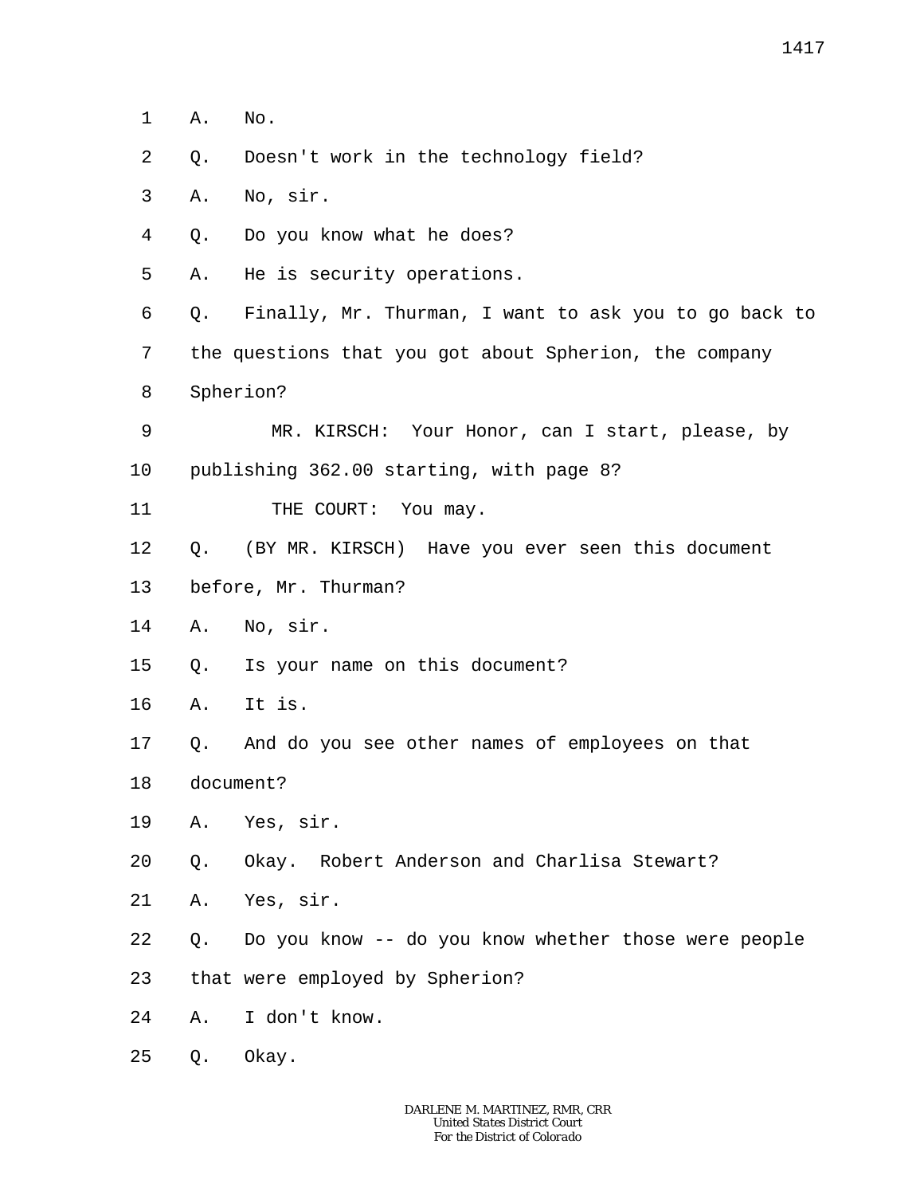1 A. No.

2 Q. Doesn't work in the technology field?

3 A. No, sir.

4 Q. Do you know what he does?

5 A. He is security operations.

6 Q. Finally, Mr. Thurman, I want to ask you to go back to

7 the questions that you got about Spherion, the company

8 Spherion?

9 MR. KIRSCH: Your Honor, can I start, please, by

10 publishing 362.00 starting, with page 8?

11 THE COURT: You may.

12 Q. (BY MR. KIRSCH) Have you ever seen this document

13 before, Mr. Thurman?

14 A. No, sir.

15 Q. Is your name on this document?

16 A. It is.

17 Q. And do you see other names of employees on that

18 document?

19 A. Yes, sir.

20 Q. Okay. Robert Anderson and Charlisa Stewart?

21 A. Yes, sir.

22 Q. Do you know -- do you know whether those were people

23 that were employed by Spherion?

24 A. I don't know.

25 Q. Okay.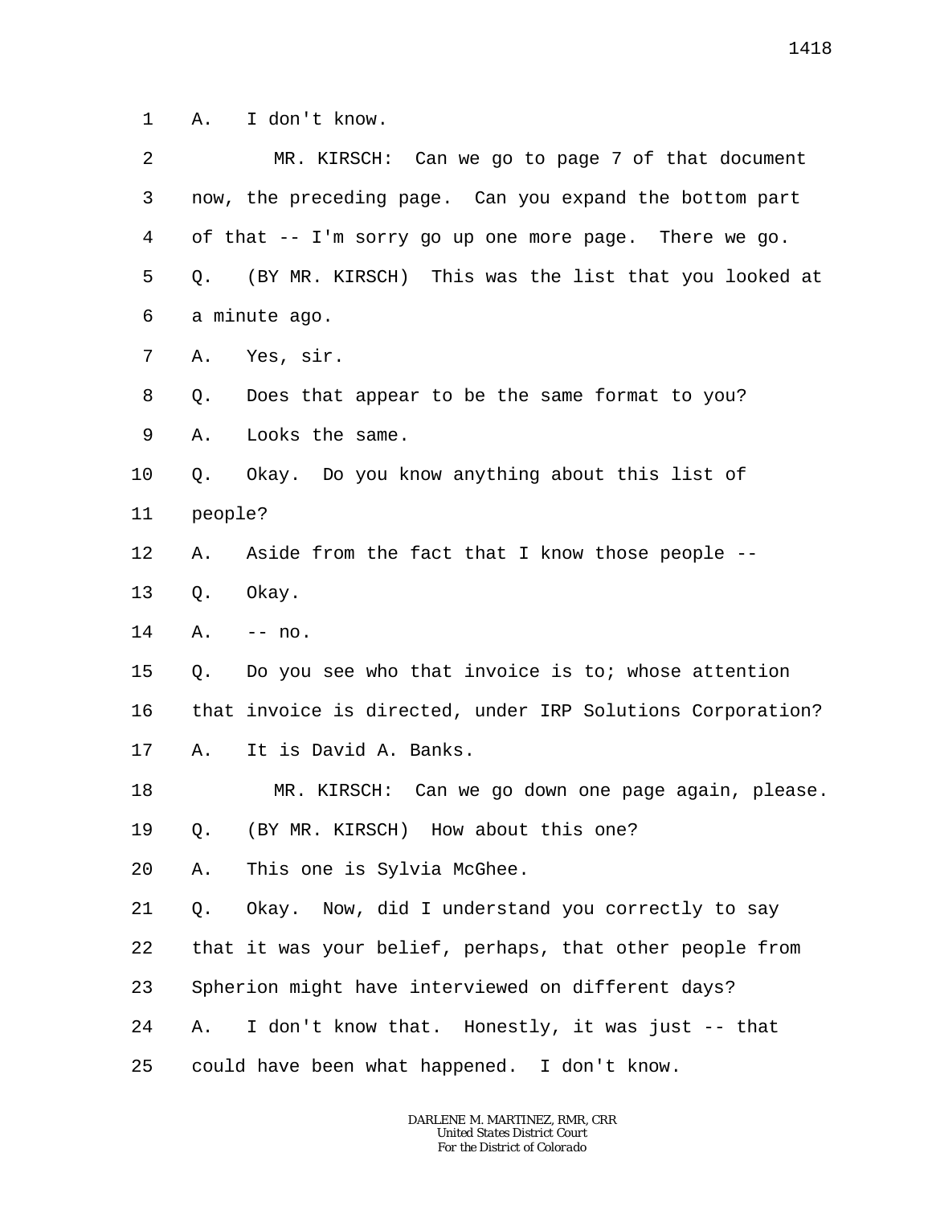1 A. I don't know.

2 MR. KIRSCH: Can we go to page 7 of that document

3 now, the preceding page. Can you expand the bottom part

4 of that -- I'm sorry go up one more page. There we go.

5 Q. (BY MR. KIRSCH) This was the list that you looked at

6 a minute ago.

7 A. Yes, sir.

8 Q. Does that appear to be the same format to you?

9 A. Looks the same.

10 Q. Okay. Do you know anything about this list of

11 people?

12 A. Aside from the fact that I know those people --

13 Q. Okay.

14 A. -- no.

15 Q. Do you see who that invoice is to; whose attention

16 that invoice is directed, under IRP Solutions Corporation?

17 A. It is David A. Banks.

18 MR. KIRSCH: Can we go down one page again, please.

19 Q. (BY MR. KIRSCH) How about this one?

20 A. This one is Sylvia McGhee.

21 Q. Okay. Now, did I understand you correctly to say

22 that it was your belief, perhaps, that other people from

23 Spherion might have interviewed on different days?

24 A. I don't know that. Honestly, it was just -- that

25 could have been what happened. I don't know.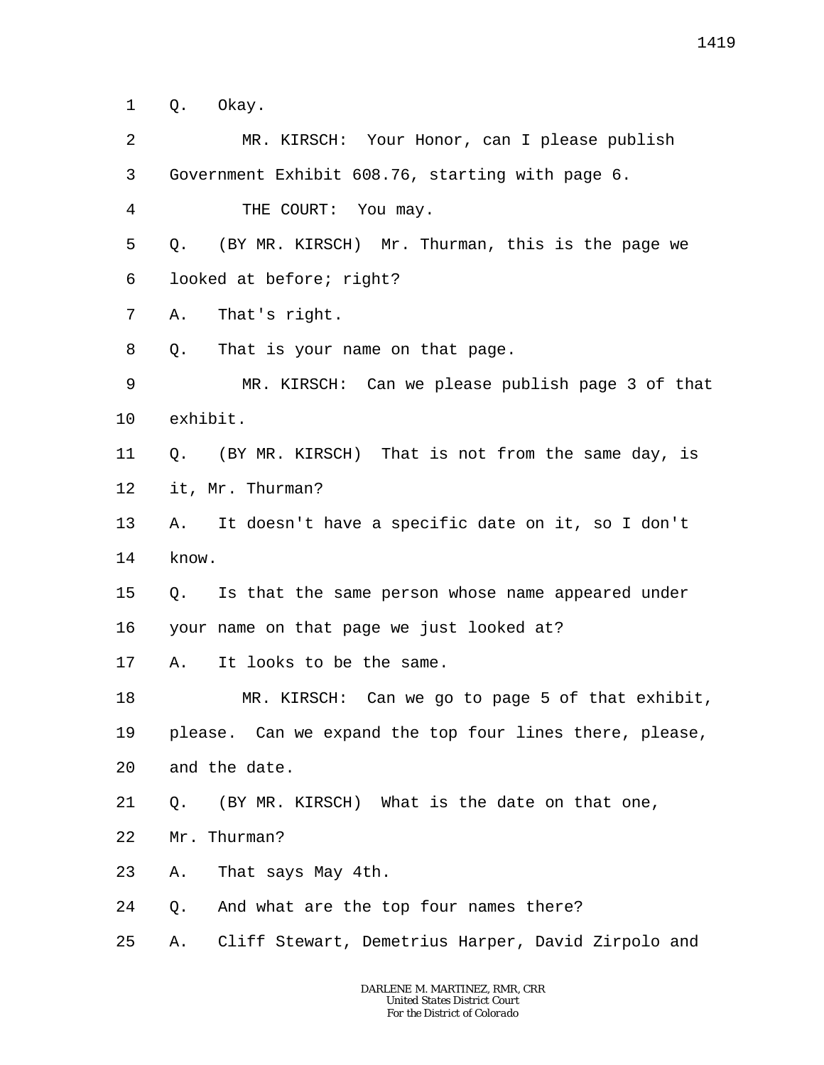1 Q. Okay.

2 MR. KIRSCH: Your Honor, can I please publish

3 Government Exhibit 608.76, starting with page 6.

4 THE COURT: You may.

5 Q. (BY MR. KIRSCH) Mr. Thurman, this is the page we

6 looked at before; right?

7 A. That's right.

8 Q. That is your name on that page.

9 MR. KIRSCH: Can we please publish page 3 of that

10 exhibit.

11 Q. (BY MR. KIRSCH) That is not from the same day, is

12 it, Mr. Thurman?

13 A. It doesn't have a specific date on it, so I don't

14 know.

15 Q. Is that the same person whose name appeared under

16 your name on that page we just looked at?

17 A. It looks to be the same.

18 MR. KIRSCH: Can we go to page 5 of that exhibit,

19 please. Can we expand the top four lines there, please,

20 and the date.

21 Q. (BY MR. KIRSCH) What is the date on that one,

22 Mr. Thurman?

23 A. That says May 4th.

24 Q. And what are the top four names there?

25 A. Cliff Stewart, Demetrius Harper, David Zirpolo and

DARLENE M. MARTINEZ, RMR, CRR
United States District Court
For the District of Colorado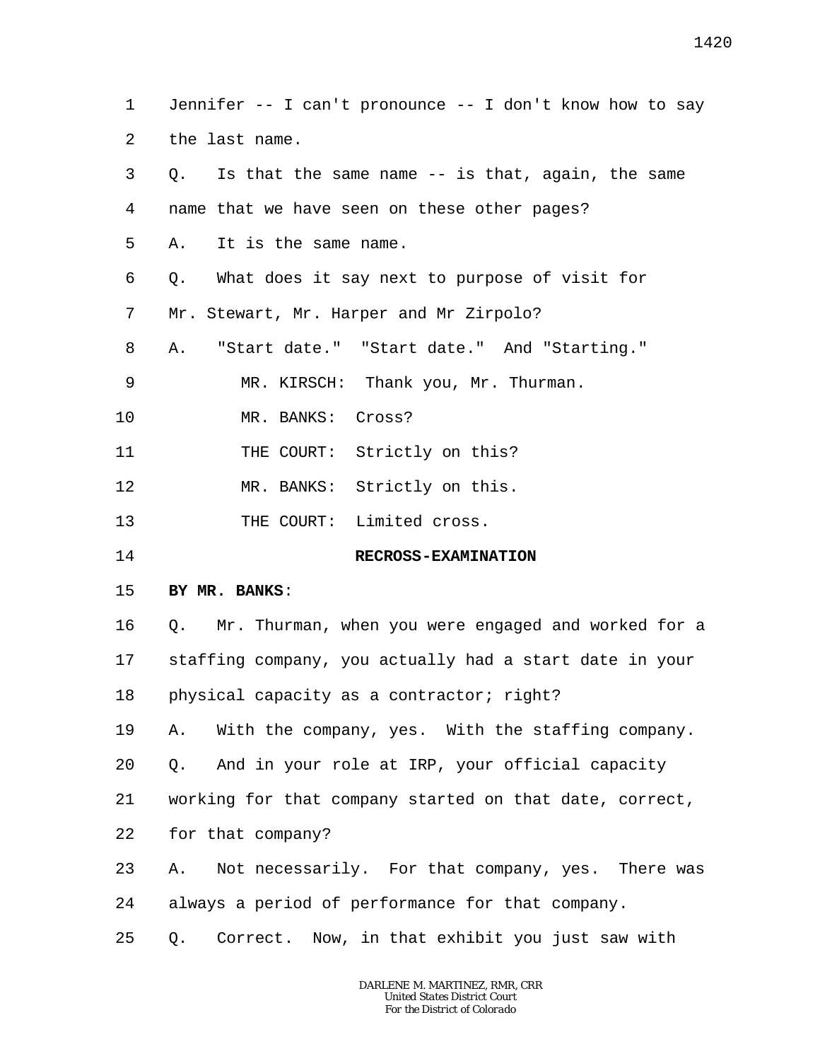1 Jennifer -- I can't pronounce -- I don't know how to say
2 the last name.
3 Q. Is that the same name -- is that, again, the same
4 name that we have seen on these other pages?
5 A. It is the same name.
6 Q. What does it say next to purpose of visit for
7 Mr. Stewart, Mr. Harper and Mr Zirpolo?
8 A. "Start date." "Start date." And "Starting."
9 MR. KIRSCH: Thank you, Mr. Thurman.
10 MR. BANKS: Cross?
11 THE COURT: Strictly on this?
12 MR. BANKS: Strictly on this.
13 THE COURT: Limited cross.
14 **RECROSS-EXAMINATION**
15 **BY MR. BANKS**:
16 Q. Mr. Thurman, when you were engaged and worked for a
17 staffing company, you actually had a start date in your
18 physical capacity as a contractor; right?
19 A. With the company, yes. With the staffing company.
20 Q. And in your role at IRP, your official capacity
21 working for that company started on that date, correct,
22 for that company?
23 A. Not necessarily. For that company, yes. There was
24 always a period of performance for that company.
25 Q. Correct. Now, in that exhibit you just saw with

DARLENE M. MARTINEZ, RMR, CRR
United States District Court
For the District of Colorado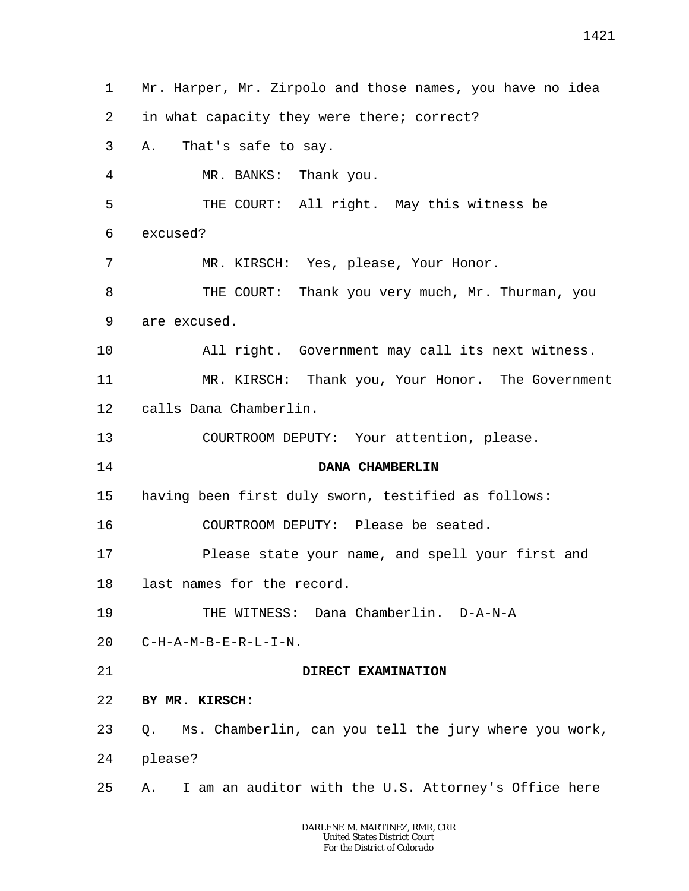1 Mr. Harper, Mr. Zirpolo and those names, you have no idea
2 in what capacity they were there; correct?
3 A. That's safe to say.
4 MR. BANKS: Thank you.
5 THE COURT: All right. May this witness be
6 excused?
7 MR. KIRSCH: Yes, please, Your Honor.
8 THE COURT: Thank you very much, Mr. Thurman, you
9 are excused.
10 All right. Government may call its next witness.
11 MR. KIRSCH: Thank you, Your Honor. The Government
12 calls Dana Chamberlin.
13 COURTROOM DEPUTY: Your attention, please.
14 **DANA CHAMBERLIN**
15 having been first duly sworn, testified as follows:
16 COURTROOM DEPUTY: Please be seated.
17 Please state your name, and spell your first and
18 last names for the record.
19 THE WITNESS: Dana Chamberlin. D-A-N-A
20 C-H-A-M-B-E-R-L-I-N.
21 **DIRECT EXAMINATION**
22 **BY MR. KIRSCH**:
23 Q. Ms. Chamberlin, can you tell the jury where you work,
24 please?
25 A. I am an auditor with the U.S. Attorney's Office here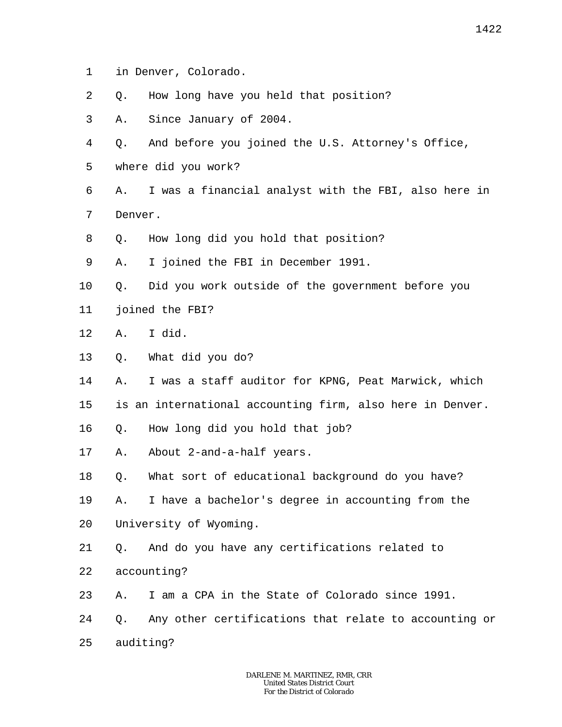1 in Denver, Colorado.

2 Q. How long have you held that position?

3 A. Since January of 2004.

4 Q. And before you joined the U.S. Attorney's Office,

5 where did you work?

6 A. I was a financial analyst with the FBI, also here in

7 Denver.

8 Q. How long did you hold that position?

9 A. I joined the FBI in December 1991.

10 Q. Did you work outside of the government before you

11 joined the FBI?

12 A. I did.

13 Q. What did you do?

14 A. I was a staff auditor for KPNG, Peat Marwick, which

15 is an international accounting firm, also here in Denver.

16 Q. How long did you hold that job?

17 A. About 2-and-a-half years.

18 Q. What sort of educational background do you have?

19 A. I have a bachelor's degree in accounting from the

20 University of Wyoming.

21 Q. And do you have any certifications related to

22 accounting?

23 A. I am a CPA in the State of Colorado since 1991.

24 Q. Any other certifications that relate to accounting or

25 auditing?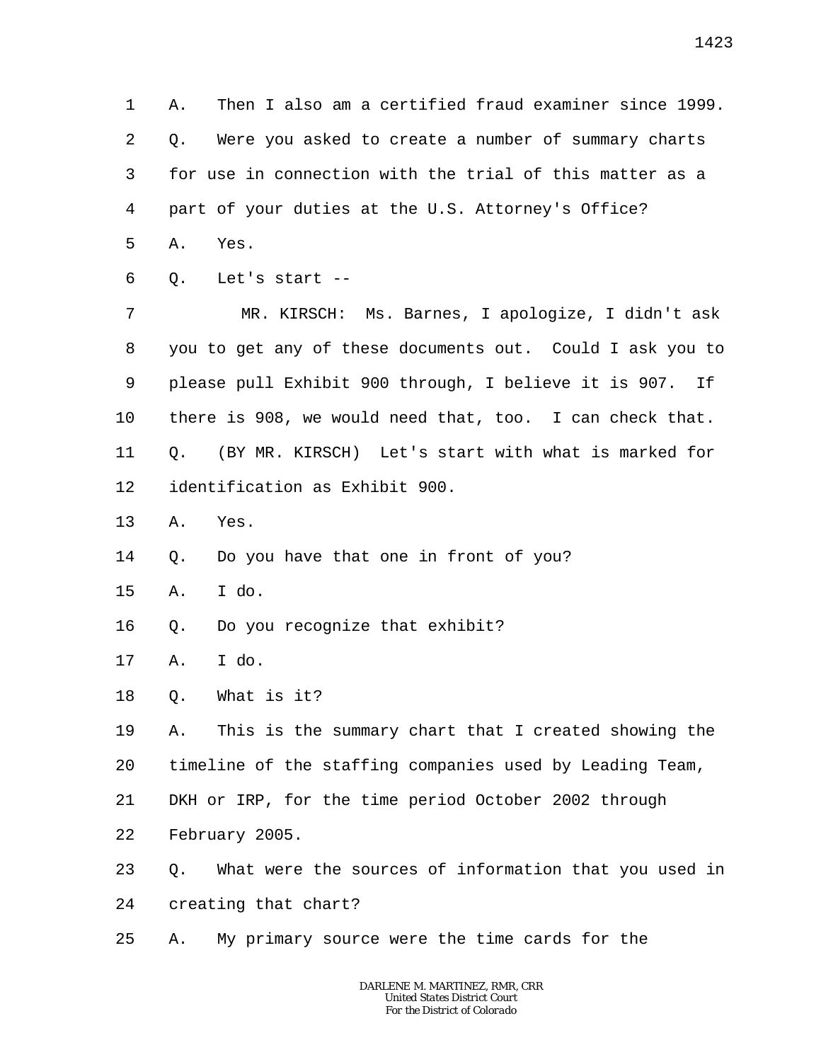1 A. Then I also am a certified fraud examiner since 1999.

2 Q. Were you asked to create a number of summary charts

3 for use in connection with the trial of this matter as a

4 part of your duties at the U.S. Attorney's Office?

5 A. Yes.

6 Q. Let's start --

7 MR. KIRSCH: Ms. Barnes, I apologize, I didn't ask

8 you to get any of these documents out. Could I ask you to

9 please pull Exhibit 900 through, I believe it is 907. If

10 there is 908, we would need that, too. I can check that.

11 Q. (BY MR. KIRSCH) Let's start with what is marked for

12 identification as Exhibit 900.

13 A. Yes.

14 Q. Do you have that one in front of you?

15 A. I do.

16 Q. Do you recognize that exhibit?

17 A. I do.

18 Q. What is it?

19 A. This is the summary chart that I created showing the

20 timeline of the staffing companies used by Leading Team,

21 DKH or IRP, for the time period October 2002 through

22 February 2005.

23 Q. What were the sources of information that you used in

24 creating that chart?

25 A. My primary source were the time cards for the

DARLENE M. MARTINEZ, RMR, CRR
United States District Court
For the District of Colorado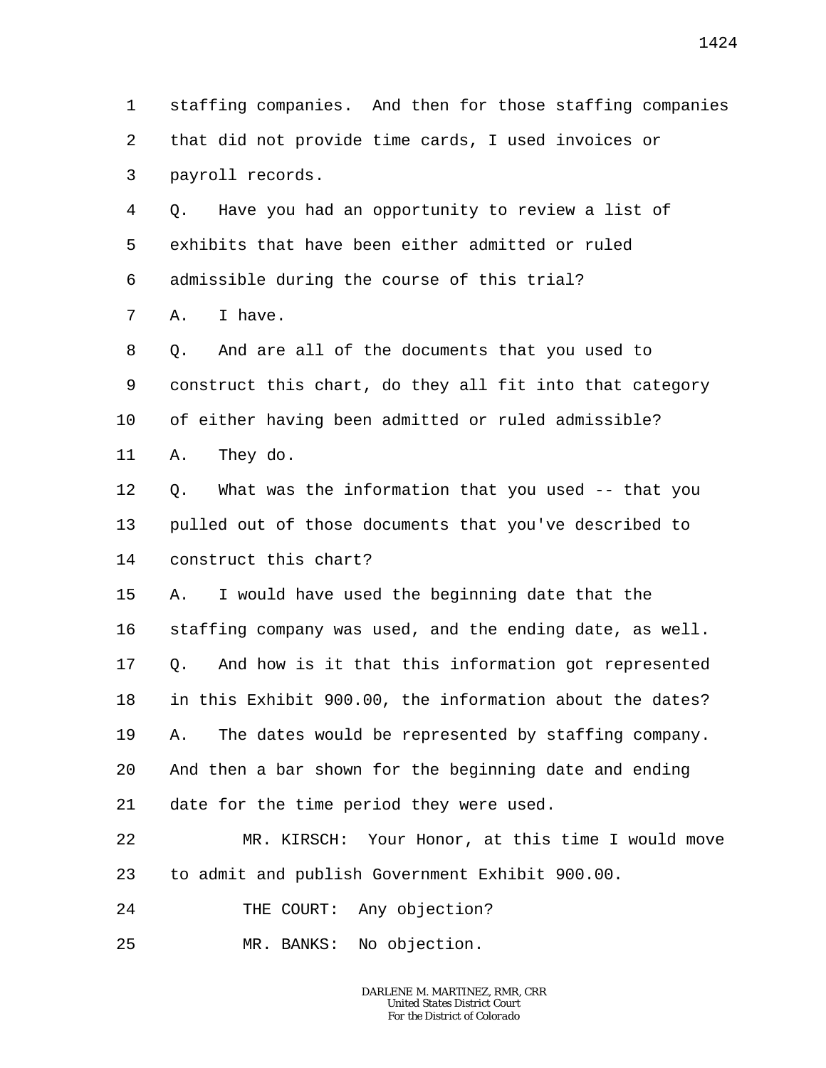staffing companies. And then for those staffing companies that did not provide time cards, I used invoices or payroll records.

Q. Have you had an opportunity to review a list of exhibits that have been either admitted or ruled admissible during the course of this trial?

A. I have.

Q. And are all of the documents that you used to construct this chart, do they all fit into that category of either having been admitted or ruled admissible?

A. They do.

Q. What was the information that you used -- that you pulled out of those documents that you've described to construct this chart?

A. I would have used the beginning date that the staffing company was used, and the ending date, as well.

Q. And how is it that this information got represented in this Exhibit 900.00, the information about the dates?

A. The dates would be represented by staffing company. And then a bar shown for the beginning date and ending date for the time period they were used.

MR. KIRSCH: Your Honor, at this time I would move to admit and publish Government Exhibit 900.00.

THE COURT: Any objection?

MR. BANKS: No objection.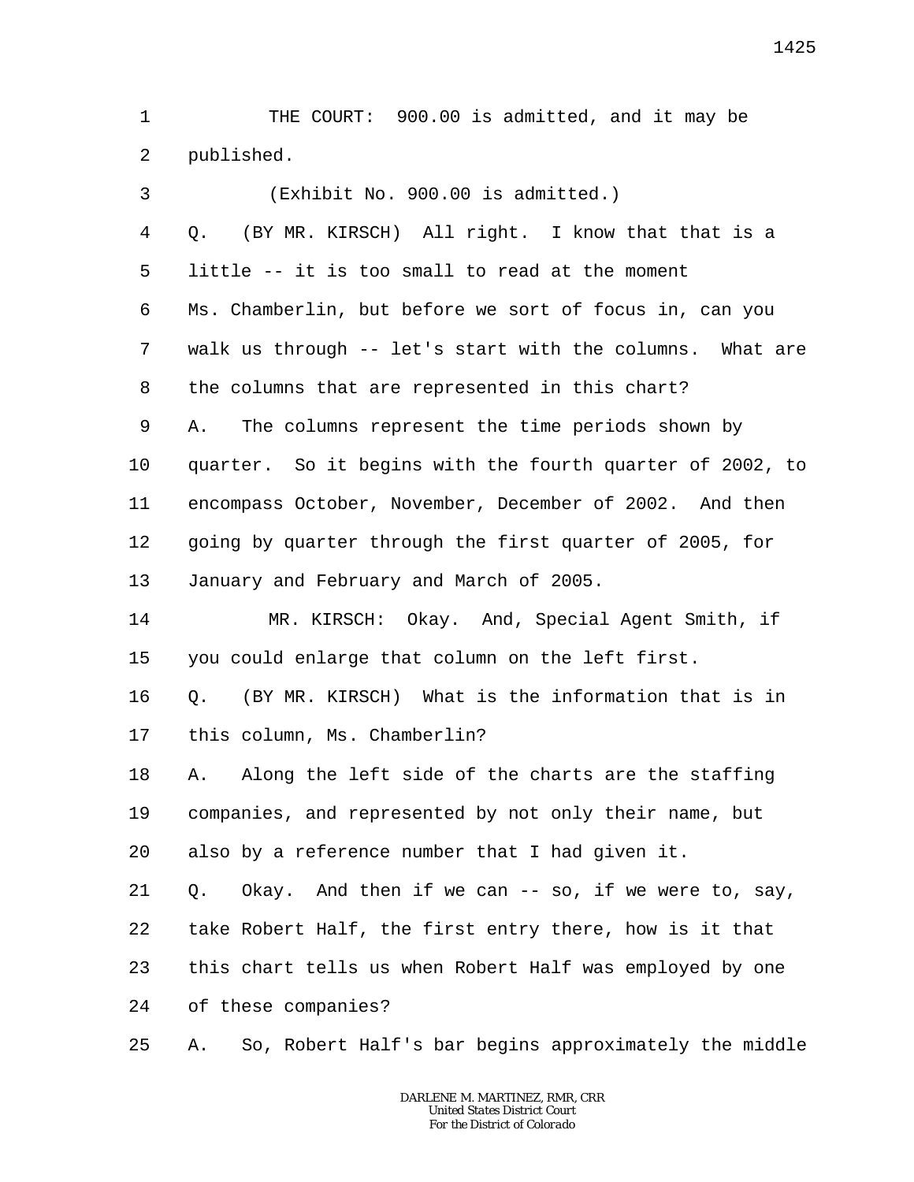1 THE COURT: 900.00 is admitted, and it may be
2 published.
3 (Exhibit No. 900.00 is admitted.)
4 Q. (BY MR. KIRSCH) All right. I know that that is a
5 little -- it is too small to read at the moment
6 Ms. Chamberlin, but before we sort of focus in, can you
7 walk us through -- let's start with the columns. What are
8 the columns that are represented in this chart?
9 A. The columns represent the time periods shown by
10 quarter. So it begins with the fourth quarter of 2002, to
11 encompass October, November, December of 2002. And then
12 going by quarter through the first quarter of 2005, for
13 January and February and March of 2005.
14 MR. KIRSCH: Okay. And, Special Agent Smith, if
15 you could enlarge that column on the left first.
16 Q. (BY MR. KIRSCH) What is the information that is in
17 this column, Ms. Chamberlin?
18 A. Along the left side of the charts are the staffing
19 companies, and represented by not only their name, but
20 also by a reference number that I had given it.
21 Q. Okay. And then if we can -- so, if we were to, say,
22 take Robert Half, the first entry there, how is it that
23 this chart tells us when Robert Half was employed by one
24 of these companies?
25 A. So, Robert Half's bar begins approximately the middle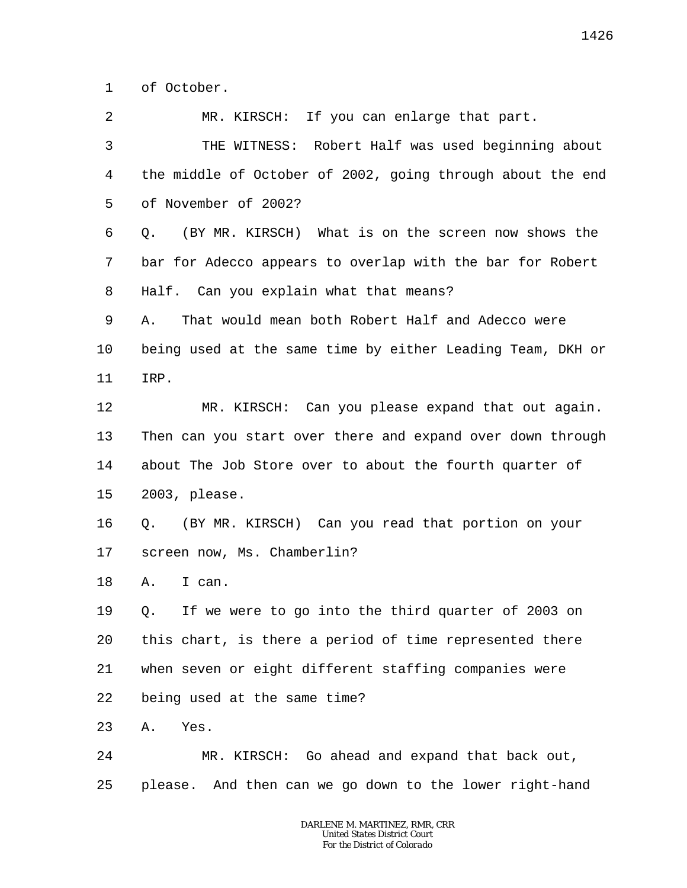of October.

MR. KIRSCH: If you can enlarge that part.

THE WITNESS: Robert Half was used beginning about the middle of October of 2002, going through about the end of November of 2002?

Q. (BY MR. KIRSCH) What is on the screen now shows the bar for Adecco appears to overlap with the bar for Robert Half. Can you explain what that means?

A. That would mean both Robert Half and Adecco were being used at the same time by either Leading Team, DKH or IRP.

MR. KIRSCH: Can you please expand that out again. Then can you start over there and expand over down through about The Job Store over to about the fourth quarter of 2003, please.

Q. (BY MR. KIRSCH) Can you read that portion on your screen now, Ms. Chamberlin?

A. I can.

Q. If we were to go into the third quarter of 2003 on this chart, is there a period of time represented there when seven or eight different staffing companies were being used at the same time?

A. Yes.

MR. KIRSCH: Go ahead and expand that back out, please. And then can we go down to the lower right-hand

DARLENE M. MARTINEZ, RMR, CRR
United States District Court
For the District of Colorado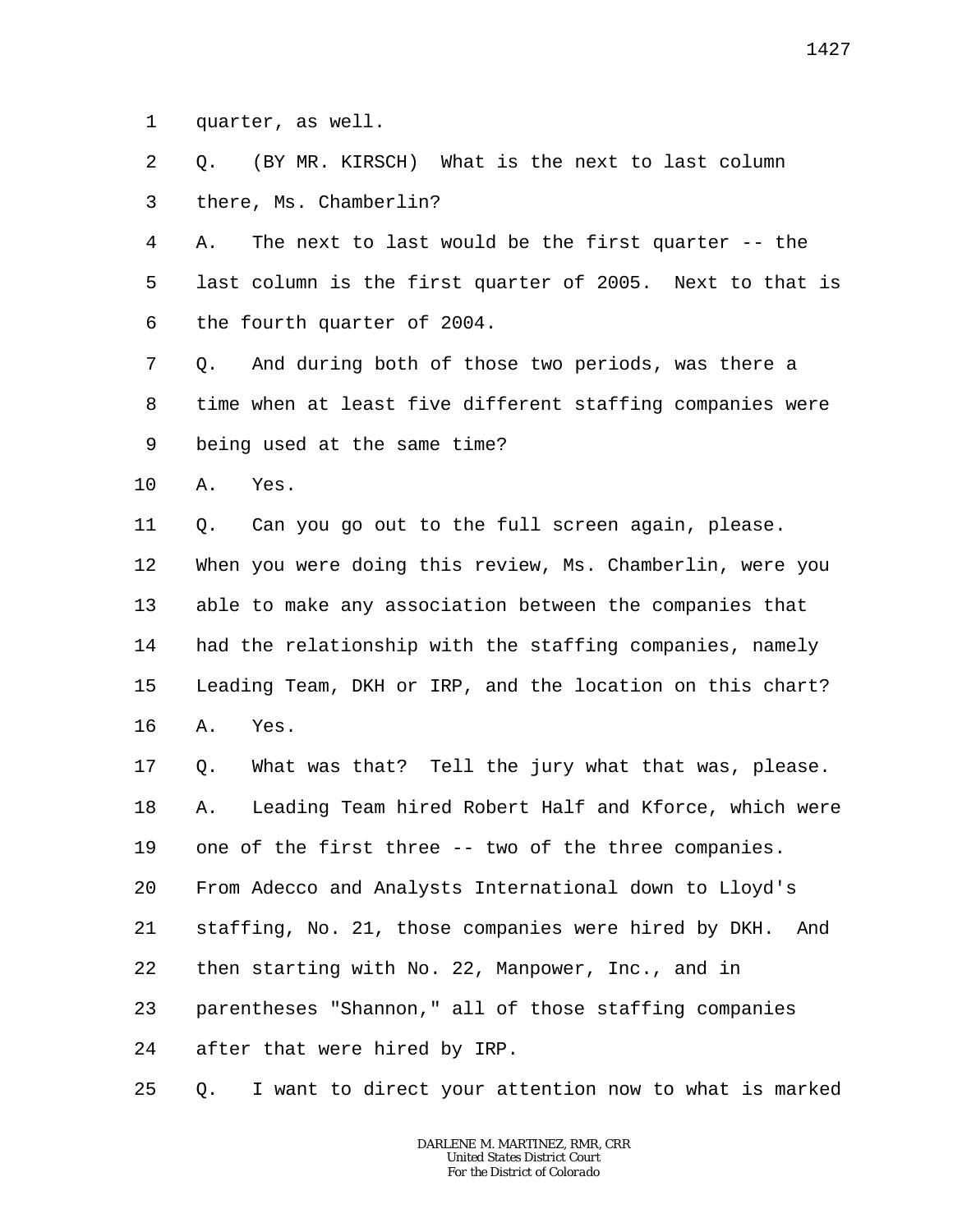1 quarter, as well.

2 Q. (BY MR. KIRSCH) What is the next to last column

3 there, Ms. Chamberlin?

4 A. The next to last would be the first quarter -- the

5 last column is the first quarter of 2005. Next to that is

6 the fourth quarter of 2004.

7 Q. And during both of those two periods, was there a

8 time when at least five different staffing companies were

9 being used at the same time?

10 A. Yes.

11 Q. Can you go out to the full screen again, please.

12 When you were doing this review, Ms. Chamberlin, were you

13 able to make any association between the companies that

14 had the relationship with the staffing companies, namely

15 Leading Team, DKH or IRP, and the location on this chart?

16 A. Yes.

17 Q. What was that? Tell the jury what that was, please.

18 A. Leading Team hired Robert Half and Kforce, which were

19 one of the first three -- two of the three companies.

20 From Adecco and Analysts International down to Lloyd's

21 staffing, No. 21, those companies were hired by DKH. And

22 then starting with No. 22, Manpower, Inc., and in

23 parentheses "Shannon," all of those staffing companies

24 after that were hired by IRP.

25 Q. I want to direct your attention now to what is marked

DARLENE M. MARTINEZ, RMR, CRR
United States District Court
For the District of Colorado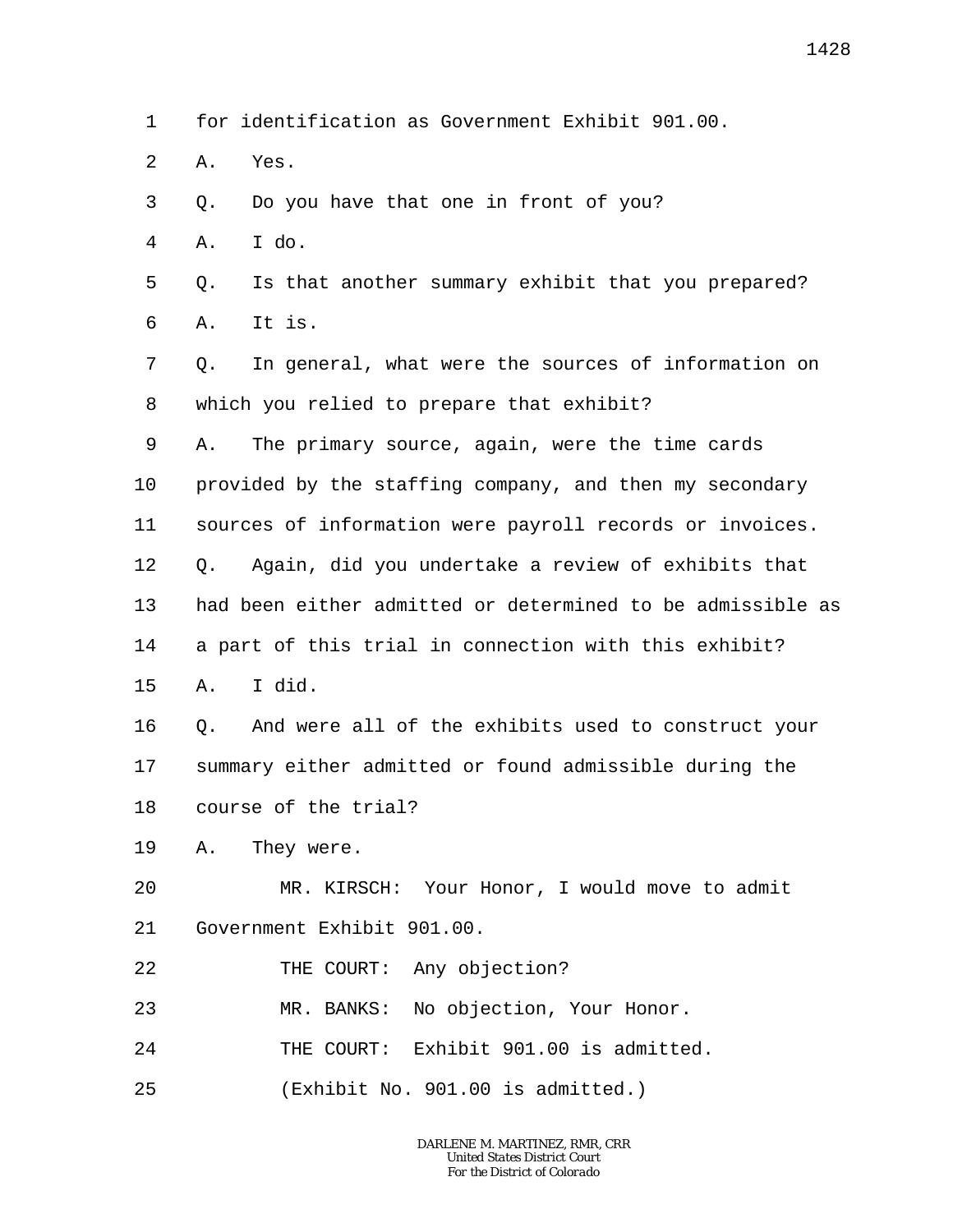1 for identification as Government Exhibit 901.00.

2 A. Yes.

3 Q. Do you have that one in front of you?

4 A. I do.

5 Q. Is that another summary exhibit that you prepared?

6 A. It is.

7 Q. In general, what were the sources of information on

8 which you relied to prepare that exhibit?

9 A. The primary source, again, were the time cards

10 provided by the staffing company, and then my secondary

11 sources of information were payroll records or invoices.

12 Q. Again, did you undertake a review of exhibits that

13 had been either admitted or determined to be admissible as

14 a part of this trial in connection with this exhibit?

15 A. I did.

16 Q. And were all of the exhibits used to construct your

17 summary either admitted or found admissible during the

18 course of the trial?

19 A. They were.

20 MR. KIRSCH: Your Honor, I would move to admit

21 Government Exhibit 901.00.

22 THE COURT: Any objection?

23 MR. BANKS: No objection, Your Honor.

24 THE COURT: Exhibit 901.00 is admitted.

25 (Exhibit No. 901.00 is admitted.)

DARLENE M. MARTINEZ, RMR, CRR
United States District Court
For the District of Colorado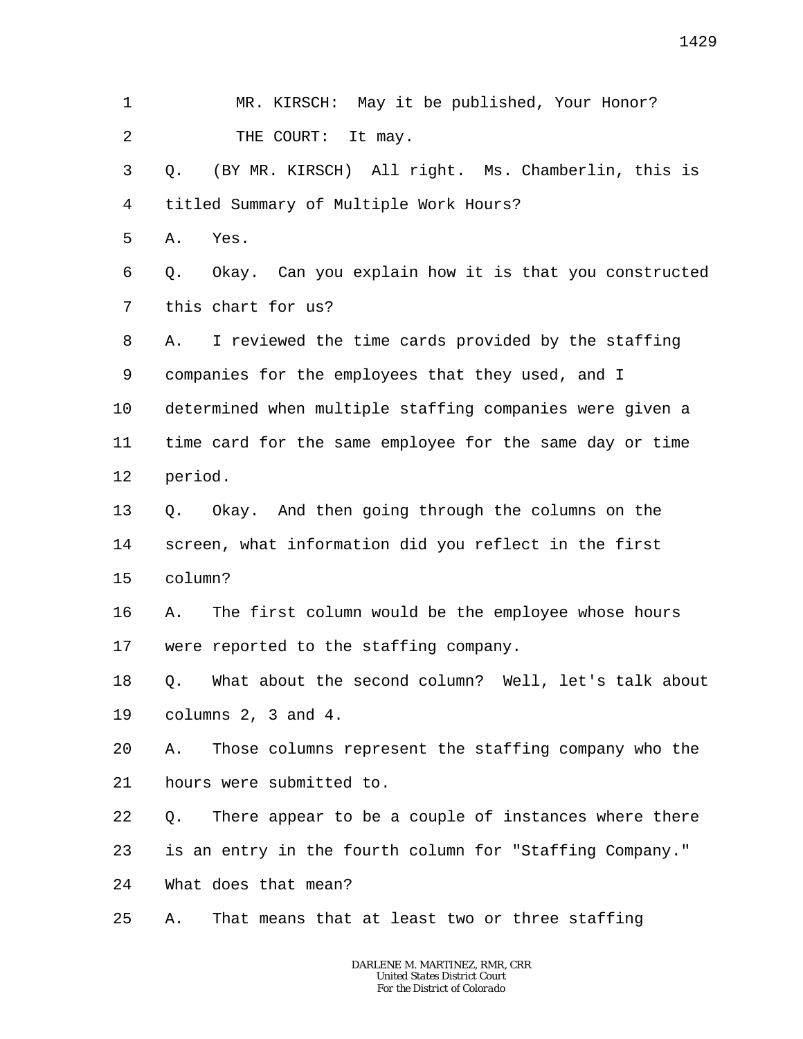MR. KIRSCH: May it be published, Your Honor?

THE COURT: It may.

Q. (BY MR. KIRSCH) All right. Ms. Chamberlin, this is titled Summary of Multiple Work Hours?

A. Yes.

Q. Okay. Can you explain how it is that you constructed this chart for us?

A. I reviewed the time cards provided by the staffing companies for the employees that they used, and I determined when multiple staffing companies were given a time card for the same employee for the same day or time period.

Q. Okay. And then going through the columns on the screen, what information did you reflect in the first column?

A. The first column would be the employee whose hours were reported to the staffing company.

Q. What about the second column? Well, let's talk about columns 2, 3 and 4.

A. Those columns represent the staffing company who the hours were submitted to.

Q. There appear to be a couple of instances where there is an entry in the fourth column for "Staffing Company." What does that mean?

A. That means that at least two or three staffing

DARLENE M. MARTINEZ, RMR, CRR
United States District Court
For the District of Colorado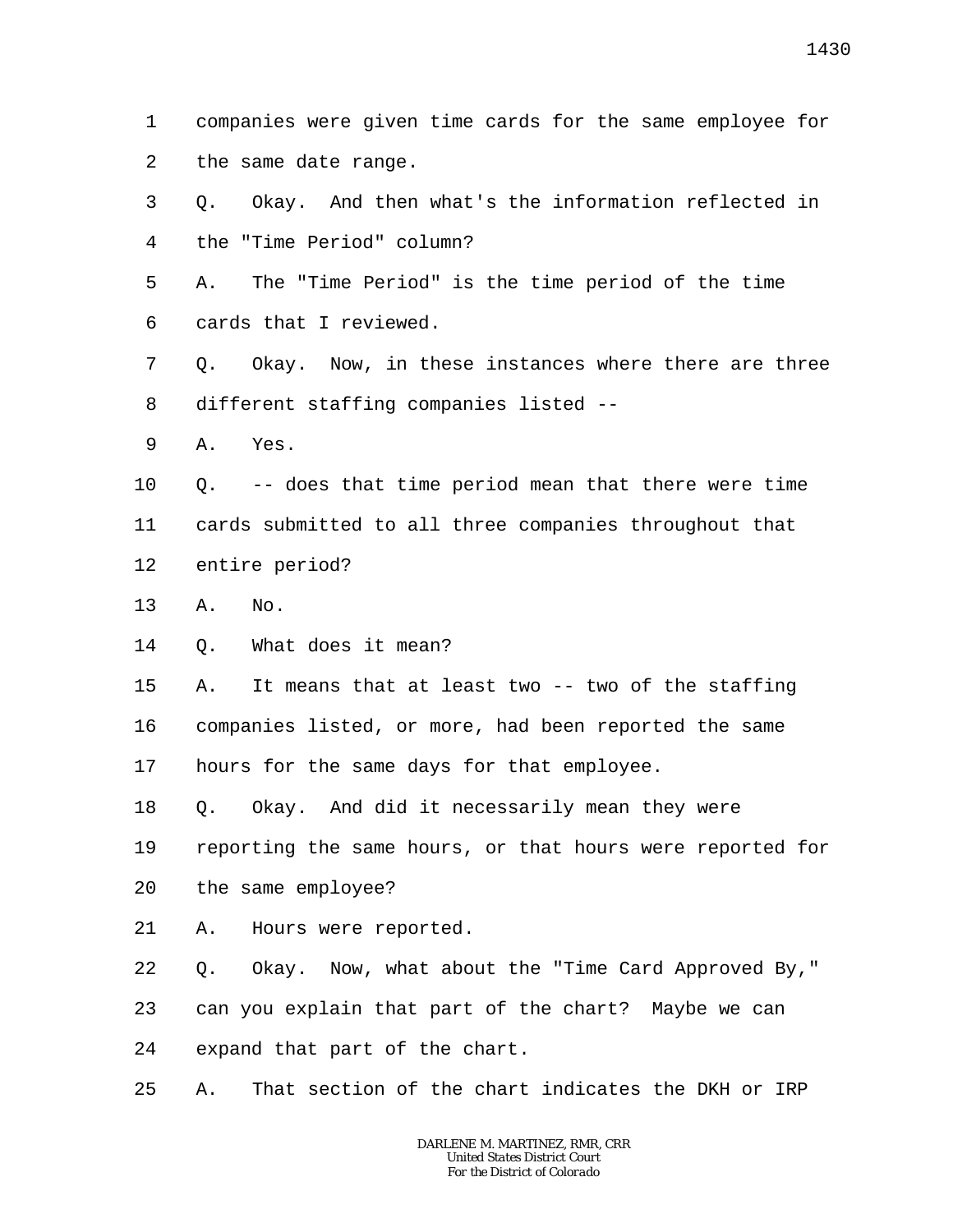companies were given time cards for the same employee for the same date range.

Q. Okay. And then what's the information reflected in the "Time Period" column?

A. The "Time Period" is the time period of the time cards that I reviewed.

Q. Okay. Now, in these instances where there are three different staffing companies listed --

A. Yes.

Q. -- does that time period mean that there were time cards submitted to all three companies throughout that entire period?

A. No.

Q. What does it mean?

A. It means that at least two -- two of the staffing companies listed, or more, had been reported the same hours for the same days for that employee.

Q. Okay. And did it necessarily mean they were reporting the same hours, or that hours were reported for the same employee?

A. Hours were reported.

Q. Okay. Now, what about the "Time Card Approved By," can you explain that part of the chart? Maybe we can expand that part of the chart.

A. That section of the chart indicates the DKH or IRP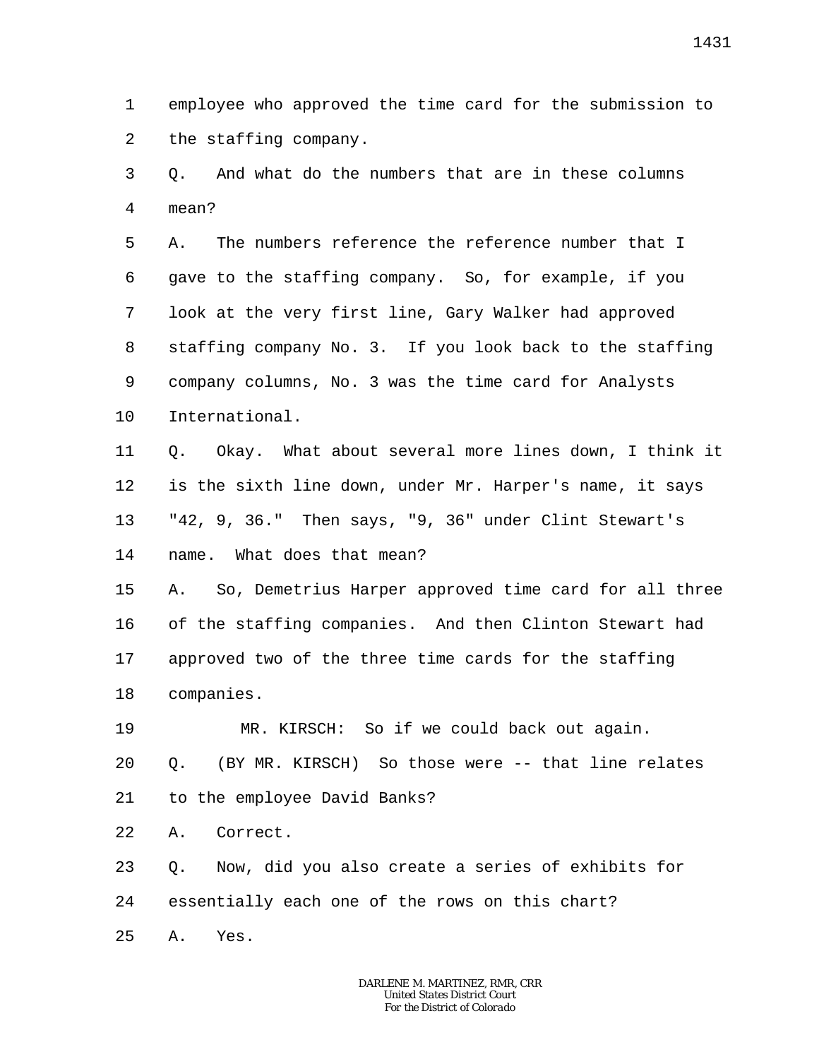1 employee who approved the time card for the submission to
2 the staffing company.

3 Q. And what do the numbers that are in these columns
4 mean?

5 A. The numbers reference the reference number that I
6 gave to the staffing company. So, for example, if you
7 look at the very first line, Gary Walker had approved
8 staffing company No. 3. If you look back to the staffing
9 company columns, No. 3 was the time card for Analysts
10 International.

11 Q. Okay. What about several more lines down, I think it
12 is the sixth line down, under Mr. Harper's name, it says
13 "42, 9, 36." Then says, "9, 36" under Clint Stewart's
14 name. What does that mean?

15 A. So, Demetrius Harper approved time card for all three
16 of the staffing companies. And then Clinton Stewart had
17 approved two of the three time cards for the staffing
18 companies.

19 MR. KIRSCH: So if we could back out again.

20 Q. (BY MR. KIRSCH) So those were -- that line relates
21 to the employee David Banks?

22 A. Correct.

23 Q. Now, did you also create a series of exhibits for
24 essentially each one of the rows on this chart?

25 A. Yes.

DARLENE M. MARTINEZ, RMR, CRR
United States District Court
For the District of Colorado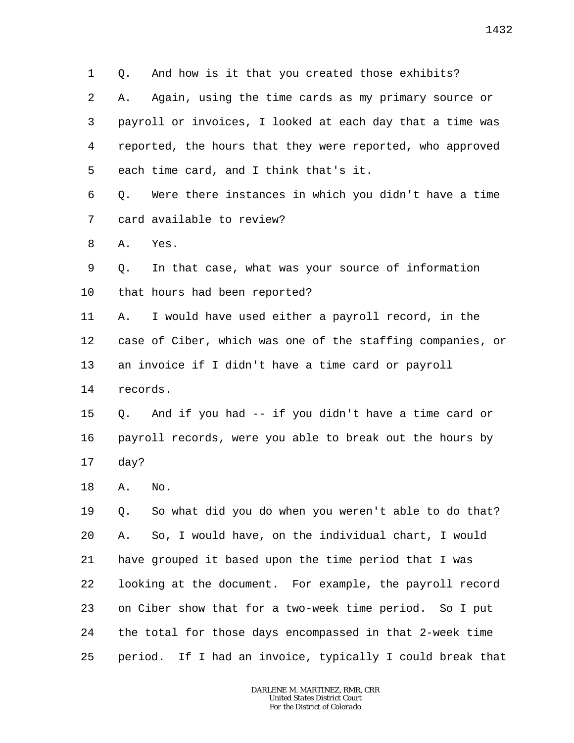Q. And how is it that you created those exhibits?

A. Again, using the time cards as my primary source or payroll or invoices, I looked at each day that a time was reported, the hours that they were reported, who approved each time card, and I think that's it.

Q. Were there instances in which you didn't have a time card available to review?

A. Yes.

Q. In that case, what was your source of information that hours had been reported?

A. I would have used either a payroll record, in the case of Ciber, which was one of the staffing companies, or an invoice if I didn't have a time card or payroll records.

Q. And if you had -- if you didn't have a time card or payroll records, were you able to break out the hours by day?

A. No.

Q. So what did you do when you weren't able to do that?

A. So, I would have, on the individual chart, I would have grouped it based upon the time period that I was looking at the document. For example, the payroll record on Ciber show that for a two-week time period. So I put the total for those days encompassed in that 2-week time period. If I had an invoice, typically I could break that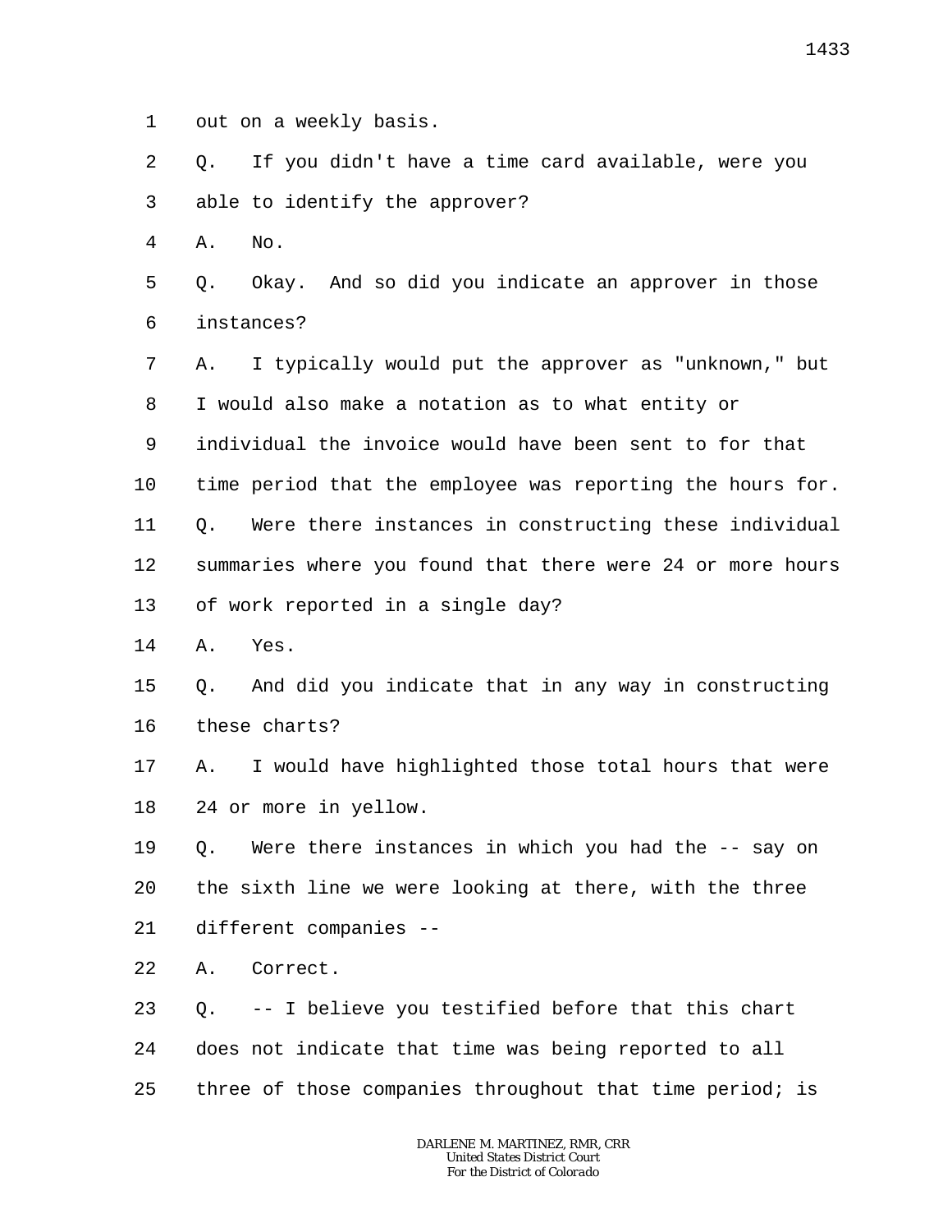1 out on a weekly basis.

2 Q. If you didn't have a time card available, were you

3 able to identify the approver?

4 A. No.

5 Q. Okay. And so did you indicate an approver in those

6 instances?

7 A. I typically would put the approver as "unknown," but

8 I would also make a notation as to what entity or

9 individual the invoice would have been sent to for that

10 time period that the employee was reporting the hours for.

11 Q. Were there instances in constructing these individual

12 summaries where you found that there were 24 or more hours

13 of work reported in a single day?

14 A. Yes.

15 Q. And did you indicate that in any way in constructing

16 these charts?

17 A. I would have highlighted those total hours that were

18 24 or more in yellow.

19 Q. Were there instances in which you had the -- say on

20 the sixth line we were looking at there, with the three

21 different companies --

22 A. Correct.

23 Q. -- I believe you testified before that this chart

24 does not indicate that time was being reported to all

25 three of those companies throughout that time period; is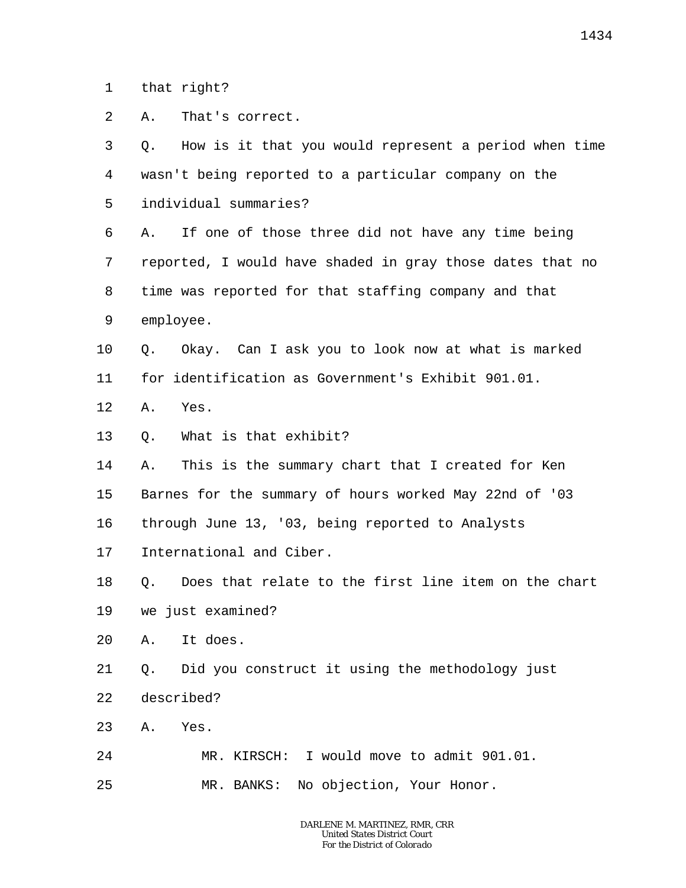1 that right?

2 A. That's correct.

3 Q. How is it that you would represent a period when time

4 wasn't being reported to a particular company on the

5 individual summaries?

6 A. If one of those three did not have any time being

7 reported, I would have shaded in gray those dates that no

8 time was reported for that staffing company and that

9 employee.

10 Q. Okay. Can I ask you to look now at what is marked

11 for identification as Government's Exhibit 901.01.

12 A. Yes.

13 Q. What is that exhibit?

14 A. This is the summary chart that I created for Ken

15 Barnes for the summary of hours worked May 22nd of '03

16 through June 13, '03, being reported to Analysts

17 International and Ciber.

18 Q. Does that relate to the first line item on the chart

19 we just examined?

20 A. It does.

21 Q. Did you construct it using the methodology just

22 described?

23 A. Yes.

24 MR. KIRSCH: I would move to admit 901.01.

25 MR. BANKS: No objection, Your Honor.

DARLENE M. MARTINEZ, RMR, CRR
United States District Court
For the District of Colorado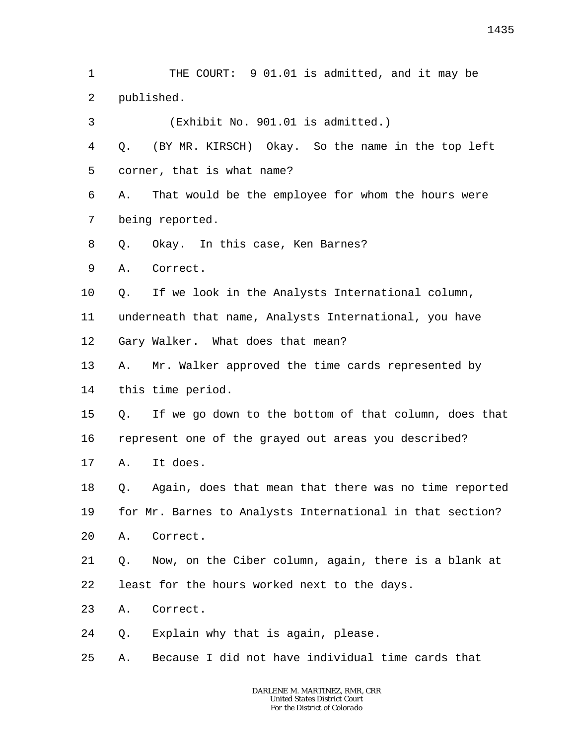THE COURT: 9 01.01 is admitted, and it may be published.

(Exhibit No. 901.01 is admitted.)

Q. (BY MR. KIRSCH) Okay. So the name in the top left corner, that is what name?

A. That would be the employee for whom the hours were being reported.

Q. Okay. In this case, Ken Barnes?

A. Correct.

Q. If we look in the Analysts International column, underneath that name, Analysts International, you have Gary Walker. What does that mean?

A. Mr. Walker approved the time cards represented by this time period.

Q. If we go down to the bottom of that column, does that represent one of the grayed out areas you described?

A. It does.

Q. Again, does that mean that there was no time reported for Mr. Barnes to Analysts International in that section?

A. Correct.

Q. Now, on the Ciber column, again, there is a blank at least for the hours worked next to the days.

A. Correct.

Q. Explain why that is again, please.

A. Because I did not have individual time cards that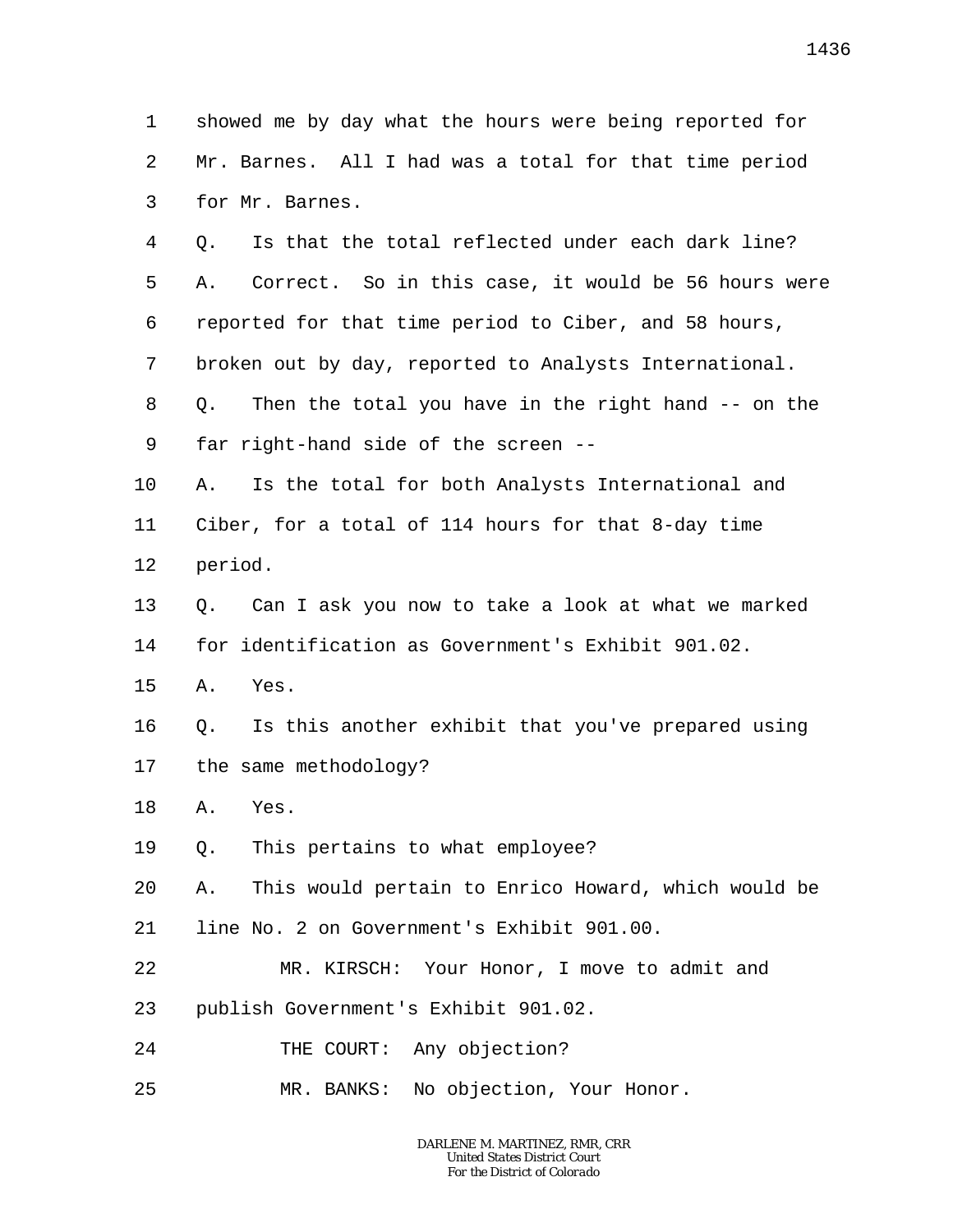1 showed me by day what the hours were being reported for
2 Mr. Barnes. All I had was a total for that time period
3 for Mr. Barnes.
4 Q. Is that the total reflected under each dark line?
5 A. Correct. So in this case, it would be 56 hours were
6 reported for that time period to Ciber, and 58 hours,
7 broken out by day, reported to Analysts International.
8 Q. Then the total you have in the right hand -- on the
9 far right-hand side of the screen --
10 A. Is the total for both Analysts International and
11 Ciber, for a total of 114 hours for that 8-day time
12 period.
13 Q. Can I ask you now to take a look at what we marked
14 for identification as Government's Exhibit 901.02.
15 A. Yes.
16 Q. Is this another exhibit that you've prepared using
17 the same methodology?
18 A. Yes.
19 Q. This pertains to what employee?
20 A. This would pertain to Enrico Howard, which would be
21 line No. 2 on Government's Exhibit 901.00.
22 MR. KIRSCH: Your Honor, I move to admit and
23 publish Government's Exhibit 901.02.
24 THE COURT: Any objection?
25 MR. BANKS: No objection, Your Honor.

DARLENE M. MARTINEZ, RMR, CRR
United States District Court
For the District of Colorado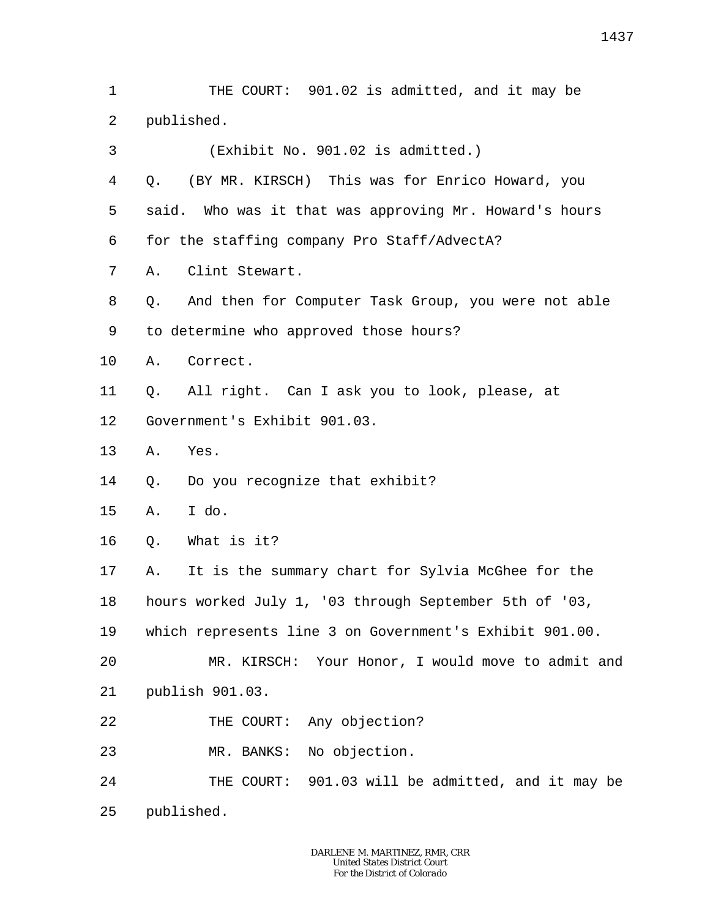1 THE COURT: 901.02 is admitted, and it may be
2 published.
3 (Exhibit No. 901.02 is admitted.)
4 Q. (BY MR. KIRSCH) This was for Enrico Howard, you
5 said. Who was it that was approving Mr. Howard's hours
6 for the staffing company Pro Staff/AdvectA?
7 A. Clint Stewart.
8 Q. And then for Computer Task Group, you were not able
9 to determine who approved those hours?
10 A. Correct.
11 Q. All right. Can I ask you to look, please, at
12 Government's Exhibit 901.03.
13 A. Yes.
14 Q. Do you recognize that exhibit?
15 A. I do.
16 Q. What is it?
17 A. It is the summary chart for Sylvia McGhee for the
18 hours worked July 1, '03 through September 5th of '03,
19 which represents line 3 on Government's Exhibit 901.00.
20 MR. KIRSCH: Your Honor, I would move to admit and
21 publish 901.03.
22 THE COURT: Any objection?
23 MR. BANKS: No objection.
24 THE COURT: 901.03 will be admitted, and it may be
25 published.

DARLENE M. MARTINEZ, RMR, CRR
United States District Court
For the District of Colorado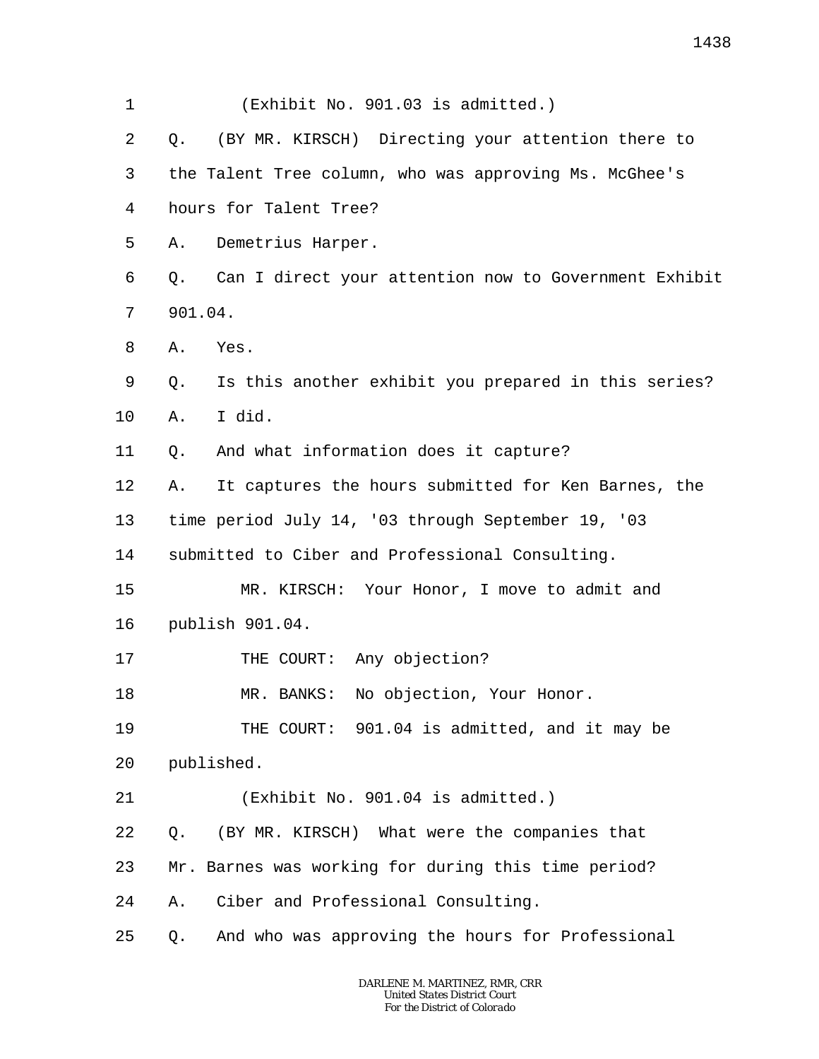1 (Exhibit No. 901.03 is admitted.)

2 Q. (BY MR. KIRSCH) Directing your attention there to

3 the Talent Tree column, who was approving Ms. McGhee's

4 hours for Talent Tree?

5 A. Demetrius Harper.

6 Q. Can I direct your attention now to Government Exhibit

7 901.04.

8 A. Yes.

9 Q. Is this another exhibit you prepared in this series?

10 A. I did.

11 Q. And what information does it capture?

12 A. It captures the hours submitted for Ken Barnes, the

13 time period July 14, '03 through September 19, '03

14 submitted to Ciber and Professional Consulting.

15 MR. KIRSCH: Your Honor, I move to admit and

16 publish 901.04.

17 THE COURT: Any objection?

18 MR. BANKS: No objection, Your Honor.

19 THE COURT: 901.04 is admitted, and it may be

20 published.

21 (Exhibit No. 901.04 is admitted.)

22 Q. (BY MR. KIRSCH) What were the companies that

23 Mr. Barnes was working for during this time period?

24 A. Ciber and Professional Consulting.

25 Q. And who was approving the hours for Professional

DARLENE M. MARTINEZ, RMR, CRR
United States District Court
For the District of Colorado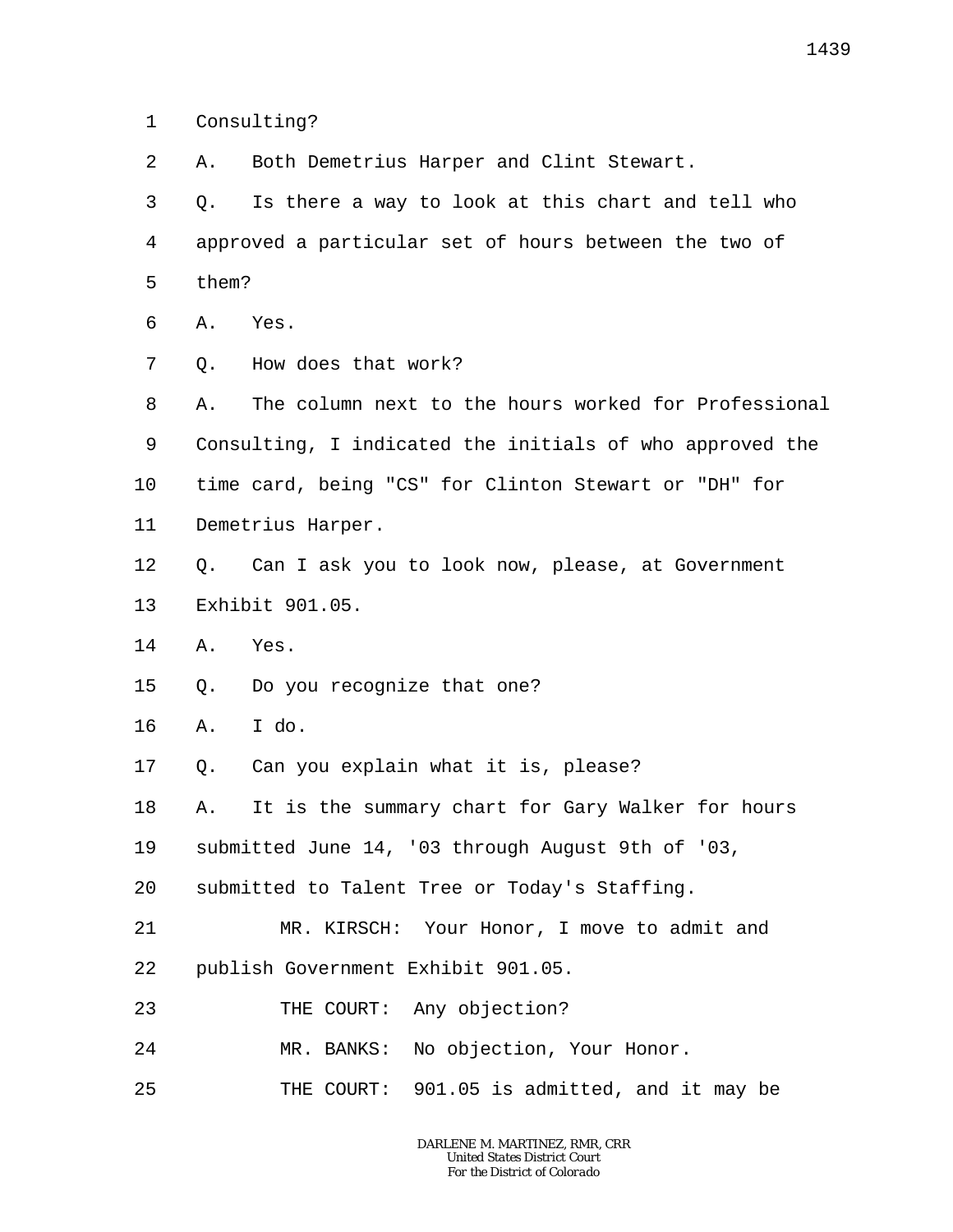1 Consulting?

2 A. Both Demetrius Harper and Clint Stewart.

3 Q. Is there a way to look at this chart and tell who

4 approved a particular set of hours between the two of

5 them?

6 A. Yes.

7 Q. How does that work?

8 A. The column next to the hours worked for Professional

9 Consulting, I indicated the initials of who approved the

10 time card, being "CS" for Clinton Stewart or "DH" for

11 Demetrius Harper.

12 Q. Can I ask you to look now, please, at Government

13 Exhibit 901.05.

14 A. Yes.

15 Q. Do you recognize that one?

16 A. I do.

17 Q. Can you explain what it is, please?

18 A. It is the summary chart for Gary Walker for hours

19 submitted June 14, '03 through August 9th of '03,

20 submitted to Talent Tree or Today's Staffing.

21 MR. KIRSCH: Your Honor, I move to admit and

22 publish Government Exhibit 901.05.

23 THE COURT: Any objection?

24 MR. BANKS: No objection, Your Honor.

25 THE COURT: 901.05 is admitted, and it may be

DARLENE M. MARTINEZ, RMR, CRR
United States District Court
For the District of Colorado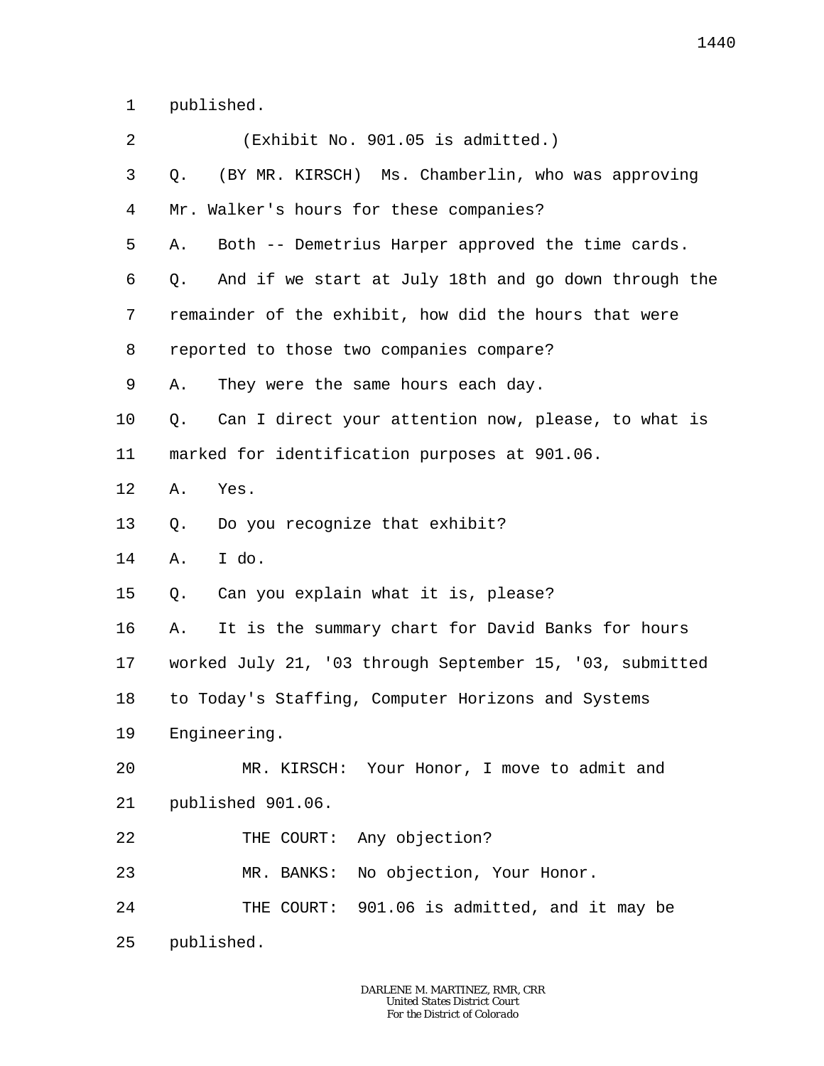1 published.

2 (Exhibit No. 901.05 is admitted.)

3 Q. (BY MR. KIRSCH) Ms. Chamberlin, who was approving

4 Mr. Walker's hours for these companies?

5 A. Both -- Demetrius Harper approved the time cards.

6 Q. And if we start at July 18th and go down through the

7 remainder of the exhibit, how did the hours that were

8 reported to those two companies compare?

9 A. They were the same hours each day.

10 Q. Can I direct your attention now, please, to what is

11 marked for identification purposes at 901.06.

12 A. Yes.

13 Q. Do you recognize that exhibit?

14 A. I do.

15 Q. Can you explain what it is, please?

16 A. It is the summary chart for David Banks for hours

17 worked July 21, '03 through September 15, '03, submitted

18 to Today's Staffing, Computer Horizons and Systems

19 Engineering.

20 MR. KIRSCH: Your Honor, I move to admit and

21 published 901.06.

22 THE COURT: Any objection?

23 MR. BANKS: No objection, Your Honor.

24 THE COURT: 901.06 is admitted, and it may be

25 published.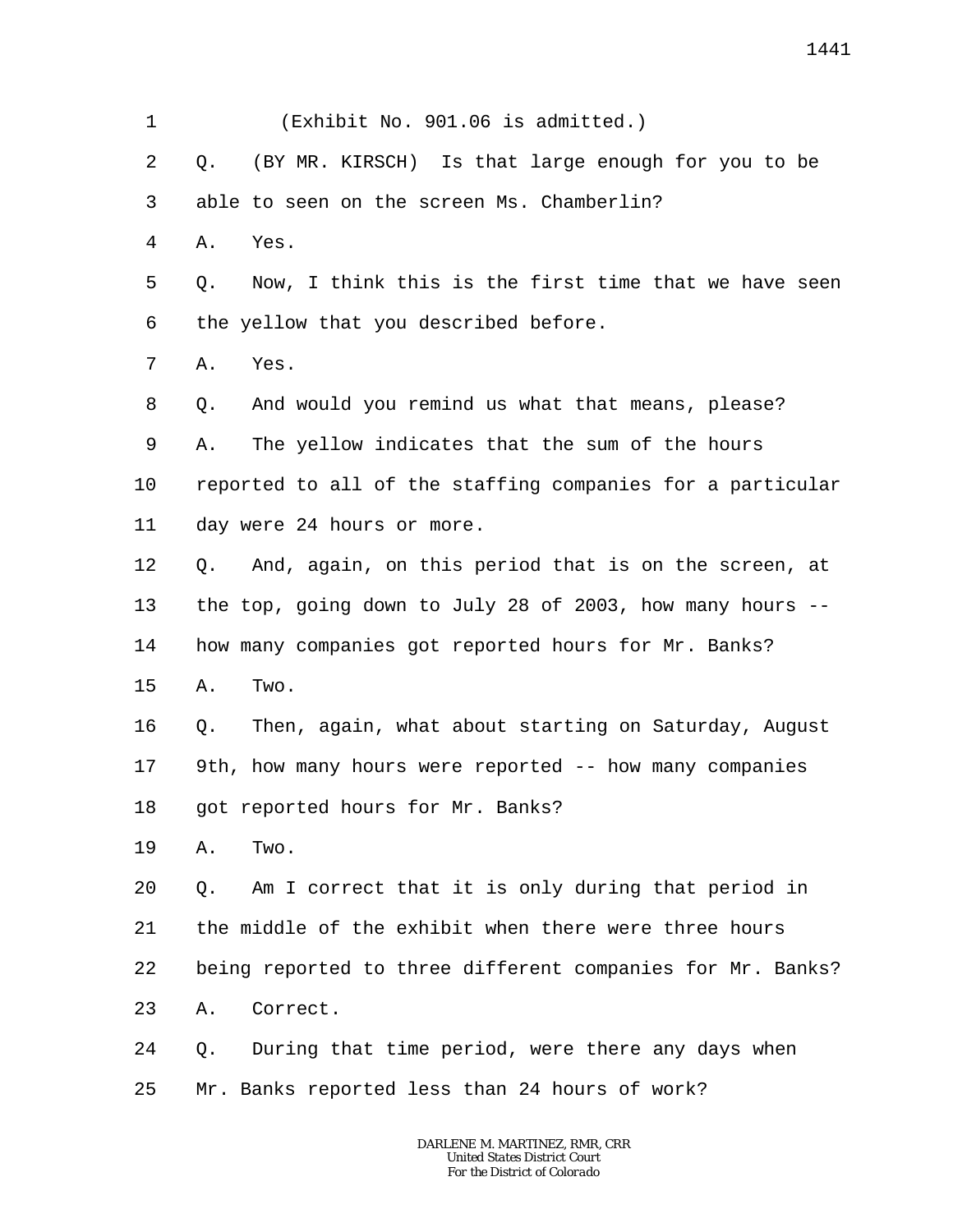1 (Exhibit No. 901.06 is admitted.)

2 Q. (BY MR. KIRSCH) Is that large enough for you to be

3 able to seen on the screen Ms. Chamberlin?

4 A. Yes.

5 Q. Now, I think this is the first time that we have seen

6 the yellow that you described before.

7 A. Yes.

8 Q. And would you remind us what that means, please?

9 A. The yellow indicates that the sum of the hours

10 reported to all of the staffing companies for a particular

11 day were 24 hours or more.

12 Q. And, again, on this period that is on the screen, at

13 the top, going down to July 28 of 2003, how many hours --

14 how many companies got reported hours for Mr. Banks?

15 A. Two.

16 Q. Then, again, what about starting on Saturday, August

17 9th, how many hours were reported -- how many companies

18 got reported hours for Mr. Banks?

19 A. Two.

20 Q. Am I correct that it is only during that period in

21 the middle of the exhibit when there were three hours

22 being reported to three different companies for Mr. Banks?

23 A. Correct.

24 Q. During that time period, were there any days when

25 Mr. Banks reported less than 24 hours of work?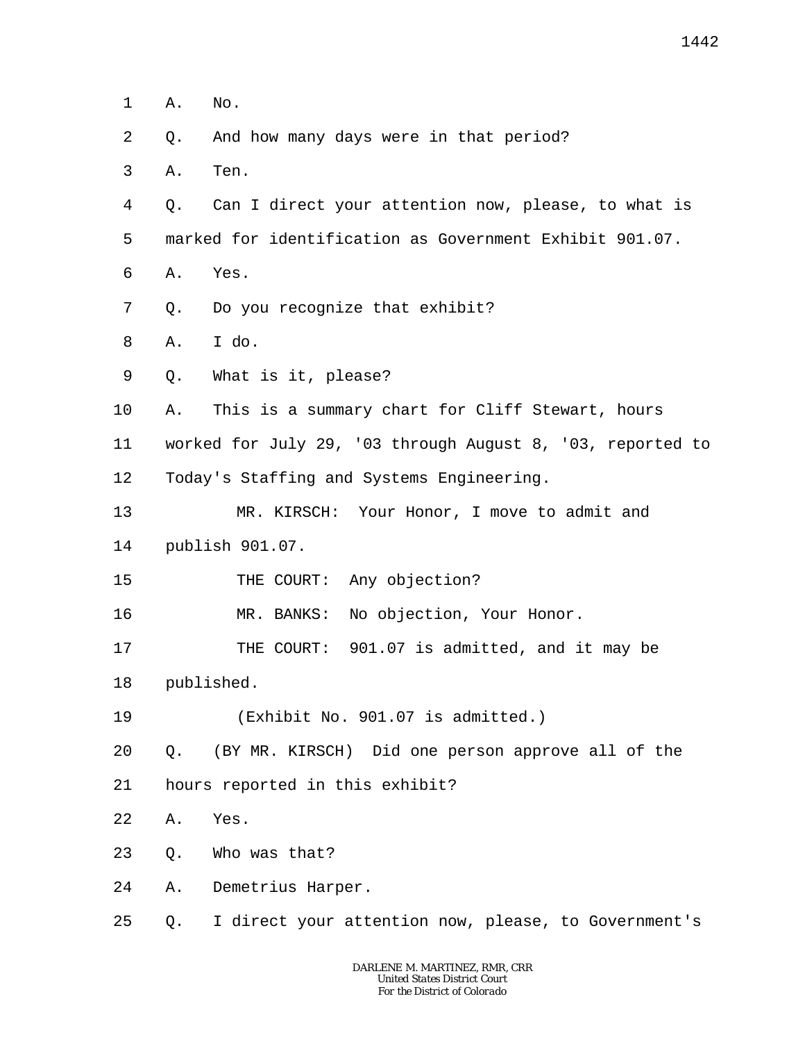1 A. No.

2 Q. And how many days were in that period?

3 A. Ten.

4 Q. Can I direct your attention now, please, to what is

5 marked for identification as Government Exhibit 901.07.

6 A. Yes.

7 Q. Do you recognize that exhibit?

8 A. I do.

9 Q. What is it, please?

10 A. This is a summary chart for Cliff Stewart, hours

11 worked for July 29, '03 through August 8, '03, reported to

12 Today's Staffing and Systems Engineering.

13 MR. KIRSCH: Your Honor, I move to admit and

14 publish 901.07.

15 THE COURT: Any objection?

16 MR. BANKS: No objection, Your Honor.

17 THE COURT: 901.07 is admitted, and it may be

18 published.

19 (Exhibit No. 901.07 is admitted.)

20 Q. (BY MR. KIRSCH) Did one person approve all of the

21 hours reported in this exhibit?

22 A. Yes.

23 Q. Who was that?

24 A. Demetrius Harper.

25 Q. I direct your attention now, please, to Government's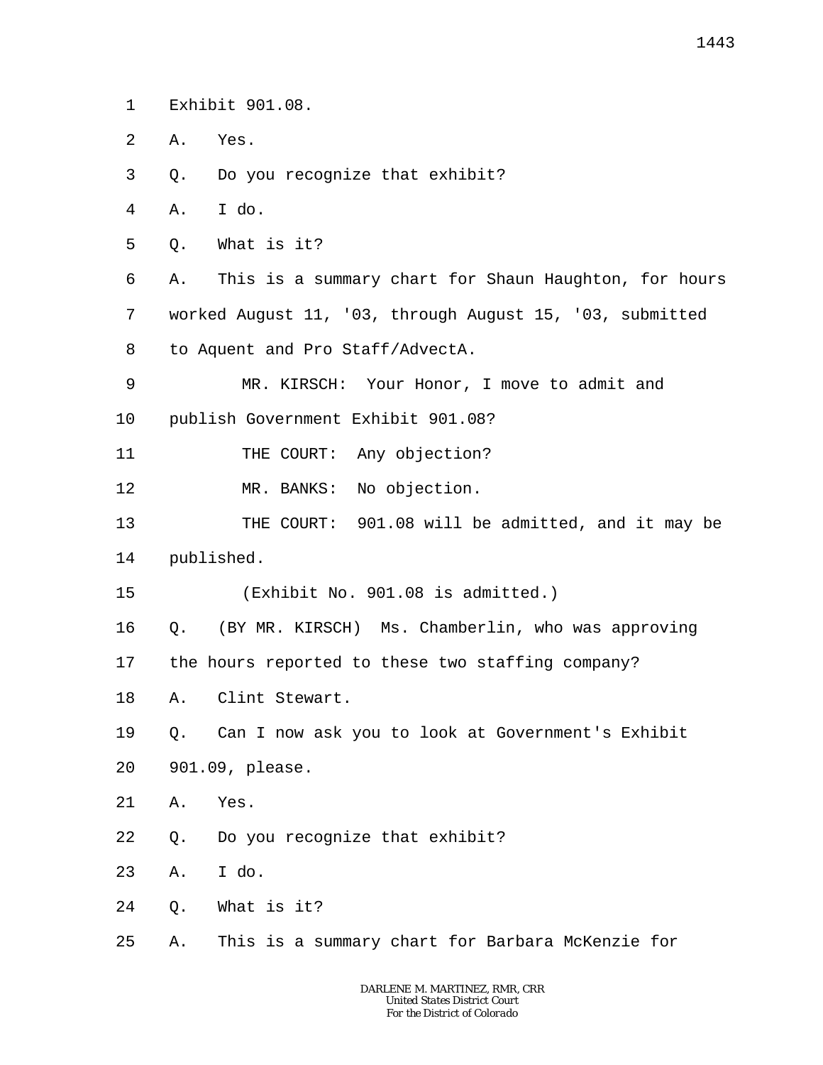1 Exhibit 901.08.

2 A. Yes.

3 Q. Do you recognize that exhibit?

4 A. I do.

5 Q. What is it?

6 A. This is a summary chart for Shaun Haughton, for hours

7 worked August 11, '03, through August 15, '03, submitted

8 to Aquent and Pro Staff/AdvectA.

9 MR. KIRSCH: Your Honor, I move to admit and

10 publish Government Exhibit 901.08?

11 THE COURT: Any objection?

12 MR. BANKS: No objection.

13 THE COURT: 901.08 will be admitted, and it may be

14 published.

15 (Exhibit No. 901.08 is admitted.)

16 Q. (BY MR. KIRSCH) Ms. Chamberlin, who was approving

17 the hours reported to these two staffing company?

18 A. Clint Stewart.

19 Q. Can I now ask you to look at Government's Exhibit

20 901.09, please.

21 A. Yes.

22 Q. Do you recognize that exhibit?

23 A. I do.

24 Q. What is it?

25 A. This is a summary chart for Barbara McKenzie for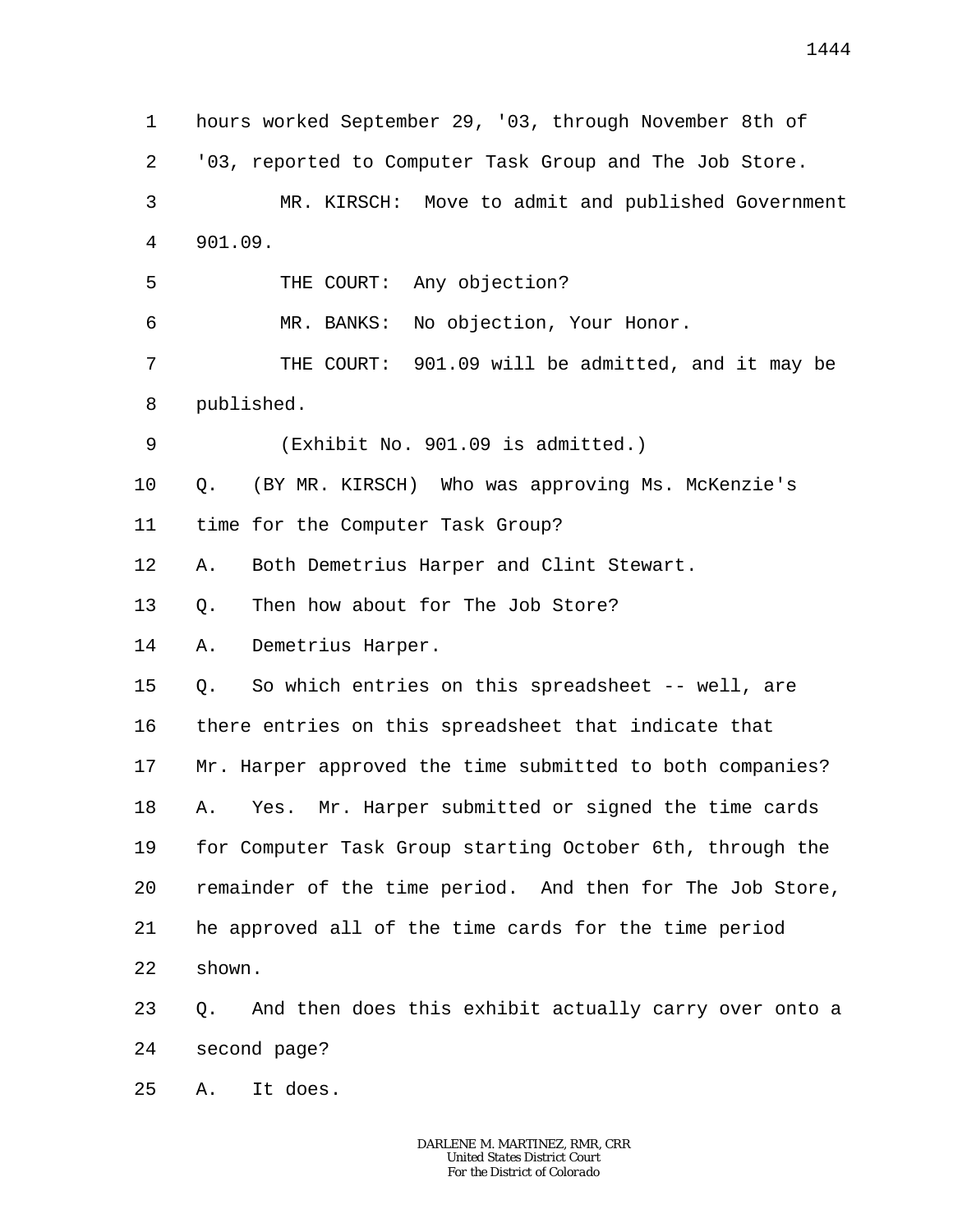1 hours worked September 29, '03, through November 8th of
2 '03, reported to Computer Task Group and The Job Store.
3 MR. KIRSCH: Move to admit and published Government
4 901.09.
5 THE COURT: Any objection?
6 MR. BANKS: No objection, Your Honor.
7 THE COURT: 901.09 will be admitted, and it may be
8 published.
9 (Exhibit No. 901.09 is admitted.)
10 Q. (BY MR. KIRSCH) Who was approving Ms. McKenzie's
11 time for the Computer Task Group?
12 A. Both Demetrius Harper and Clint Stewart.
13 Q. Then how about for The Job Store?
14 A. Demetrius Harper.
15 Q. So which entries on this spreadsheet -- well, are
16 there entries on this spreadsheet that indicate that
17 Mr. Harper approved the time submitted to both companies?
18 A. Yes. Mr. Harper submitted or signed the time cards
19 for Computer Task Group starting October 6th, through the
20 remainder of the time period. And then for The Job Store,
21 he approved all of the time cards for the time period
22 shown.
23 Q. And then does this exhibit actually carry over onto a
24 second page?
25 A. It does.

DARLENE M. MARTINEZ, RMR, CRR
United States District Court
For the District of Colorado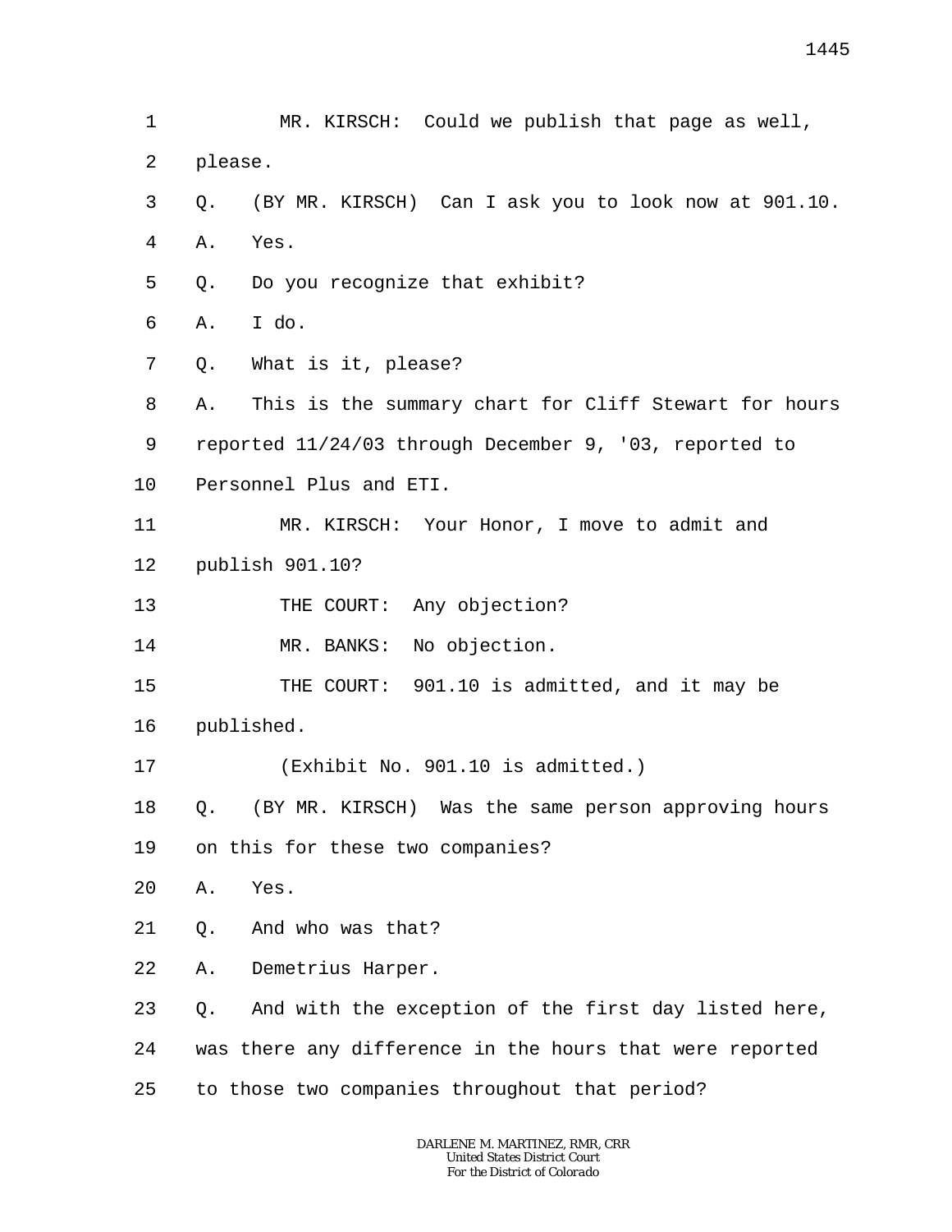MR. KIRSCH: Could we publish that page as well, please.

Q. (BY MR. KIRSCH) Can I ask you to look now at 901.10.

A. Yes.

Q. Do you recognize that exhibit?

A. I do.

Q. What is it, please?

A. This is the summary chart for Cliff Stewart for hours reported 11/24/03 through December 9, '03, reported to Personnel Plus and ETI.

MR. KIRSCH: Your Honor, I move to admit and publish 901.10?

THE COURT: Any objection?

MR. BANKS: No objection.

THE COURT: 901.10 is admitted, and it may be published.

(Exhibit No. 901.10 is admitted.)

Q. (BY MR. KIRSCH) Was the same person approving hours on this for these two companies?

A. Yes.

Q. And who was that?

A. Demetrius Harper.

Q. And with the exception of the first day listed here, was there any difference in the hours that were reported to those two companies throughout that period?

DARLENE M. MARTINEZ, RMR, CRR
United States District Court
For the District of Colorado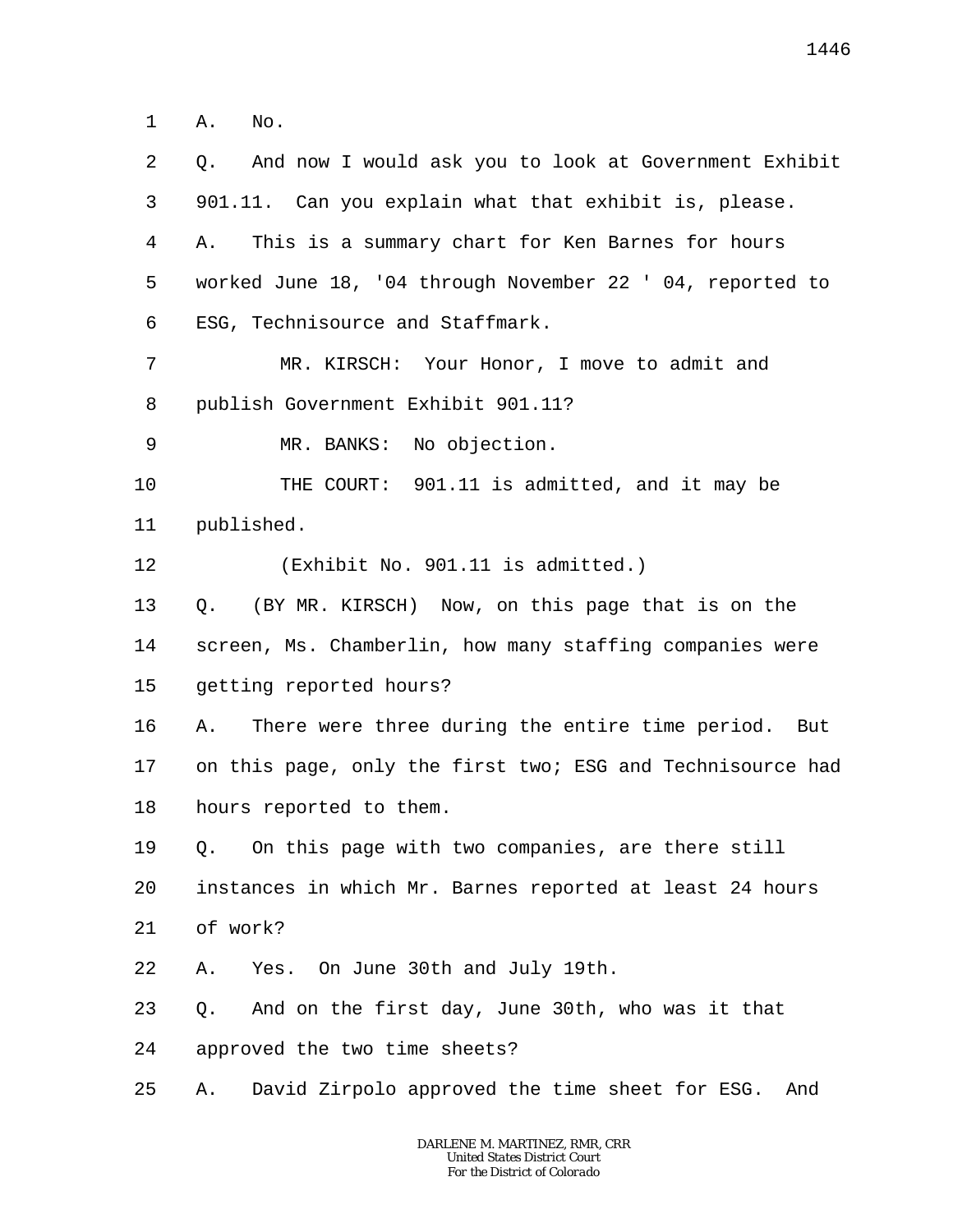A. No.

Q. And now I would ask you to look at Government Exhibit 901.11. Can you explain what that exhibit is, please.

A. This is a summary chart for Ken Barnes for hours worked June 18, '04 through November 22 ' 04, reported to ESG, Technisource and Staffmark.

MR. KIRSCH: Your Honor, I move to admit and publish Government Exhibit 901.11?

MR. BANKS: No objection.

THE COURT: 901.11 is admitted, and it may be published.

(Exhibit No. 901.11 is admitted.)

Q. (BY MR. KIRSCH) Now, on this page that is on the screen, Ms. Chamberlin, how many staffing companies were getting reported hours?

A. There were three during the entire time period. But on this page, only the first two; ESG and Technisource had hours reported to them.

Q. On this page with two companies, are there still instances in which Mr. Barnes reported at least 24 hours of work?

A. Yes. On June 30th and July 19th.

Q. And on the first day, June 30th, who was it that approved the two time sheets?

A. David Zirpolo approved the time sheet for ESG. And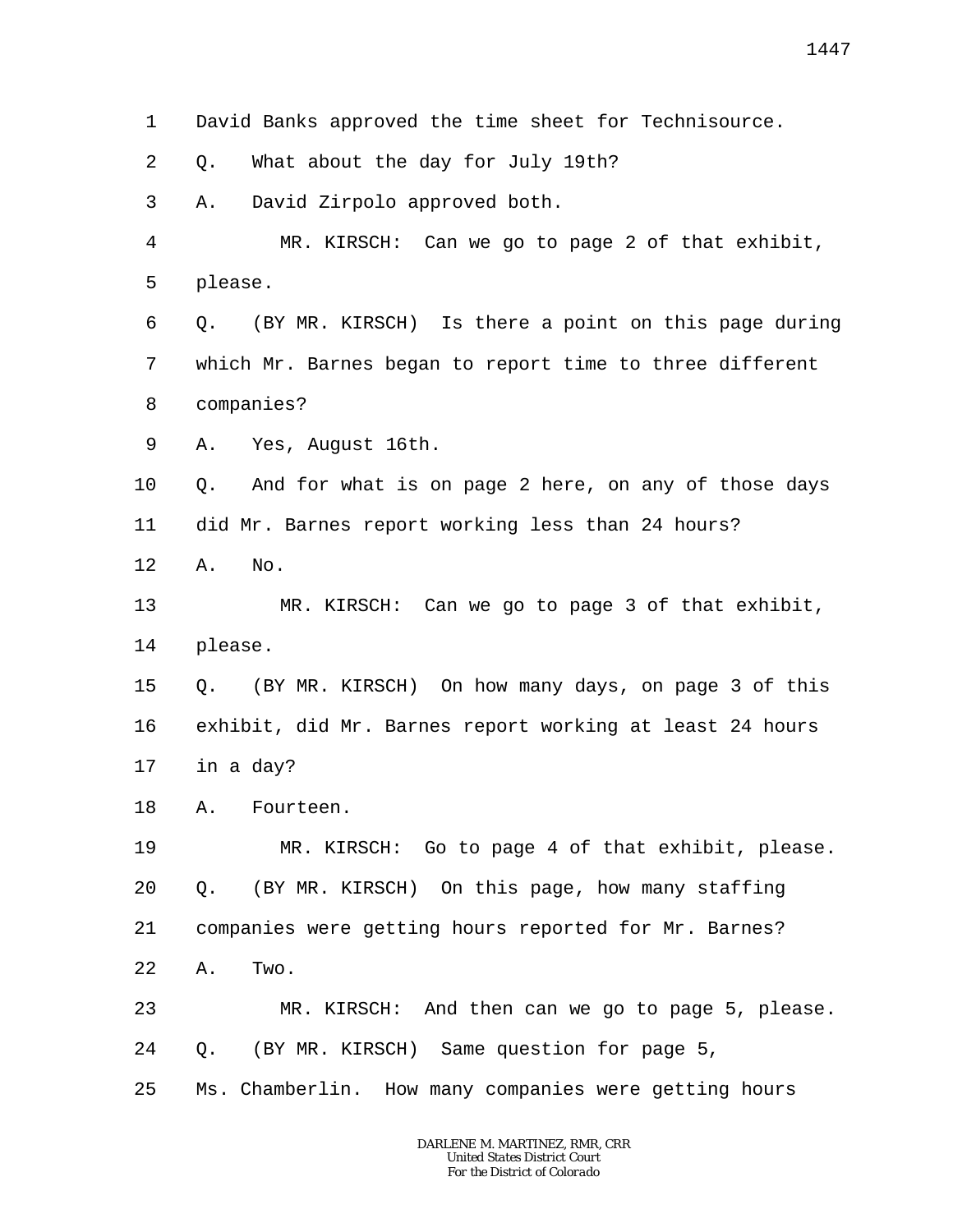David Banks approved the time sheet for Technisource.

Q. What about the day for July 19th?

A. David Zirpolo approved both.

MR. KIRSCH: Can we go to page 2 of that exhibit, please.

Q. (BY MR. KIRSCH) Is there a point on this page during which Mr. Barnes began to report time to three different companies?

A. Yes, August 16th.

Q. And for what is on page 2 here, on any of those days did Mr. Barnes report working less than 24 hours?

A. No.

MR. KIRSCH: Can we go to page 3 of that exhibit, please.

Q. (BY MR. KIRSCH) On how many days, on page 3 of this exhibit, did Mr. Barnes report working at least 24 hours in a day?

A. Fourteen.

MR. KIRSCH: Go to page 4 of that exhibit, please.

Q. (BY MR. KIRSCH) On this page, how many staffing companies were getting hours reported for Mr. Barnes?

A. Two.

MR. KIRSCH: And then can we go to page 5, please.

Q. (BY MR. KIRSCH) Same question for page 5, Ms. Chamberlin. How many companies were getting hours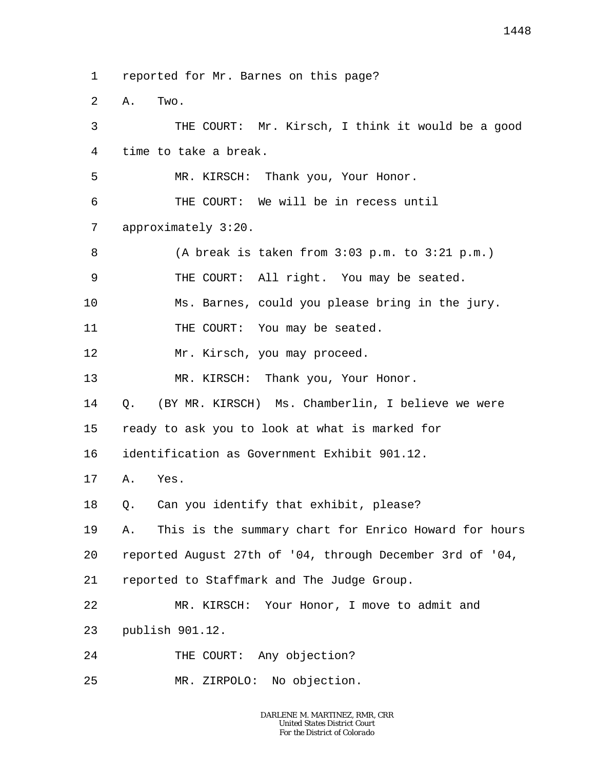1 reported for Mr. Barnes on this page?
2 A. Two.
3 THE COURT: Mr. Kirsch, I think it would be a good
4 time to take a break.
5 MR. KIRSCH: Thank you, Your Honor.
6 THE COURT: We will be in recess until
7 approximately 3:20.
8 (A break is taken from 3:03 p.m. to 3:21 p.m.)
9 THE COURT: All right. You may be seated.
10 Ms. Barnes, could you please bring in the jury.
11 THE COURT: You may be seated.
12 Mr. Kirsch, you may proceed.
13 MR. KIRSCH: Thank you, Your Honor.
14 Q. (BY MR. KIRSCH) Ms. Chamberlin, I believe we were
15 ready to ask you to look at what is marked for
16 identification as Government Exhibit 901.12.
17 A. Yes.
18 Q. Can you identify that exhibit, please?
19 A. This is the summary chart for Enrico Howard for hours
20 reported August 27th of '04, through December 3rd of '04,
21 reported to Staffmark and The Judge Group.
22 MR. KIRSCH: Your Honor, I move to admit and
23 publish 901.12.
24 THE COURT: Any objection?
25 MR. ZIRPOLO: No objection.

DARLENE M. MARTINEZ, RMR, CRR
United States District Court
For the District of Colorado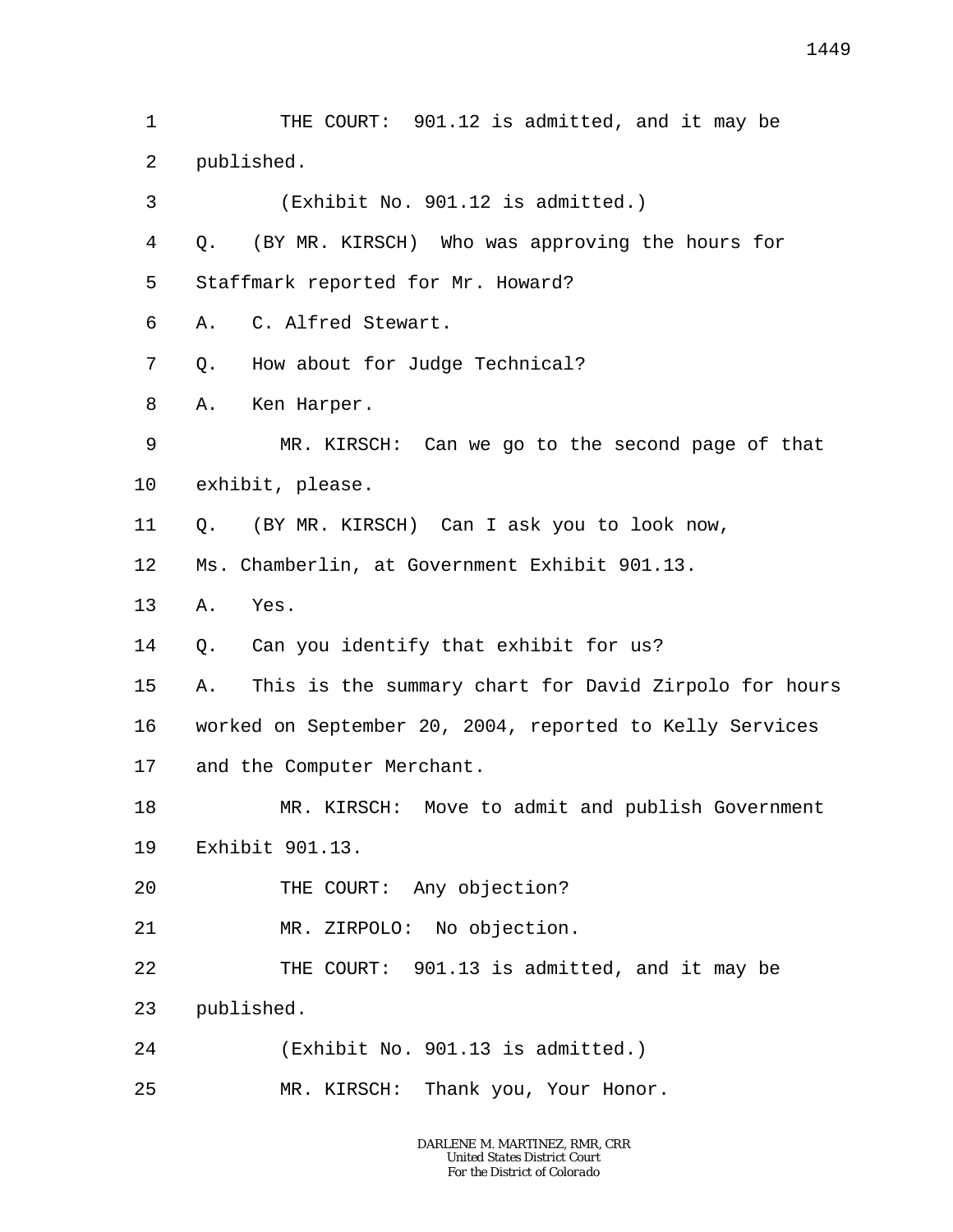1 THE COURT: 901.12 is admitted, and it may be
2 published.
3 (Exhibit No. 901.12 is admitted.)
4 Q. (BY MR. KIRSCH) Who was approving the hours for
5 Staffmark reported for Mr. Howard?
6 A. C. Alfred Stewart.
7 Q. How about for Judge Technical?
8 A. Ken Harper.
9 MR. KIRSCH: Can we go to the second page of that
10 exhibit, please.
11 Q. (BY MR. KIRSCH) Can I ask you to look now,
12 Ms. Chamberlin, at Government Exhibit 901.13.
13 A. Yes.
14 Q. Can you identify that exhibit for us?
15 A. This is the summary chart for David Zirpolo for hours
16 worked on September 20, 2004, reported to Kelly Services
17 and the Computer Merchant.
18 MR. KIRSCH: Move to admit and publish Government
19 Exhibit 901.13.
20 THE COURT: Any objection?
21 MR. ZIRPOLO: No objection.
22 THE COURT: 901.13 is admitted, and it may be
23 published.
24 (Exhibit No. 901.13 is admitted.)
25 MR. KIRSCH: Thank you, Your Honor.

DARLENE M. MARTINEZ, RMR, CRR
United States District Court
For the District of Colorado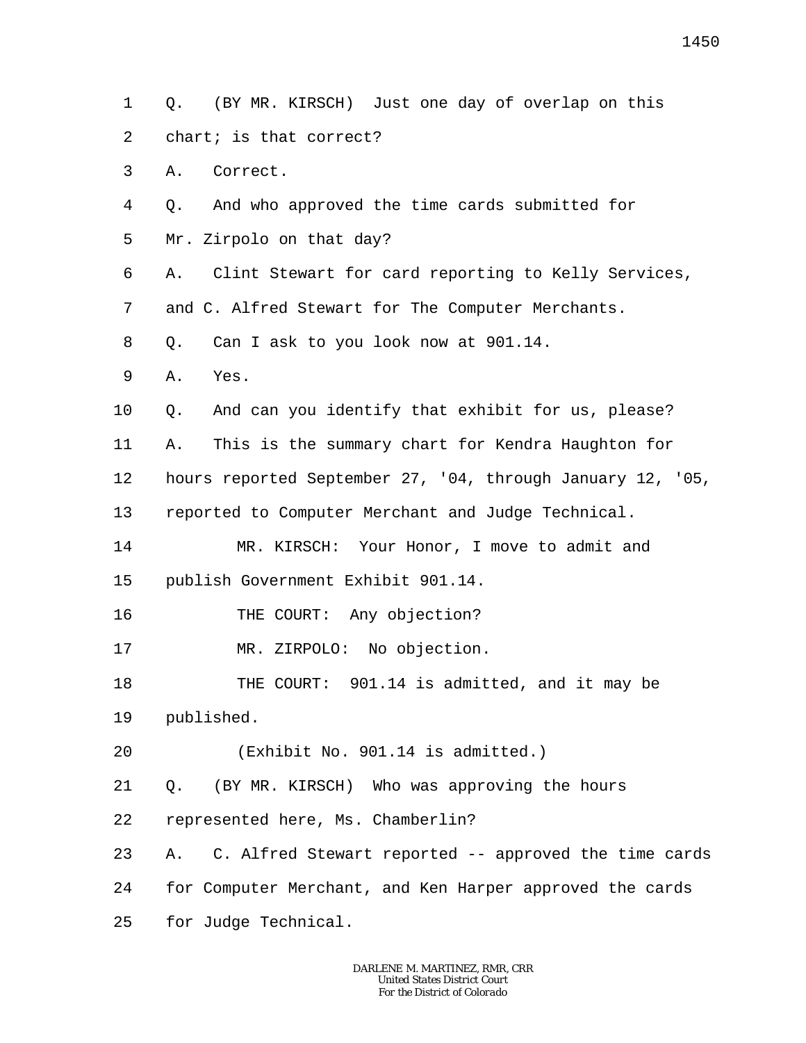1 Q. (BY MR. KIRSCH) Just one day of overlap on this
2 chart; is that correct?
3 A. Correct.
4 Q. And who approved the time cards submitted for
5 Mr. Zirpolo on that day?
6 A. Clint Stewart for card reporting to Kelly Services,
7 and C. Alfred Stewart for The Computer Merchants.
8 Q. Can I ask to you look now at 901.14.
9 A. Yes.
10 Q. And can you identify that exhibit for us, please?
11 A. This is the summary chart for Kendra Haughton for
12 hours reported September 27, '04, through January 12, '05,
13 reported to Computer Merchant and Judge Technical.
14 MR. KIRSCH: Your Honor, I move to admit and
15 publish Government Exhibit 901.14.
16 THE COURT: Any objection?
17 MR. ZIRPOLO: No objection.
18 THE COURT: 901.14 is admitted, and it may be
19 published.
20 (Exhibit No. 901.14 is admitted.)
21 Q. (BY MR. KIRSCH) Who was approving the hours
22 represented here, Ms. Chamberlin?
23 A. C. Alfred Stewart reported -- approved the time cards
24 for Computer Merchant, and Ken Harper approved the cards
25 for Judge Technical.

DARLENE M. MARTINEZ, RMR, CRR
United States District Court
For the District of Colorado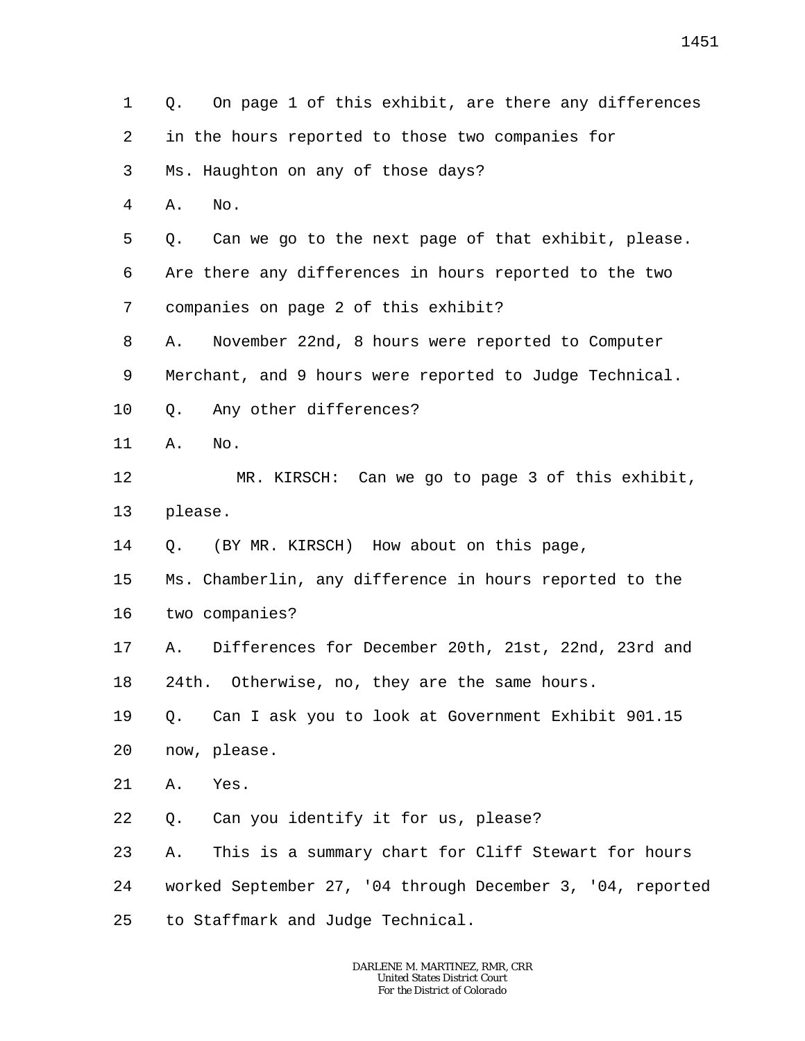1 Q. On page 1 of this exhibit, are there any differences
2 in the hours reported to those two companies for
3 Ms. Haughton on any of those days?
4 A. No.
5 Q. Can we go to the next page of that exhibit, please.
6 Are there any differences in hours reported to the two
7 companies on page 2 of this exhibit?
8 A. November 22nd, 8 hours were reported to Computer
9 Merchant, and 9 hours were reported to Judge Technical.
10 Q. Any other differences?
11 A. No.
12 MR. KIRSCH: Can we go to page 3 of this exhibit,
13 please.
14 Q. (BY MR. KIRSCH) How about on this page,
15 Ms. Chamberlin, any difference in hours reported to the
16 two companies?
17 A. Differences for December 20th, 21st, 22nd, 23rd and
18 24th. Otherwise, no, they are the same hours.
19 Q. Can I ask you to look at Government Exhibit 901.15
20 now, please.
21 A. Yes.
22 Q. Can you identify it for us, please?
23 A. This is a summary chart for Cliff Stewart for hours
24 worked September 27, '04 through December 3, '04, reported
25 to Staffmark and Judge Technical.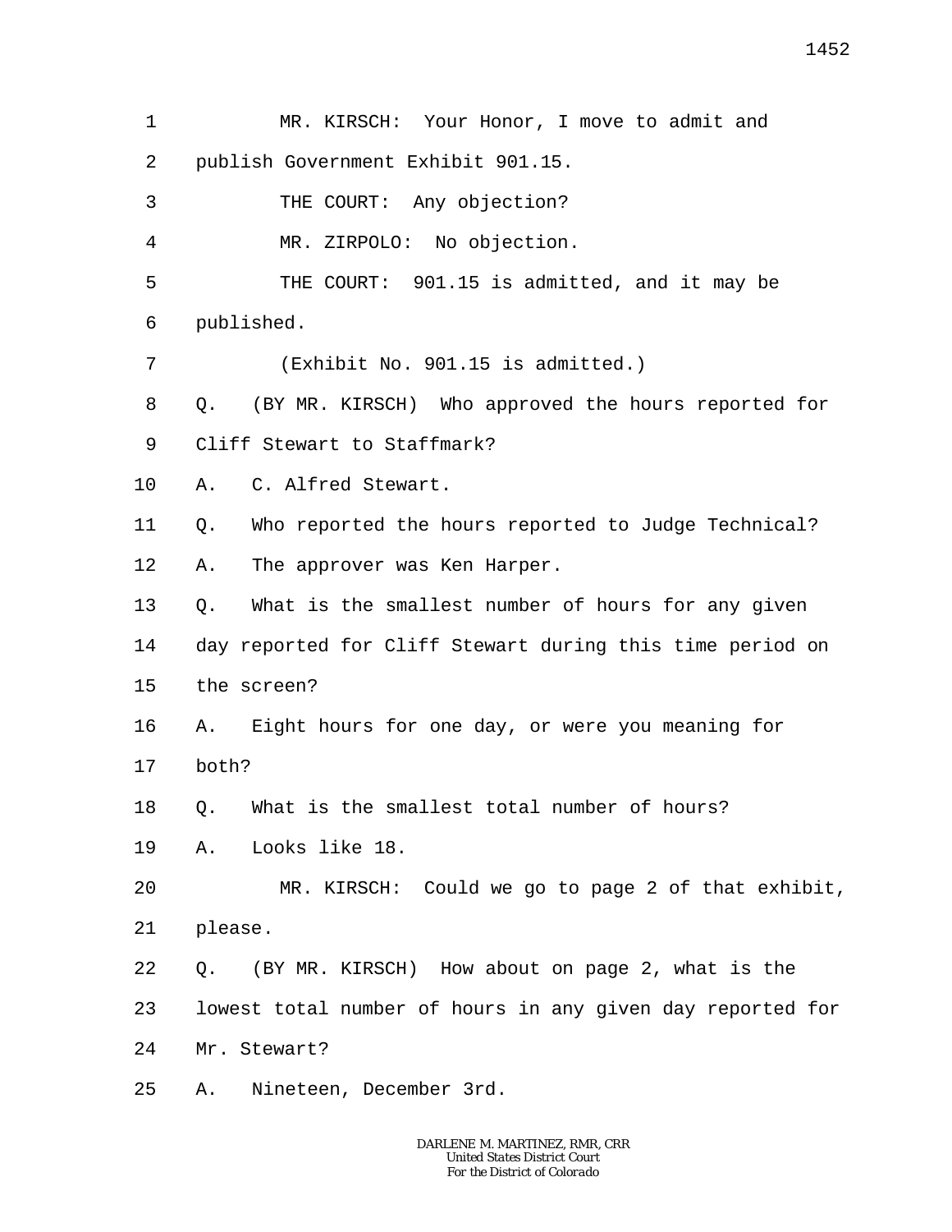MR. KIRSCH: Your Honor, I move to admit and publish Government Exhibit 901.15.

THE COURT: Any objection?

MR. ZIRPOLO: No objection.

THE COURT: 901.15 is admitted, and it may be published.

(Exhibit No. 901.15 is admitted.)

Q. (BY MR. KIRSCH) Who approved the hours reported for Cliff Stewart to Staffmark?

A. C. Alfred Stewart.

Q. Who reported the hours reported to Judge Technical?

A. The approver was Ken Harper.

Q. What is the smallest number of hours for any given day reported for Cliff Stewart during this time period on the screen?

A. Eight hours for one day, or were you meaning for both?

Q. What is the smallest total number of hours?

A. Looks like 18.

MR. KIRSCH: Could we go to page 2 of that exhibit, please.

Q. (BY MR. KIRSCH) How about on page 2, what is the lowest total number of hours in any given day reported for Mr. Stewart?

A. Nineteen, December 3rd.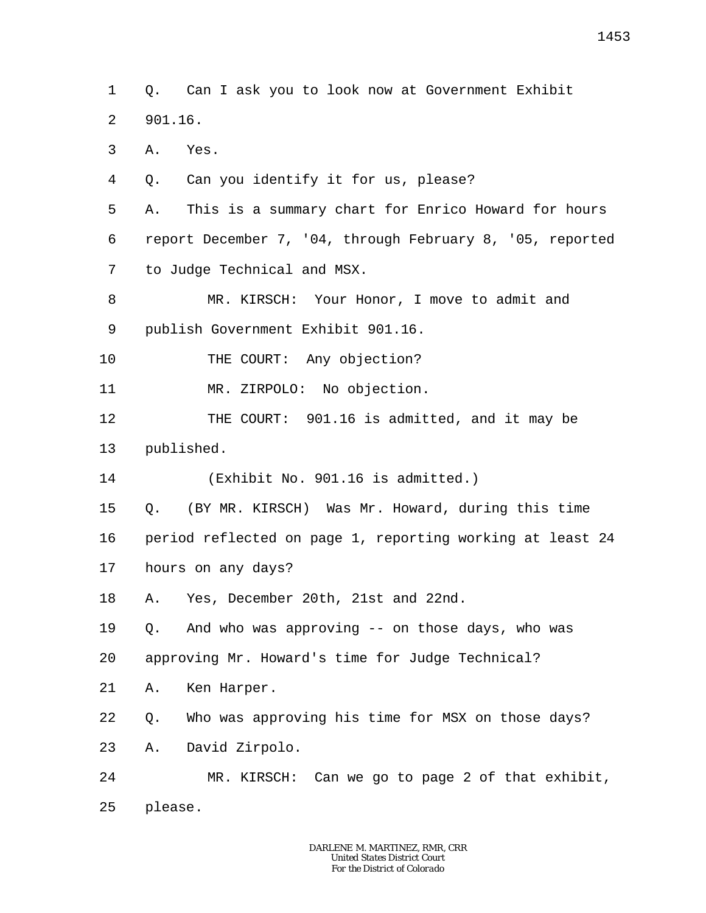1 Q. Can I ask you to look now at Government Exhibit
2 901.16.
3 A. Yes.
4 Q. Can you identify it for us, please?
5 A. This is a summary chart for Enrico Howard for hours
6 report December 7, '04, through February 8, '05, reported
7 to Judge Technical and MSX.
8 MR. KIRSCH: Your Honor, I move to admit and
9 publish Government Exhibit 901.16.
10 THE COURT: Any objection?
11 MR. ZIRPOLO: No objection.
12 THE COURT: 901.16 is admitted, and it may be
13 published.
14 (Exhibit No. 901.16 is admitted.)
15 Q. (BY MR. KIRSCH) Was Mr. Howard, during this time
16 period reflected on page 1, reporting working at least 24
17 hours on any days?
18 A. Yes, December 20th, 21st and 22nd.
19 Q. And who was approving -- on those days, who was
20 approving Mr. Howard's time for Judge Technical?
21 A. Ken Harper.
22 Q. Who was approving his time for MSX on those days?
23 A. David Zirpolo.
24 MR. KIRSCH: Can we go to page 2 of that exhibit,
25 please.

DARLENE M. MARTINEZ, RMR, CRR
United States District Court
For the District of Colorado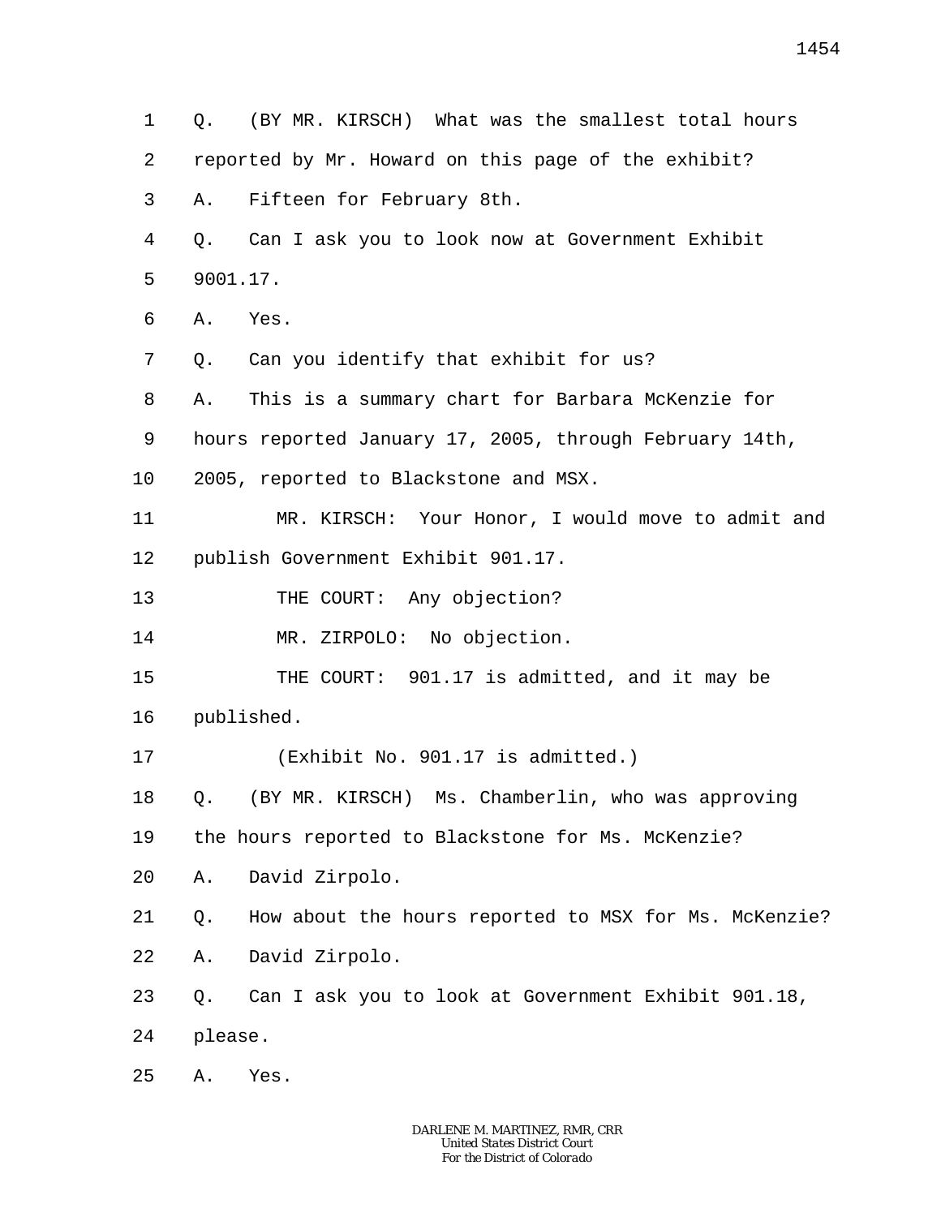1 Q. (BY MR. KIRSCH) What was the smallest total hours
2 reported by Mr. Howard on this page of the exhibit?
3 A. Fifteen for February 8th.
4 Q. Can I ask you to look now at Government Exhibit
5 9001.17.
6 A. Yes.
7 Q. Can you identify that exhibit for us?
8 A. This is a summary chart for Barbara McKenzie for
9 hours reported January 17, 2005, through February 14th,
10 2005, reported to Blackstone and MSX.
11 MR. KIRSCH: Your Honor, I would move to admit and
12 publish Government Exhibit 901.17.
13 THE COURT: Any objection?
14 MR. ZIRPOLO: No objection.
15 THE COURT: 901.17 is admitted, and it may be
16 published.
17 (Exhibit No. 901.17 is admitted.)
18 Q. (BY MR. KIRSCH) Ms. Chamberlin, who was approving
19 the hours reported to Blackstone for Ms. McKenzie?
20 A. David Zirpolo.
21 Q. How about the hours reported to MSX for Ms. McKenzie?
22 A. David Zirpolo.
23 Q. Can I ask you to look at Government Exhibit 901.18,
24 please.
25 A. Yes.

DARLENE M. MARTINEZ, RMR, CRR
United States District Court
For the District of Colorado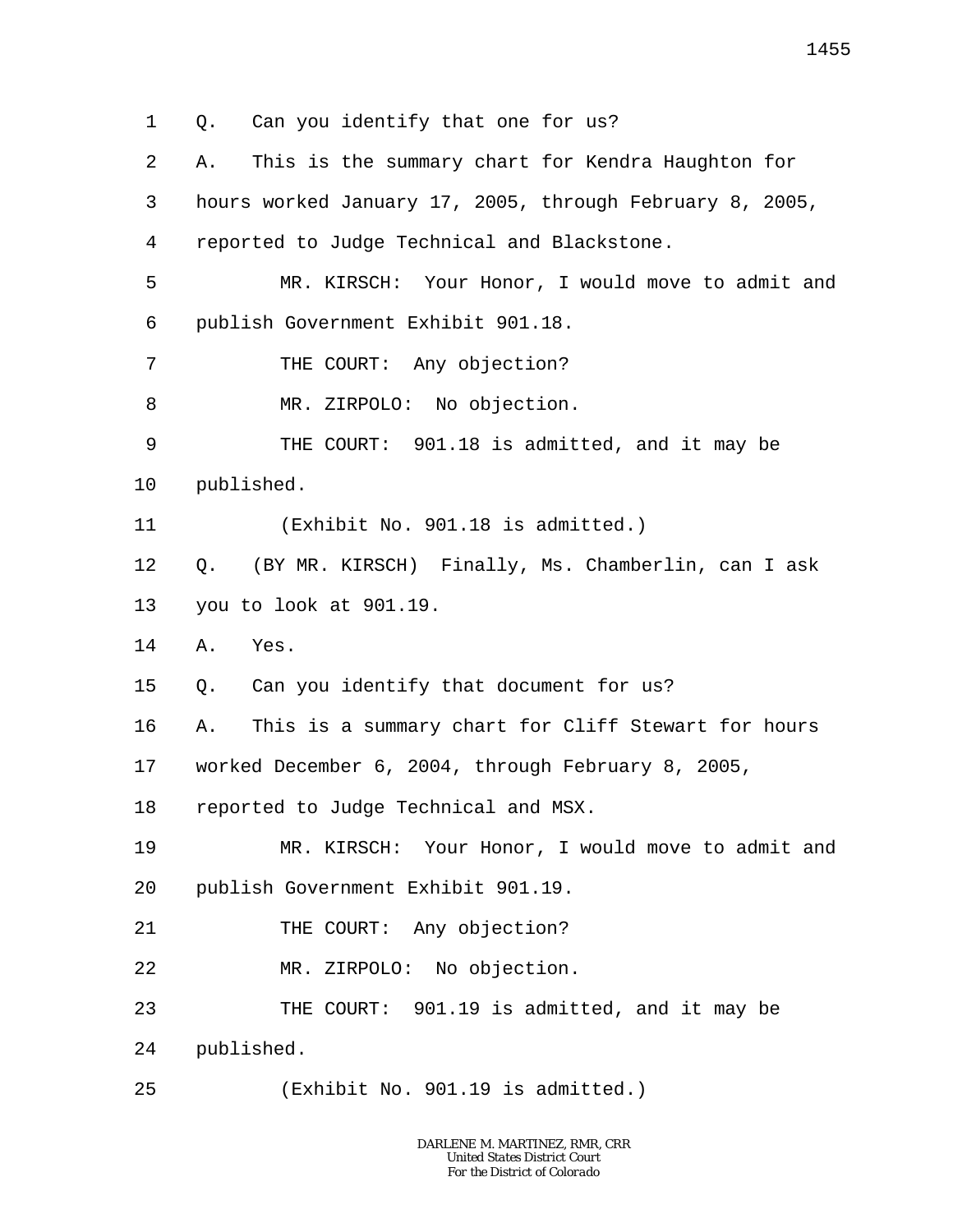Q. Can you identify that one for us?

A. This is the summary chart for Kendra Haughton for hours worked January 17, 2005, through February 8, 2005, reported to Judge Technical and Blackstone.

MR. KIRSCH: Your Honor, I would move to admit and publish Government Exhibit 901.18.

THE COURT: Any objection?

MR. ZIRPOLO: No objection.

THE COURT: 901.18 is admitted, and it may be published.

(Exhibit No. 901.18 is admitted.)

Q. (BY MR. KIRSCH) Finally, Ms. Chamberlin, can I ask you to look at 901.19.

A. Yes.

Q. Can you identify that document for us?

A. This is a summary chart for Cliff Stewart for hours worked December 6, 2004, through February 8, 2005, reported to Judge Technical and MSX.

MR. KIRSCH: Your Honor, I would move to admit and publish Government Exhibit 901.19.

THE COURT: Any objection?

MR. ZIRPOLO: No objection.

THE COURT: 901.19 is admitted, and it may be published.

(Exhibit No. 901.19 is admitted.)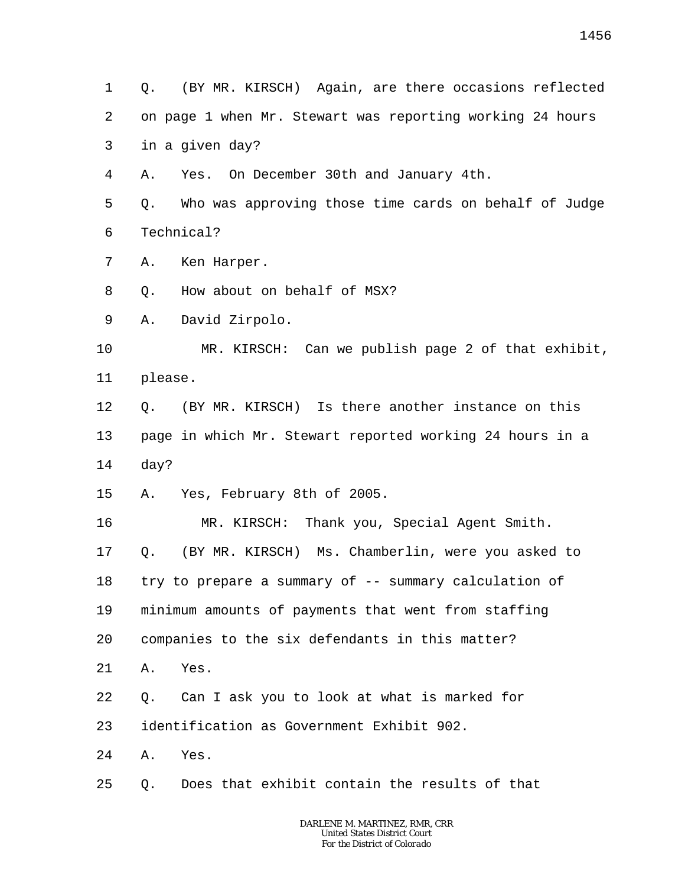1 Q. (BY MR. KIRSCH) Again, are there occasions reflected
2 on page 1 when Mr. Stewart was reporting working 24 hours
3 in a given day?
4 A. Yes. On December 30th and January 4th.
5 Q. Who was approving those time cards on behalf of Judge
6 Technical?
7 A. Ken Harper.
8 Q. How about on behalf of MSX?
9 A. David Zirpolo.
10 MR. KIRSCH: Can we publish page 2 of that exhibit,
11 please.
12 Q. (BY MR. KIRSCH) Is there another instance on this
13 page in which Mr. Stewart reported working 24 hours in a
14 day?
15 A. Yes, February 8th of 2005.
16 MR. KIRSCH: Thank you, Special Agent Smith.
17 Q. (BY MR. KIRSCH) Ms. Chamberlin, were you asked to
18 try to prepare a summary of -- summary calculation of
19 minimum amounts of payments that went from staffing
20 companies to the six defendants in this matter?
21 A. Yes.
22 Q. Can I ask you to look at what is marked for
23 identification as Government Exhibit 902.
24 A. Yes.
25 Q. Does that exhibit contain the results of that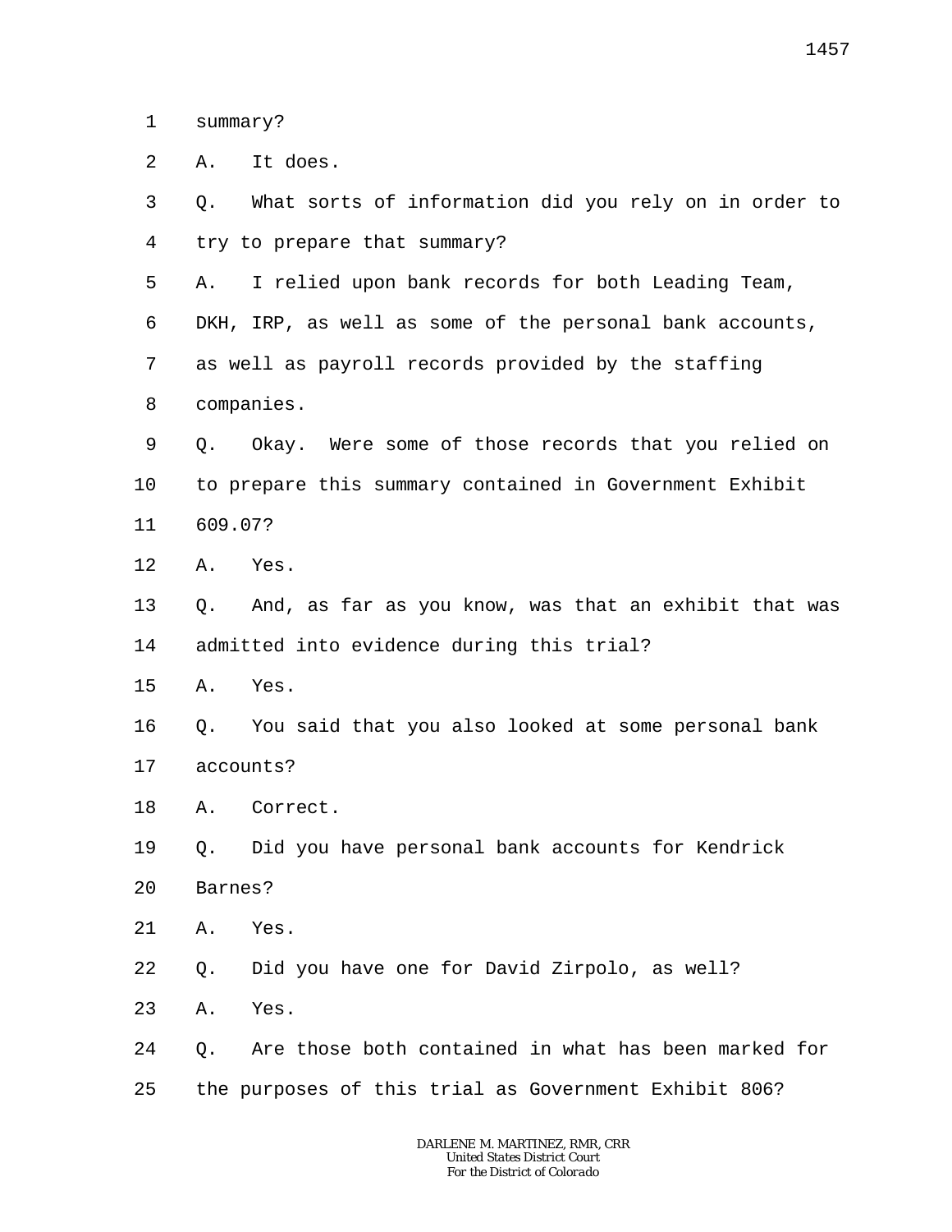1 summary?

2 A. It does.

3 Q. What sorts of information did you rely on in order to

4 try to prepare that summary?

5 A. I relied upon bank records for both Leading Team,

6 DKH, IRP, as well as some of the personal bank accounts,

7 as well as payroll records provided by the staffing

8 companies.

9 Q. Okay. Were some of those records that you relied on

10 to prepare this summary contained in Government Exhibit

11 609.07?

12 A. Yes.

13 Q. And, as far as you know, was that an exhibit that was

14 admitted into evidence during this trial?

15 A. Yes.

16 Q. You said that you also looked at some personal bank

17 accounts?

18 A. Correct.

19 Q. Did you have personal bank accounts for Kendrick

20 Barnes?

21 A. Yes.

22 Q. Did you have one for David Zirpolo, as well?

23 A. Yes.

24 Q. Are those both contained in what has been marked for

25 the purposes of this trial as Government Exhibit 806?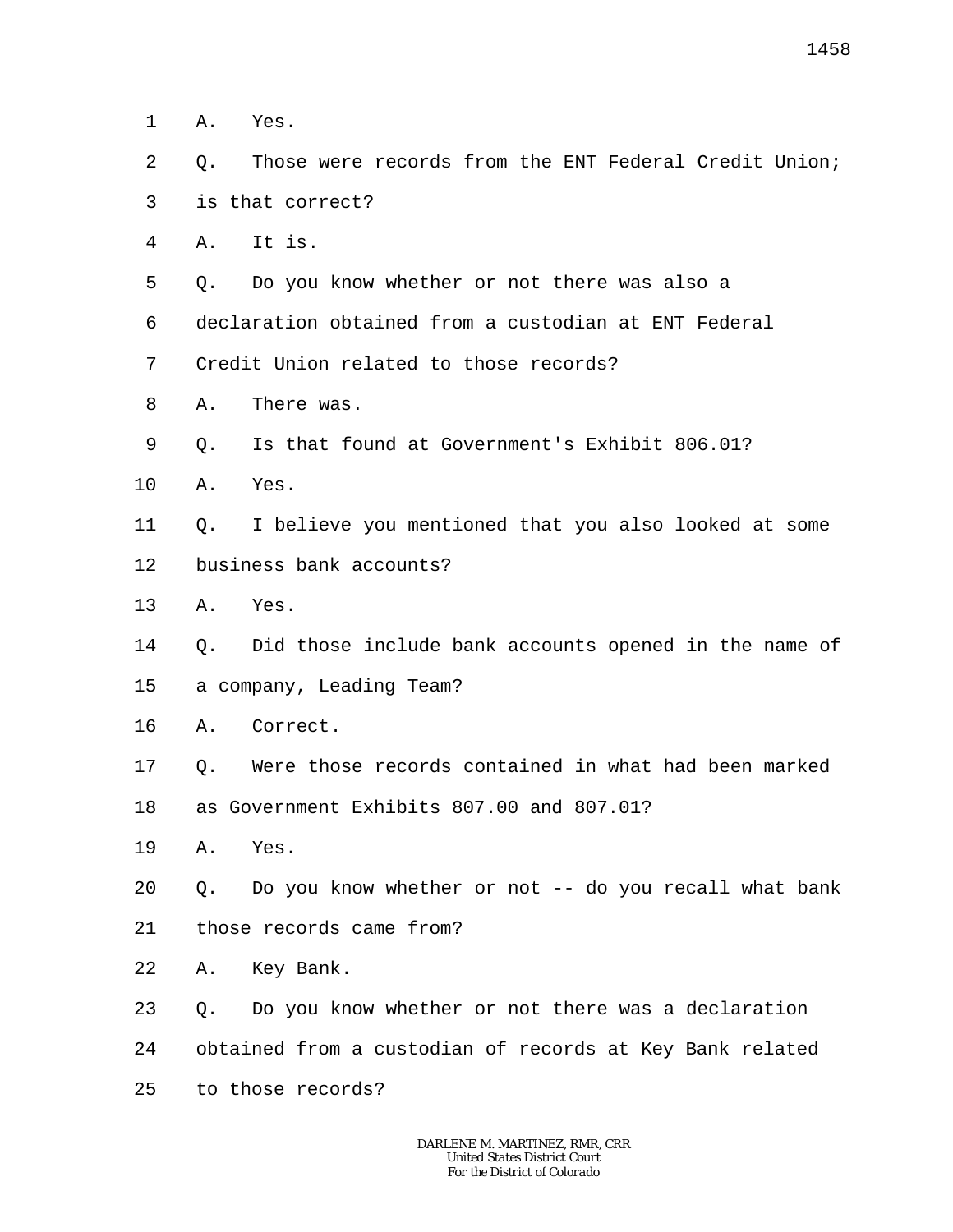1 A. Yes.

2 Q. Those were records from the ENT Federal Credit Union;

3 is that correct?

4 A. It is.

5 Q. Do you know whether or not there was also a

6 declaration obtained from a custodian at ENT Federal

7 Credit Union related to those records?

8 A. There was.

9 Q. Is that found at Government's Exhibit 806.01?

10 A. Yes.

11 Q. I believe you mentioned that you also looked at some

12 business bank accounts?

13 A. Yes.

14 Q. Did those include bank accounts opened in the name of

15 a company, Leading Team?

16 A. Correct.

17 Q. Were those records contained in what had been marked

18 as Government Exhibits 807.00 and 807.01?

19 A. Yes.

20 Q. Do you know whether or not -- do you recall what bank

21 those records came from?

22 A. Key Bank.

23 Q. Do you know whether or not there was a declaration

24 obtained from a custodian of records at Key Bank related

25 to those records?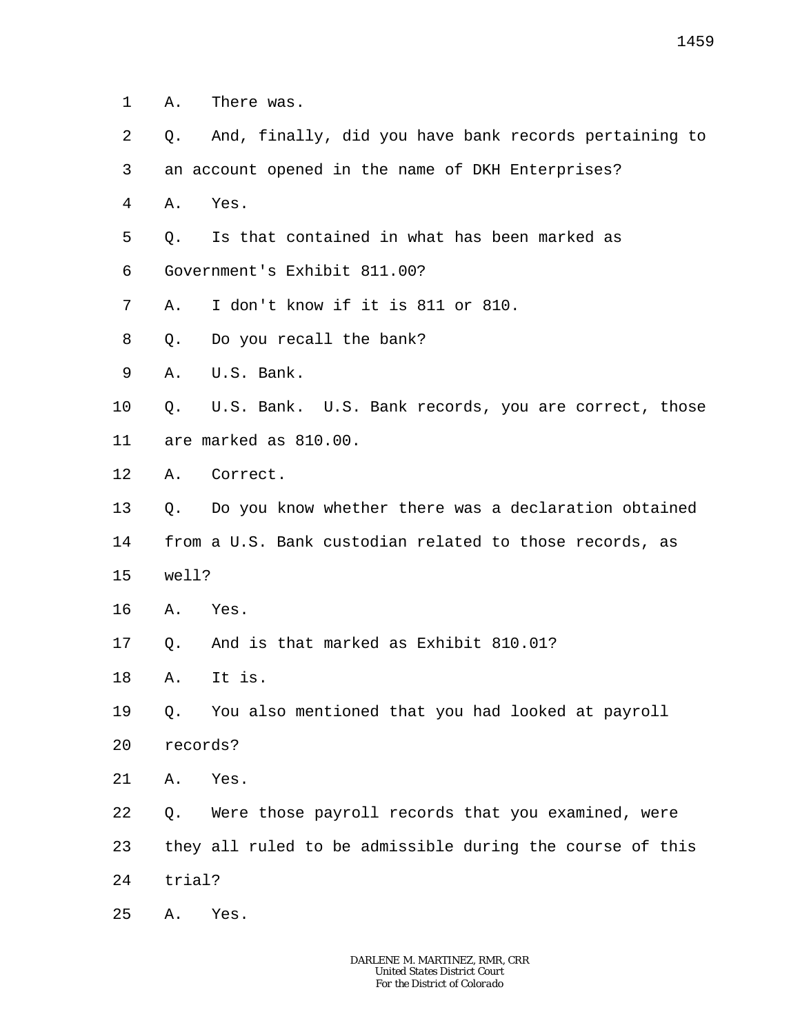1 A. There was.

2 Q. And, finally, did you have bank records pertaining to

3 an account opened in the name of DKH Enterprises?

4 A. Yes.

5 Q. Is that contained in what has been marked as

6 Government's Exhibit 811.00?

7 A. I don't know if it is 811 or 810.

8 Q. Do you recall the bank?

9 A. U.S. Bank.

10 Q. U.S. Bank. U.S. Bank records, you are correct, those

11 are marked as 810.00.

12 A. Correct.

13 Q. Do you know whether there was a declaration obtained

14 from a U.S. Bank custodian related to those records, as

15 well?

16 A. Yes.

17 Q. And is that marked as Exhibit 810.01?

18 A. It is.

19 Q. You also mentioned that you had looked at payroll

20 records?

21 A. Yes.

22 Q. Were those payroll records that you examined, were

23 they all ruled to be admissible during the course of this

24 trial?

25 A. Yes.

DARLENE M. MARTINEZ, RMR, CRR
United States District Court
For the District of Colorado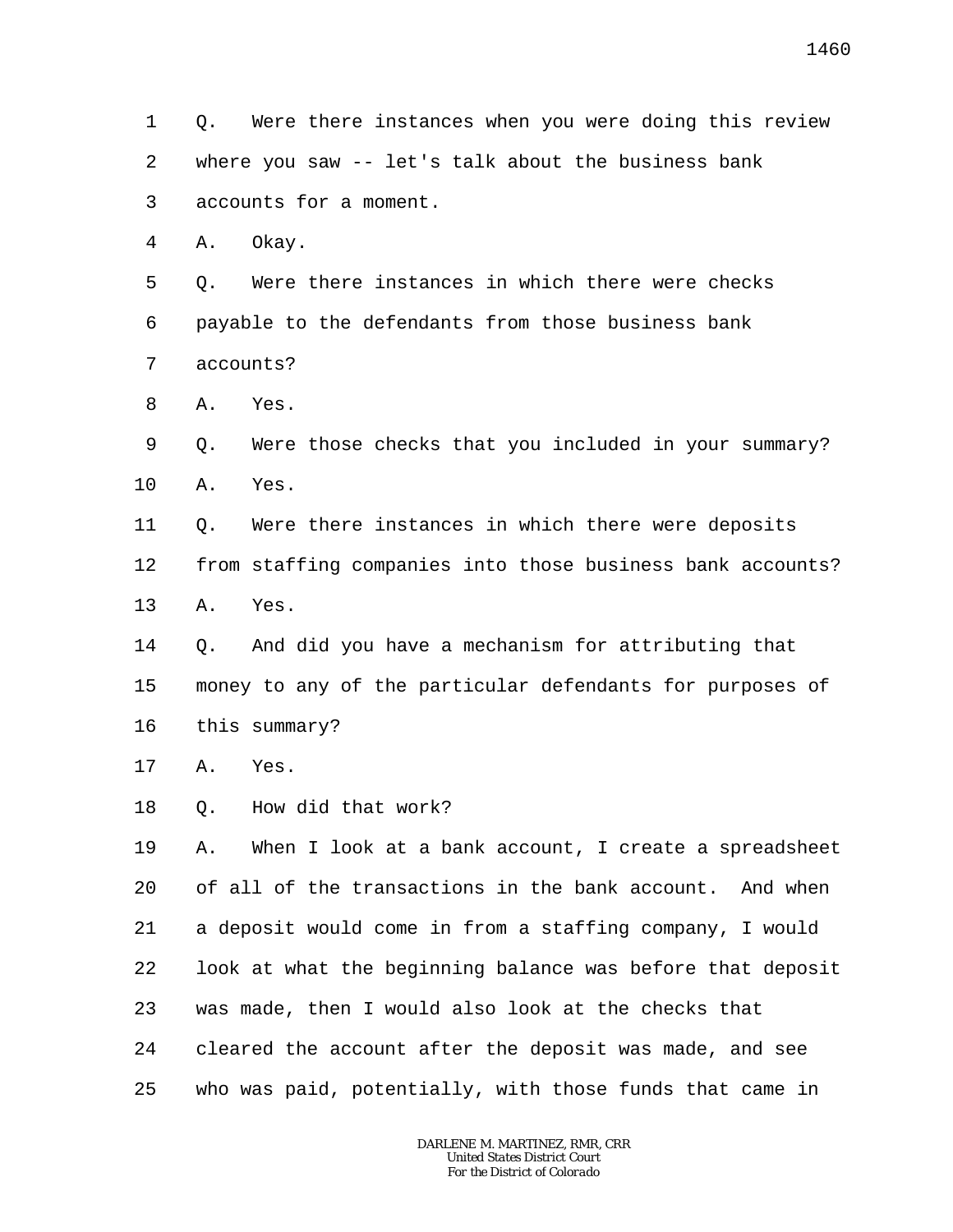1 Q. Were there instances when you were doing this review
2 where you saw -- let's talk about the business bank
3 accounts for a moment.
4 A. Okay.
5 Q. Were there instances in which there were checks
6 payable to the defendants from those business bank
7 accounts?
8 A. Yes.
9 Q. Were those checks that you included in your summary?
10 A. Yes.
11 Q. Were there instances in which there were deposits
12 from staffing companies into those business bank accounts?
13 A. Yes.
14 Q. And did you have a mechanism for attributing that
15 money to any of the particular defendants for purposes of
16 this summary?
17 A. Yes.
18 Q. How did that work?
19 A. When I look at a bank account, I create a spreadsheet
20 of all of the transactions in the bank account. And when
21 a deposit would come in from a staffing company, I would
22 look at what the beginning balance was before that deposit
23 was made, then I would also look at the checks that
24 cleared the account after the deposit was made, and see
25 who was paid, potentially, with those funds that came in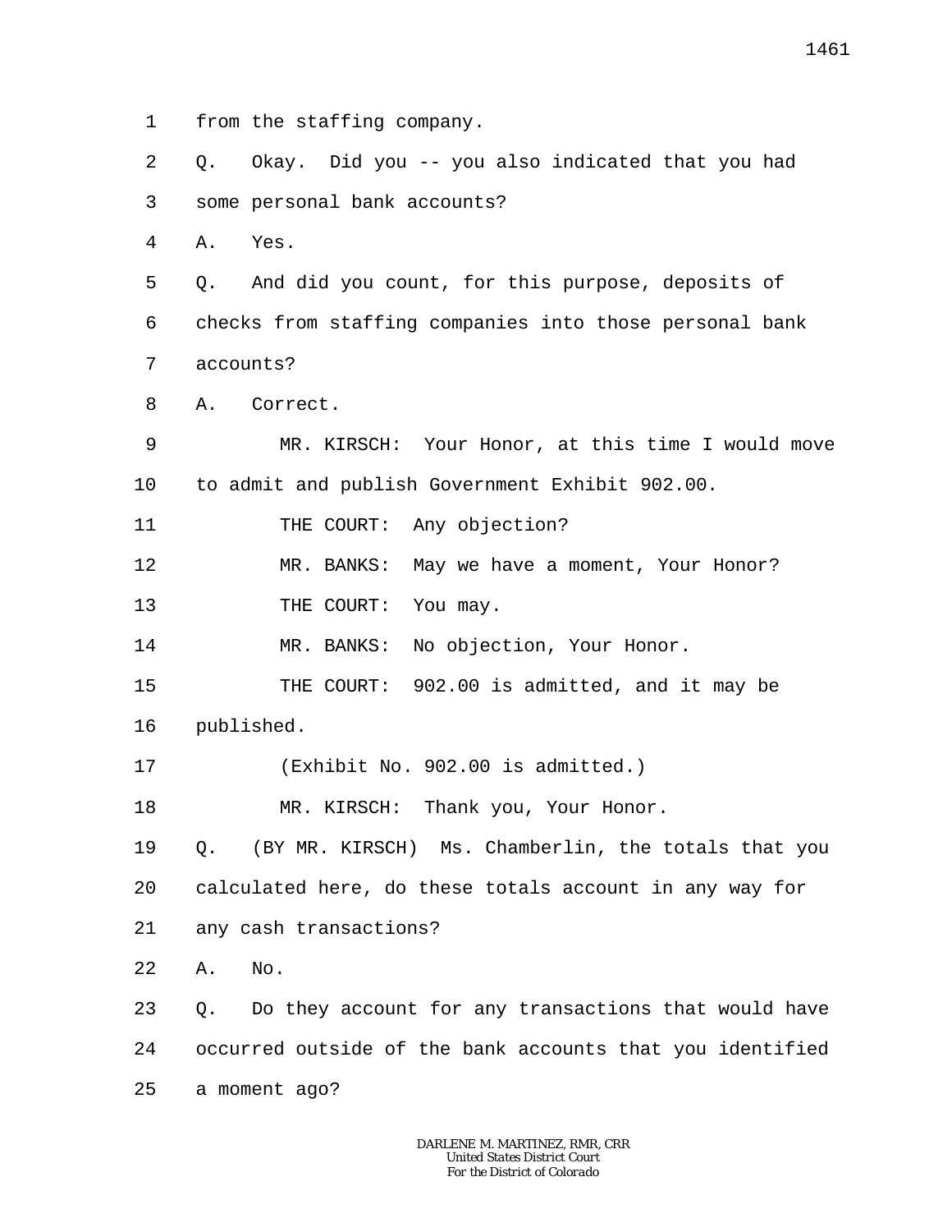1 from the staffing company.

2 Q. Okay. Did you -- you also indicated that you had

3 some personal bank accounts?

4 A. Yes.

5 Q. And did you count, for this purpose, deposits of

6 checks from staffing companies into those personal bank

7 accounts?

8 A. Correct.

9 MR. KIRSCH: Your Honor, at this time I would move

10 to admit and publish Government Exhibit 902.00.

11 THE COURT: Any objection?

12 MR. BANKS: May we have a moment, Your Honor?

13 THE COURT: You may.

14 MR. BANKS: No objection, Your Honor.

15 THE COURT: 902.00 is admitted, and it may be

16 published.

17 (Exhibit No. 902.00 is admitted.)

18 MR. KIRSCH: Thank you, Your Honor.

19 Q. (BY MR. KIRSCH) Ms. Chamberlin, the totals that you

20 calculated here, do these totals account in any way for

21 any cash transactions?

22 A. No.

23 Q. Do they account for any transactions that would have

24 occurred outside of the bank accounts that you identified

25 a moment ago?

DARLENE M. MARTINEZ, RMR, CRR
United States District Court
For the District of Colorado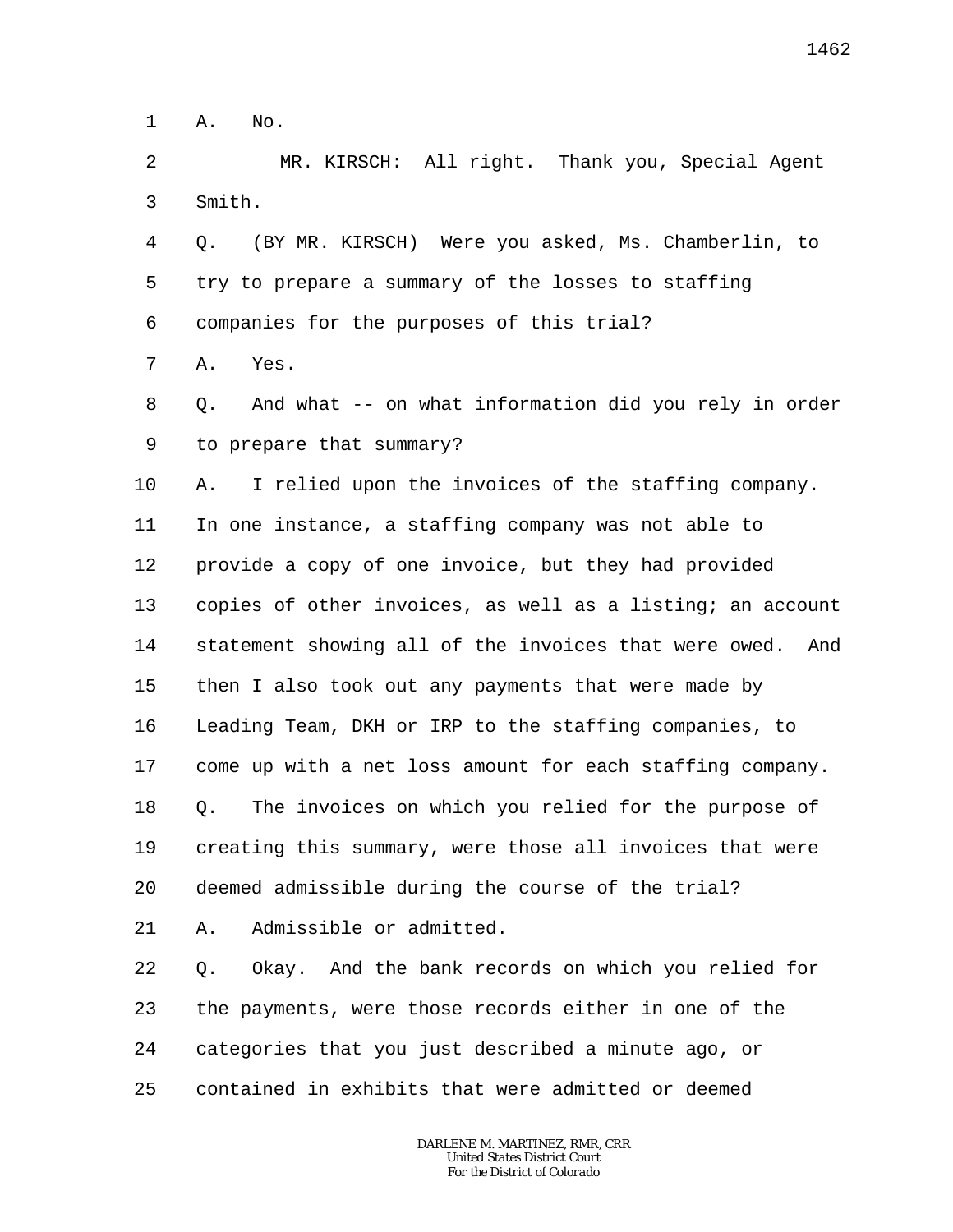1 A. No.

2 MR. KIRSCH: All right. Thank you, Special Agent

3 Smith.

4 Q. (BY MR. KIRSCH) Were you asked, Ms. Chamberlin, to

5 try to prepare a summary of the losses to staffing

6 companies for the purposes of this trial?

7 A. Yes.

8 Q. And what -- on what information did you rely in order

9 to prepare that summary?

10 A. I relied upon the invoices of the staffing company.

11 In one instance, a staffing company was not able to

12 provide a copy of one invoice, but they had provided

13 copies of other invoices, as well as a listing; an account

14 statement showing all of the invoices that were owed. And

15 then I also took out any payments that were made by

16 Leading Team, DKH or IRP to the staffing companies, to

17 come up with a net loss amount for each staffing company.

18 Q. The invoices on which you relied for the purpose of

19 creating this summary, were those all invoices that were

20 deemed admissible during the course of the trial?

21 A. Admissible or admitted.

22 Q. Okay. And the bank records on which you relied for

23 the payments, were those records either in one of the

24 categories that you just described a minute ago, or

25 contained in exhibits that were admitted or deemed

DARLENE M. MARTINEZ, RMR, CRR
United States District Court
For the District of Colorado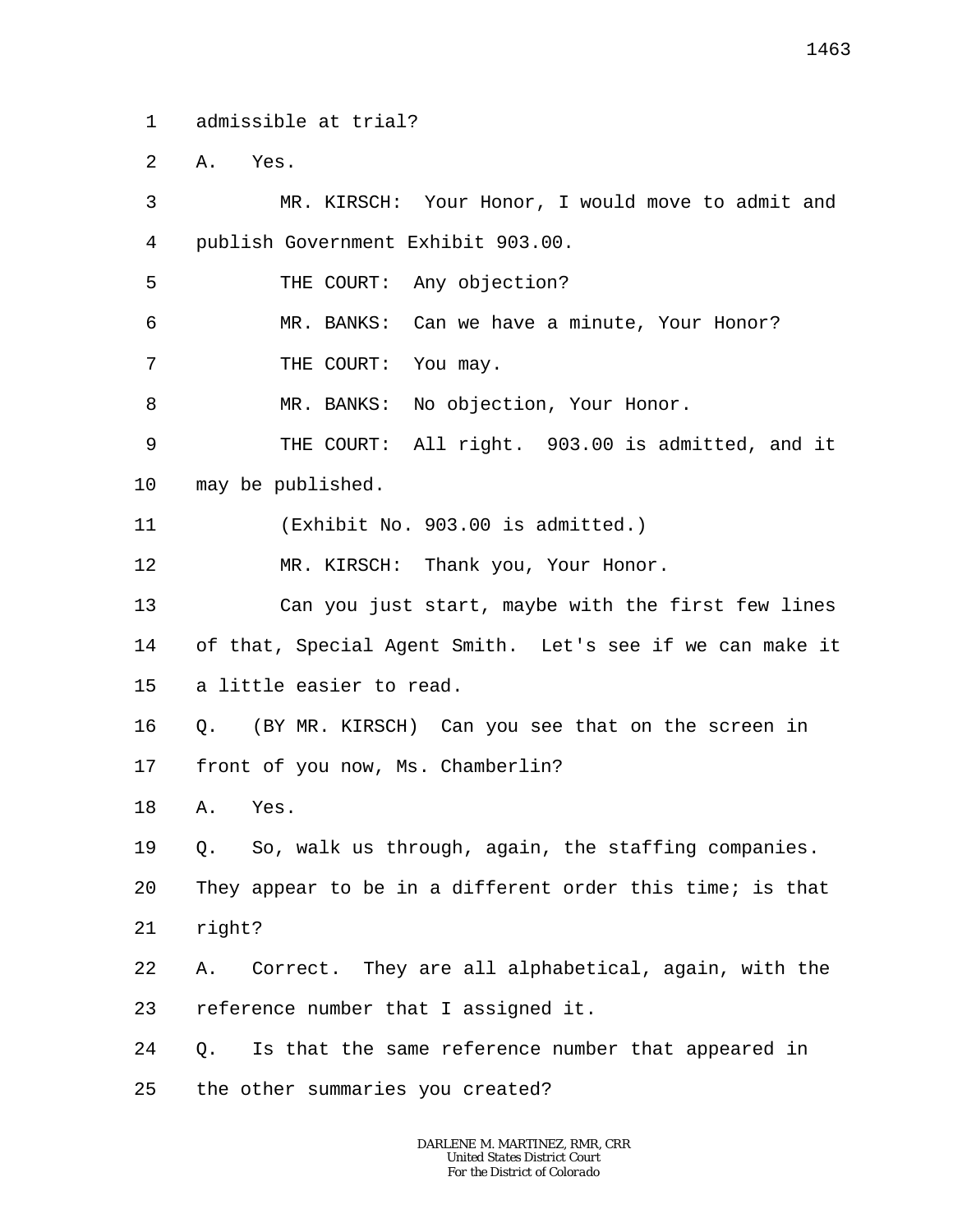1 admissible at trial?

2 A. Yes.

3 MR. KIRSCH: Your Honor, I would move to admit and

4 publish Government Exhibit 903.00.

5 THE COURT: Any objection?

6 MR. BANKS: Can we have a minute, Your Honor?

7 THE COURT: You may.

8 MR. BANKS: No objection, Your Honor.

9 THE COURT: All right. 903.00 is admitted, and it

10 may be published.

11 (Exhibit No. 903.00 is admitted.)

12 MR. KIRSCH: Thank you, Your Honor.

13 Can you just start, maybe with the first few lines

14 of that, Special Agent Smith. Let's see if we can make it

15 a little easier to read.

16 Q. (BY MR. KIRSCH) Can you see that on the screen in

17 front of you now, Ms. Chamberlin?

18 A. Yes.

19 Q. So, walk us through, again, the staffing companies.

20 They appear to be in a different order this time; is that

21 right?

22 A. Correct. They are all alphabetical, again, with the

23 reference number that I assigned it.

24 Q. Is that the same reference number that appeared in

25 the other summaries you created?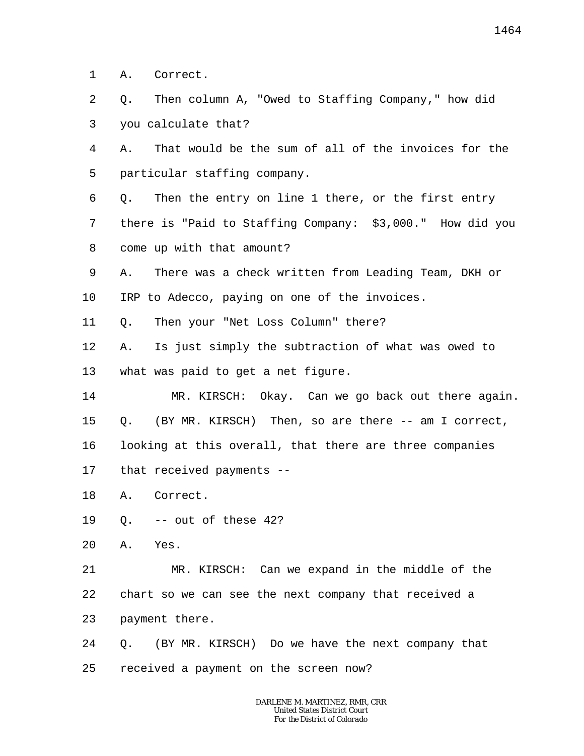1 A. Correct.

2 Q. Then column A, "Owed to Staffing Company," how did

3 you calculate that?

4 A. That would be the sum of all of the invoices for the

5 particular staffing company.

6 Q. Then the entry on line 1 there, or the first entry

7 there is "Paid to Staffing Company: $3,000." How did you

8 come up with that amount?

9 A. There was a check written from Leading Team, DKH or

10 IRP to Adecco, paying on one of the invoices.

11 Q. Then your "Net Loss Column" there?

12 A. Is just simply the subtraction of what was owed to

13 what was paid to get a net figure.

14 MR. KIRSCH: Okay. Can we go back out there again.

15 Q. (BY MR. KIRSCH) Then, so are there -- am I correct,

16 looking at this overall, that there are three companies

17 that received payments --

18 A. Correct.

19 Q. -- out of these 42?

20 A. Yes.

21 MR. KIRSCH: Can we expand in the middle of the

22 chart so we can see the next company that received a

23 payment there.

24 Q. (BY MR. KIRSCH) Do we have the next company that

25 received a payment on the screen now?

DARLENE M. MARTINEZ, RMR, CRR
United States District Court
For the District of Colorado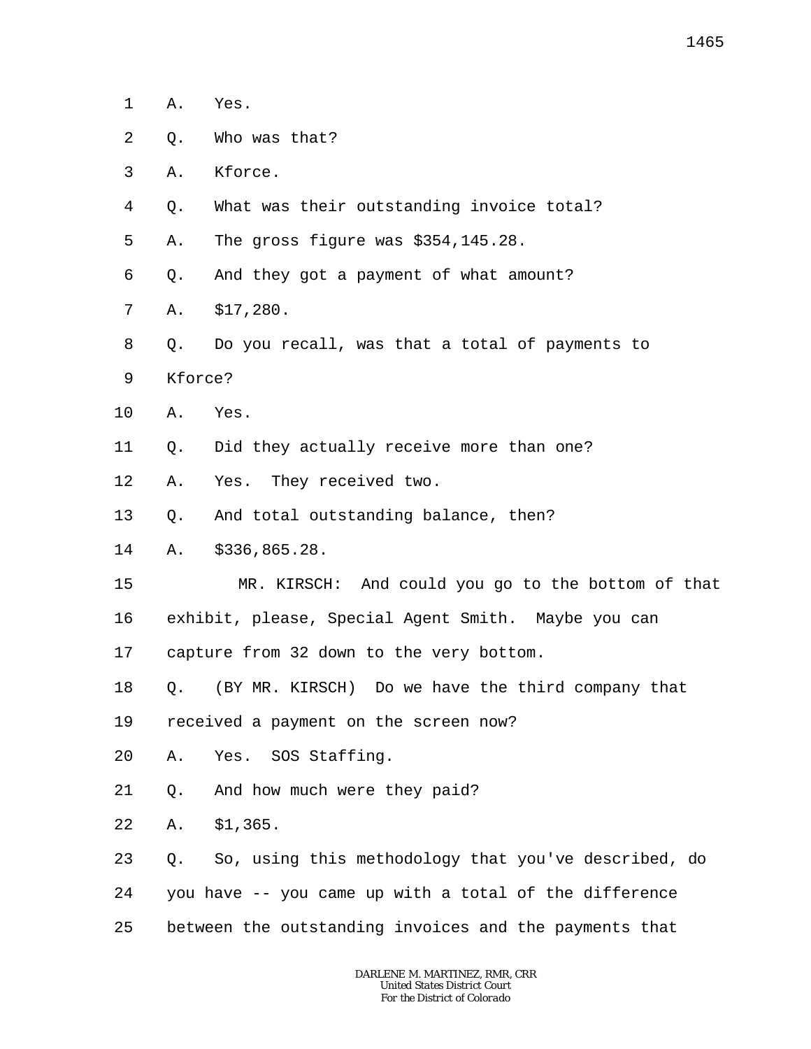1 A. Yes.

2 Q. Who was that?

3 A. Kforce.

4 Q. What was their outstanding invoice total?

5 A. The gross figure was $354,145.28.

6 Q. And they got a payment of what amount?

7 A. $17,280.

8 Q. Do you recall, was that a total of payments to

9 Kforce?

10 A. Yes.

11 Q. Did they actually receive more than one?

12 A. Yes. They received two.

13 Q. And total outstanding balance, then?

14 A. $336,865.28.

15 MR. KIRSCH: And could you go to the bottom of that

16 exhibit, please, Special Agent Smith. Maybe you can

17 capture from 32 down to the very bottom.

18 Q. (BY MR. KIRSCH) Do we have the third company that

19 received a payment on the screen now?

20 A. Yes. SOS Staffing.

21 Q. And how much were they paid?

22 A. $1,365.

23 Q. So, using this methodology that you've described, do

24 you have -- you came up with a total of the difference

25 between the outstanding invoices and the payments that

DARLENE M. MARTINEZ, RMR, CRR
United States District Court
For the District of Colorado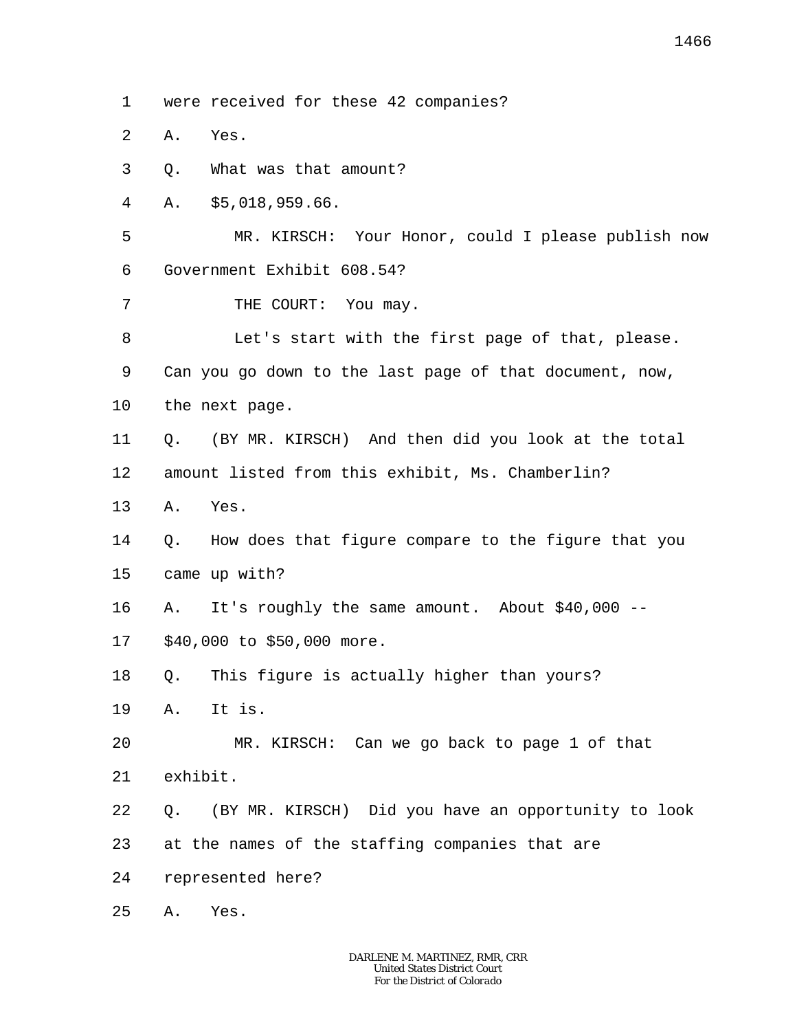1 were received for these 42 companies?

2 A. Yes.

3 Q. What was that amount?

4 A. $5,018,959.66.

5 MR. KIRSCH: Your Honor, could I please publish now

6 Government Exhibit 608.54?

7 THE COURT: You may.

8 Let's start with the first page of that, please.

9 Can you go down to the last page of that document, now,

10 the next page.

11 Q. (BY MR. KIRSCH) And then did you look at the total

12 amount listed from this exhibit, Ms. Chamberlin?

13 A. Yes.

14 Q. How does that figure compare to the figure that you

15 came up with?

16 A. It's roughly the same amount. About $40,000 --

17 $40,000 to $50,000 more.

18 Q. This figure is actually higher than yours?

19 A. It is.

20 MR. KIRSCH: Can we go back to page 1 of that

21 exhibit.

22 Q. (BY MR. KIRSCH) Did you have an opportunity to look

23 at the names of the staffing companies that are

24 represented here?

25 A. Yes.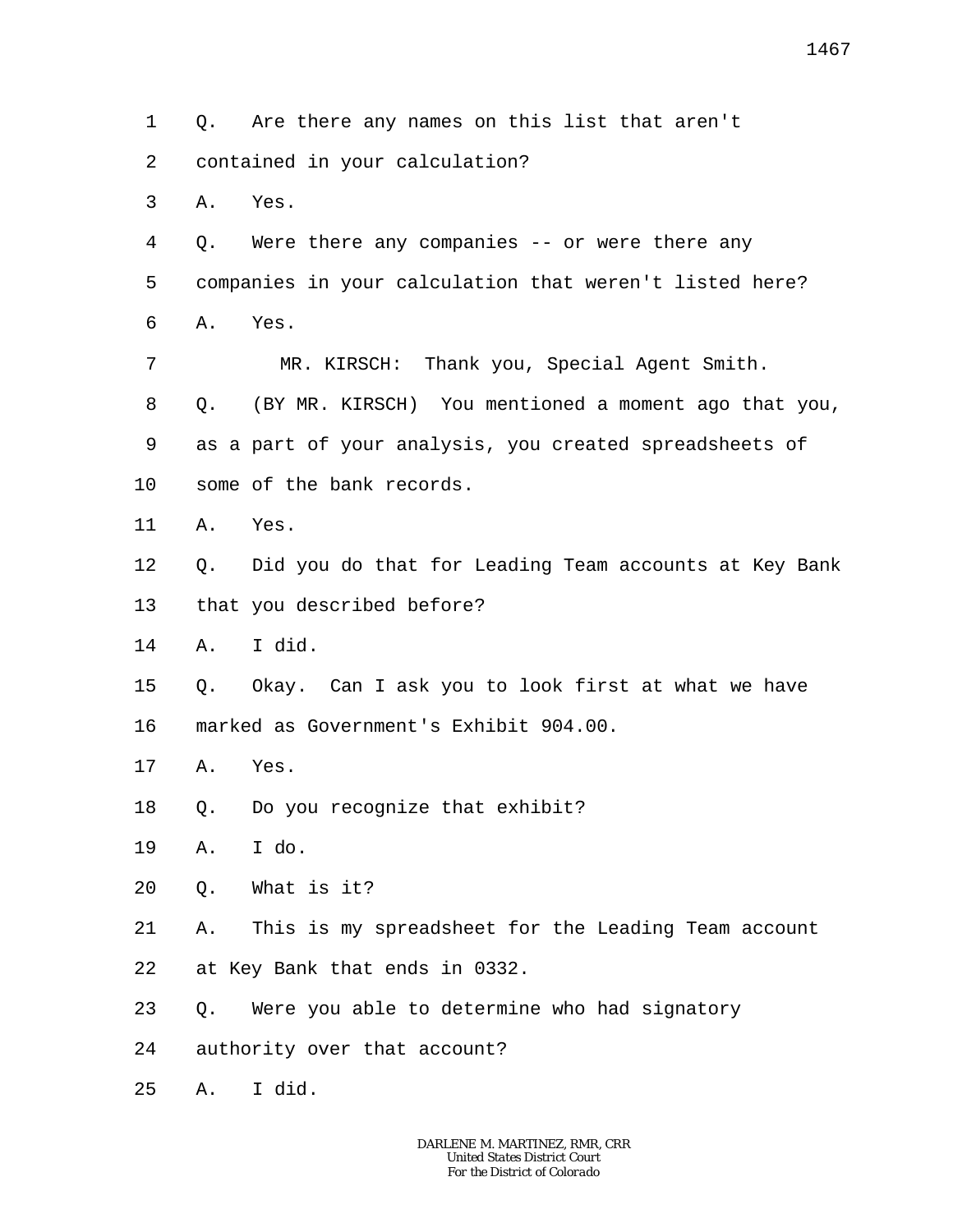1 Q. Are there any names on this list that aren't
2 contained in your calculation?
3 A. Yes.
4 Q. Were there any companies -- or were there any
5 companies in your calculation that weren't listed here?
6 A. Yes.
7 MR. KIRSCH: Thank you, Special Agent Smith.
8 Q. (BY MR. KIRSCH) You mentioned a moment ago that you,
9 as a part of your analysis, you created spreadsheets of
10 some of the bank records.
11 A. Yes.
12 Q. Did you do that for Leading Team accounts at Key Bank
13 that you described before?
14 A. I did.
15 Q. Okay. Can I ask you to look first at what we have
16 marked as Government's Exhibit 904.00.
17 A. Yes.
18 Q. Do you recognize that exhibit?
19 A. I do.
20 Q. What is it?
21 A. This is my spreadsheet for the Leading Team account
22 at Key Bank that ends in 0332.
23 Q. Were you able to determine who had signatory
24 authority over that account?
25 A. I did.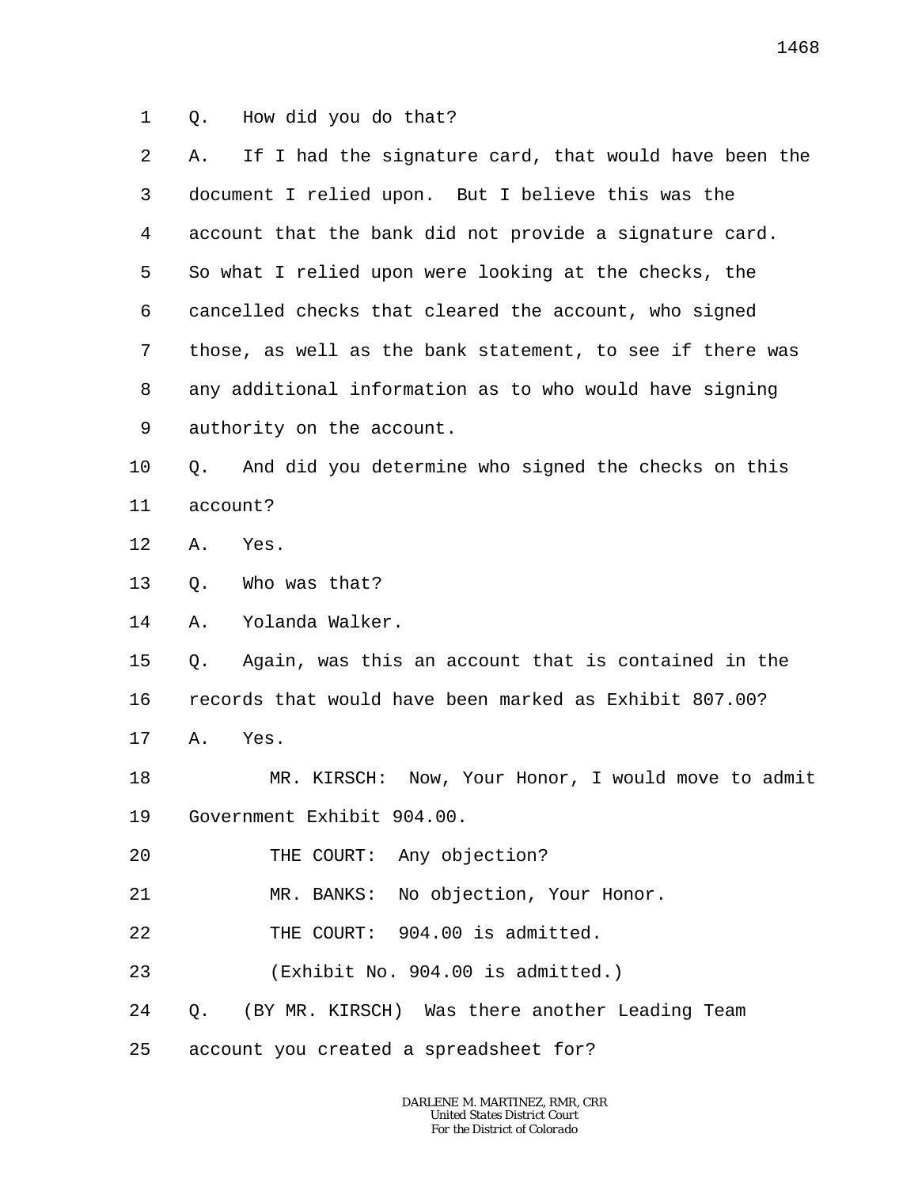1 Q. How did you do that?

2 A. If I had the signature card, that would have been the

3 document I relied upon. But I believe this was the

4 account that the bank did not provide a signature card.

5 So what I relied upon were looking at the checks, the

6 cancelled checks that cleared the account, who signed

7 those, as well as the bank statement, to see if there was

8 any additional information as to who would have signing

9 authority on the account.

10 Q. And did you determine who signed the checks on this

11 account?

12 A. Yes.

13 Q. Who was that?

14 A. Yolanda Walker.

15 Q. Again, was this an account that is contained in the

16 records that would have been marked as Exhibit 807.00?

17 A. Yes.

18 MR. KIRSCH: Now, Your Honor, I would move to admit

19 Government Exhibit 904.00.

20 THE COURT: Any objection?

21 MR. BANKS: No objection, Your Honor.

22 THE COURT: 904.00 is admitted.

23 (Exhibit No. 904.00 is admitted.)

24 Q. (BY MR. KIRSCH) Was there another Leading Team

25 account you created a spreadsheet for?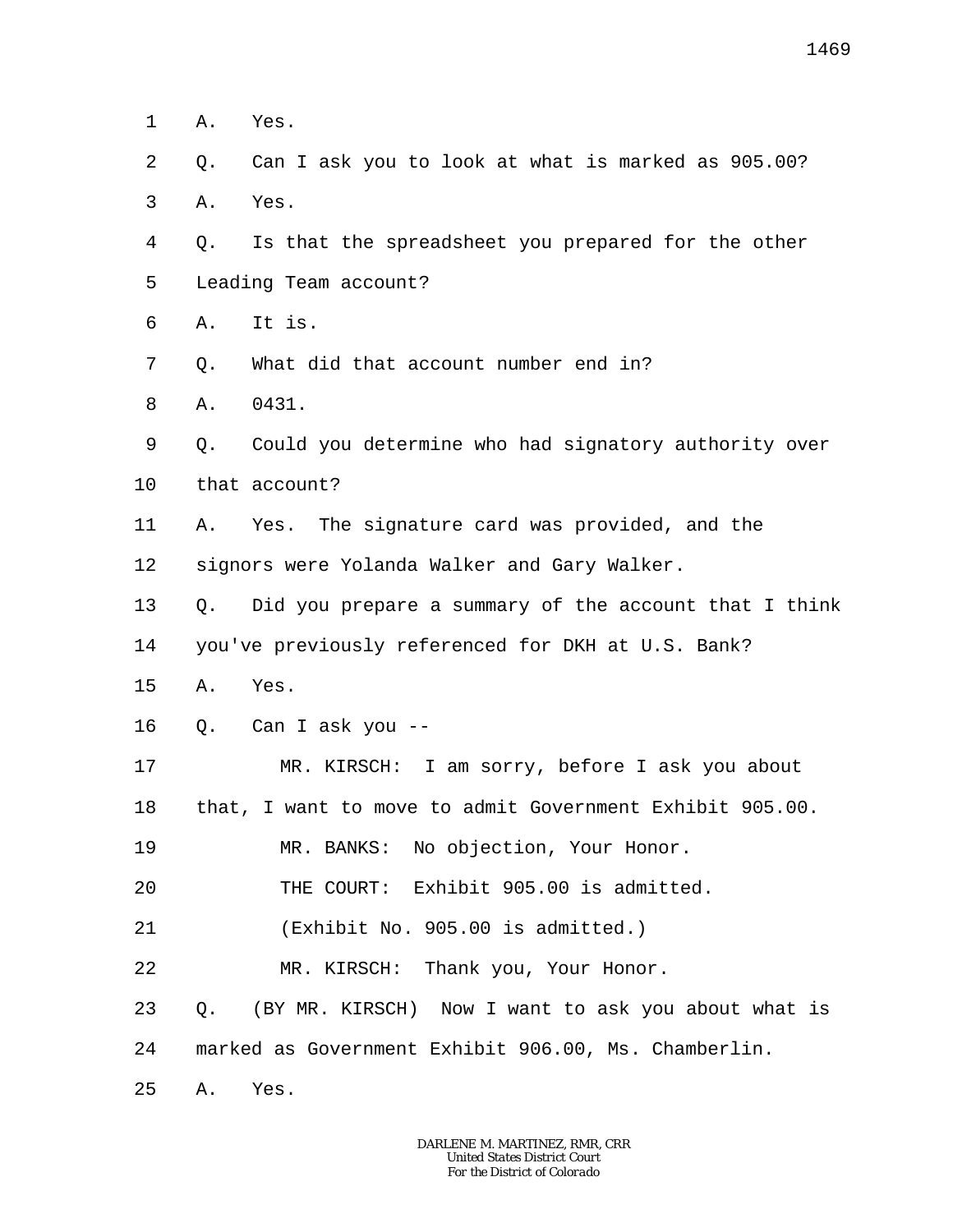1 A. Yes.

2 Q. Can I ask you to look at what is marked as 905.00?

3 A. Yes.

4 Q. Is that the spreadsheet you prepared for the other

5 Leading Team account?

6 A. It is.

7 Q. What did that account number end in?

8 A. 0431.

9 Q. Could you determine who had signatory authority over

10 that account?

11 A. Yes. The signature card was provided, and the

12 signors were Yolanda Walker and Gary Walker.

13 Q. Did you prepare a summary of the account that I think

14 you've previously referenced for DKH at U.S. Bank?

15 A. Yes.

16 Q. Can I ask you --

17 MR. KIRSCH: I am sorry, before I ask you about

18 that, I want to move to admit Government Exhibit 905.00.

19 MR. BANKS: No objection, Your Honor.

20 THE COURT: Exhibit 905.00 is admitted.

21 (Exhibit No. 905.00 is admitted.)

22 MR. KIRSCH: Thank you, Your Honor.

23 Q. (BY MR. KIRSCH) Now I want to ask you about what is

24 marked as Government Exhibit 906.00, Ms. Chamberlin.

25 A. Yes.

DARLENE M. MARTINEZ, RMR, CRR
United States District Court
For the District of Colorado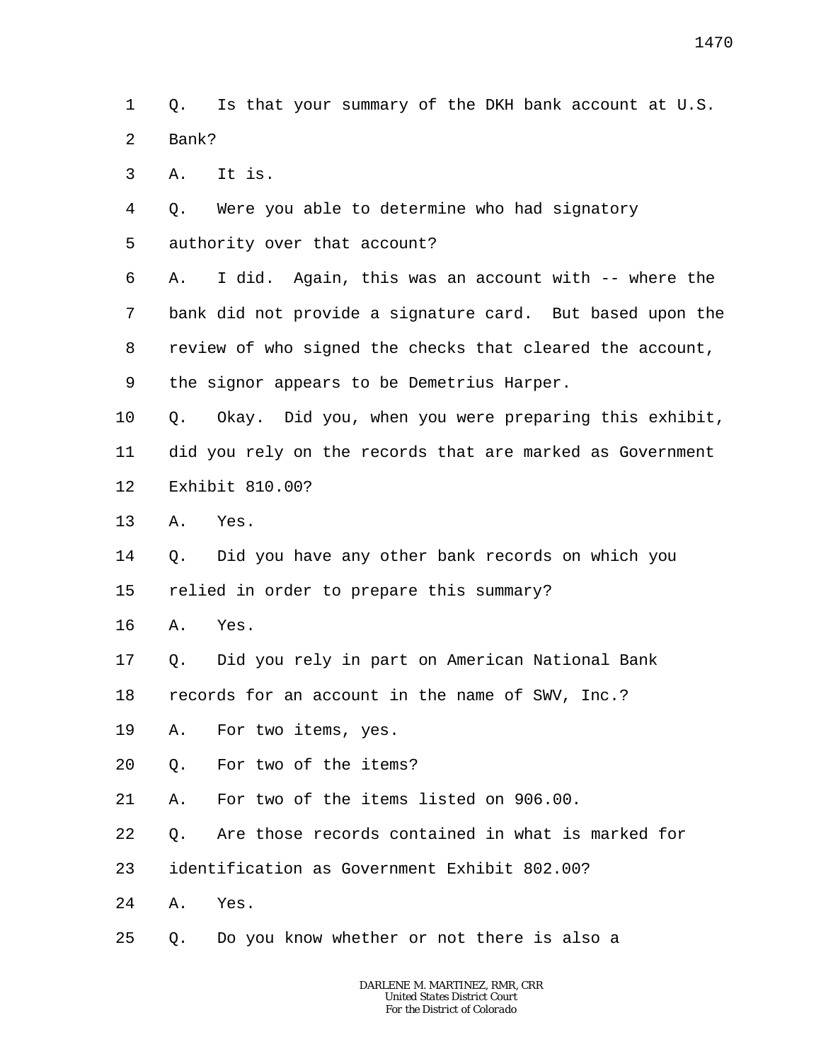1 Q. Is that your summary of the DKH bank account at U.S.
2 Bank?
3 A. It is.
4 Q. Were you able to determine who had signatory
5 authority over that account?
6 A. I did. Again, this was an account with -- where the
7 bank did not provide a signature card. But based upon the
8 review of who signed the checks that cleared the account,
9 the signor appears to be Demetrius Harper.
10 Q. Okay. Did you, when you were preparing this exhibit,
11 did you rely on the records that are marked as Government
12 Exhibit 810.00?
13 A. Yes.
14 Q. Did you have any other bank records on which you
15 relied in order to prepare this summary?
16 A. Yes.
17 Q. Did you rely in part on American National Bank
18 records for an account in the name of SWV, Inc.?
19 A. For two items, yes.
20 Q. For two of the items?
21 A. For two of the items listed on 906.00.
22 Q. Are those records contained in what is marked for
23 identification as Government Exhibit 802.00?
24 A. Yes.
25 Q. Do you know whether or not there is also a

DARLENE M. MARTINEZ, RMR, CRR
United States District Court
For the District of Colorado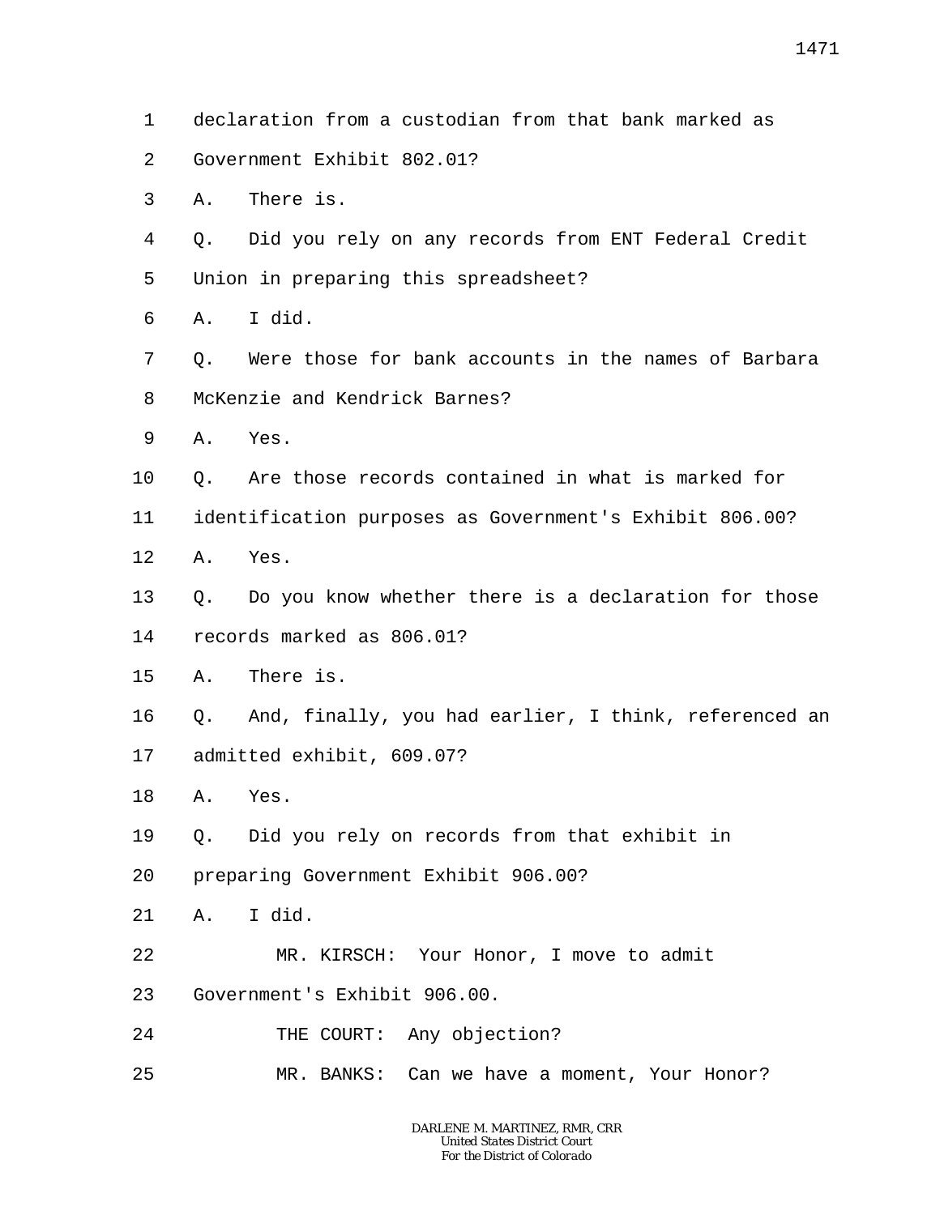1 declaration from a custodian from that bank marked as
2 Government Exhibit 802.01?
3 A. There is.
4 Q. Did you rely on any records from ENT Federal Credit
5 Union in preparing this spreadsheet?
6 A. I did.
7 Q. Were those for bank accounts in the names of Barbara
8 McKenzie and Kendrick Barnes?
9 A. Yes.
10 Q. Are those records contained in what is marked for
11 identification purposes as Government's Exhibit 806.00?
12 A. Yes.
13 Q. Do you know whether there is a declaration for those
14 records marked as 806.01?
15 A. There is.
16 Q. And, finally, you had earlier, I think, referenced an
17 admitted exhibit, 609.07?
18 A. Yes.
19 Q. Did you rely on records from that exhibit in
20 preparing Government Exhibit 906.00?
21 A. I did.
22 MR. KIRSCH: Your Honor, I move to admit
23 Government's Exhibit 906.00.
24 THE COURT: Any objection?
25 MR. BANKS: Can we have a moment, Your Honor?

DARLENE M. MARTINEZ, RMR, CRR
United States District Court
For the District of Colorado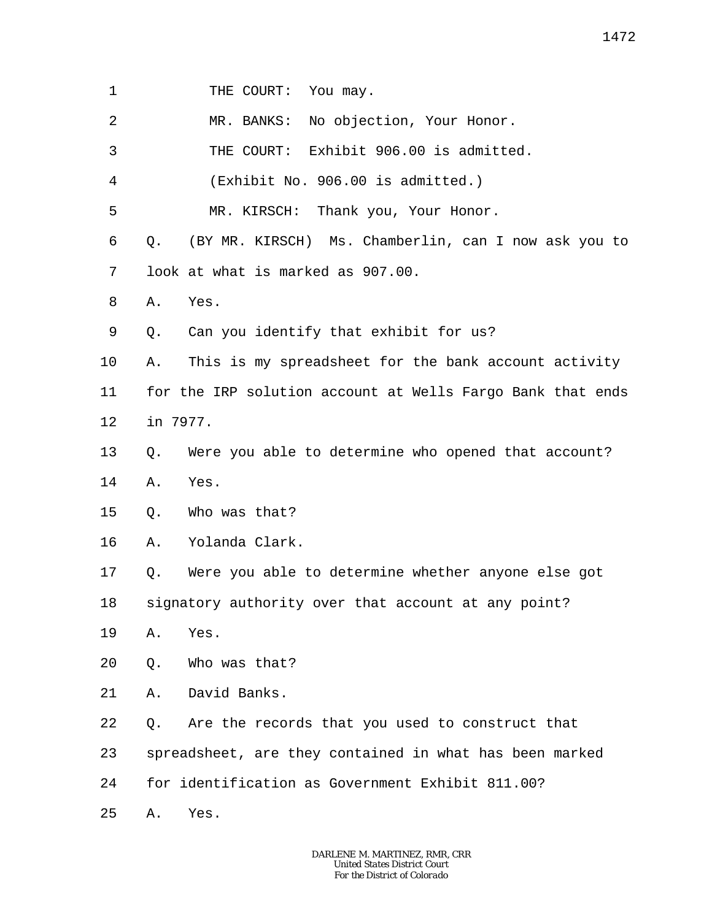THE COURT: You may.

MR. BANKS: No objection, Your Honor.

THE COURT: Exhibit 906.00 is admitted.

(Exhibit No. 906.00 is admitted.)

MR. KIRSCH: Thank you, Your Honor.

Q. (BY MR. KIRSCH) Ms. Chamberlin, can I now ask you to look at what is marked as 907.00.

A. Yes.

Q. Can you identify that exhibit for us?

A. This is my spreadsheet for the bank account activity for the IRP solution account at Wells Fargo Bank that ends in 7977.

Q. Were you able to determine who opened that account?

A. Yes.

Q. Who was that?

A. Yolanda Clark.

Q. Were you able to determine whether anyone else got signatory authority over that account at any point?

A. Yes.

Q. Who was that?

A. David Banks.

Q. Are the records that you used to construct that spreadsheet, are they contained in what has been marked for identification as Government Exhibit 811.00?

A. Yes.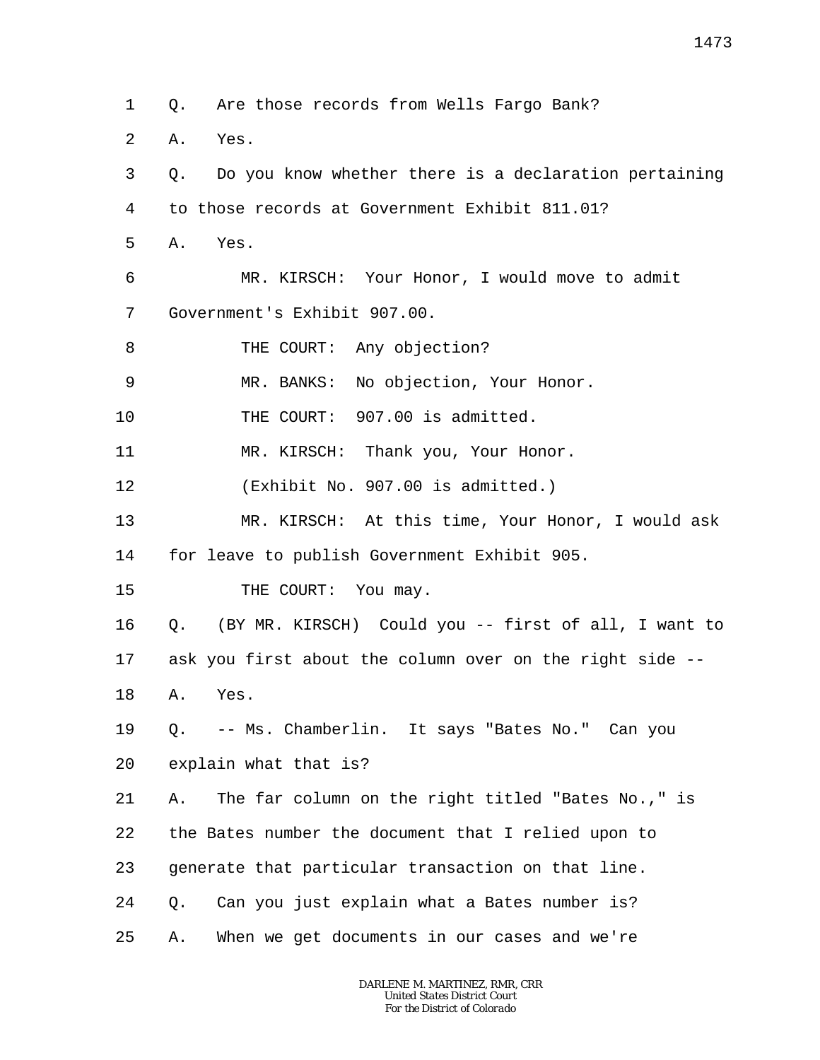1 Q. Are those records from Wells Fargo Bank?

2 A. Yes.

3 Q. Do you know whether there is a declaration pertaining

4 to those records at Government Exhibit 811.01?

5 A. Yes.

6 MR. KIRSCH: Your Honor, I would move to admit

7 Government's Exhibit 907.00.

8 THE COURT: Any objection?

9 MR. BANKS: No objection, Your Honor.

10 THE COURT: 907.00 is admitted.

11 MR. KIRSCH: Thank you, Your Honor.

12 (Exhibit No. 907.00 is admitted.)

13 MR. KIRSCH: At this time, Your Honor, I would ask

14 for leave to publish Government Exhibit 905.

15 THE COURT: You may.

16 Q. (BY MR. KIRSCH) Could you -- first of all, I want to

17 ask you first about the column over on the right side --

18 A. Yes.

19 Q. -- Ms. Chamberlin. It says "Bates No." Can you

20 explain what that is?

21 A. The far column on the right titled "Bates No.," is

22 the Bates number the document that I relied upon to

23 generate that particular transaction on that line.

24 Q. Can you just explain what a Bates number is?

25 A. When we get documents in our cases and we're

DARLENE M. MARTINEZ, RMR, CRR
United States District Court
For the District of Colorado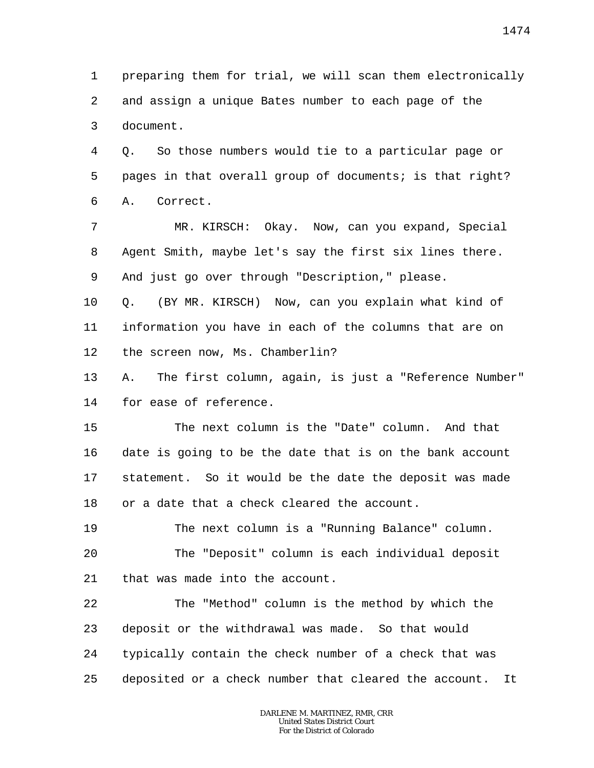1 preparing them for trial, we will scan them electronically
2 and assign a unique Bates number to each page of the
3 document.

4 Q. So those numbers would tie to a particular page or
5 pages in that overall group of documents; is that right?

6 A. Correct.

7 MR. KIRSCH: Okay. Now, can you expand, Special
8 Agent Smith, maybe let's say the first six lines there.
9 And just go over through "Description," please.

10 Q. (BY MR. KIRSCH) Now, can you explain what kind of
11 information you have in each of the columns that are on
12 the screen now, Ms. Chamberlin?

13 A. The first column, again, is just a "Reference Number"
14 for ease of reference.

15 The next column is the "Date" column. And that
16 date is going to be the date that is on the bank account
17 statement. So it would be the date the deposit was made
18 or a date that a check cleared the account.

19 The next column is a "Running Balance" column.

20 The "Deposit" column is each individual deposit
21 that was made into the account.

22 The "Method" column is the method by which the
23 deposit or the withdrawal was made. So that would
24 typically contain the check number of a check that was
25 deposited or a check number that cleared the account. It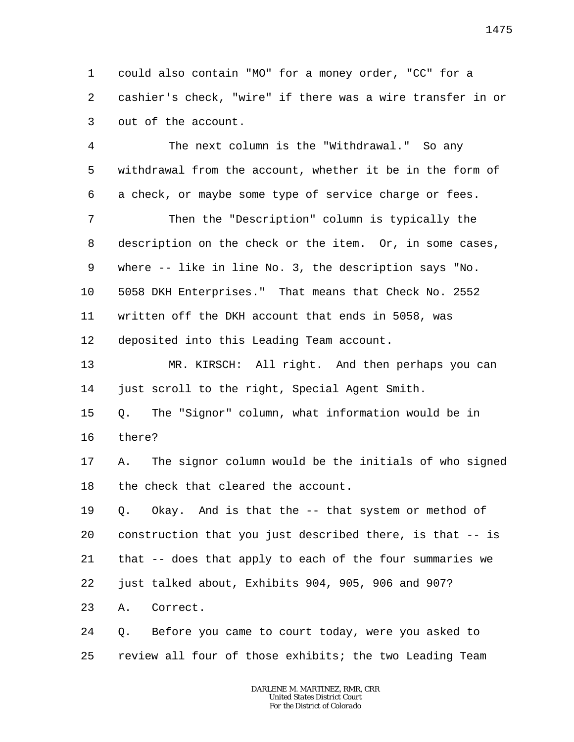could also contain "MO" for a money order, "CC" for a cashier's check, "wire" if there was a wire transfer in or out of the account.

The next column is the "Withdrawal." So any withdrawal from the account, whether it be in the form of a check, or maybe some type of service charge or fees.

Then the "Description" column is typically the description on the check or the item. Or, in some cases, where -- like in line No. 3, the description says "No. 5058 DKH Enterprises." That means that Check No. 2552 written off the DKH account that ends in 5058, was deposited into this Leading Team account.

MR. KIRSCH: All right. And then perhaps you can just scroll to the right, Special Agent Smith.

Q. The "Signor" column, what information would be in there?

A. The signor column would be the initials of who signed the check that cleared the account.

Q. Okay. And is that the -- that system or method of construction that you just described there, is that -- is that -- does that apply to each of the four summaries we just talked about, Exhibits 904, 905, 906 and 907?

A. Correct.

Q. Before you came to court today, were you asked to review all four of those exhibits; the two Leading Team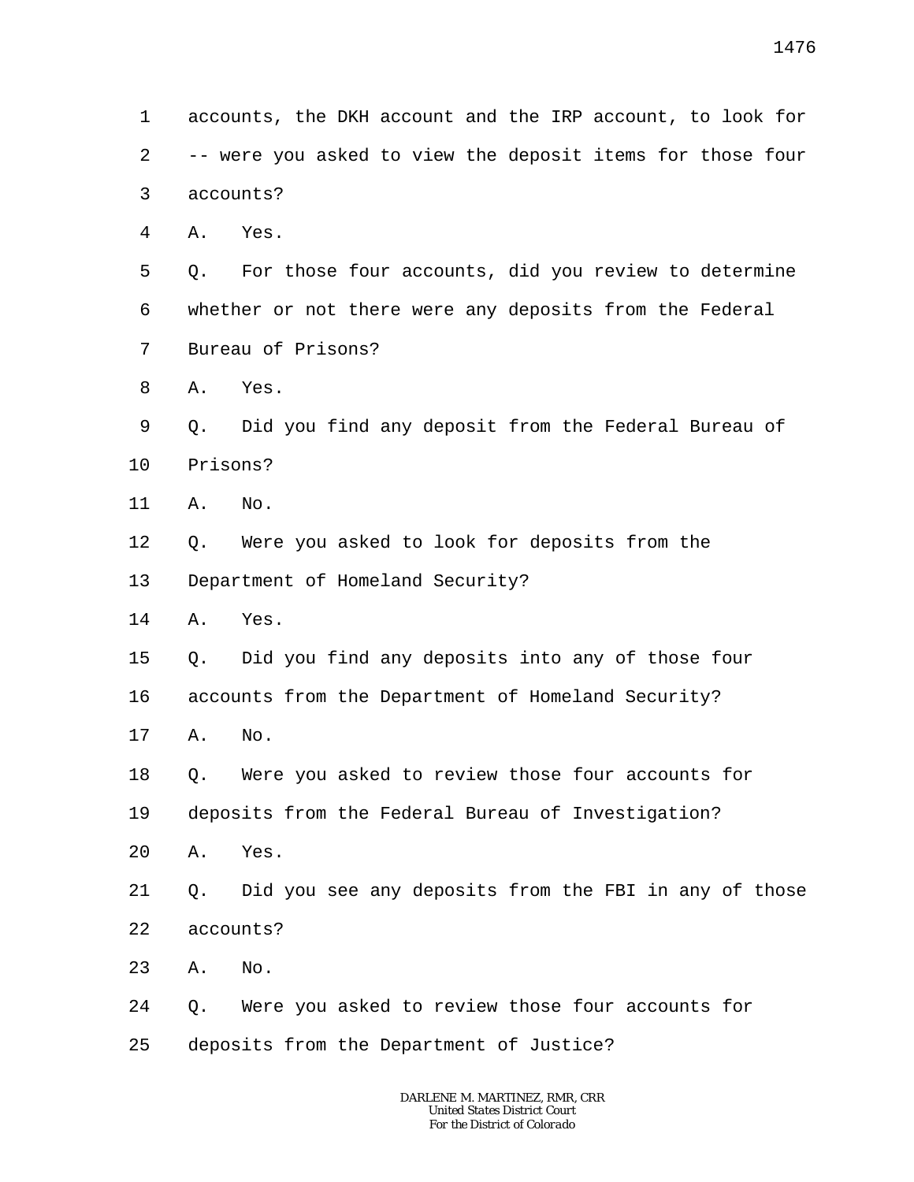1 accounts, the DKH account and the IRP account, to look for
2 -- were you asked to view the deposit items for those four
3 accounts?
4 A. Yes.
5 Q. For those four accounts, did you review to determine
6 whether or not there were any deposits from the Federal
7 Bureau of Prisons?
8 A. Yes.
9 Q. Did you find any deposit from the Federal Bureau of
10 Prisons?
11 A. No.
12 Q. Were you asked to look for deposits from the
13 Department of Homeland Security?
14 A. Yes.
15 Q. Did you find any deposits into any of those four
16 accounts from the Department of Homeland Security?
17 A. No.
18 Q. Were you asked to review those four accounts for
19 deposits from the Federal Bureau of Investigation?
20 A. Yes.
21 Q. Did you see any deposits from the FBI in any of those
22 accounts?
23 A. No.
24 Q. Were you asked to review those four accounts for
25 deposits from the Department of Justice?

DARLENE M. MARTINEZ, RMR, CRR
United States District Court
For the District of Colorado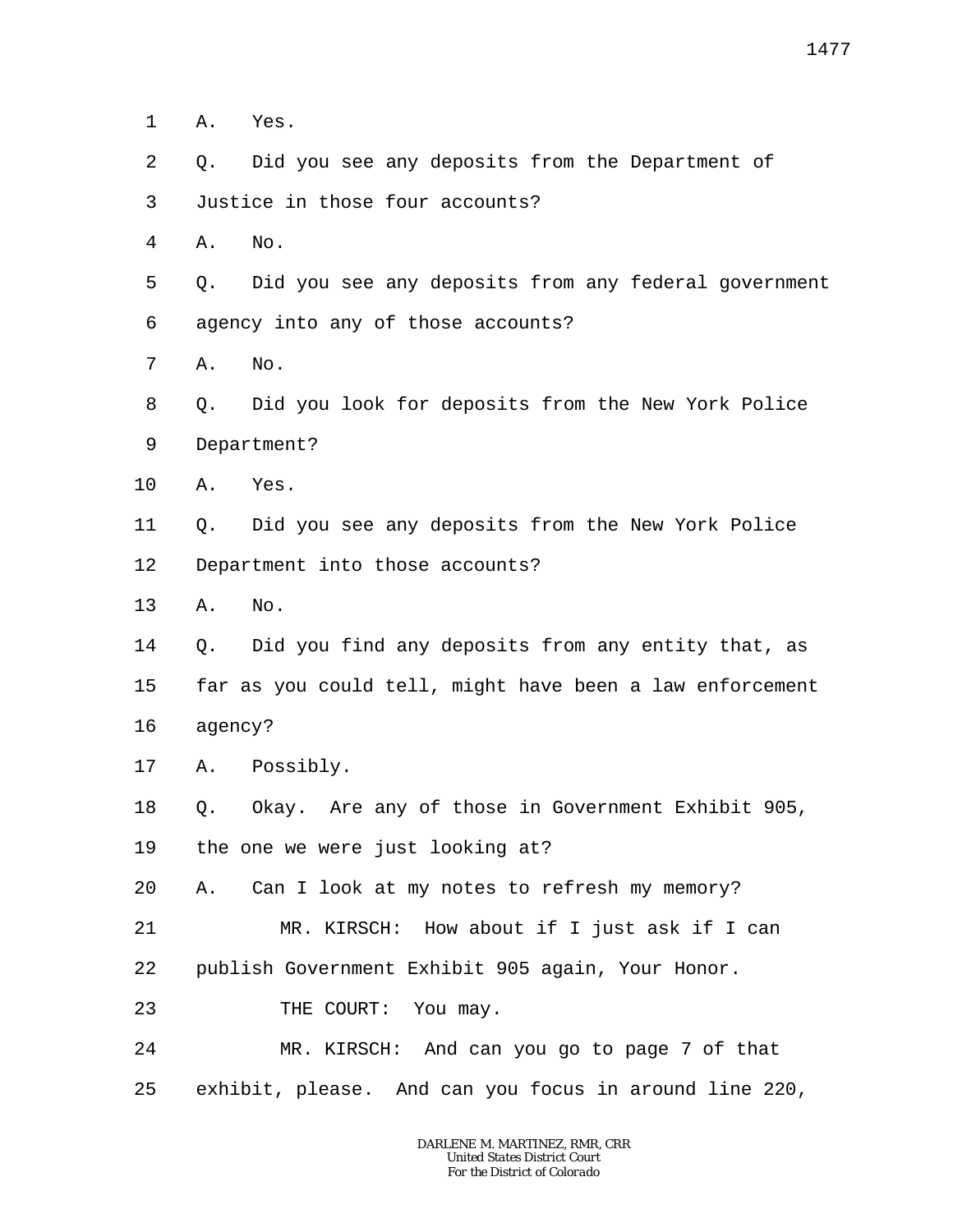1 A. Yes.

2 Q. Did you see any deposits from the Department of

3 Justice in those four accounts?

4 A. No.

5 Q. Did you see any deposits from any federal government

6 agency into any of those accounts?

7 A. No.

8 Q. Did you look for deposits from the New York Police

9 Department?

10 A. Yes.

11 Q. Did you see any deposits from the New York Police

12 Department into those accounts?

13 A. No.

14 Q. Did you find any deposits from any entity that, as

15 far as you could tell, might have been a law enforcement

16 agency?

17 A. Possibly.

18 Q. Okay. Are any of those in Government Exhibit 905,

19 the one we were just looking at?

20 A. Can I look at my notes to refresh my memory?

21 MR. KIRSCH: How about if I just ask if I can

22 publish Government Exhibit 905 again, Your Honor.

23 THE COURT: You may.

24 MR. KIRSCH: And can you go to page 7 of that

25 exhibit, please. And can you focus in around line 220,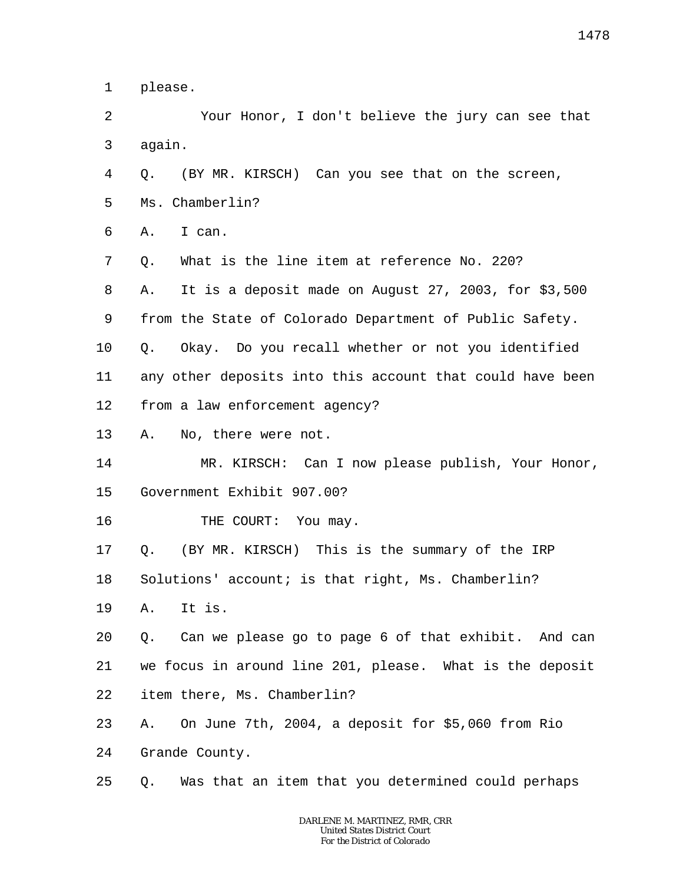1 please.

2 Your Honor, I don't believe the jury can see that

3 again.

4 Q. (BY MR. KIRSCH) Can you see that on the screen,

5 Ms. Chamberlin?

6 A. I can.

7 Q. What is the line item at reference No. 220?

8 A. It is a deposit made on August 27, 2003, for $3,500

9 from the State of Colorado Department of Public Safety.

10 Q. Okay. Do you recall whether or not you identified

11 any other deposits into this account that could have been

12 from a law enforcement agency?

13 A. No, there were not.

14 MR. KIRSCH: Can I now please publish, Your Honor,

15 Government Exhibit 907.00?

16 THE COURT: You may.

17 Q. (BY MR. KIRSCH) This is the summary of the IRP

18 Solutions' account; is that right, Ms. Chamberlin?

19 A. It is.

20 Q. Can we please go to page 6 of that exhibit. And can

21 we focus in around line 201, please. What is the deposit

22 item there, Ms. Chamberlin?

23 A. On June 7th, 2004, a deposit for $5,060 from Rio

24 Grande County.

25 Q. Was that an item that you determined could perhaps

DARLENE M. MARTINEZ, RMR, CRR
United States District Court
For the District of Colorado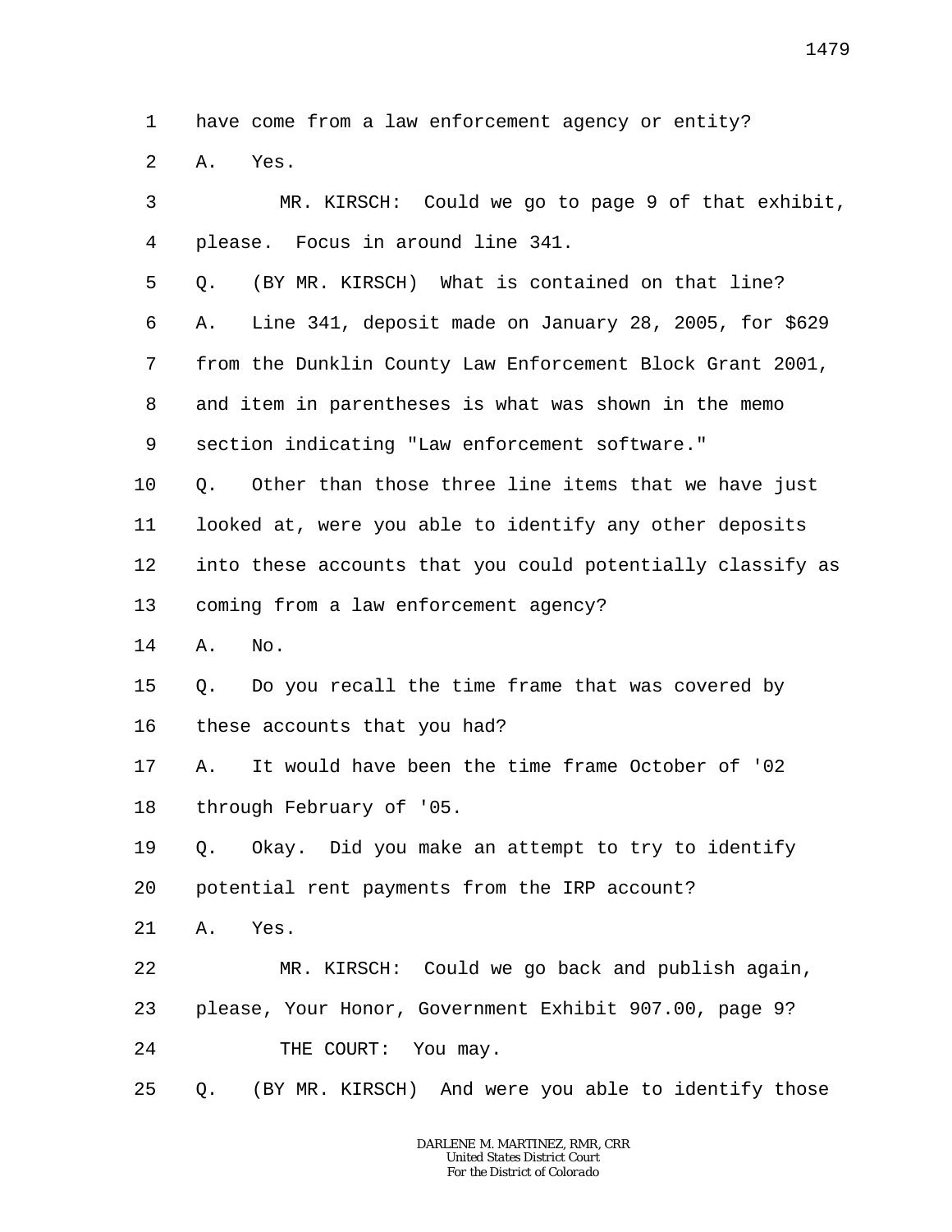1 have come from a law enforcement agency or entity?

2 A. Yes.

3 MR. KIRSCH: Could we go to page 9 of that exhibit,

4 please. Focus in around line 341.

5 Q. (BY MR. KIRSCH) What is contained on that line?

6 A. Line 341, deposit made on January 28, 2005, for $629

7 from the Dunklin County Law Enforcement Block Grant 2001,

8 and item in parentheses is what was shown in the memo

9 section indicating "Law enforcement software."

10 Q. Other than those three line items that we have just

11 looked at, were you able to identify any other deposits

12 into these accounts that you could potentially classify as

13 coming from a law enforcement agency?

14 A. No.

15 Q. Do you recall the time frame that was covered by

16 these accounts that you had?

17 A. It would have been the time frame October of '02

18 through February of '05.

19 Q. Okay. Did you make an attempt to try to identify

20 potential rent payments from the IRP account?

21 A. Yes.

22 MR. KIRSCH: Could we go back and publish again,

23 please, Your Honor, Government Exhibit 907.00, page 9?

24 THE COURT: You may.

25 Q. (BY MR. KIRSCH) And were you able to identify those

DARLENE M. MARTINEZ, RMR, CRR
United States District Court
For the District of Colorado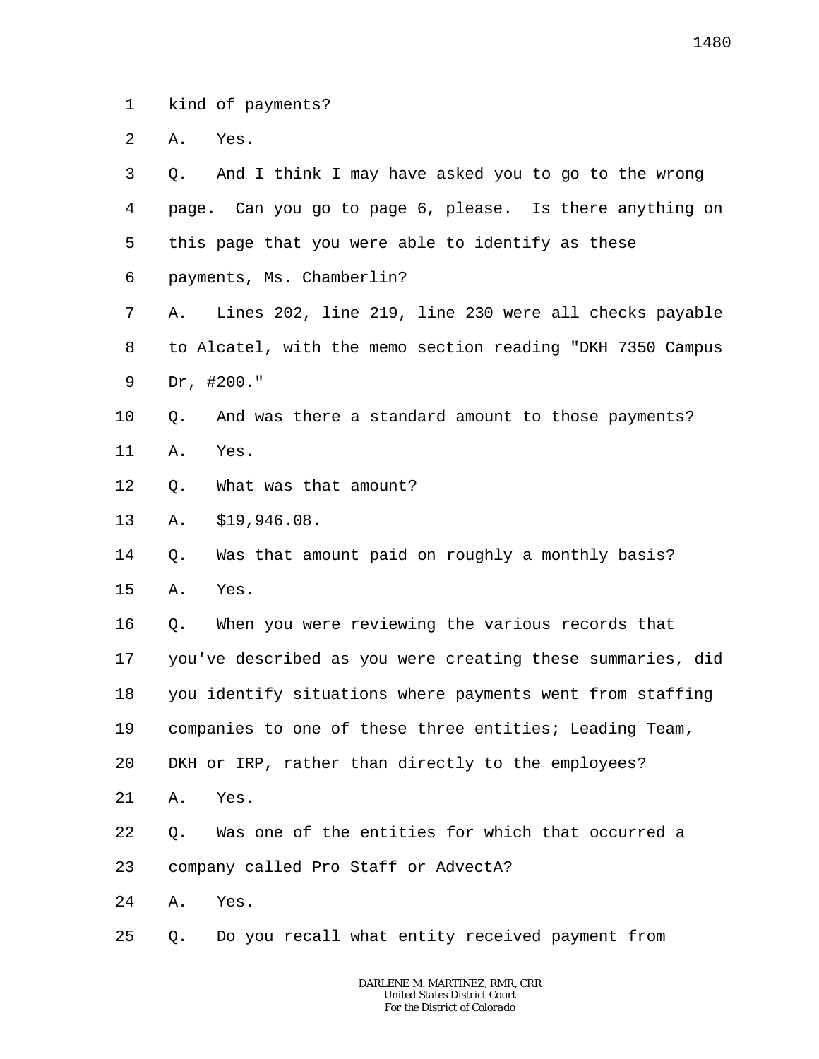1 kind of payments?

2 A. Yes.

3 Q. And I think I may have asked you to go to the wrong

4 page. Can you go to page 6, please. Is there anything on

5 this page that you were able to identify as these

6 payments, Ms. Chamberlin?

7 A. Lines 202, line 219, line 230 were all checks payable

8 to Alcatel, with the memo section reading "DKH 7350 Campus

9 Dr, #200."

10 Q. And was there a standard amount to those payments?

11 A. Yes.

12 Q. What was that amount?

13 A. $19,946.08.

14 Q. Was that amount paid on roughly a monthly basis?

15 A. Yes.

16 Q. When you were reviewing the various records that

17 you've described as you were creating these summaries, did

18 you identify situations where payments went from staffing

19 companies to one of these three entities; Leading Team,

20 DKH or IRP, rather than directly to the employees?

21 A. Yes.

22 Q. Was one of the entities for which that occurred a

23 company called Pro Staff or AdvectA?

24 A. Yes.

25 Q. Do you recall what entity received payment from

DARLENE M. MARTINEZ, RMR, CRR
United States District Court
For the District of Colorado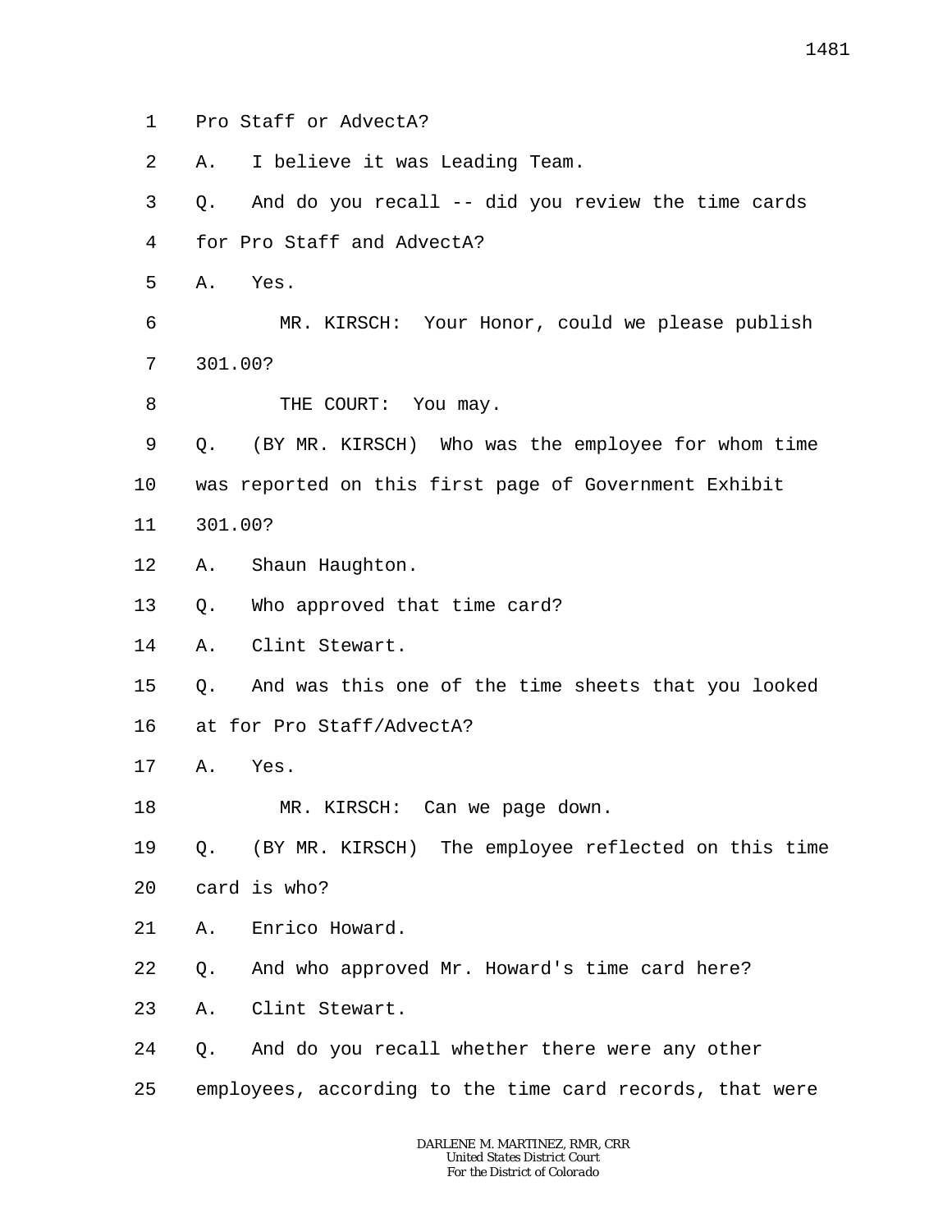1 Pro Staff or AdvectA?

2 A. I believe it was Leading Team.

3 Q. And do you recall -- did you review the time cards

4 for Pro Staff and AdvectA?

5 A. Yes.

6 MR. KIRSCH: Your Honor, could we please publish

7 301.00?

8 THE COURT: You may.

9 Q. (BY MR. KIRSCH) Who was the employee for whom time

10 was reported on this first page of Government Exhibit

11 301.00?

12 A. Shaun Haughton.

13 Q. Who approved that time card?

14 A. Clint Stewart.

15 Q. And was this one of the time sheets that you looked

16 at for Pro Staff/AdvectA?

17 A. Yes.

18 MR. KIRSCH: Can we page down.

19 Q. (BY MR. KIRSCH) The employee reflected on this time

20 card is who?

21 A. Enrico Howard.

22 Q. And who approved Mr. Howard's time card here?

23 A. Clint Stewart.

24 Q. And do you recall whether there were any other

25 employees, according to the time card records, that were

DARLENE M. MARTINEZ, RMR, CRR
United States District Court
For the District of Colorado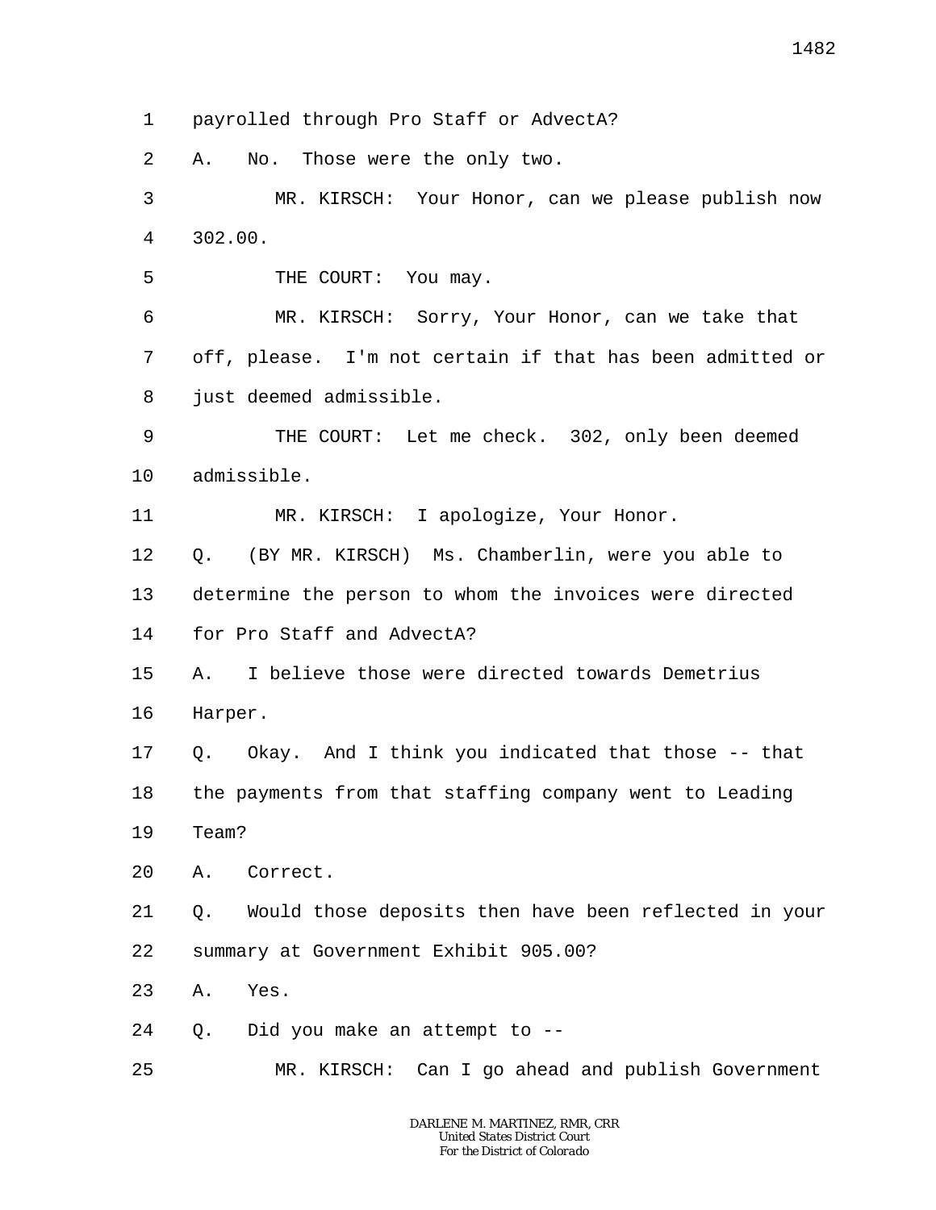1 payrolled through Pro Staff or AdvectA?

2 A. No. Those were the only two.

3 MR. KIRSCH: Your Honor, can we please publish now

4 302.00.

5 THE COURT: You may.

6 MR. KIRSCH: Sorry, Your Honor, can we take that

7 off, please. I'm not certain if that has been admitted or

8 just deemed admissible.

9 THE COURT: Let me check. 302, only been deemed

10 admissible.

11 MR. KIRSCH: I apologize, Your Honor.

12 Q. (BY MR. KIRSCH) Ms. Chamberlin, were you able to

13 determine the person to whom the invoices were directed

14 for Pro Staff and AdvectA?

15 A. I believe those were directed towards Demetrius

16 Harper.

17 Q. Okay. And I think you indicated that those -- that

18 the payments from that staffing company went to Leading

19 Team?

20 A. Correct.

21 Q. Would those deposits then have been reflected in your

22 summary at Government Exhibit 905.00?

23 A. Yes.

24 Q. Did you make an attempt to --

25 MR. KIRSCH: Can I go ahead and publish Government

DARLENE M. MARTINEZ, RMR, CRR
United States District Court
For the District of Colorado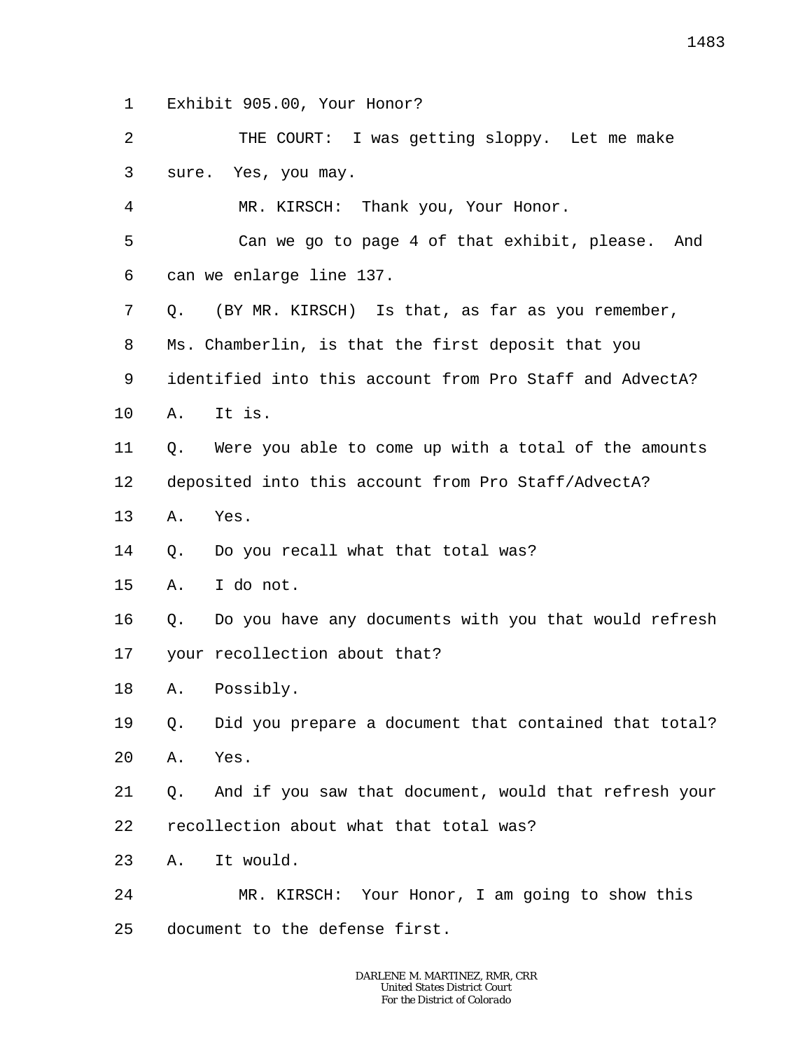1 Exhibit 905.00, Your Honor?

2 THE COURT: I was getting sloppy. Let me make

3 sure. Yes, you may.

4 MR. KIRSCH: Thank you, Your Honor.

5 Can we go to page 4 of that exhibit, please. And

6 can we enlarge line 137.

7 Q. (BY MR. KIRSCH) Is that, as far as you remember,

8 Ms. Chamberlin, is that the first deposit that you

9 identified into this account from Pro Staff and AdvectA?

10 A. It is.

11 Q. Were you able to come up with a total of the amounts

12 deposited into this account from Pro Staff/AdvectA?

13 A. Yes.

14 Q. Do you recall what that total was?

15 A. I do not.

16 Q. Do you have any documents with you that would refresh

17 your recollection about that?

18 A. Possibly.

19 Q. Did you prepare a document that contained that total?

20 A. Yes.

21 Q. And if you saw that document, would that refresh your

22 recollection about what that total was?

23 A. It would.

24 MR. KIRSCH: Your Honor, I am going to show this

25 document to the defense first.

DARLENE M. MARTINEZ, RMR, CRR
United States District Court
For the District of Colorado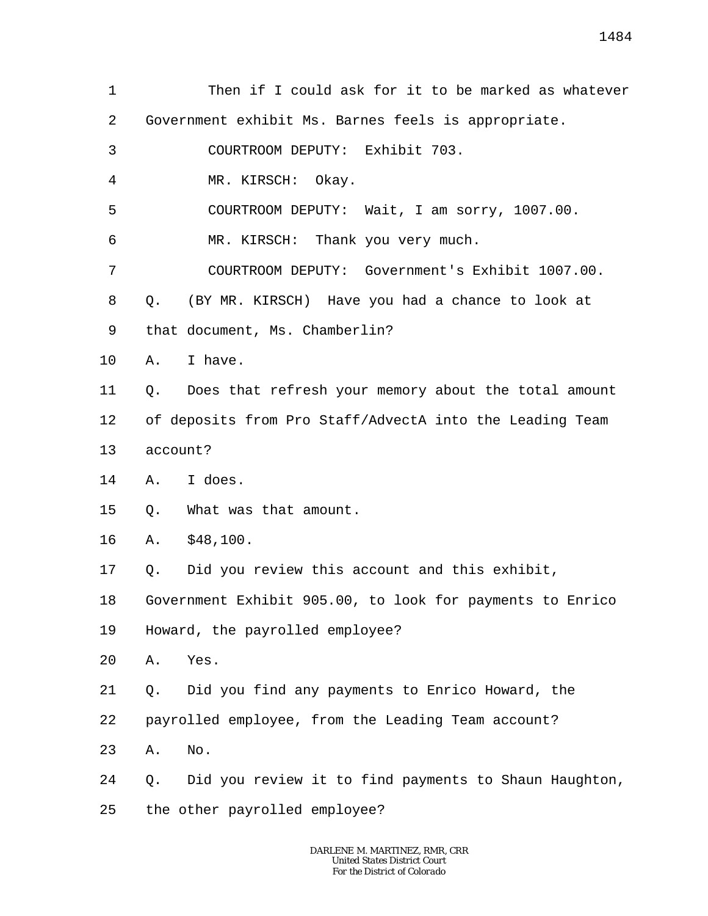Then if I could ask for it to be marked as whatever Government exhibit Ms. Barnes feels is appropriate.

COURTROOM DEPUTY: Exhibit 703.

MR. KIRSCH: Okay.

COURTROOM DEPUTY: Wait, I am sorry, 1007.00.

MR. KIRSCH: Thank you very much.

COURTROOM DEPUTY: Government's Exhibit 1007.00.

Q. (BY MR. KIRSCH) Have you had a chance to look at that document, Ms. Chamberlin?

A. I have.

Q. Does that refresh your memory about the total amount of deposits from Pro Staff/AdvectA into the Leading Team account?

A. I does.

Q. What was that amount.

A. $48,100.

Q. Did you review this account and this exhibit, Government Exhibit 905.00, to look for payments to Enrico Howard, the payrolled employee?

A. Yes.

Q. Did you find any payments to Enrico Howard, the payrolled employee, from the Leading Team account?

A. No.

Q. Did you review it to find payments to Shaun Haughton, the other payrolled employee?

DARLENE M. MARTINEZ, RMR, CRR
United States District Court
For the District of Colorado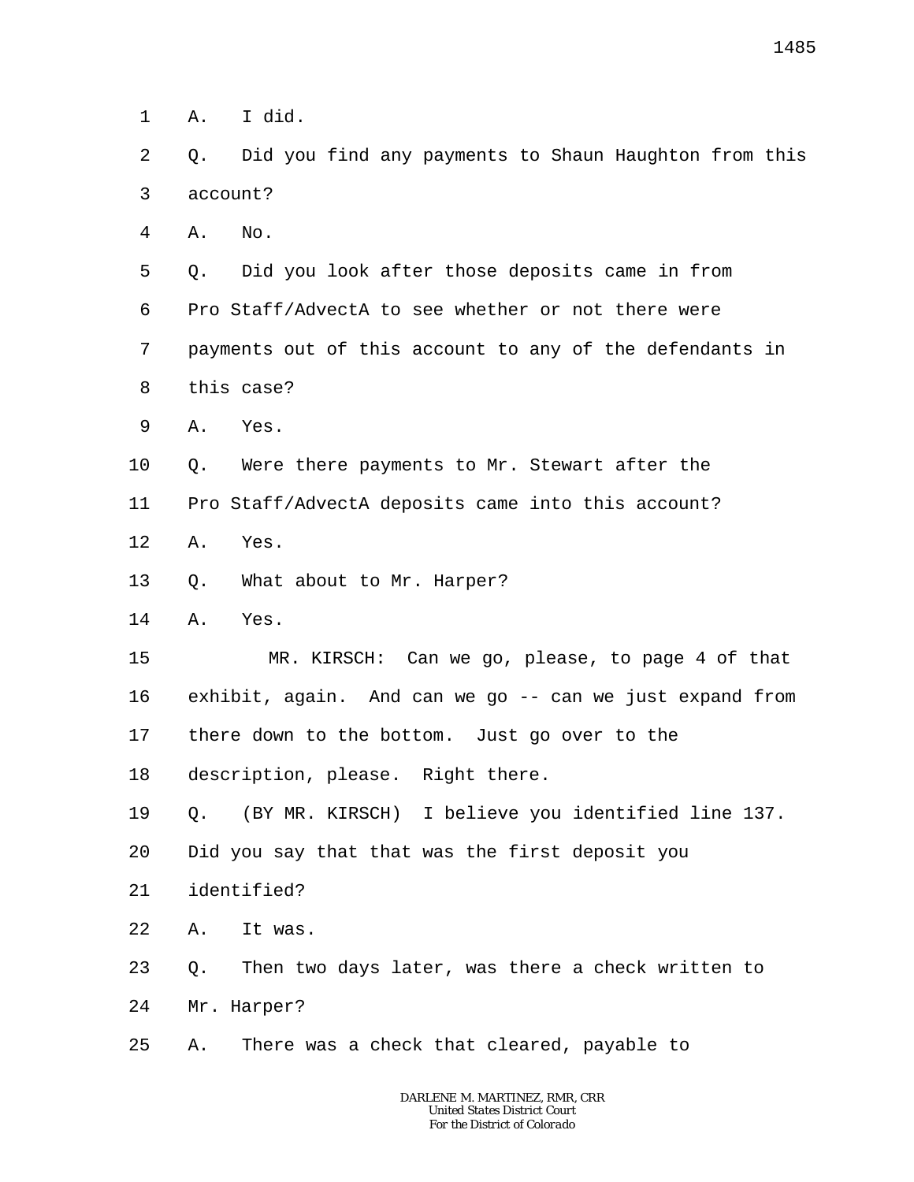1 A. I did.

2 Q. Did you find any payments to Shaun Haughton from this

3 account?

4 A. No.

5 Q. Did you look after those deposits came in from

6 Pro Staff/AdvectA to see whether or not there were

7 payments out of this account to any of the defendants in

8 this case?

9 A. Yes.

10 Q. Were there payments to Mr. Stewart after the

11 Pro Staff/AdvectA deposits came into this account?

12 A. Yes.

13 Q. What about to Mr. Harper?

14 A. Yes.

15 MR. KIRSCH: Can we go, please, to page 4 of that

16 exhibit, again. And can we go -- can we just expand from

17 there down to the bottom. Just go over to the

18 description, please. Right there.

19 Q. (BY MR. KIRSCH) I believe you identified line 137.

20 Did you say that that was the first deposit you

21 identified?

22 A. It was.

23 Q. Then two days later, was there a check written to

24 Mr. Harper?

25 A. There was a check that cleared, payable to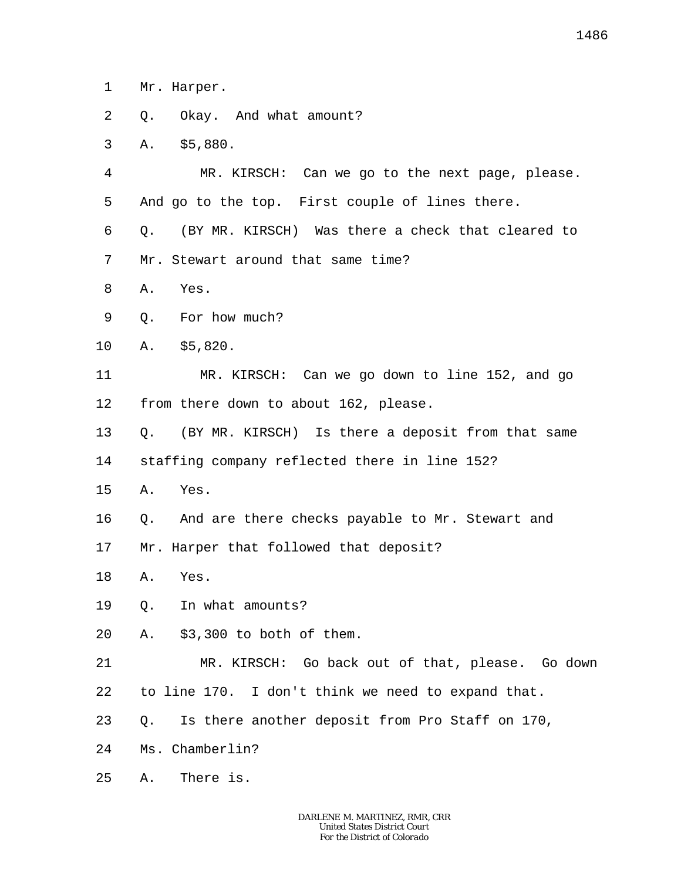Mr. Harper.

Q. Okay. And what amount?

A. $5,880.

MR. KIRSCH: Can we go to the next page, please. And go to the top. First couple of lines there.

Q. (BY MR. KIRSCH) Was there a check that cleared to Mr. Stewart around that same time?

A. Yes.

Q. For how much?

A. $5,820.

MR. KIRSCH: Can we go down to line 152, and go from there down to about 162, please.

Q. (BY MR. KIRSCH) Is there a deposit from that same staffing company reflected there in line 152?

A. Yes.

Q. And are there checks payable to Mr. Stewart and Mr. Harper that followed that deposit?

A. Yes.

Q. In what amounts?

A. $3,300 to both of them.

MR. KIRSCH: Go back out of that, please. Go down to line 170. I don't think we need to expand that.

Q. Is there another deposit from Pro Staff on 170, Ms. Chamberlin?

A. There is.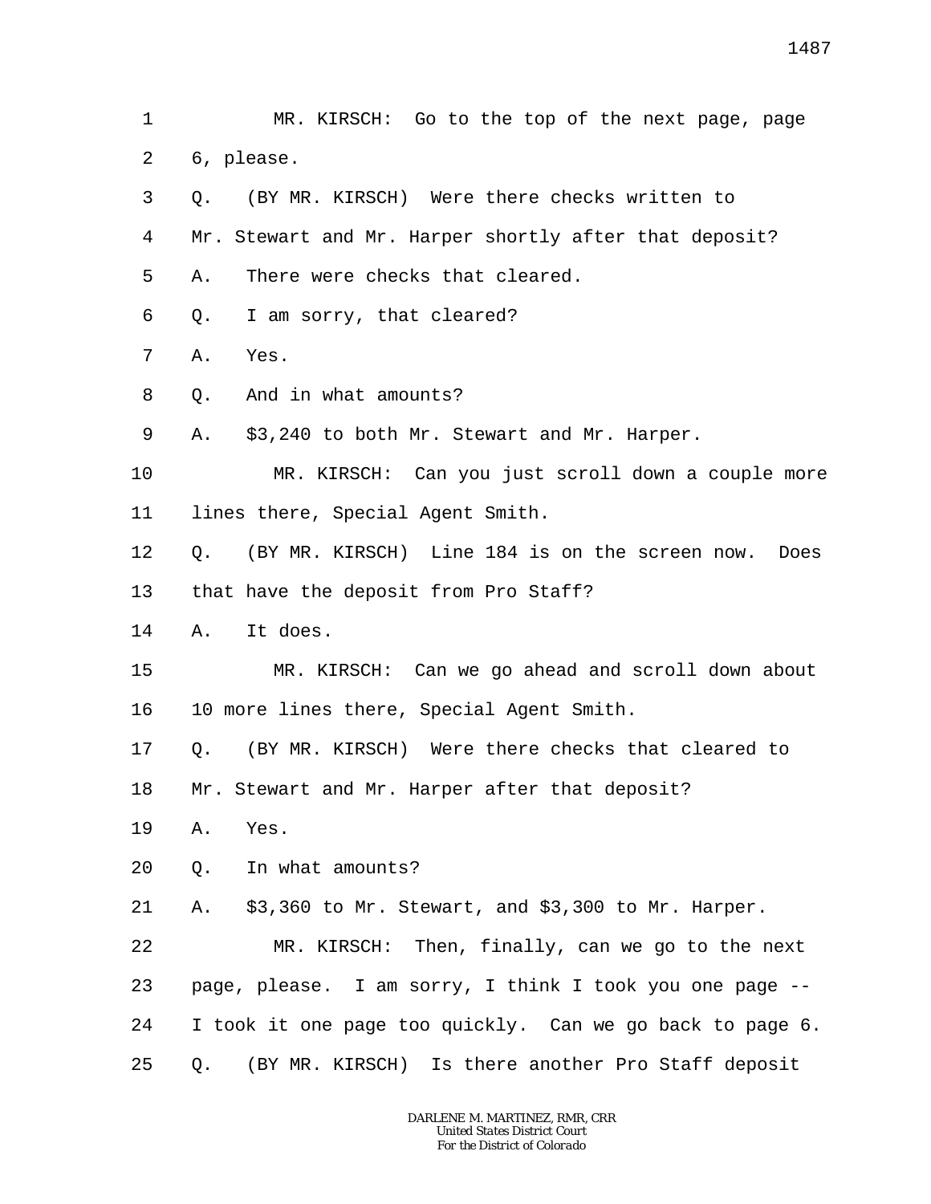MR. KIRSCH: Go to the top of the next page, page 6, please.

Q. (BY MR. KIRSCH) Were there checks written to Mr. Stewart and Mr. Harper shortly after that deposit?

A. There were checks that cleared.

Q. I am sorry, that cleared?

A. Yes.

Q. And in what amounts?

A. $3,240 to both Mr. Stewart and Mr. Harper.

MR. KIRSCH: Can you just scroll down a couple more lines there, Special Agent Smith.

Q. (BY MR. KIRSCH) Line 184 is on the screen now. Does that have the deposit from Pro Staff?

A. It does.

MR. KIRSCH: Can we go ahead and scroll down about 10 more lines there, Special Agent Smith.

Q. (BY MR. KIRSCH) Were there checks that cleared to Mr. Stewart and Mr. Harper after that deposit?

A. Yes.

Q. In what amounts?

A. $3,360 to Mr. Stewart, and $3,300 to Mr. Harper.

MR. KIRSCH: Then, finally, can we go to the next page, please. I am sorry, I think I took you one page -- I took it one page too quickly. Can we go back to page 6.

Q. (BY MR. KIRSCH) Is there another Pro Staff deposit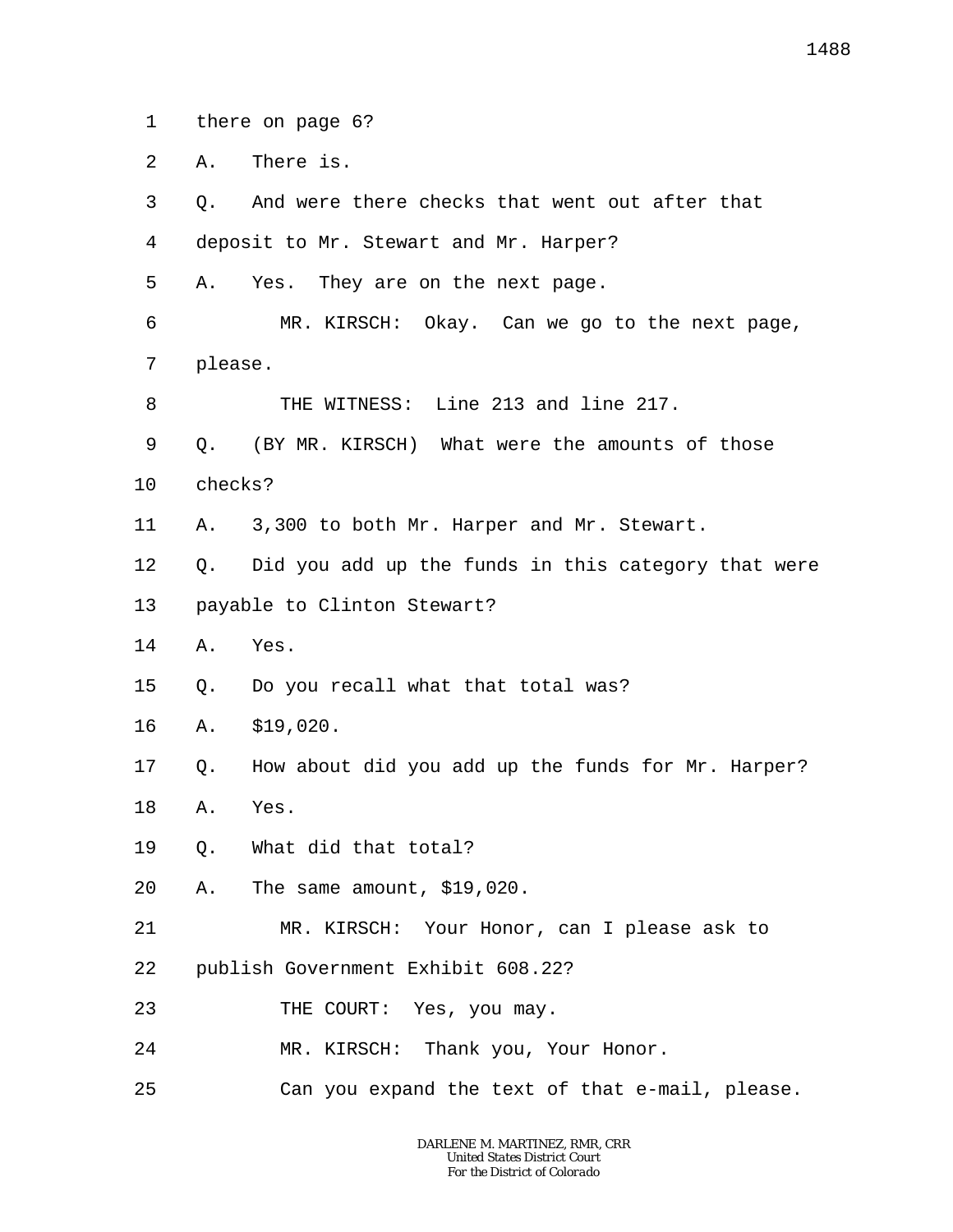1 there on page 6?

2 A. There is.

3 Q. And were there checks that went out after that

4 deposit to Mr. Stewart and Mr. Harper?

5 A. Yes. They are on the next page.

6 MR. KIRSCH: Okay. Can we go to the next page,

7 please.

8 THE WITNESS: Line 213 and line 217.

9 Q. (BY MR. KIRSCH) What were the amounts of those

10 checks?

11 A. 3,300 to both Mr. Harper and Mr. Stewart.

12 Q. Did you add up the funds in this category that were

13 payable to Clinton Stewart?

14 A. Yes.

15 Q. Do you recall what that total was?

16 A. $19,020.

17 Q. How about did you add up the funds for Mr. Harper?

18 A. Yes.

19 Q. What did that total?

20 A. The same amount, $19,020.

21 MR. KIRSCH: Your Honor, can I please ask to

22 publish Government Exhibit 608.22?

23 THE COURT: Yes, you may.

24 MR. KIRSCH: Thank you, Your Honor.

25 Can you expand the text of that e-mail, please.

DARLENE M. MARTINEZ, RMR, CRR
United States District Court
For the District of Colorado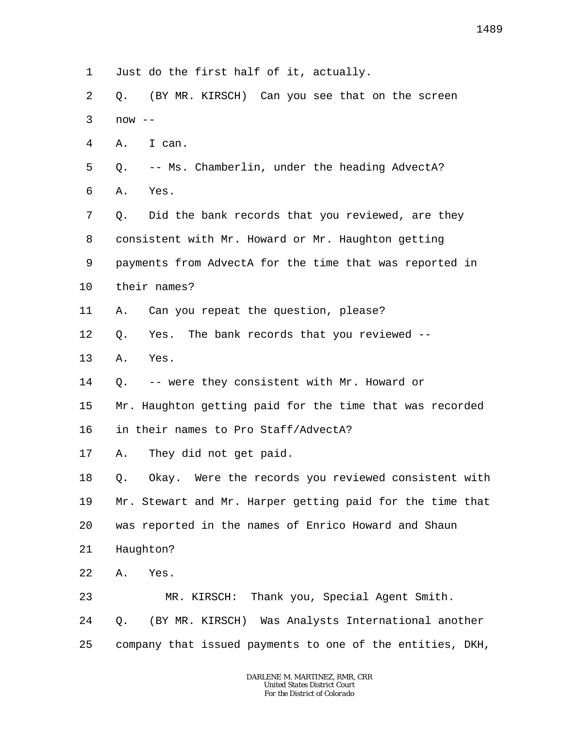1 Just do the first half of it, actually.

2 Q. (BY MR. KIRSCH) Can you see that on the screen

3 now --

4 A. I can.

5 Q. -- Ms. Chamberlin, under the heading AdvectA?

6 A. Yes.

7 Q. Did the bank records that you reviewed, are they

8 consistent with Mr. Howard or Mr. Haughton getting

9 payments from AdvectA for the time that was reported in

10 their names?

11 A. Can you repeat the question, please?

12 Q. Yes. The bank records that you reviewed --

13 A. Yes.

14 Q. -- were they consistent with Mr. Howard or

15 Mr. Haughton getting paid for the time that was recorded

16 in their names to Pro Staff/AdvectA?

17 A. They did not get paid.

18 Q. Okay. Were the records you reviewed consistent with

19 Mr. Stewart and Mr. Harper getting paid for the time that

20 was reported in the names of Enrico Howard and Shaun

21 Haughton?

22 A. Yes.

23 MR. KIRSCH: Thank you, Special Agent Smith.

24 Q. (BY MR. KIRSCH) Was Analysts International another

25 company that issued payments to one of the entities, DKH,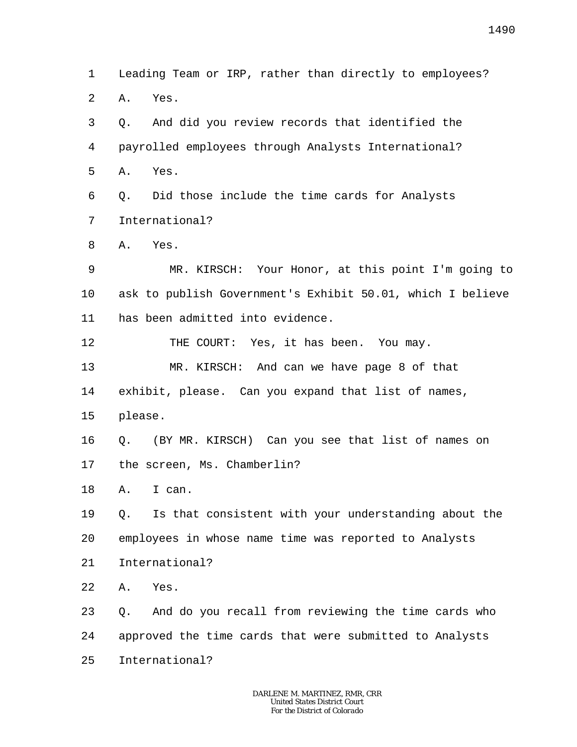1 Leading Team or IRP, rather than directly to employees?

2 A. Yes.

3 Q. And did you review records that identified the

4 payrolled employees through Analysts International?

5 A. Yes.

6 Q. Did those include the time cards for Analysts

7 International?

8 A. Yes.

9 MR. KIRSCH: Your Honor, at this point I'm going to

10 ask to publish Government's Exhibit 50.01, which I believe

11 has been admitted into evidence.

12 THE COURT: Yes, it has been. You may.

13 MR. KIRSCH: And can we have page 8 of that

14 exhibit, please. Can you expand that list of names,

15 please.

16 Q. (BY MR. KIRSCH) Can you see that list of names on

17 the screen, Ms. Chamberlin?

18 A. I can.

19 Q. Is that consistent with your understanding about the

20 employees in whose name time was reported to Analysts

21 International?

22 A. Yes.

23 Q. And do you recall from reviewing the time cards who

24 approved the time cards that were submitted to Analysts

25 International?

DARLENE M. MARTINEZ, RMR, CRR
United States District Court
For the District of Colorado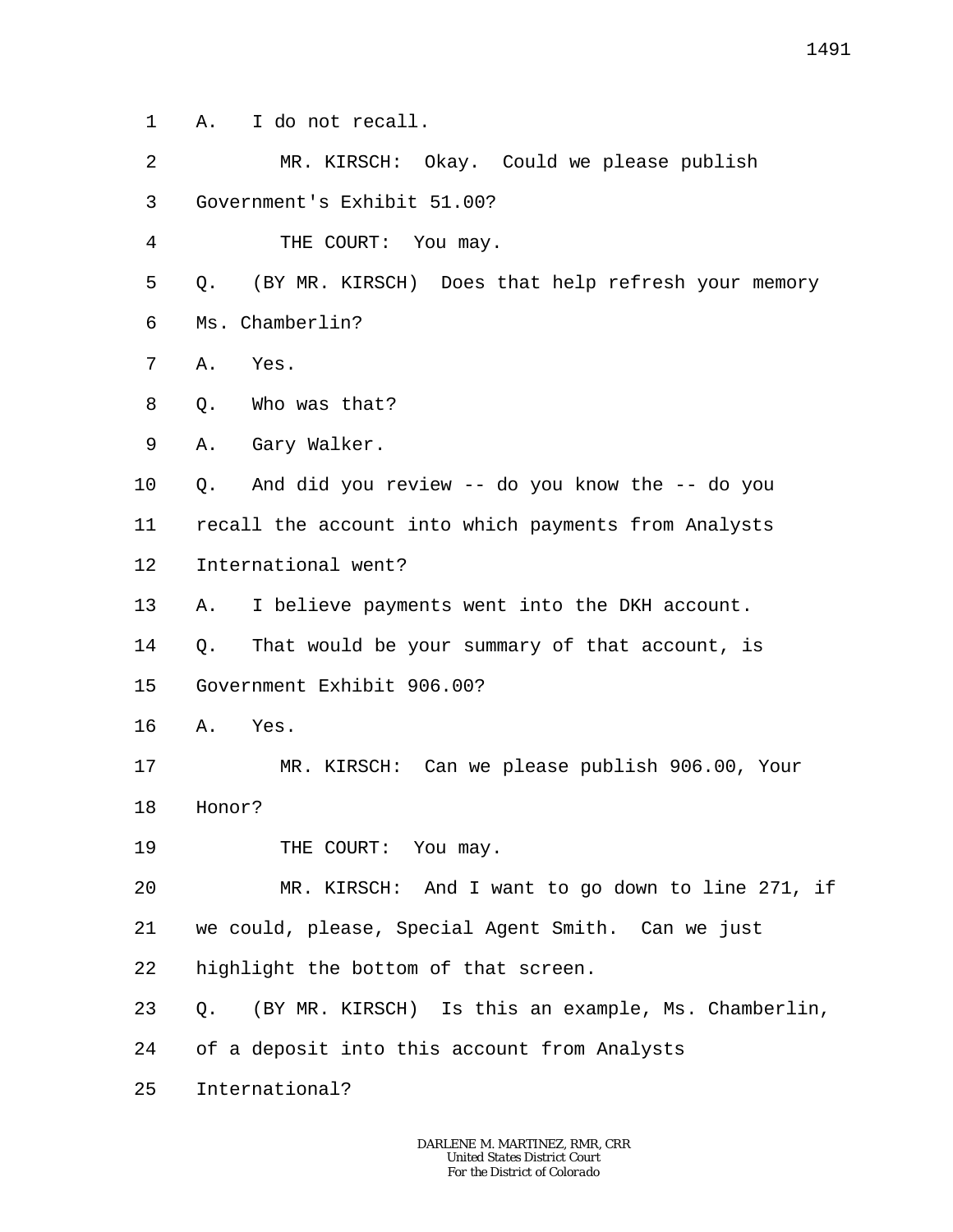1 A. I do not recall.

2 MR. KIRSCH: Okay. Could we please publish

3 Government's Exhibit 51.00?

4 THE COURT: You may.

5 Q. (BY MR. KIRSCH) Does that help refresh your memory

6 Ms. Chamberlin?

7 A. Yes.

8 Q. Who was that?

9 A. Gary Walker.

10 Q. And did you review -- do you know the -- do you

11 recall the account into which payments from Analysts

12 International went?

13 A. I believe payments went into the DKH account.

14 Q. That would be your summary of that account, is

15 Government Exhibit 906.00?

16 A. Yes.

17 MR. KIRSCH: Can we please publish 906.00, Your

18 Honor?

19 THE COURT: You may.

20 MR. KIRSCH: And I want to go down to line 271, if

21 we could, please, Special Agent Smith. Can we just

22 highlight the bottom of that screen.

23 Q. (BY MR. KIRSCH) Is this an example, Ms. Chamberlin,

24 of a deposit into this account from Analysts

25 International?

DARLENE M. MARTINEZ, RMR, CRR
United States District Court
For the District of Colorado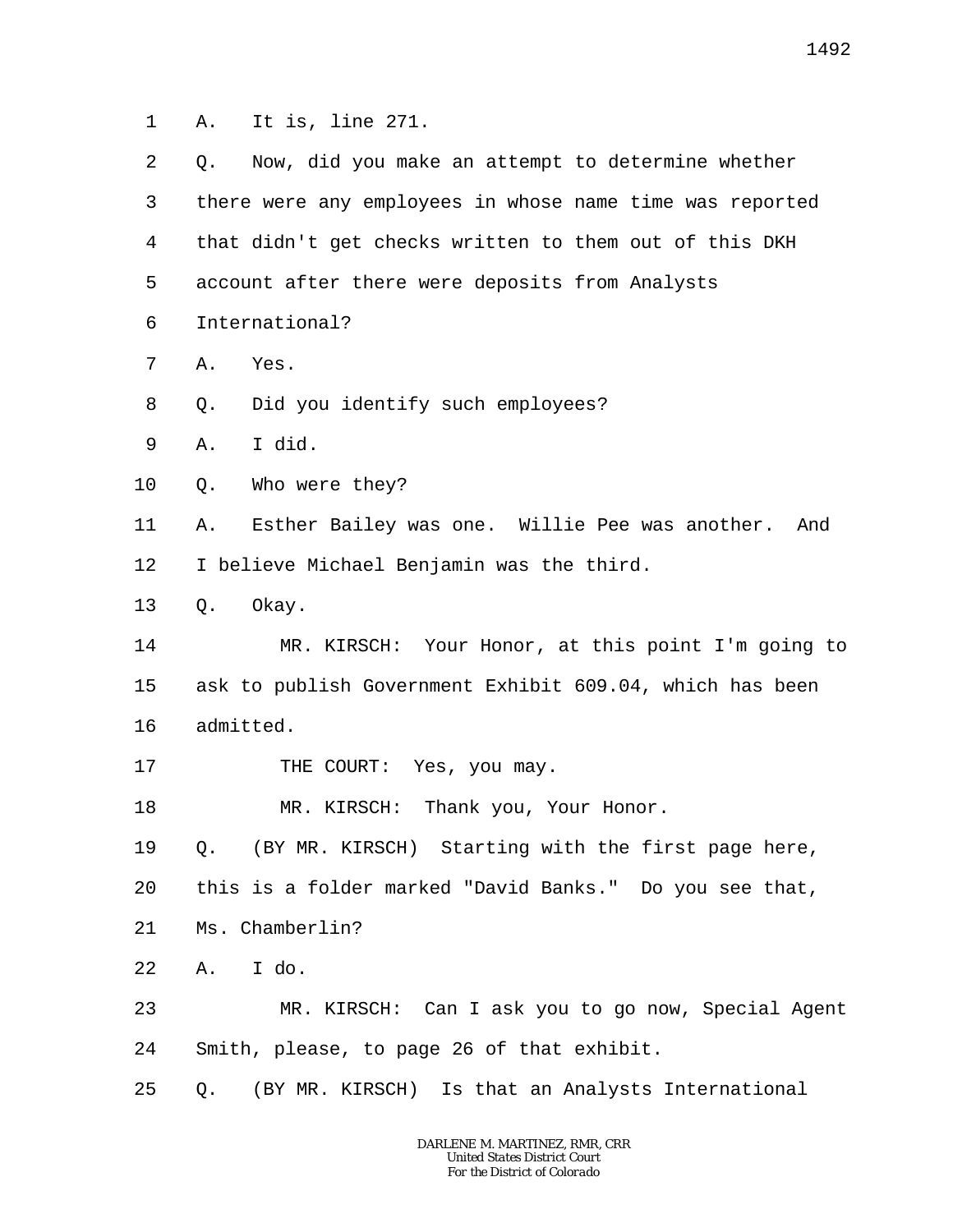1 A. It is, line 271.

2 Q. Now, did you make an attempt to determine whether

3 there were any employees in whose name time was reported

4 that didn't get checks written to them out of this DKH

5 account after there were deposits from Analysts

6 International?

7 A. Yes.

8 Q. Did you identify such employees?

9 A. I did.

10 Q. Who were they?

11 A. Esther Bailey was one. Willie Pee was another. And

12 I believe Michael Benjamin was the third.

13 Q. Okay.

14 MR. KIRSCH: Your Honor, at this point I'm going to

15 ask to publish Government Exhibit 609.04, which has been

16 admitted.

17 THE COURT: Yes, you may.

18 MR. KIRSCH: Thank you, Your Honor.

19 Q. (BY MR. KIRSCH) Starting with the first page here,

20 this is a folder marked "David Banks." Do you see that,

21 Ms. Chamberlin?

22 A. I do.

23 MR. KIRSCH: Can I ask you to go now, Special Agent

24 Smith, please, to page 26 of that exhibit.

25 Q. (BY MR. KIRSCH) Is that an Analysts International

DARLENE M. MARTINEZ, RMR, CRR
United States District Court
For the District of Colorado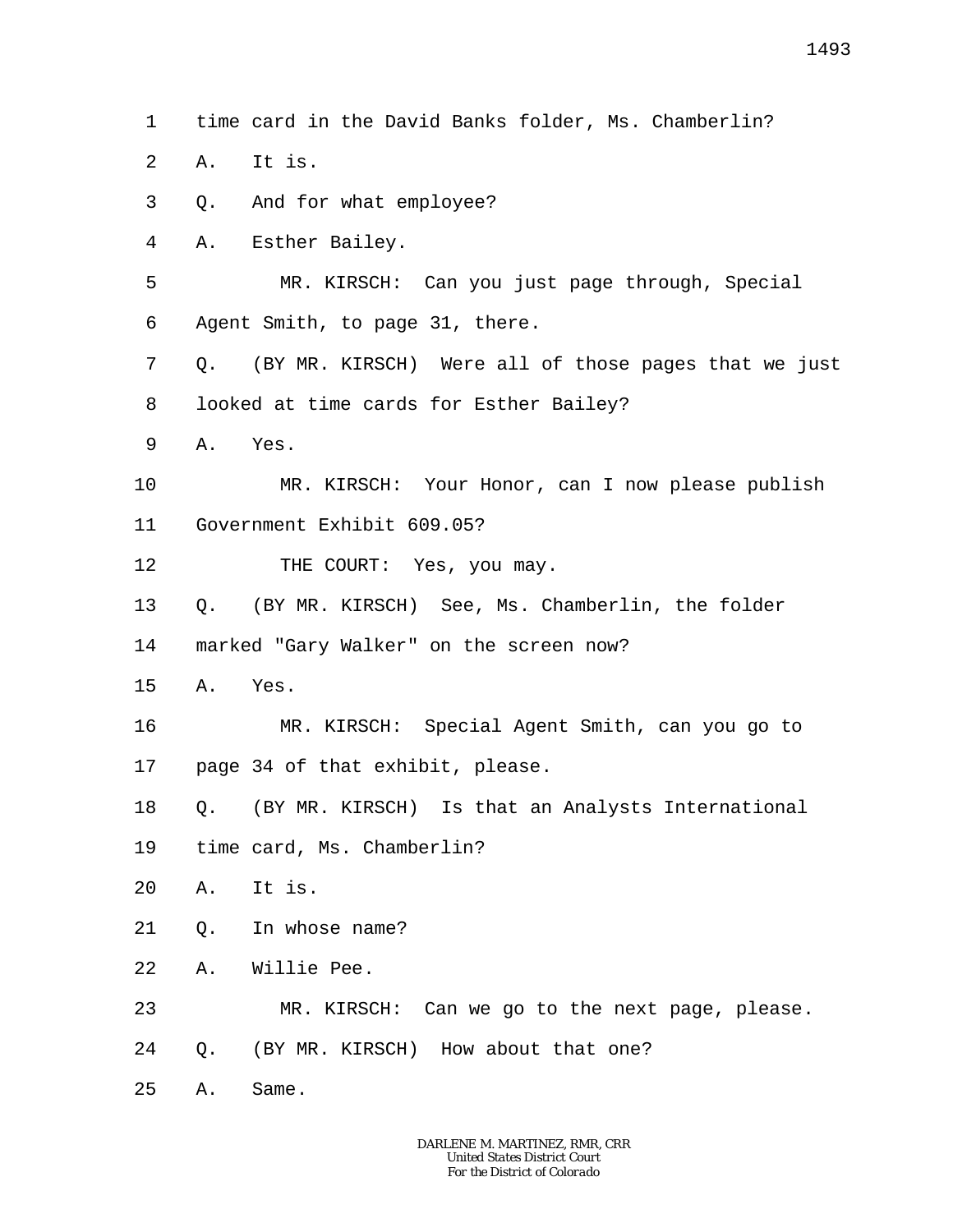1 time card in the David Banks folder, Ms. Chamberlin?

2 A. It is.

3 Q. And for what employee?

4 A. Esther Bailey.

5 MR. KIRSCH: Can you just page through, Special

6 Agent Smith, to page 31, there.

7 Q. (BY MR. KIRSCH) Were all of those pages that we just

8 looked at time cards for Esther Bailey?

9 A. Yes.

10 MR. KIRSCH: Your Honor, can I now please publish

11 Government Exhibit 609.05?

12 THE COURT: Yes, you may.

13 Q. (BY MR. KIRSCH) See, Ms. Chamberlin, the folder

14 marked "Gary Walker" on the screen now?

15 A. Yes.

16 MR. KIRSCH: Special Agent Smith, can you go to

17 page 34 of that exhibit, please.

18 Q. (BY MR. KIRSCH) Is that an Analysts International

19 time card, Ms. Chamberlin?

20 A. It is.

21 Q. In whose name?

22 A. Willie Pee.

23 MR. KIRSCH: Can we go to the next page, please.

24 Q. (BY MR. KIRSCH) How about that one?

25 A. Same.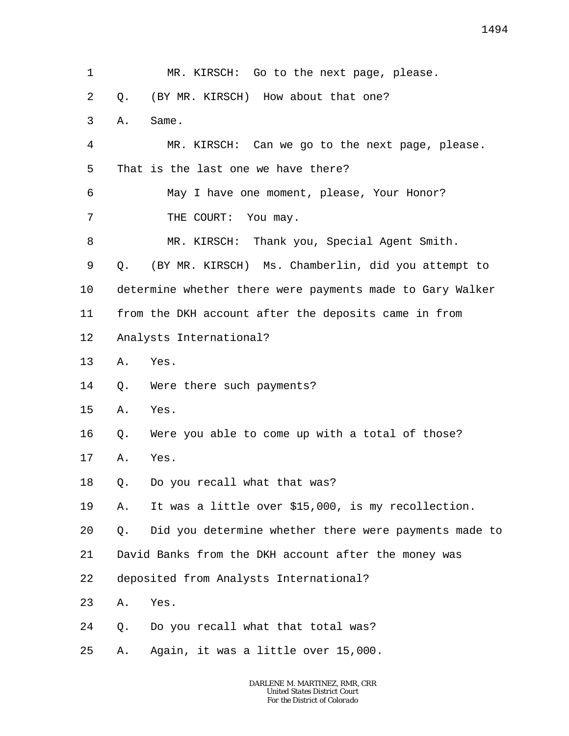1 MR. KIRSCH: Go to the next page, please.

2 Q. (BY MR. KIRSCH) How about that one?

3 A. Same.

4 MR. KIRSCH: Can we go to the next page, please.

5 That is the last one we have there?

6 May I have one moment, please, Your Honor?

7 THE COURT: You may.

8 MR. KIRSCH: Thank you, Special Agent Smith.

9 Q. (BY MR. KIRSCH) Ms. Chamberlin, did you attempt to

10 determine whether there were payments made to Gary Walker

11 from the DKH account after the deposits came in from

12 Analysts International?

13 A. Yes.

14 Q. Were there such payments?

15 A. Yes.

16 Q. Were you able to come up with a total of those?

17 A. Yes.

18 Q. Do you recall what that was?

19 A. It was a little over $15,000, is my recollection.

20 Q. Did you determine whether there were payments made to

21 David Banks from the DKH account after the money was

22 deposited from Analysts International?

23 A. Yes.

24 Q. Do you recall what that total was?

25 A. Again, it was a little over 15,000.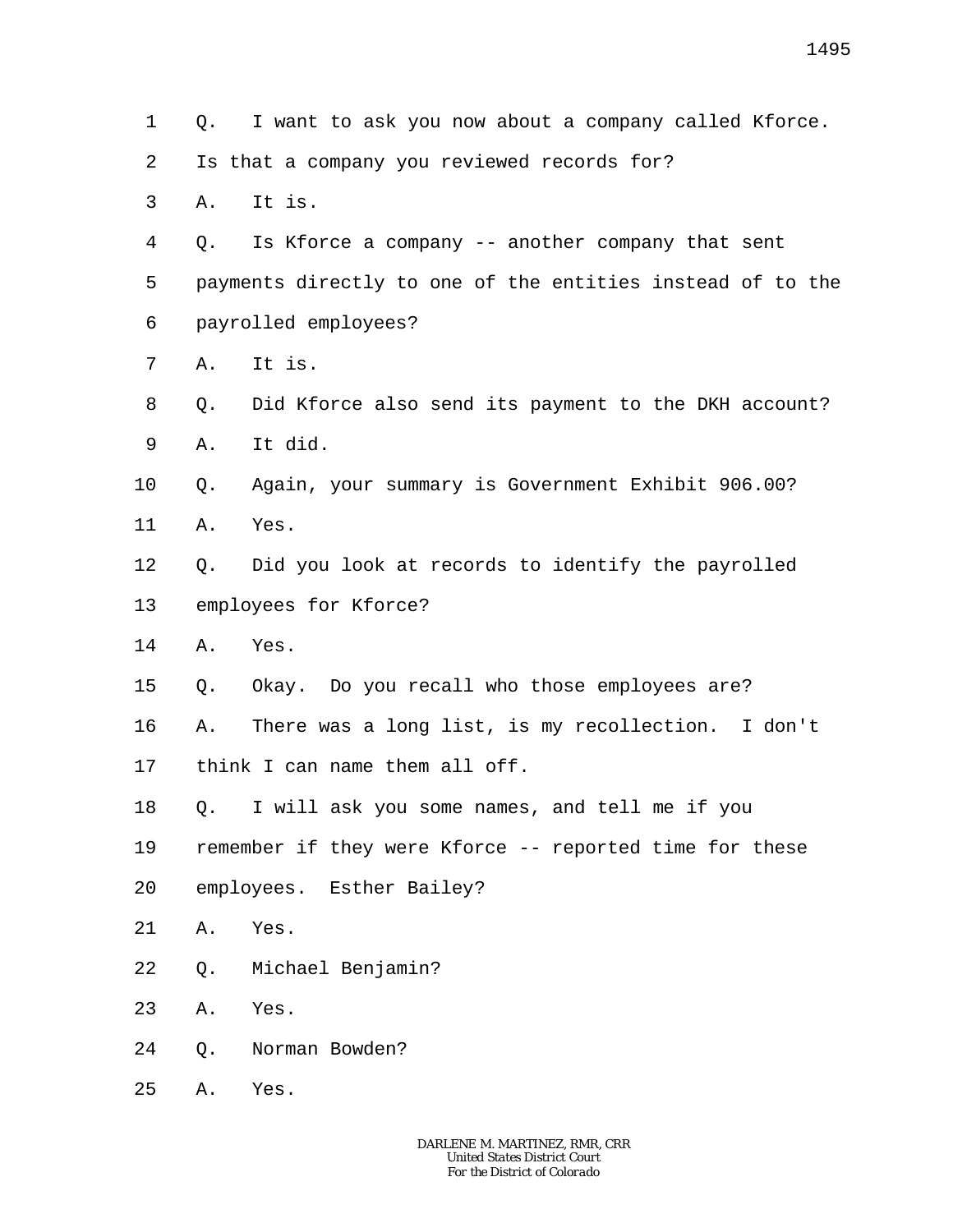1 Q. I want to ask you now about a company called Kforce.
2 Is that a company you reviewed records for?
3 A. It is.
4 Q. Is Kforce a company -- another company that sent
5 payments directly to one of the entities instead of to the
6 payrolled employees?
7 A. It is.
8 Q. Did Kforce also send its payment to the DKH account?
9 A. It did.
10 Q. Again, your summary is Government Exhibit 906.00?
11 A. Yes.
12 Q. Did you look at records to identify the payrolled
13 employees for Kforce?
14 A. Yes.
15 Q. Okay. Do you recall who those employees are?
16 A. There was a long list, is my recollection. I don't
17 think I can name them all off.
18 Q. I will ask you some names, and tell me if you
19 remember if they were Kforce -- reported time for these
20 employees. Esther Bailey?
21 A. Yes.
22 Q. Michael Benjamin?
23 A. Yes.
24 Q. Norman Bowden?
25 A. Yes.

DARLENE M. MARTINEZ, RMR, CRR
United States District Court
For the District of Colorado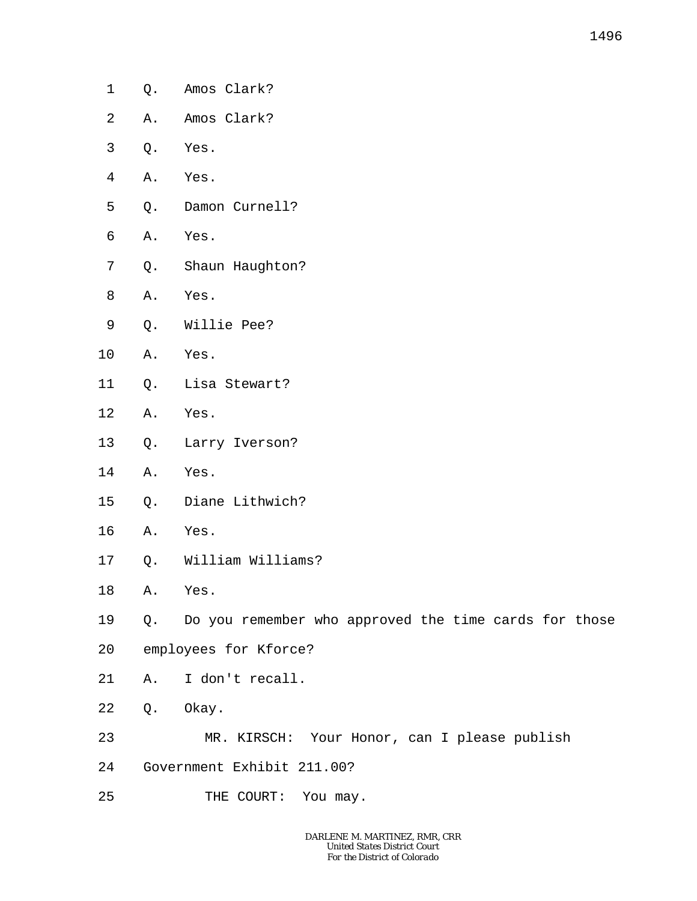1 Q. Amos Clark?

2 A. Amos Clark?

3 Q. Yes.

4 A. Yes.

5 Q. Damon Curnell?

6 A. Yes.

7 Q. Shaun Haughton?

8 A. Yes.

9 Q. Willie Pee?

10 A. Yes.

11 Q. Lisa Stewart?

12 A. Yes.

13 Q. Larry Iverson?

14 A. Yes.

15 Q. Diane Lithwich?

16 A. Yes.

17 Q. William Williams?

18 A. Yes.

19 Q. Do you remember who approved the time cards for those

20 employees for Kforce?

21 A. I don't recall.

22 Q. Okay.

23 MR. KIRSCH: Your Honor, can I please publish

24 Government Exhibit 211.00?

25 THE COURT: You may.

DARLENE M. MARTINEZ, RMR, CRR
United States District Court
For the District of Colorado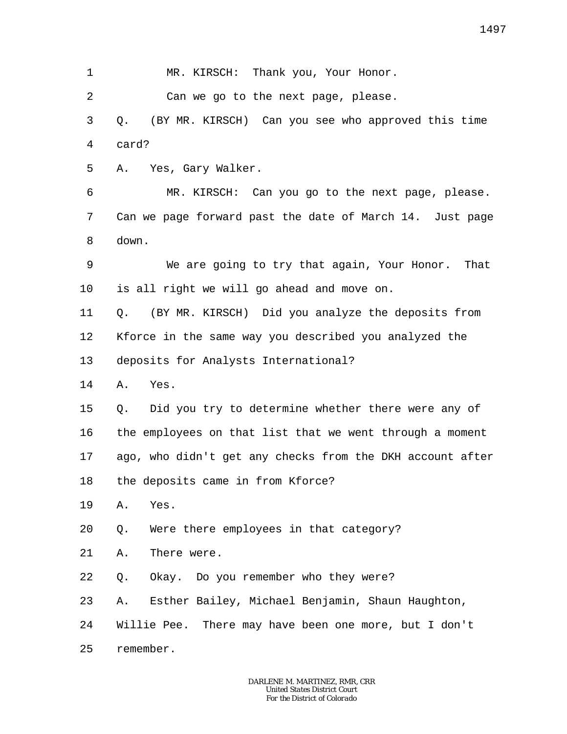1 MR. KIRSCH: Thank you, Your Honor.

2 Can we go to the next page, please.

3 Q. (BY MR. KIRSCH) Can you see who approved this time

4 card?

5 A. Yes, Gary Walker.

6 MR. KIRSCH: Can you go to the next page, please.

7 Can we page forward past the date of March 14. Just page

8 down.

9 We are going to try that again, Your Honor. That

10 is all right we will go ahead and move on.

11 Q. (BY MR. KIRSCH) Did you analyze the deposits from

12 Kforce in the same way you described you analyzed the

13 deposits for Analysts International?

14 A. Yes.

15 Q. Did you try to determine whether there were any of

16 the employees on that list that we went through a moment

17 ago, who didn't get any checks from the DKH account after

18 the deposits came in from Kforce?

19 A. Yes.

20 Q. Were there employees in that category?

21 A. There were.

22 Q. Okay. Do you remember who they were?

23 A. Esther Bailey, Michael Benjamin, Shaun Haughton,

24 Willie Pee. There may have been one more, but I don't

25 remember.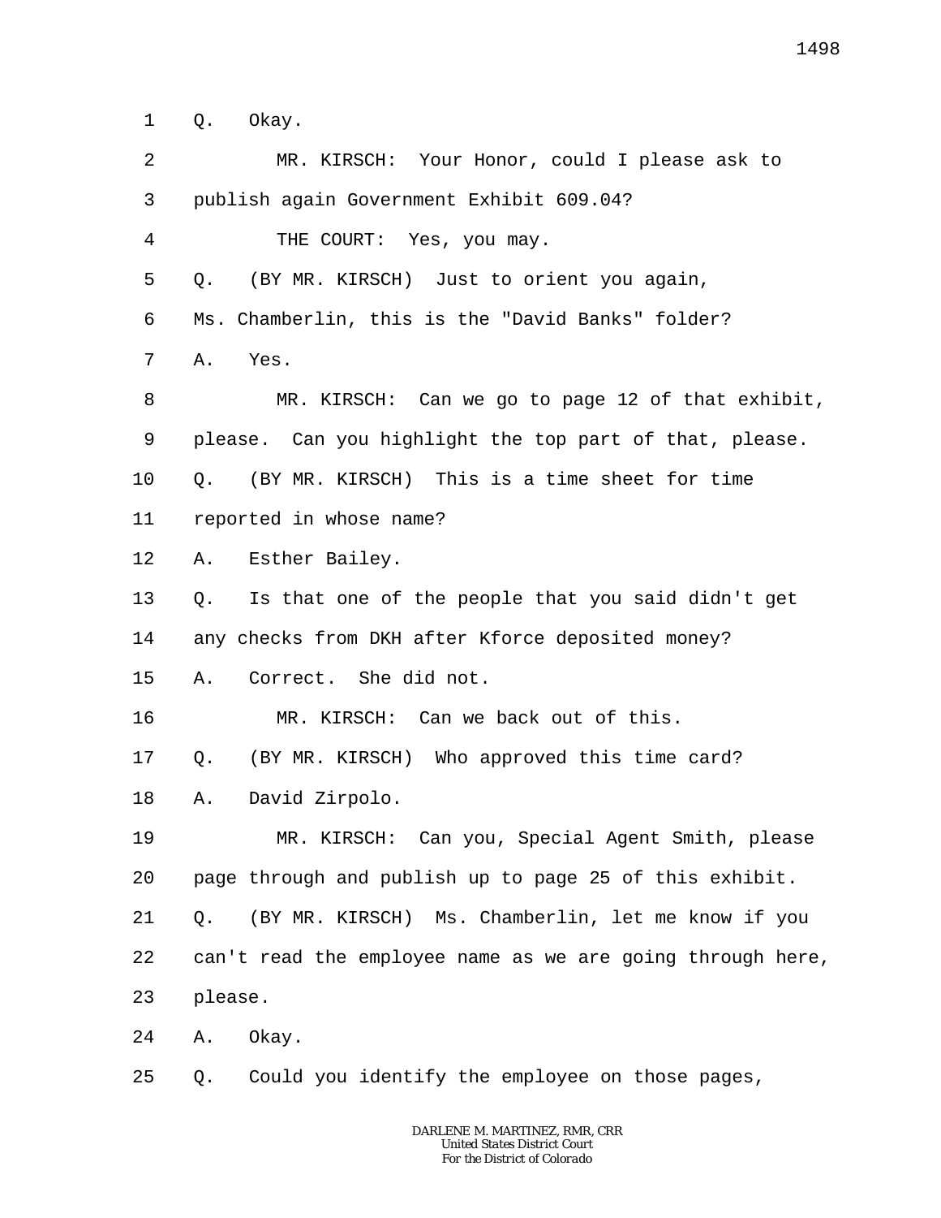1 Q. Okay.

2 MR. KIRSCH: Your Honor, could I please ask to

3 publish again Government Exhibit 609.04?

4 THE COURT: Yes, you may.

5 Q. (BY MR. KIRSCH) Just to orient you again,

6 Ms. Chamberlin, this is the "David Banks" folder?

7 A. Yes.

8 MR. KIRSCH: Can we go to page 12 of that exhibit,

9 please. Can you highlight the top part of that, please.

10 Q. (BY MR. KIRSCH) This is a time sheet for time

11 reported in whose name?

12 A. Esther Bailey.

13 Q. Is that one of the people that you said didn't get

14 any checks from DKH after Kforce deposited money?

15 A. Correct. She did not.

16 MR. KIRSCH: Can we back out of this.

17 Q. (BY MR. KIRSCH) Who approved this time card?

18 A. David Zirpolo.

19 MR. KIRSCH: Can you, Special Agent Smith, please

20 page through and publish up to page 25 of this exhibit.

21 Q. (BY MR. KIRSCH) Ms. Chamberlin, let me know if you

22 can't read the employee name as we are going through here,

23 please.

24 A. Okay.

25 Q. Could you identify the employee on those pages,

DARLENE M. MARTINEZ, RMR, CRR
United States District Court
For the District of Colorado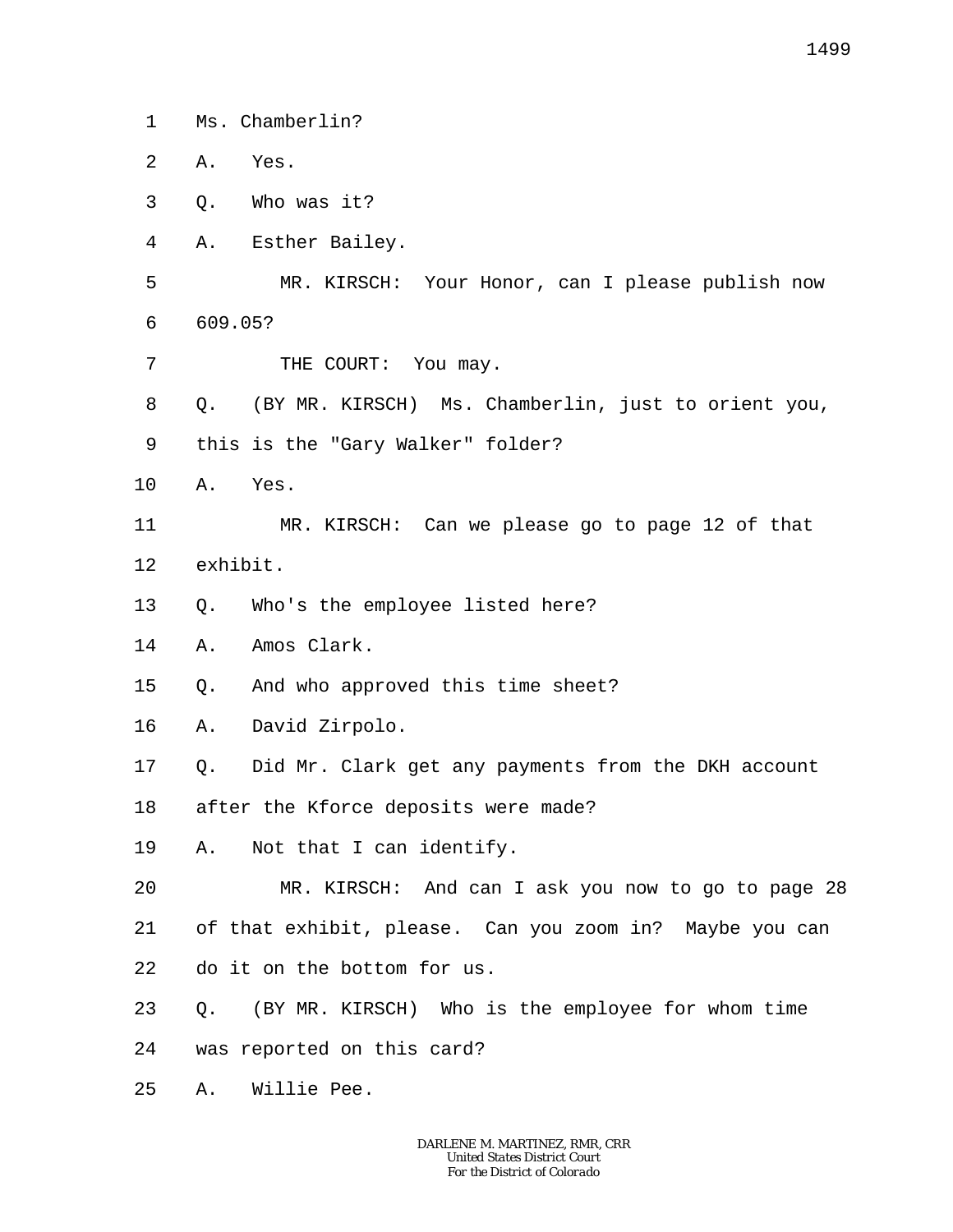1 Ms. Chamberlin?

2 A. Yes.

3 Q. Who was it?

4 A. Esther Bailey.

5 MR. KIRSCH: Your Honor, can I please publish now

6 609.05?

7 THE COURT: You may.

8 Q. (BY MR. KIRSCH) Ms. Chamberlin, just to orient you,

9 this is the "Gary Walker" folder?

10 A. Yes.

11 MR. KIRSCH: Can we please go to page 12 of that

12 exhibit.

13 Q. Who's the employee listed here?

14 A. Amos Clark.

15 Q. And who approved this time sheet?

16 A. David Zirpolo.

17 Q. Did Mr. Clark get any payments from the DKH account

18 after the Kforce deposits were made?

19 A. Not that I can identify.

20 MR. KIRSCH: And can I ask you now to go to page 28

21 of that exhibit, please. Can you zoom in? Maybe you can

22 do it on the bottom for us.

23 Q. (BY MR. KIRSCH) Who is the employee for whom time

24 was reported on this card?

25 A. Willie Pee.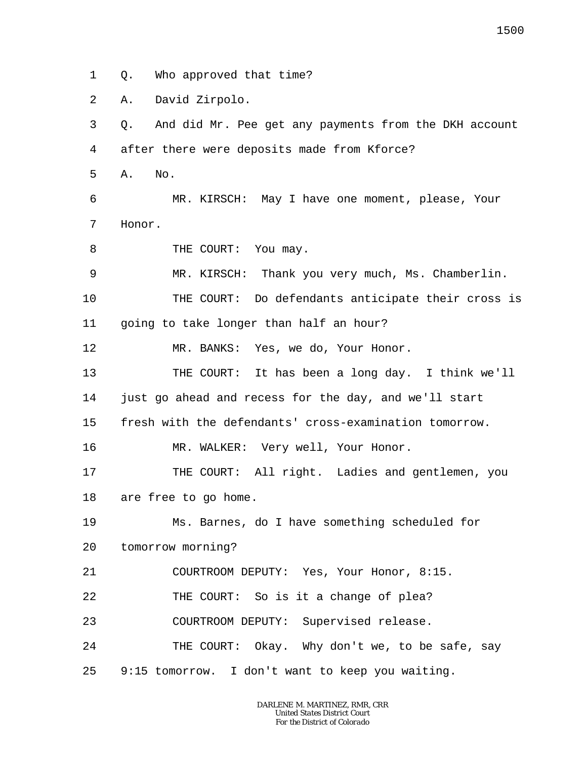1 Q. Who approved that time?

2 A. David Zirpolo.

3 Q. And did Mr. Pee get any payments from the DKH account

4 after there were deposits made from Kforce?

5 A. No.

6 MR. KIRSCH: May I have one moment, please, Your

7 Honor.

8 THE COURT: You may.

9 MR. KIRSCH: Thank you very much, Ms. Chamberlin.

10 THE COURT: Do defendants anticipate their cross is

11 going to take longer than half an hour?

12 MR. BANKS: Yes, we do, Your Honor.

13 THE COURT: It has been a long day. I think we'll

14 just go ahead and recess for the day, and we'll start

15 fresh with the defendants' cross-examination tomorrow.

16 MR. WALKER: Very well, Your Honor.

17 THE COURT: All right. Ladies and gentlemen, you

18 are free to go home.

19 Ms. Barnes, do I have something scheduled for

20 tomorrow morning?

21 COURTROOM DEPUTY: Yes, Your Honor, 8:15.

22 THE COURT: So is it a change of plea?

23 COURTROOM DEPUTY: Supervised release.

24 THE COURT: Okay. Why don't we, to be safe, say

25 9:15 tomorrow. I don't want to keep you waiting.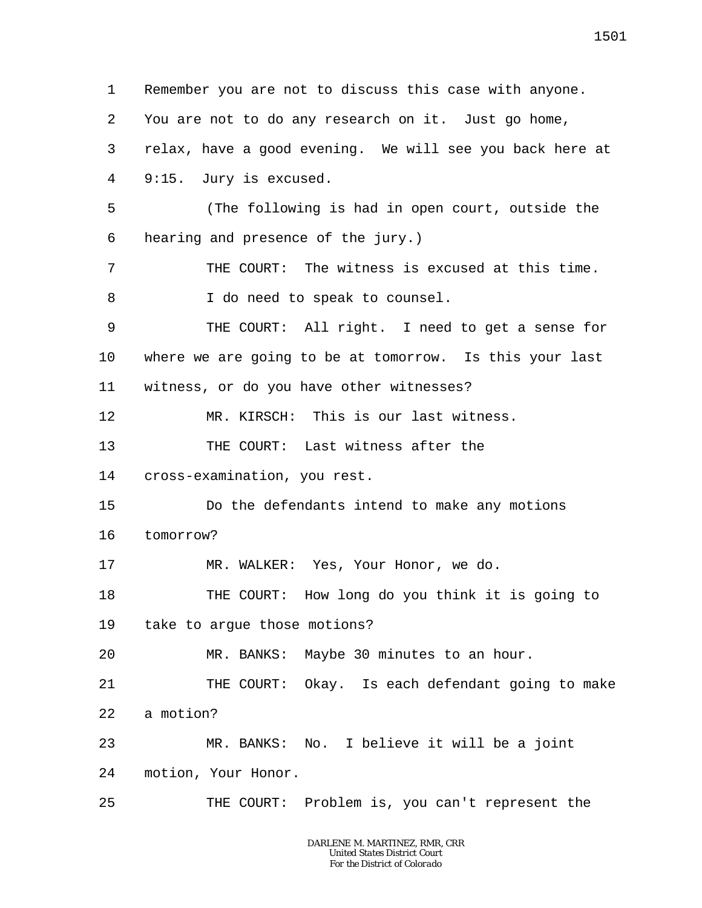1 Remember you are not to discuss this case with anyone.
2 You are not to do any research on it. Just go home,
3 relax, have a good evening. We will see you back here at
4 9:15. Jury is excused.
5 (The following is had in open court, outside the
6 hearing and presence of the jury.)
7 THE COURT: The witness is excused at this time.
8 I do need to speak to counsel.
9 THE COURT: All right. I need to get a sense for
10 where we are going to be at tomorrow. Is this your last
11 witness, or do you have other witnesses?
12 MR. KIRSCH: This is our last witness.
13 THE COURT: Last witness after the
14 cross-examination, you rest.
15 Do the defendants intend to make any motions
16 tomorrow?
17 MR. WALKER: Yes, Your Honor, we do.
18 THE COURT: How long do you think it is going to
19 take to argue those motions?
20 MR. BANKS: Maybe 30 minutes to an hour.
21 THE COURT: Okay. Is each defendant going to make
22 a motion?
23 MR. BANKS: No. I believe it will be a joint
24 motion, Your Honor.
25 THE COURT: Problem is, you can't represent the

DARLENE M. MARTINEZ, RMR, CRR
United States District Court
For the District of Colorado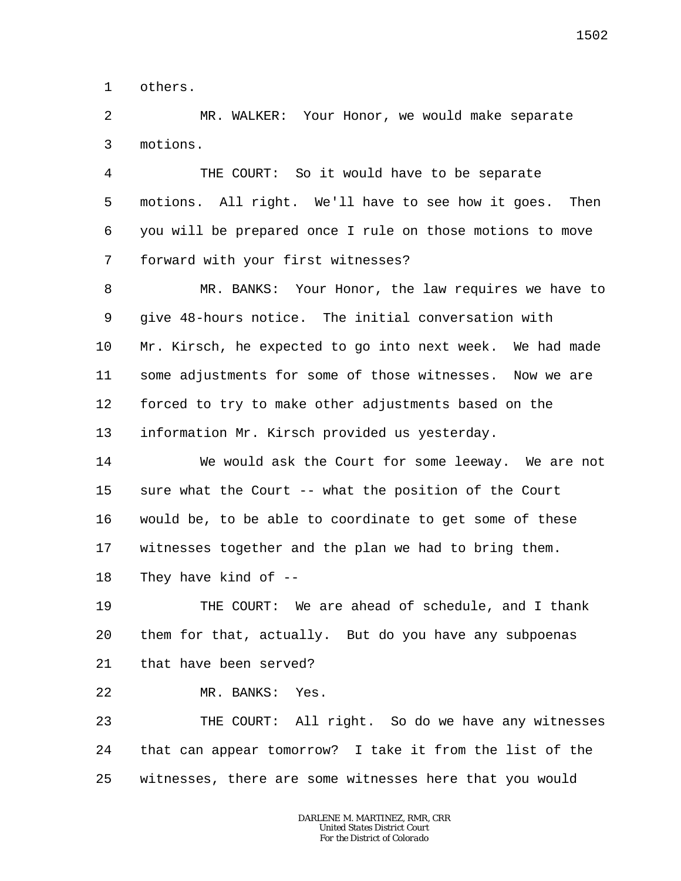others.

MR. WALKER: Your Honor, we would make separate motions.

THE COURT: So it would have to be separate motions. All right. We'll have to see how it goes. Then you will be prepared once I rule on those motions to move forward with your first witnesses?

MR. BANKS: Your Honor, the law requires we have to give 48-hours notice. The initial conversation with Mr. Kirsch, he expected to go into next week. We had made some adjustments for some of those witnesses. Now we are forced to try to make other adjustments based on the information Mr. Kirsch provided us yesterday.

We would ask the Court for some leeway. We are not sure what the Court -- what the position of the Court would be, to be able to coordinate to get some of these witnesses together and the plan we had to bring them. They have kind of --

THE COURT: We are ahead of schedule, and I thank them for that, actually. But do you have any subpoenas that have been served?

MR. BANKS: Yes.

THE COURT: All right. So do we have any witnesses that can appear tomorrow? I take it from the list of the witnesses, there are some witnesses here that you would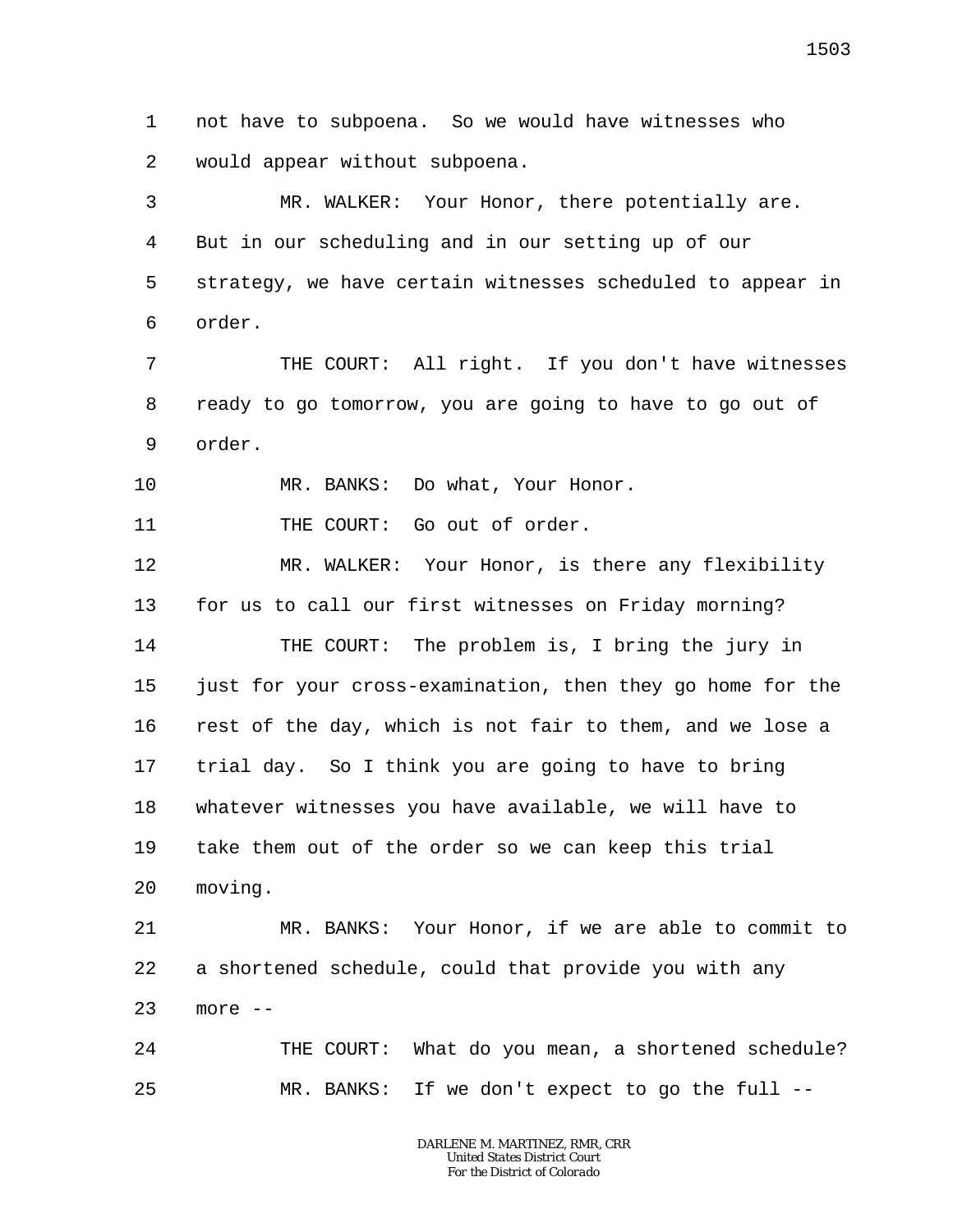not have to subpoena. So we would have witnesses who would appear without subpoena.

MR. WALKER: Your Honor, there potentially are. But in our scheduling and in our setting up of our strategy, we have certain witnesses scheduled to appear in order.

THE COURT: All right. If you don't have witnesses ready to go tomorrow, you are going to have to go out of order.

MR. BANKS: Do what, Your Honor.

THE COURT: Go out of order.

MR. WALKER: Your Honor, is there any flexibility for us to call our first witnesses on Friday morning?

THE COURT: The problem is, I bring the jury in just for your cross-examination, then they go home for the rest of the day, which is not fair to them, and we lose a trial day. So I think you are going to have to bring whatever witnesses you have available, we will have to take them out of the order so we can keep this trial moving.

MR. BANKS: Your Honor, if we are able to commit to a shortened schedule, could that provide you with any more --

THE COURT: What do you mean, a shortened schedule?

MR. BANKS: If we don't expect to go the full --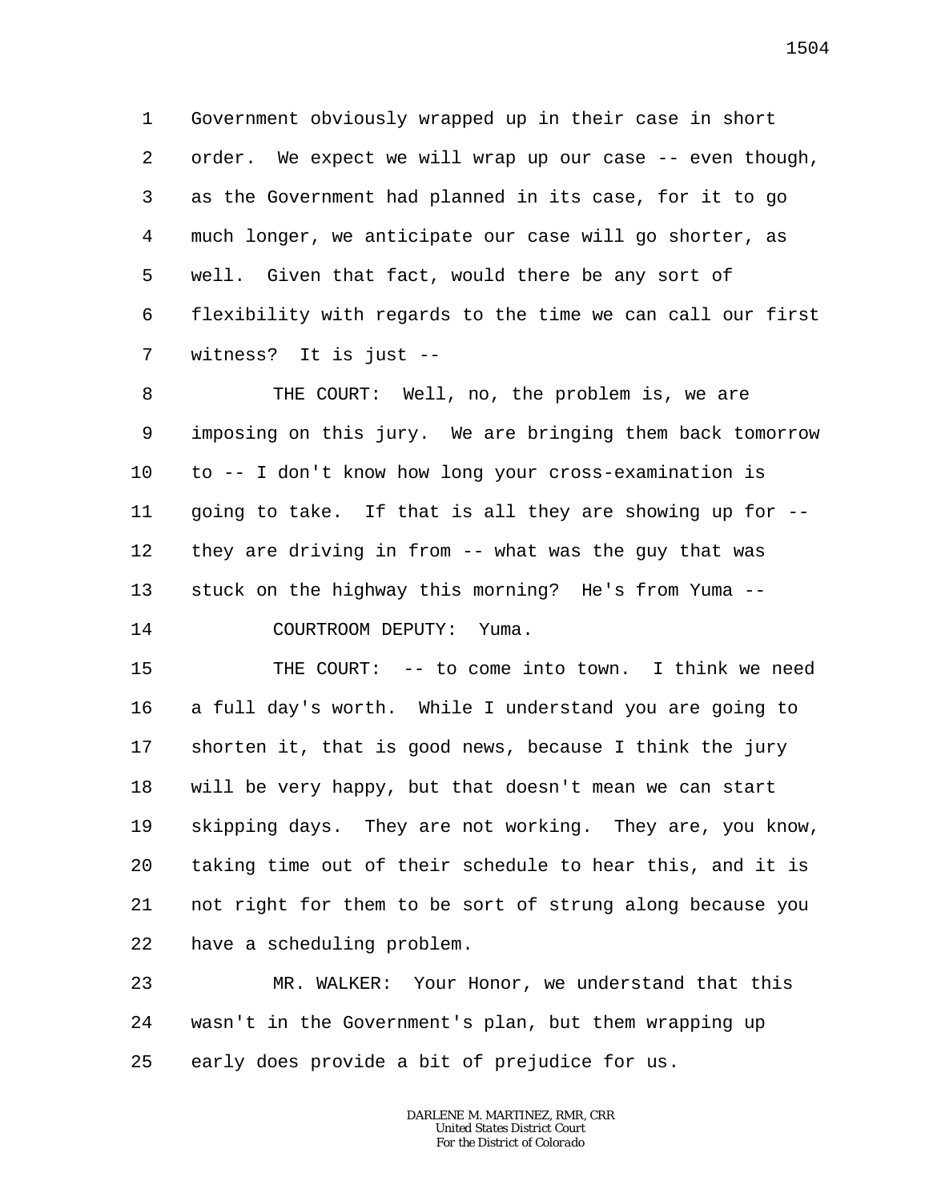Government obviously wrapped up in their case in short order. We expect we will wrap up our case -- even though, as the Government had planned in its case, for it to go much longer, we anticipate our case will go shorter, as well. Given that fact, would there be any sort of flexibility with regards to the time we can call our first witness? It is just --

THE COURT: Well, no, the problem is, we are imposing on this jury. We are bringing them back tomorrow to -- I don't know how long your cross-examination is going to take. If that is all they are showing up for -- they are driving in from -- what was the guy that was stuck on the highway this morning? He's from Yuma --

COURTROOM DEPUTY: Yuma.

THE COURT: -- to come into town. I think we need a full day's worth. While I understand you are going to shorten it, that is good news, because I think the jury will be very happy, but that doesn't mean we can start skipping days. They are not working. They are, you know, taking time out of their schedule to hear this, and it is not right for them to be sort of strung along because you have a scheduling problem.

MR. WALKER: Your Honor, we understand that this wasn't in the Government's plan, but them wrapping up early does provide a bit of prejudice for us.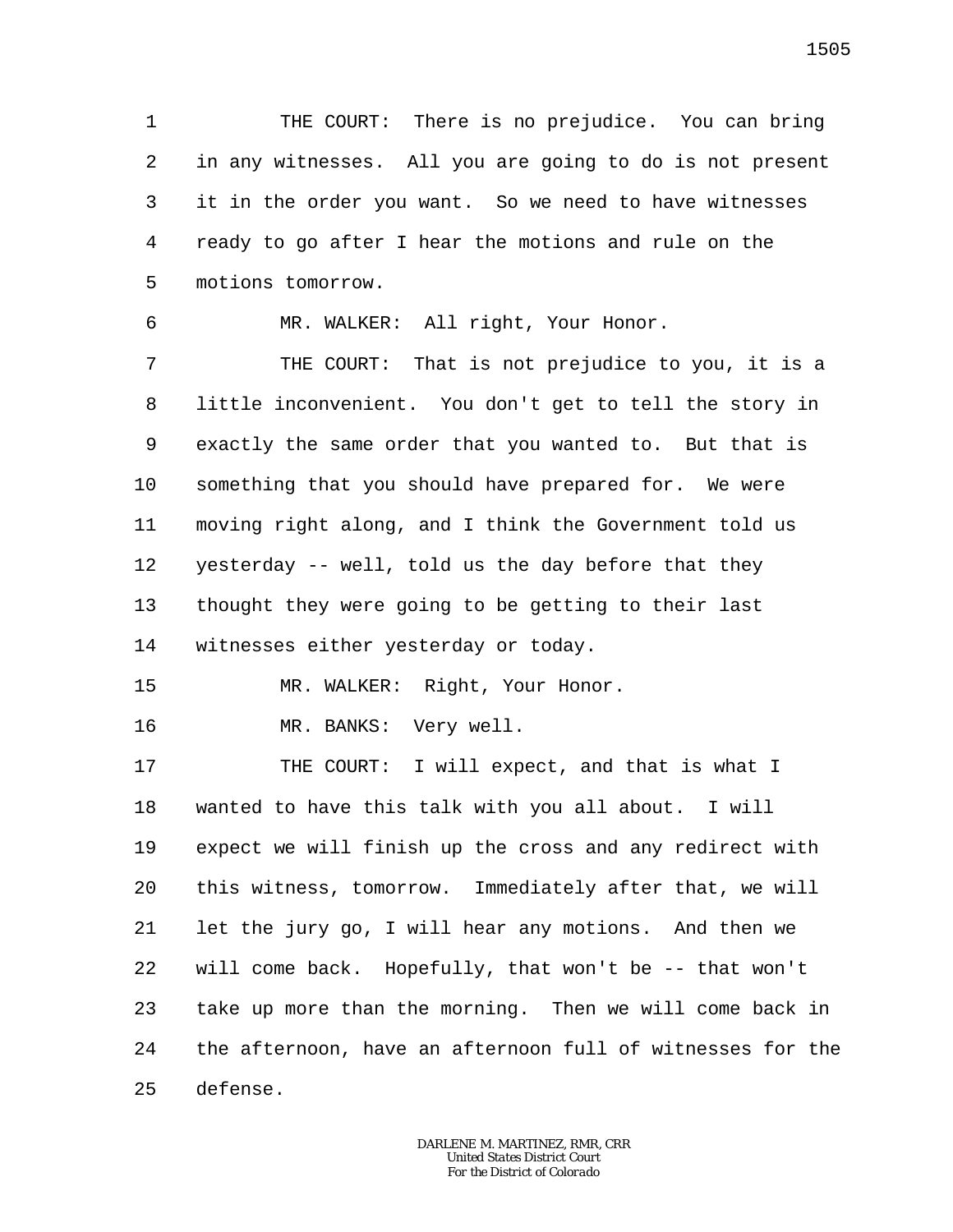1 THE COURT: There is no prejudice. You can bring
2 in any witnesses. All you are going to do is not present
3 it in the order you want. So we need to have witnesses
4 ready to go after I hear the motions and rule on the
5 motions tomorrow.
6 MR. WALKER: All right, Your Honor.
7 THE COURT: That is not prejudice to you, it is a
8 little inconvenient. You don't get to tell the story in
9 exactly the same order that you wanted to. But that is
10 something that you should have prepared for. We were
11 moving right along, and I think the Government told us
12 yesterday -- well, told us the day before that they
13 thought they were going to be getting to their last
14 witnesses either yesterday or today.
15 MR. WALKER: Right, Your Honor.
16 MR. BANKS: Very well.
17 THE COURT: I will expect, and that is what I
18 wanted to have this talk with you all about. I will
19 expect we will finish up the cross and any redirect with
20 this witness, tomorrow. Immediately after that, we will
21 let the jury go, I will hear any motions. And then we
22 will come back. Hopefully, that won't be -- that won't
23 take up more than the morning. Then we will come back in
24 the afternoon, have an afternoon full of witnesses for the
25 defense.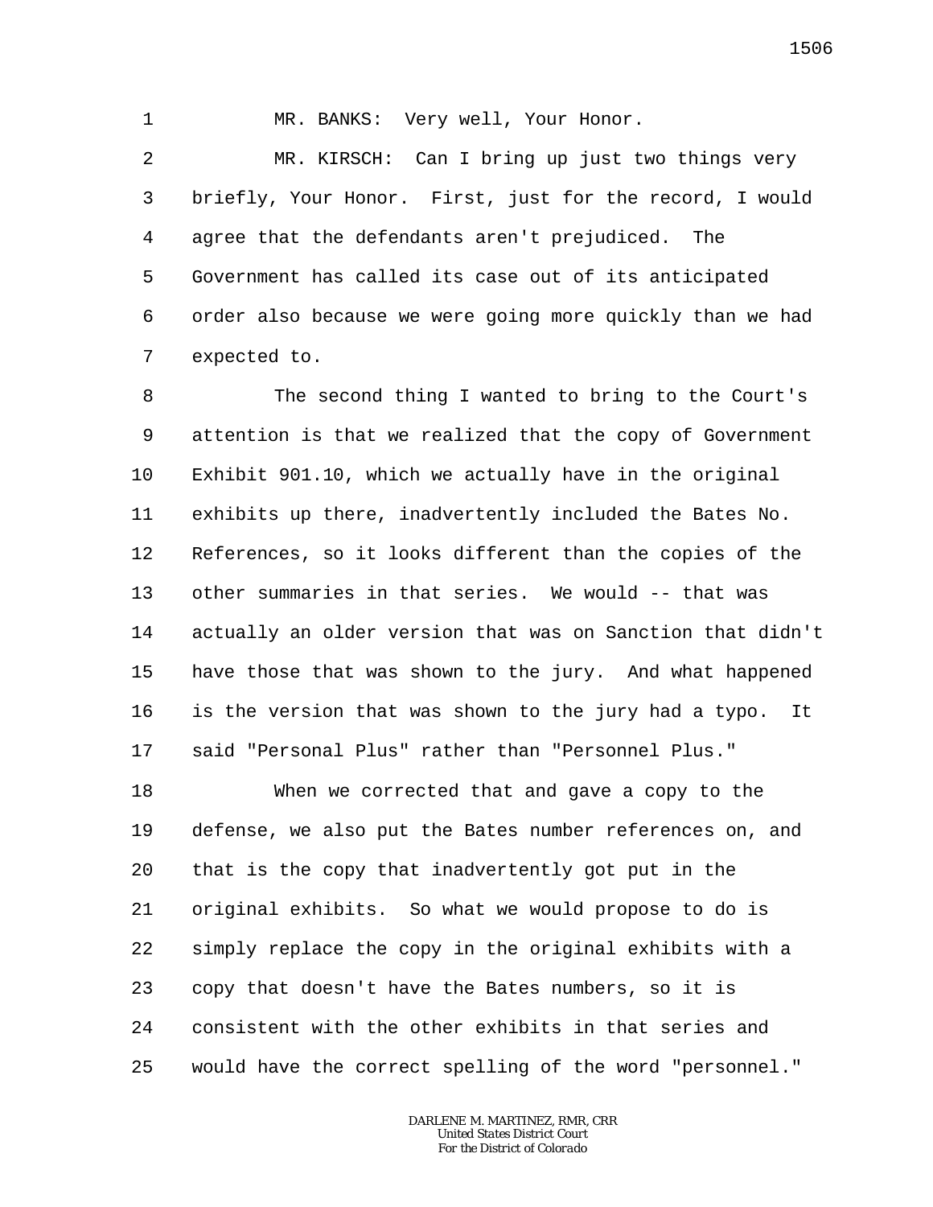MR. BANKS: Very well, Your Honor.

MR. KIRSCH: Can I bring up just two things very briefly, Your Honor. First, just for the record, I would agree that the defendants aren't prejudiced. The Government has called its case out of its anticipated order also because we were going more quickly than we had expected to.

The second thing I wanted to bring to the Court's attention is that we realized that the copy of Government Exhibit 901.10, which we actually have in the original exhibits up there, inadvertently included the Bates No. References, so it looks different than the copies of the other summaries in that series. We would -- that was actually an older version that was on Sanction that didn't have those that was shown to the jury. And what happened is the version that was shown to the jury had a typo. It said "Personal Plus" rather than "Personnel Plus."

When we corrected that and gave a copy to the defense, we also put the Bates number references on, and that is the copy that inadvertently got put in the original exhibits. So what we would propose to do is simply replace the copy in the original exhibits with a copy that doesn't have the Bates numbers, so it is consistent with the other exhibits in that series and would have the correct spelling of the word "personnel."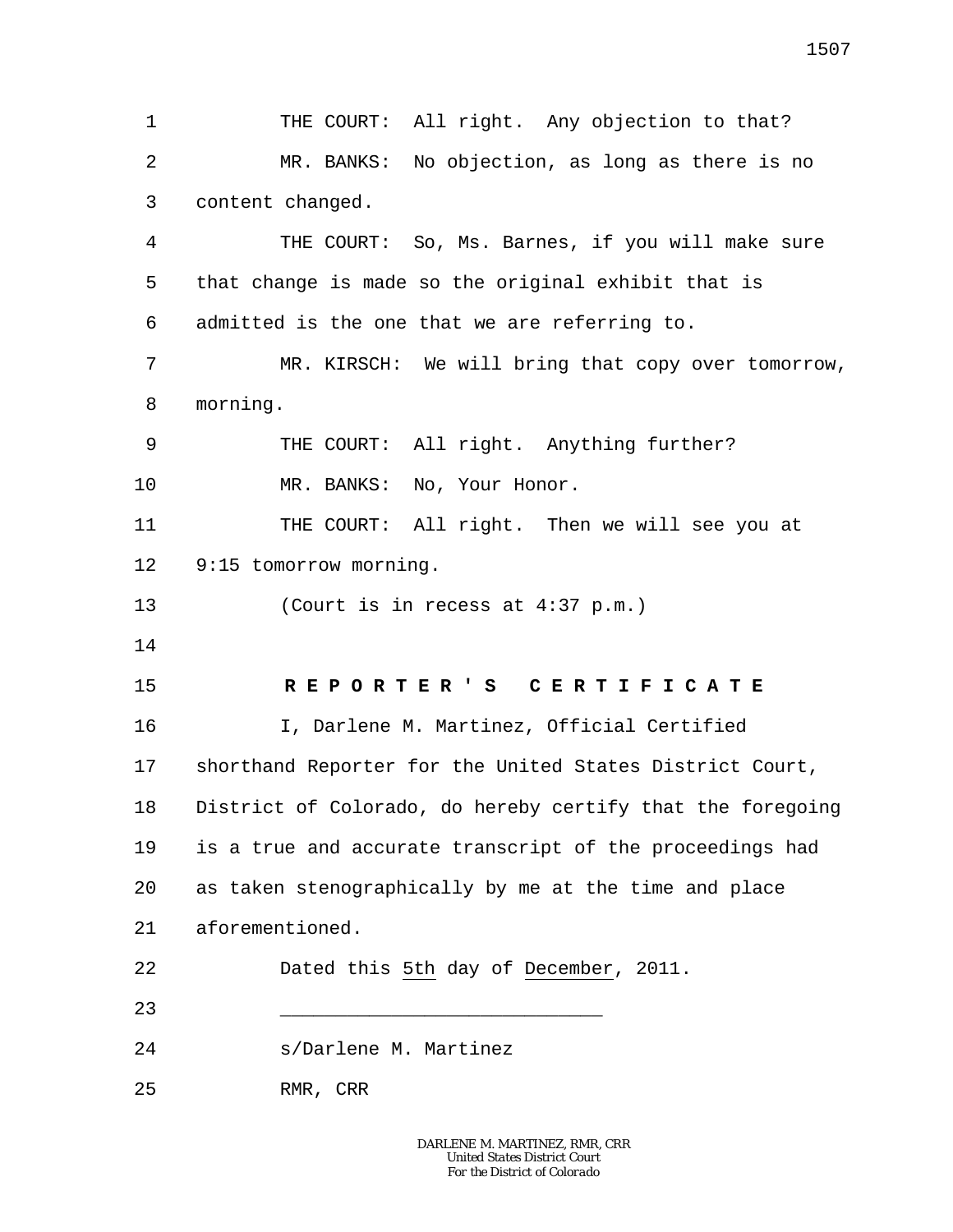THE COURT: All right. Any objection to that?

MR. BANKS: No objection, as long as there is no content changed.

THE COURT: So, Ms. Barnes, if you will make sure that change is made so the original exhibit that is admitted is the one that we are referring to.

MR. KIRSCH: We will bring that copy over tomorrow, morning.

THE COURT: All right. Anything further?

MR. BANKS: No, Your Honor.

THE COURT: All right. Then we will see you at 9:15 tomorrow morning.

(Court is in recess at 4:37 p.m.)

**R E P O R T E R ' S   C E R T I F I C A T E**

I, Darlene M. Martinez, Official Certified shorthand Reporter for the United States District Court, District of Colorado, do hereby certify that the foregoing is a true and accurate transcript of the proceedings had as taken stenographically by me at the time and place aforementioned.

Dated this 5th day of December, 2011.

_____________________________

s/Darlene M. Martinez

RMR, CRR